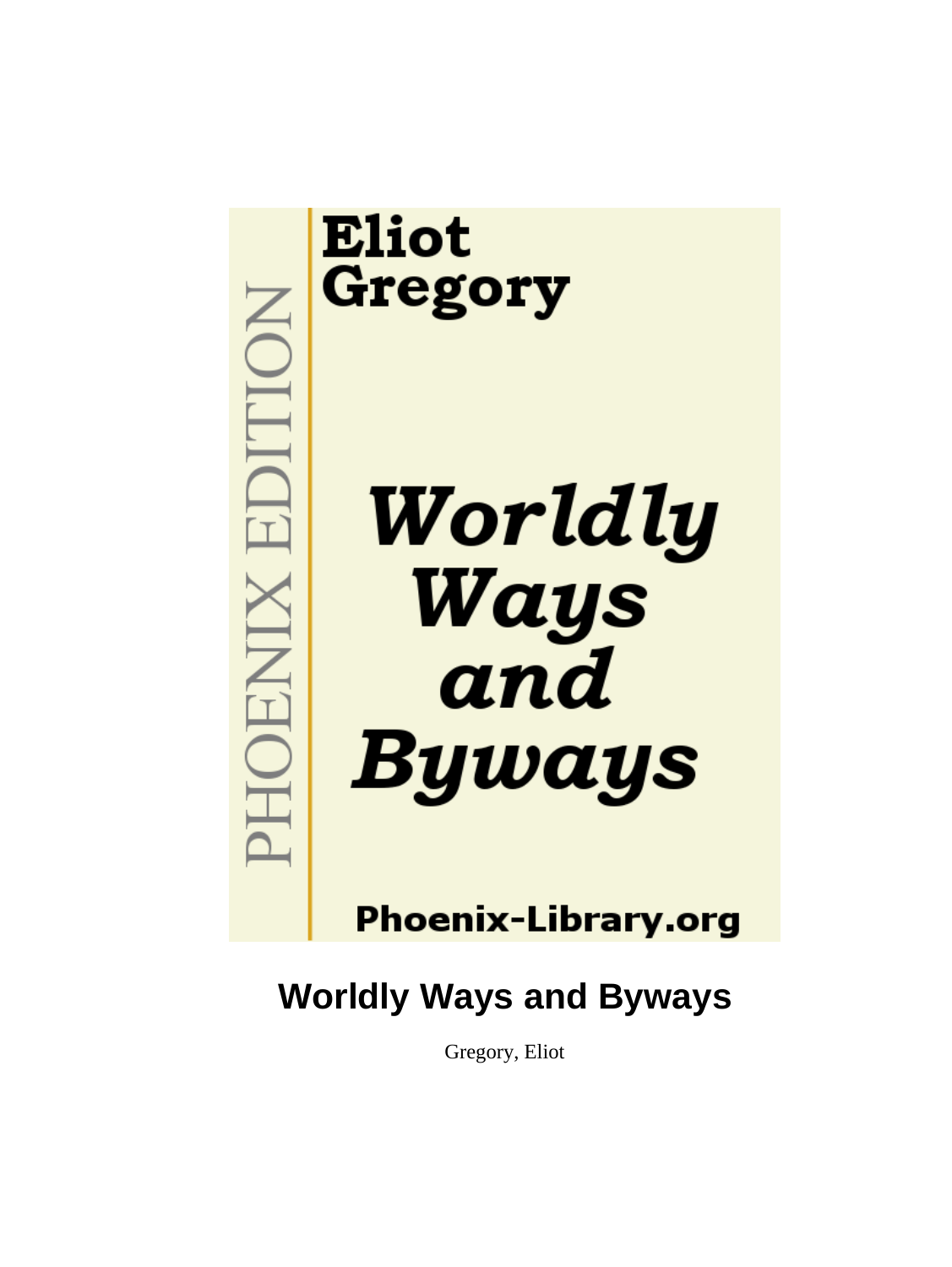Eliot
Gregory

PHOENIX EDITION

*Worldly Ways and Byways*

Phoenix-Library.org

# Worldly Ways and Byways

Gregory, Eliot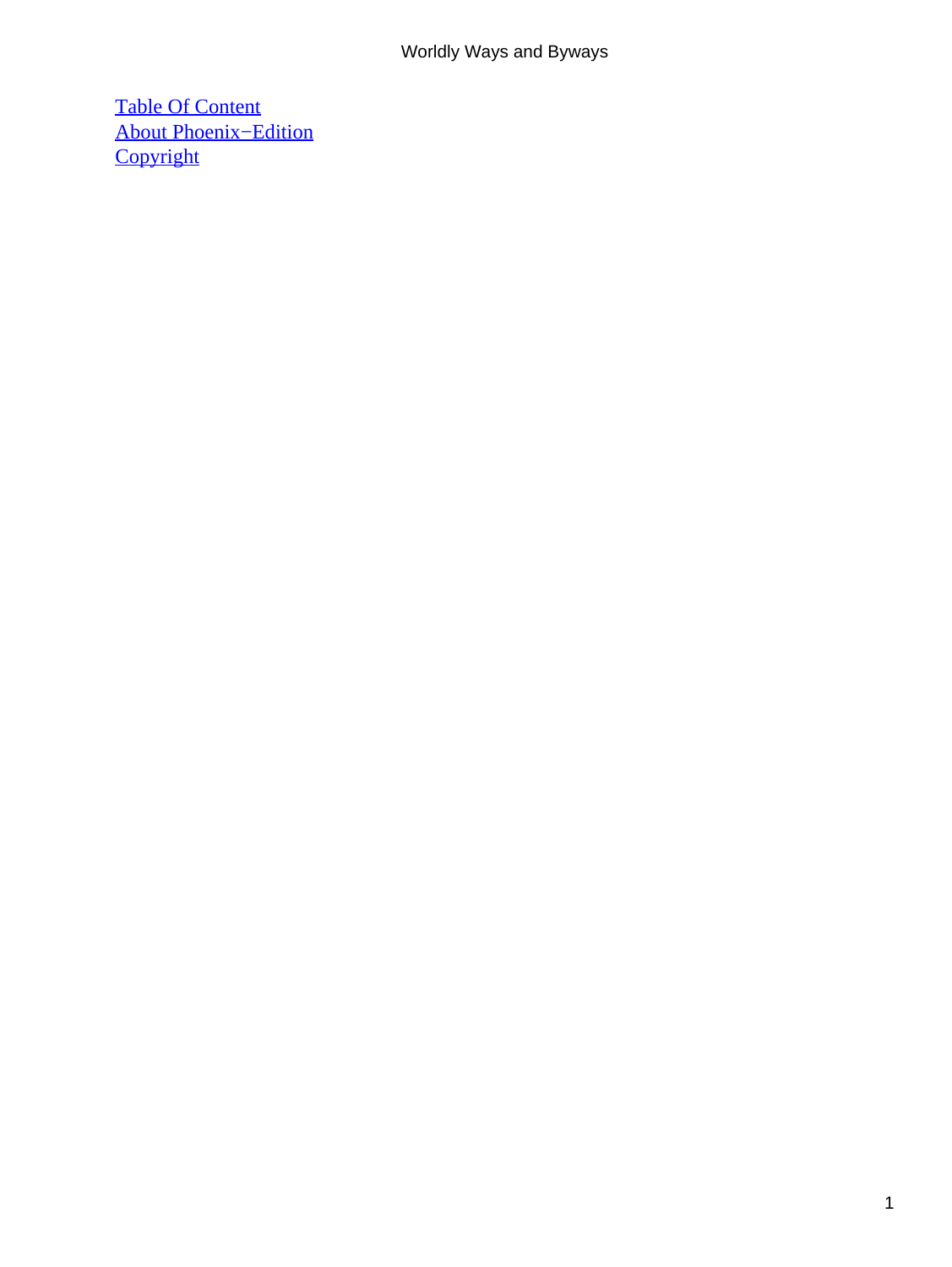[Table Of Content](#)
[About Phoenix−Edition](#)
[Copyright](#)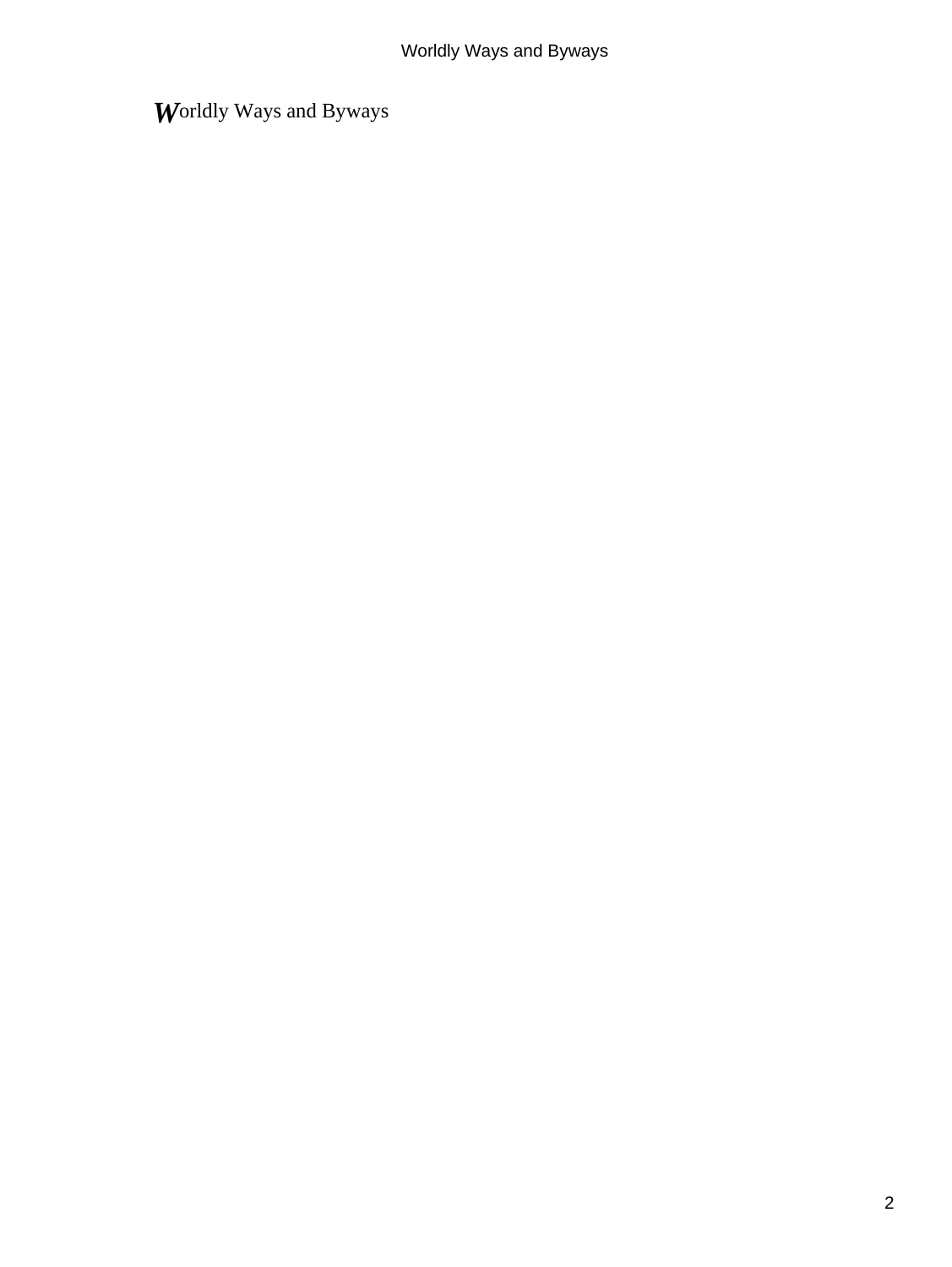Worldly Ways and Byways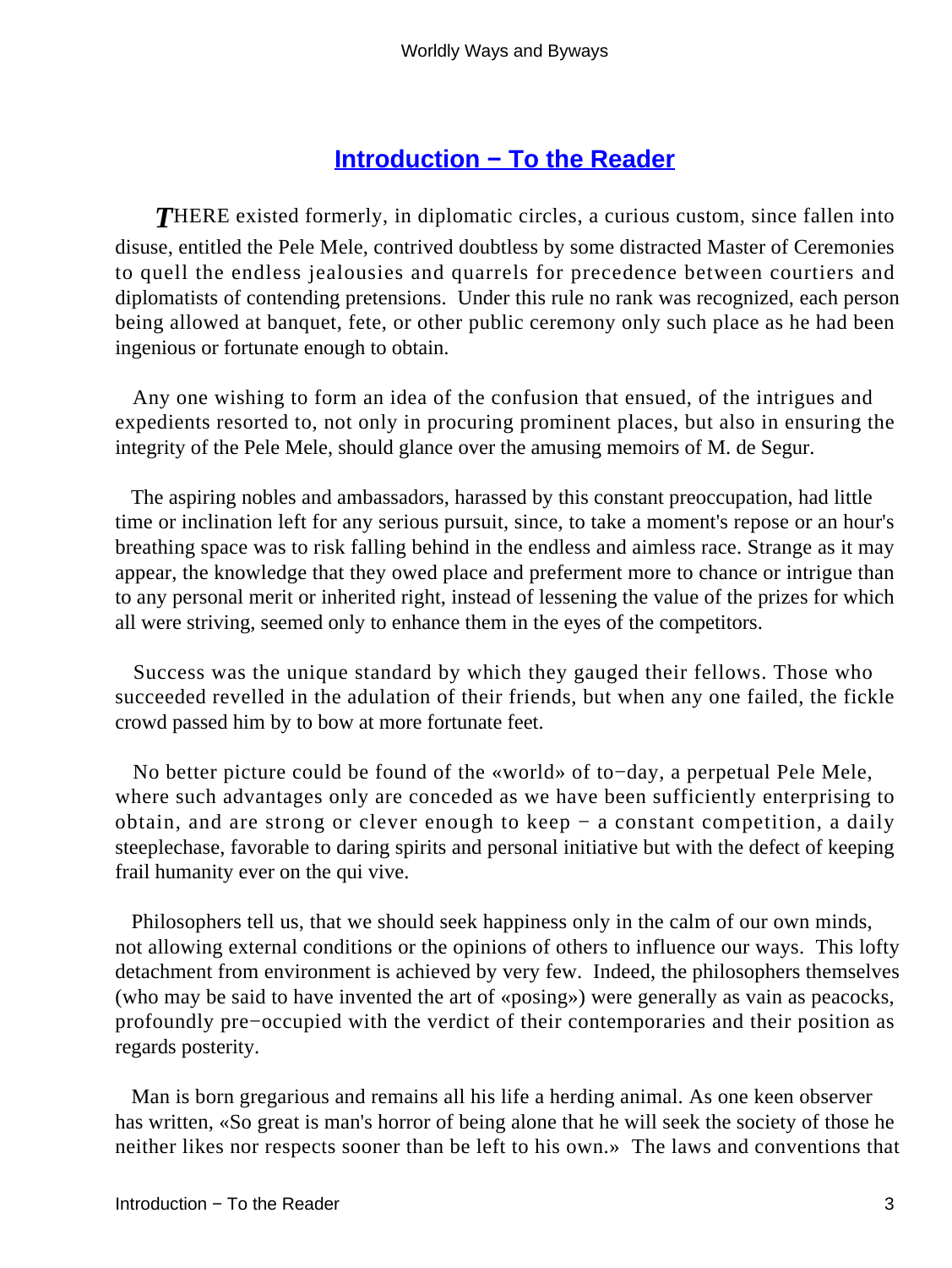## Introduction − To the Reader

*T*HERE existed formerly, in diplomatic circles, a curious custom, since fallen into disuse, entitled the Pele Mele, contrived doubtless by some distracted Master of Ceremonies to quell the endless jealousies and quarrels for precedence between courtiers and diplomatists of contending pretensions. Under this rule no rank was recognized, each person being allowed at banquet, fete, or other public ceremony only such place as he had been ingenious or fortunate enough to obtain.

Any one wishing to form an idea of the confusion that ensued, of the intrigues and expedients resorted to, not only in procuring prominent places, but also in ensuring the integrity of the Pele Mele, should glance over the amusing memoirs of M. de Segur.

The aspiring nobles and ambassadors, harassed by this constant preoccupation, had little time or inclination left for any serious pursuit, since, to take a moment's repose or an hour's breathing space was to risk falling behind in the endless and aimless race. Strange as it may appear, the knowledge that they owed place and preferment more to chance or intrigue than to any personal merit or inherited right, instead of lessening the value of the prizes for which all were striving, seemed only to enhance them in the eyes of the competitors.

Success was the unique standard by which they gauged their fellows. Those who succeeded revelled in the adulation of their friends, but when any one failed, the fickle crowd passed him by to bow at more fortunate feet.

No better picture could be found of the «world» of to−day, a perpetual Pele Mele, where such advantages only are conceded as we have been sufficiently enterprising to obtain, and are strong or clever enough to keep − a constant competition, a daily steeplechase, favorable to daring spirits and personal initiative but with the defect of keeping frail humanity ever on the qui vive.

Philosophers tell us, that we should seek happiness only in the calm of our own minds, not allowing external conditions or the opinions of others to influence our ways. This lofty detachment from environment is achieved by very few. Indeed, the philosophers themselves (who may be said to have invented the art of «posing») were generally as vain as peacocks, profoundly pre−occupied with the verdict of their contemporaries and their position as regards posterity.

Man is born gregarious and remains all his life a herding animal. As one keen observer has written, «So great is man's horror of being alone that he will seek the society of those he neither likes nor respects sooner than be left to his own.» The laws and conventions that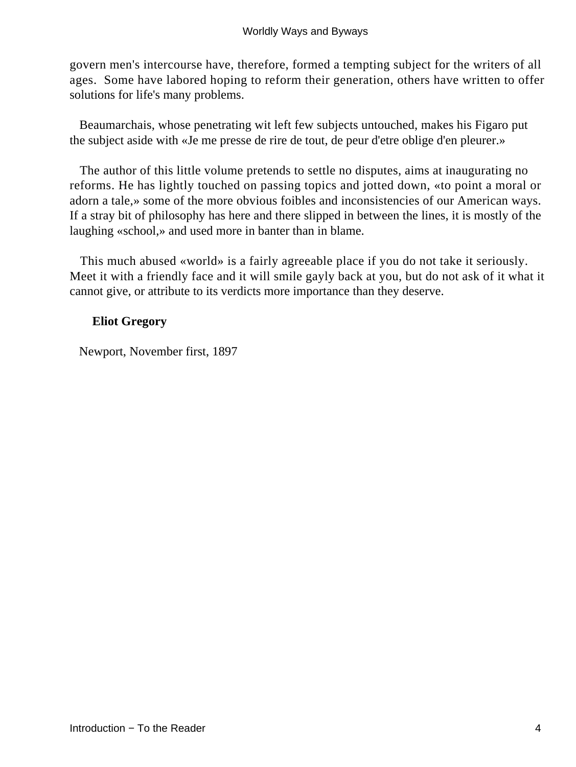govern men's intercourse have, therefore, formed a tempting subject for the writers of all ages. Some have labored hoping to reform their generation, others have written to offer solutions for life's many problems.

Beaumarchais, whose penetrating wit left few subjects untouched, makes his Figaro put the subject aside with «Je me presse de rire de tout, de peur d'etre oblige d'en pleurer.»

The author of this little volume pretends to settle no disputes, aims at inaugurating no reforms. He has lightly touched on passing topics and jotted down, «to point a moral or adorn a tale,» some of the more obvious foibles and inconsistencies of our American ways. If a stray bit of philosophy has here and there slipped in between the lines, it is mostly of the laughing «school,» and used more in banter than in blame.

This much abused «world» is a fairly agreeable place if you do not take it seriously. Meet it with a friendly face and it will smile gayly back at you, but do not ask of it what it cannot give, or attribute to its verdicts more importance than they deserve.

**Eliot Gregory**

Newport, November first, 1897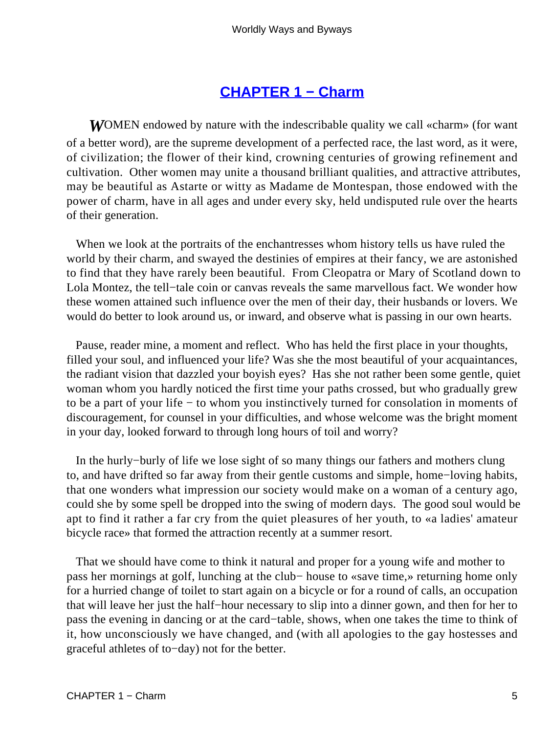# CHAPTER 1 − Charm

*W*OMEN endowed by nature with the indescribable quality we call «charm» (for want of a better word), are the supreme development of a perfected race, the last word, as it were, of civilization; the flower of their kind, crowning centuries of growing refinement and cultivation. Other women may unite a thousand brilliant qualities, and attractive attributes, may be beautiful as Astarte or witty as Madame de Montespan, those endowed with the power of charm, have in all ages and under every sky, held undisputed rule over the hearts of their generation.

When we look at the portraits of the enchantresses whom history tells us have ruled the world by their charm, and swayed the destinies of empires at their fancy, we are astonished to find that they have rarely been beautiful. From Cleopatra or Mary of Scotland down to Lola Montez, the tell−tale coin or canvas reveals the same marvellous fact. We wonder how these women attained such influence over the men of their day, their husbands or lovers. We would do better to look around us, or inward, and observe what is passing in our own hearts.

Pause, reader mine, a moment and reflect. Who has held the first place in your thoughts, filled your soul, and influenced your life? Was she the most beautiful of your acquaintances, the radiant vision that dazzled your boyish eyes? Has she not rather been some gentle, quiet woman whom you hardly noticed the first time your paths crossed, but who gradually grew to be a part of your life − to whom you instinctively turned for consolation in moments of discouragement, for counsel in your difficulties, and whose welcome was the bright moment in your day, looked forward to through long hours of toil and worry?

In the hurly−burly of life we lose sight of so many things our fathers and mothers clung to, and have drifted so far away from their gentle customs and simple, home−loving habits, that one wonders what impression our society would make on a woman of a century ago, could she by some spell be dropped into the swing of modern days. The good soul would be apt to find it rather a far cry from the quiet pleasures of her youth, to «a ladies' amateur bicycle race» that formed the attraction recently at a summer resort.

That we should have come to think it natural and proper for a young wife and mother to pass her mornings at golf, lunching at the club− house to «save time,» returning home only for a hurried change of toilet to start again on a bicycle or for a round of calls, an occupation that will leave her just the half−hour necessary to slip into a dinner gown, and then for her to pass the evening in dancing or at the card−table, shows, when one takes the time to think of it, how unconsciously we have changed, and (with all apologies to the gay hostesses and graceful athletes of to−day) not for the better.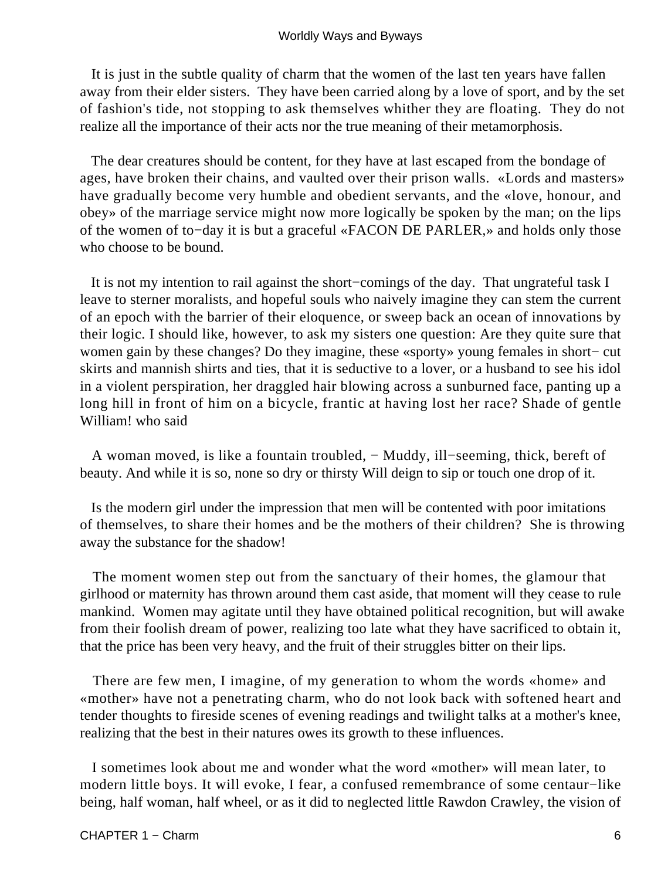It is just in the subtle quality of charm that the women of the last ten years have fallen away from their elder sisters. They have been carried along by a love of sport, and by the set of fashion's tide, not stopping to ask themselves whither they are floating. They do not realize all the importance of their acts nor the true meaning of their metamorphosis.

The dear creatures should be content, for they have at last escaped from the bondage of ages, have broken their chains, and vaulted over their prison walls. «Lords and masters» have gradually become very humble and obedient servants, and the «love, honour, and obey» of the marriage service might now more logically be spoken by the man; on the lips of the women of to−day it is but a graceful «FACON DE PARLER,» and holds only those who choose to be bound.

It is not my intention to rail against the short−comings of the day. That ungrateful task I leave to sterner moralists, and hopeful souls who naively imagine they can stem the current of an epoch with the barrier of their eloquence, or sweep back an ocean of innovations by their logic. I should like, however, to ask my sisters one question: Are they quite sure that women gain by these changes? Do they imagine, these «sporty» young females in short− cut skirts and mannish shirts and ties, that it is seductive to a lover, or a husband to see his idol in a violent perspiration, her draggled hair blowing across a sunburned face, panting up a long hill in front of him on a bicycle, frantic at having lost her race? Shade of gentle William! who said

A woman moved, is like a fountain troubled, − Muddy, ill−seeming, thick, bereft of beauty. And while it is so, none so dry or thirsty Will deign to sip or touch one drop of it.

Is the modern girl under the impression that men will be contented with poor imitations of themselves, to share their homes and be the mothers of their children? She is throwing away the substance for the shadow!

The moment women step out from the sanctuary of their homes, the glamour that girlhood or maternity has thrown around them cast aside, that moment will they cease to rule mankind. Women may agitate until they have obtained political recognition, but will awake from their foolish dream of power, realizing too late what they have sacrificed to obtain it, that the price has been very heavy, and the fruit of their struggles bitter on their lips.

There are few men, I imagine, of my generation to whom the words «home» and «mother» have not a penetrating charm, who do not look back with softened heart and tender thoughts to fireside scenes of evening readings and twilight talks at a mother's knee, realizing that the best in their natures owes its growth to these influences.

I sometimes look about me and wonder what the word «mother» will mean later, to modern little boys. It will evoke, I fear, a confused remembrance of some centaur−like being, half woman, half wheel, or as it did to neglected little Rawdon Crawley, the vision of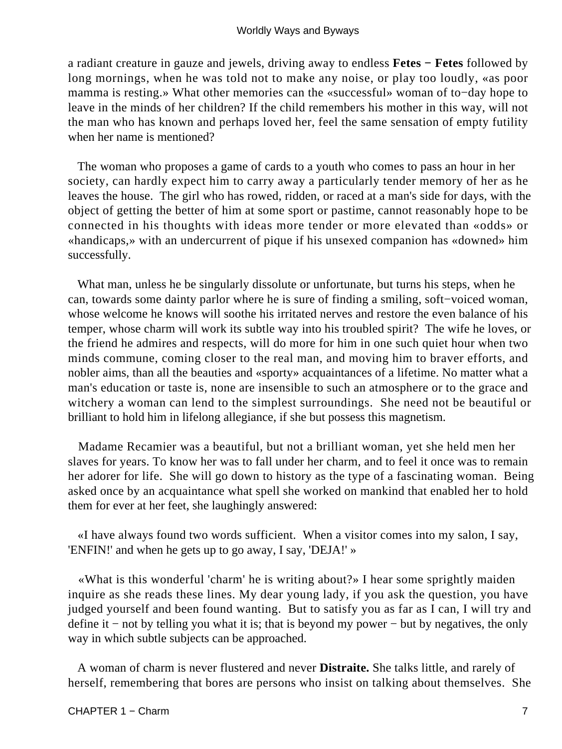a radiant creature in gauze and jewels, driving away to endless **Fetes − Fetes** followed by long mornings, when he was told not to make any noise, or play too loudly, «as poor mamma is resting.» What other memories can the «successful» woman of to−day hope to leave in the minds of her children? If the child remembers his mother in this way, will not the man who has known and perhaps loved her, feel the same sensation of empty futility when her name is mentioned?

The woman who proposes a game of cards to a youth who comes to pass an hour in her society, can hardly expect him to carry away a particularly tender memory of her as he leaves the house. The girl who has rowed, ridden, or raced at a man's side for days, with the object of getting the better of him at some sport or pastime, cannot reasonably hope to be connected in his thoughts with ideas more tender or more elevated than «odds» or «handicaps,» with an undercurrent of pique if his unsexed companion has «downed» him successfully.

What man, unless he be singularly dissolute or unfortunate, but turns his steps, when he can, towards some dainty parlor where he is sure of finding a smiling, soft−voiced woman, whose welcome he knows will soothe his irritated nerves and restore the even balance of his temper, whose charm will work its subtle way into his troubled spirit? The wife he loves, or the friend he admires and respects, will do more for him in one such quiet hour when two minds commune, coming closer to the real man, and moving him to braver efforts, and nobler aims, than all the beauties and «sporty» acquaintances of a lifetime. No matter what a man's education or taste is, none are insensible to such an atmosphere or to the grace and witchery a woman can lend to the simplest surroundings. She need not be beautiful or brilliant to hold him in lifelong allegiance, if she but possess this magnetism.

Madame Recamier was a beautiful, but not a brilliant woman, yet she held men her slaves for years. To know her was to fall under her charm, and to feel it once was to remain her adorer for life. She will go down to history as the type of a fascinating woman. Being asked once by an acquaintance what spell she worked on mankind that enabled her to hold them for ever at her feet, she laughingly answered:

«I have always found two words sufficient. When a visitor comes into my salon, I say, 'ENFIN!' and when he gets up to go away, I say, 'DEJA!' »

«What is this wonderful 'charm' he is writing about?» I hear some sprightly maiden inquire as she reads these lines. My dear young lady, if you ask the question, you have judged yourself and been found wanting. But to satisfy you as far as I can, I will try and define it − not by telling you what it is; that is beyond my power − but by negatives, the only way in which subtle subjects can be approached.

A woman of charm is never flustered and never **Distraite.** She talks little, and rarely of herself, remembering that bores are persons who insist on talking about themselves. She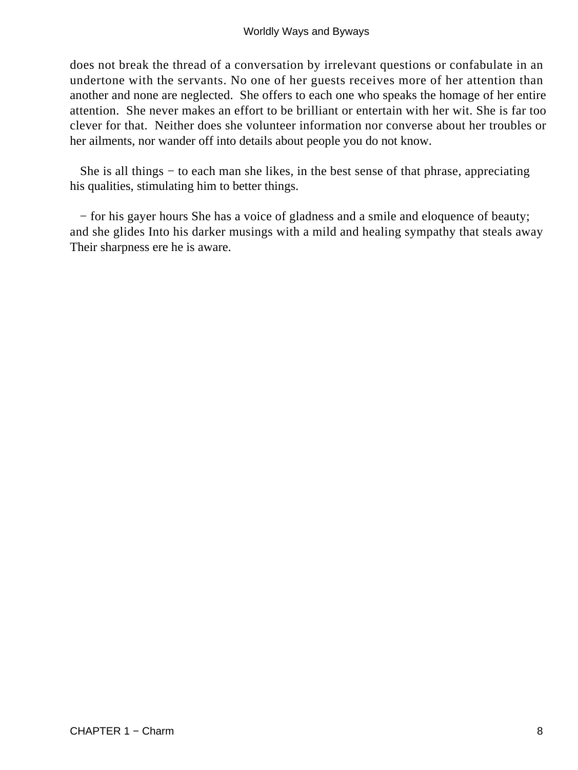does not break the thread of a conversation by irrelevant questions or confabulate in an undertone with the servants. No one of her guests receives more of her attention than another and none are neglected. She offers to each one who speaks the homage of her entire attention. She never makes an effort to be brilliant or entertain with her wit. She is far too clever for that. Neither does she volunteer information nor converse about her troubles or her ailments, nor wander off into details about people you do not know.

She is all things − to each man she likes, in the best sense of that phrase, appreciating his qualities, stimulating him to better things.

− for his gayer hours She has a voice of gladness and a smile and eloquence of beauty; and she glides Into his darker musings with a mild and healing sympathy that steals away Their sharpness ere he is aware.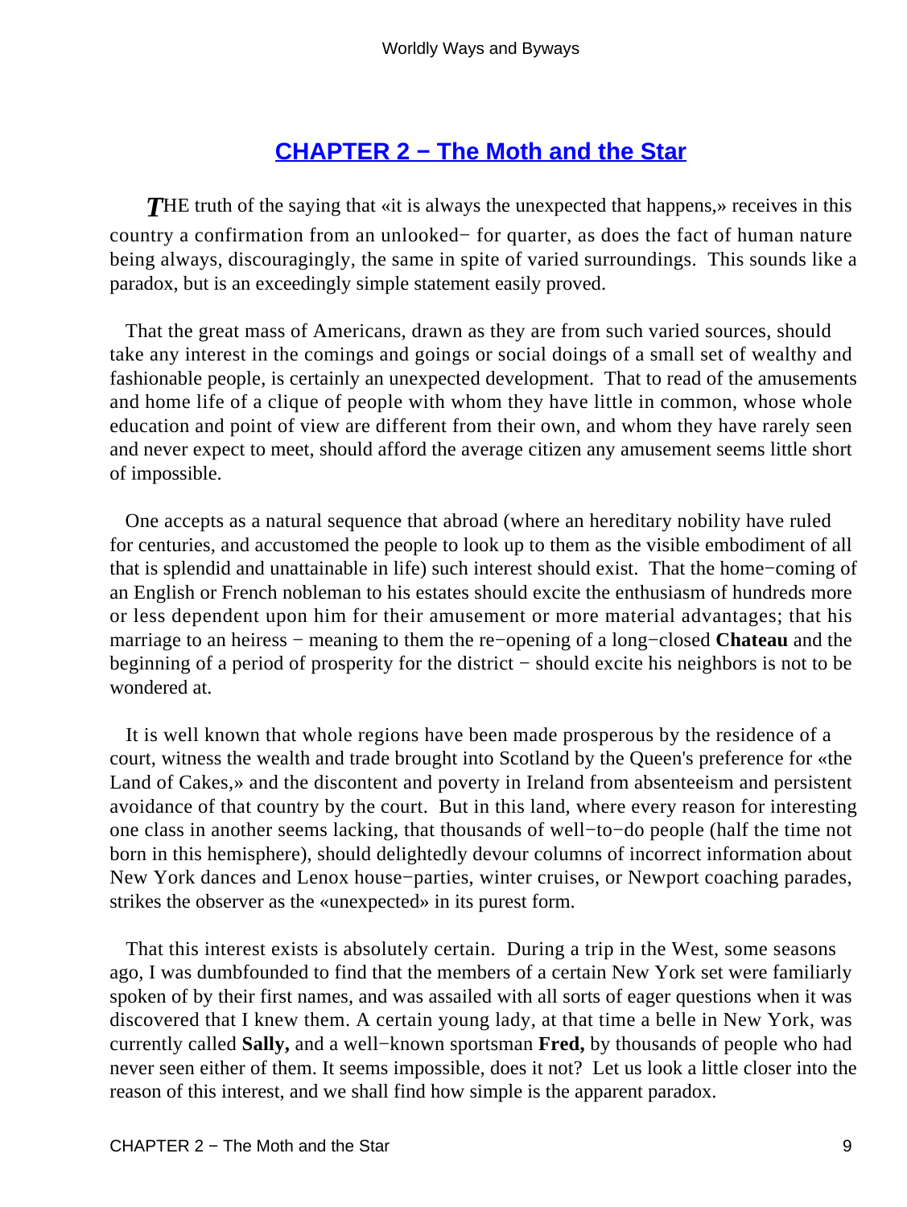## CHAPTER 2 − The Moth and the Star

*T*HE truth of the saying that «it is always the unexpected that happens,» receives in this country a confirmation from an unlooked− for quarter, as does the fact of human nature being always, discouragingly, the same in spite of varied surroundings. This sounds like a paradox, but is an exceedingly simple statement easily proved.

That the great mass of Americans, drawn as they are from such varied sources, should take any interest in the comings and goings or social doings of a small set of wealthy and fashionable people, is certainly an unexpected development. That to read of the amusements and home life of a clique of people with whom they have little in common, whose whole education and point of view are different from their own, and whom they have rarely seen and never expect to meet, should afford the average citizen any amusement seems little short of impossible.

One accepts as a natural sequence that abroad (where an hereditary nobility have ruled for centuries, and accustomed the people to look up to them as the visible embodiment of all that is splendid and unattainable in life) such interest should exist. That the home−coming of an English or French nobleman to his estates should excite the enthusiasm of hundreds more or less dependent upon him for their amusement or more material advantages; that his marriage to an heiress − meaning to them the re−opening of a long−closed **Chateau** and the beginning of a period of prosperity for the district − should excite his neighbors is not to be wondered at.

It is well known that whole regions have been made prosperous by the residence of a court, witness the wealth and trade brought into Scotland by the Queen's preference for «the Land of Cakes,» and the discontent and poverty in Ireland from absenteeism and persistent avoidance of that country by the court. But in this land, where every reason for interesting one class in another seems lacking, that thousands of well−to−do people (half the time not born in this hemisphere), should delightedly devour columns of incorrect information about New York dances and Lenox house−parties, winter cruises, or Newport coaching parades, strikes the observer as the «unexpected» in its purest form.

That this interest exists is absolutely certain. During a trip in the West, some seasons ago, I was dumbfounded to find that the members of a certain New York set were familiarly spoken of by their first names, and was assailed with all sorts of eager questions when it was discovered that I knew them. A certain young lady, at that time a belle in New York, was currently called **Sally,** and a well−known sportsman **Fred,** by thousands of people who had never seen either of them. It seems impossible, does it not? Let us look a little closer into the reason of this interest, and we shall find how simple is the apparent paradox.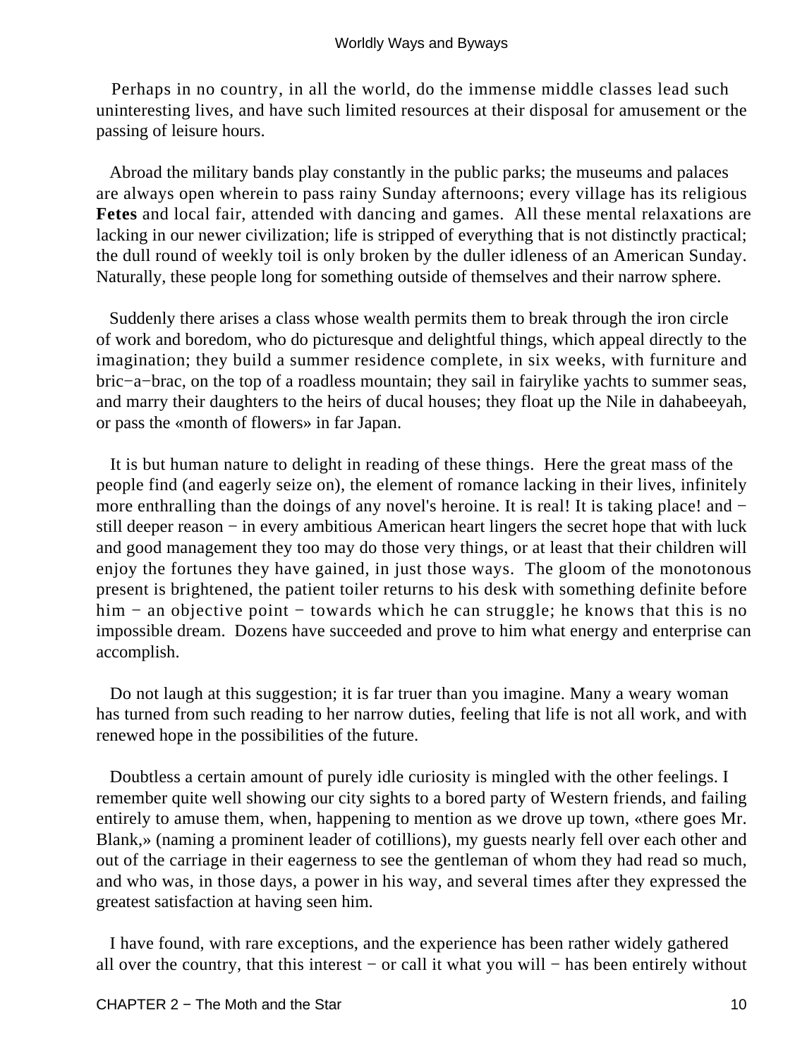Perhaps in no country, in all the world, do the immense middle classes lead such uninteresting lives, and have such limited resources at their disposal for amusement or the passing of leisure hours.

Abroad the military bands play constantly in the public parks; the museums and palaces are always open wherein to pass rainy Sunday afternoons; every village has its religious **Fetes** and local fair, attended with dancing and games. All these mental relaxations are lacking in our newer civilization; life is stripped of everything that is not distinctly practical; the dull round of weekly toil is only broken by the duller idleness of an American Sunday. Naturally, these people long for something outside of themselves and their narrow sphere.

Suddenly there arises a class whose wealth permits them to break through the iron circle of work and boredom, who do picturesque and delightful things, which appeal directly to the imagination; they build a summer residence complete, in six weeks, with furniture and bric−a−brac, on the top of a roadless mountain; they sail in fairylike yachts to summer seas, and marry their daughters to the heirs of ducal houses; they float up the Nile in dahabeeyah, or pass the «month of flowers» in far Japan.

It is but human nature to delight in reading of these things. Here the great mass of the people find (and eagerly seize on), the element of romance lacking in their lives, infinitely more enthralling than the doings of any novel's heroine. It is real! It is taking place! and − still deeper reason − in every ambitious American heart lingers the secret hope that with luck and good management they too may do those very things, or at least that their children will enjoy the fortunes they have gained, in just those ways. The gloom of the monotonous present is brightened, the patient toiler returns to his desk with something definite before him − an objective point − towards which he can struggle; he knows that this is no impossible dream. Dozens have succeeded and prove to him what energy and enterprise can accomplish.

Do not laugh at this suggestion; it is far truer than you imagine. Many a weary woman has turned from such reading to her narrow duties, feeling that life is not all work, and with renewed hope in the possibilities of the future.

Doubtless a certain amount of purely idle curiosity is mingled with the other feelings. I remember quite well showing our city sights to a bored party of Western friends, and failing entirely to amuse them, when, happening to mention as we drove up town, «there goes Mr. Blank,» (naming a prominent leader of cotillions), my guests nearly fell over each other and out of the carriage in their eagerness to see the gentleman of whom they had read so much, and who was, in those days, a power in his way, and several times after they expressed the greatest satisfaction at having seen him.

I have found, with rare exceptions, and the experience has been rather widely gathered all over the country, that this interest − or call it what you will − has been entirely without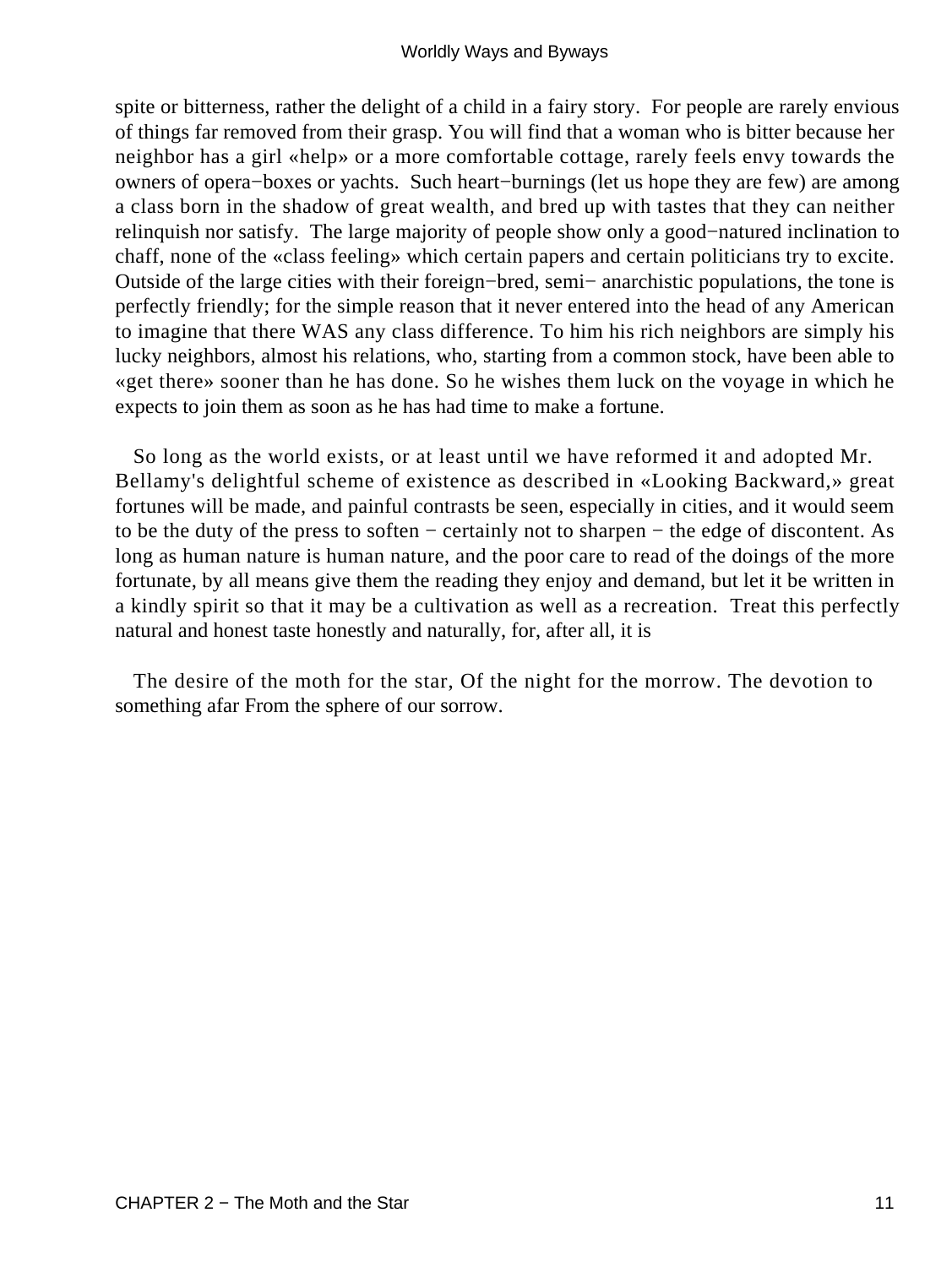spite or bitterness, rather the delight of a child in a fairy story. For people are rarely envious of things far removed from their grasp. You will find that a woman who is bitter because her neighbor has a girl «help» or a more comfortable cottage, rarely feels envy towards the owners of opera−boxes or yachts. Such heart−burnings (let us hope they are few) are among a class born in the shadow of great wealth, and bred up with tastes that they can neither relinquish nor satisfy. The large majority of people show only a good−natured inclination to chaff, none of the «class feeling» which certain papers and certain politicians try to excite. Outside of the large cities with their foreign−bred, semi− anarchistic populations, the tone is perfectly friendly; for the simple reason that it never entered into the head of any American to imagine that there WAS any class difference. To him his rich neighbors are simply his lucky neighbors, almost his relations, who, starting from a common stock, have been able to «get there» sooner than he has done. So he wishes them luck on the voyage in which he expects to join them as soon as he has had time to make a fortune.

So long as the world exists, or at least until we have reformed it and adopted Mr. Bellamy's delightful scheme of existence as described in «Looking Backward,» great fortunes will be made, and painful contrasts be seen, especially in cities, and it would seem to be the duty of the press to soften − certainly not to sharpen − the edge of discontent. As long as human nature is human nature, and the poor care to read of the doings of the more fortunate, by all means give them the reading they enjoy and demand, but let it be written in a kindly spirit so that it may be a cultivation as well as a recreation. Treat this perfectly natural and honest taste honestly and naturally, for, after all, it is

The desire of the moth for the star, Of the night for the morrow. The devotion to something afar From the sphere of our sorrow.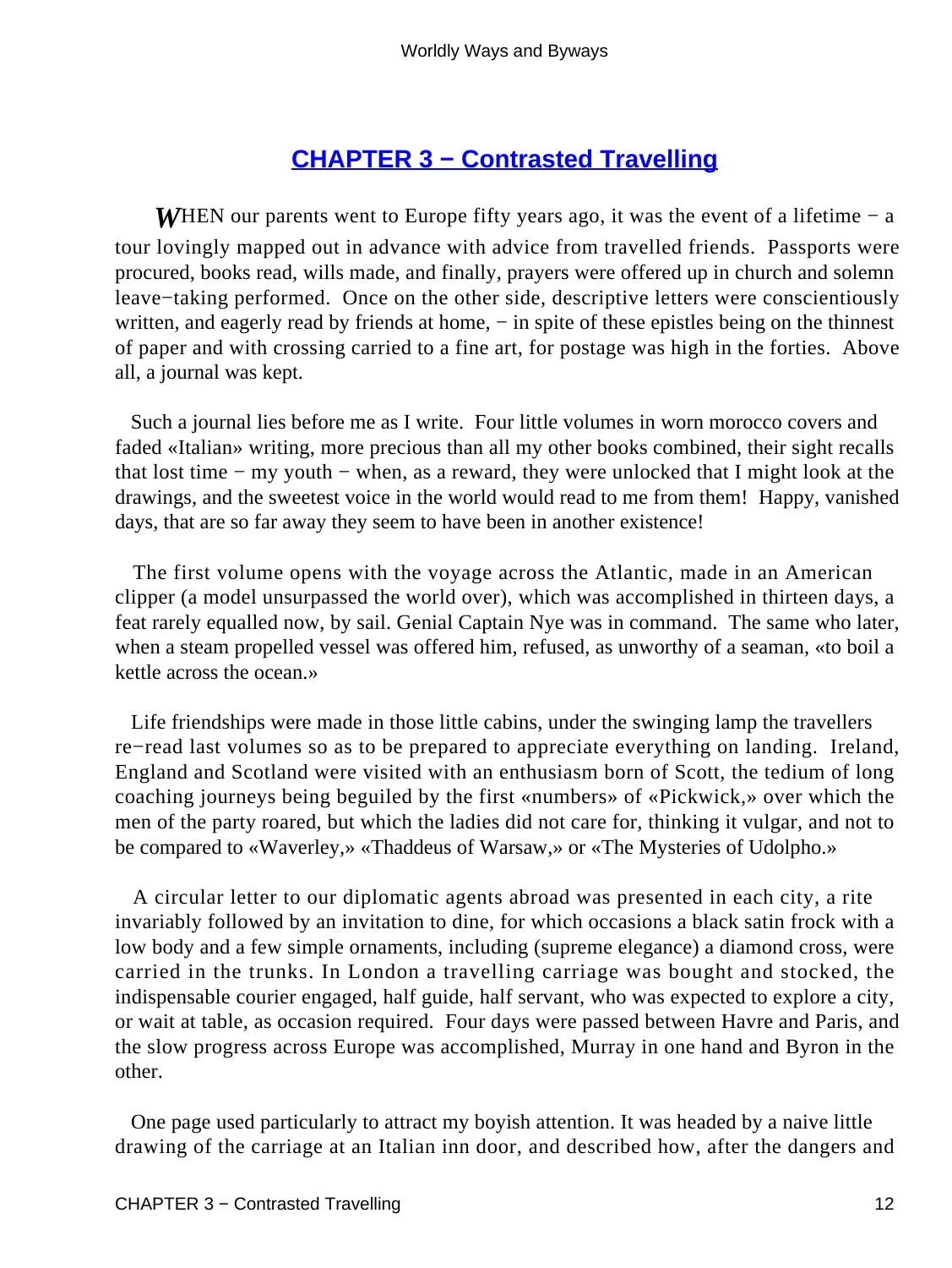## CHAPTER 3 − Contrasted Travelling

*W*HEN our parents went to Europe fifty years ago, it was the event of a lifetime − a tour lovingly mapped out in advance with advice from travelled friends. Passports were procured, books read, wills made, and finally, prayers were offered up in church and solemn leave−taking performed. Once on the other side, descriptive letters were conscientiously written, and eagerly read by friends at home, − in spite of these epistles being on the thinnest of paper and with crossing carried to a fine art, for postage was high in the forties. Above all, a journal was kept.

Such a journal lies before me as I write. Four little volumes in worn morocco covers and faded «Italian» writing, more precious than all my other books combined, their sight recalls that lost time − my youth − when, as a reward, they were unlocked that I might look at the drawings, and the sweetest voice in the world would read to me from them! Happy, vanished days, that are so far away they seem to have been in another existence!

The first volume opens with the voyage across the Atlantic, made in an American clipper (a model unsurpassed the world over), which was accomplished in thirteen days, a feat rarely equalled now, by sail. Genial Captain Nye was in command. The same who later, when a steam propelled vessel was offered him, refused, as unworthy of a seaman, «to boil a kettle across the ocean.»

Life friendships were made in those little cabins, under the swinging lamp the travellers re−read last volumes so as to be prepared to appreciate everything on landing. Ireland, England and Scotland were visited with an enthusiasm born of Scott, the tedium of long coaching journeys being beguiled by the first «numbers» of «Pickwick,» over which the men of the party roared, but which the ladies did not care for, thinking it vulgar, and not to be compared to «Waverley,» «Thaddeus of Warsaw,» or «The Mysteries of Udolpho.»

A circular letter to our diplomatic agents abroad was presented in each city, a rite invariably followed by an invitation to dine, for which occasions a black satin frock with a low body and a few simple ornaments, including (supreme elegance) a diamond cross, were carried in the trunks. In London a travelling carriage was bought and stocked, the indispensable courier engaged, half guide, half servant, who was expected to explore a city, or wait at table, as occasion required. Four days were passed between Havre and Paris, and the slow progress across Europe was accomplished, Murray in one hand and Byron in the other.

One page used particularly to attract my boyish attention. It was headed by a naive little drawing of the carriage at an Italian inn door, and described how, after the dangers and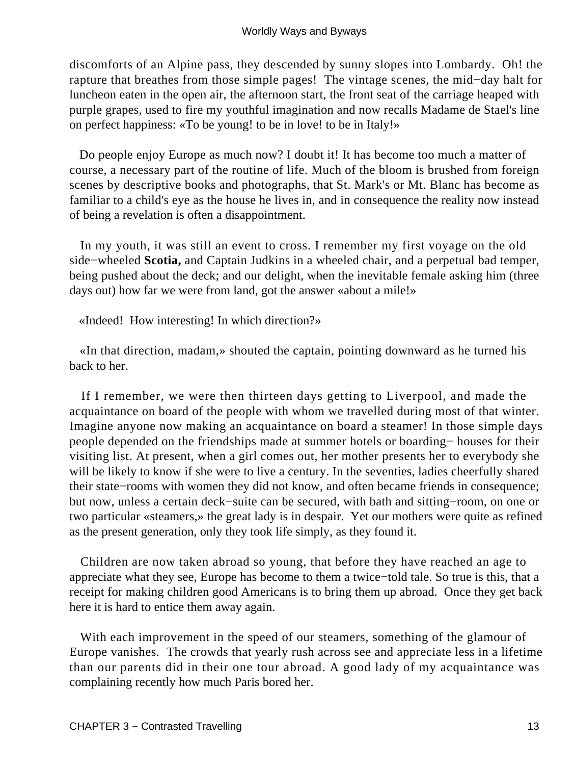discomforts of an Alpine pass, they descended by sunny slopes into Lombardy. Oh! the rapture that breathes from those simple pages! The vintage scenes, the mid−day halt for luncheon eaten in the open air, the afternoon start, the front seat of the carriage heaped with purple grapes, used to fire my youthful imagination and now recalls Madame de Stael's line on perfect happiness: «To be young! to be in love! to be in Italy!»

Do people enjoy Europe as much now? I doubt it! It has become too much a matter of course, a necessary part of the routine of life. Much of the bloom is brushed from foreign scenes by descriptive books and photographs, that St. Mark's or Mt. Blanc has become as familiar to a child's eye as the house he lives in, and in consequence the reality now instead of being a revelation is often a disappointment.

In my youth, it was still an event to cross. I remember my first voyage on the old side−wheeled **Scotia,** and Captain Judkins in a wheeled chair, and a perpetual bad temper, being pushed about the deck; and our delight, when the inevitable female asking him (three days out) how far we were from land, got the answer «about a mile!»

«Indeed! How interesting! In which direction?»

«In that direction, madam,» shouted the captain, pointing downward as he turned his back to her.

If I remember, we were then thirteen days getting to Liverpool, and made the acquaintance on board of the people with whom we travelled during most of that winter. Imagine anyone now making an acquaintance on board a steamer! In those simple days people depended on the friendships made at summer hotels or boarding− houses for their visiting list. At present, when a girl comes out, her mother presents her to everybody she will be likely to know if she were to live a century. In the seventies, ladies cheerfully shared their state−rooms with women they did not know, and often became friends in consequence; but now, unless a certain deck−suite can be secured, with bath and sitting−room, on one or two particular «steamers,» the great lady is in despair. Yet our mothers were quite as refined as the present generation, only they took life simply, as they found it.

Children are now taken abroad so young, that before they have reached an age to appreciate what they see, Europe has become to them a twice−told tale. So true is this, that a receipt for making children good Americans is to bring them up abroad. Once they get back here it is hard to entice them away again.

With each improvement in the speed of our steamers, something of the glamour of Europe vanishes. The crowds that yearly rush across see and appreciate less in a lifetime than our parents did in their one tour abroad. A good lady of my acquaintance was complaining recently how much Paris bored her.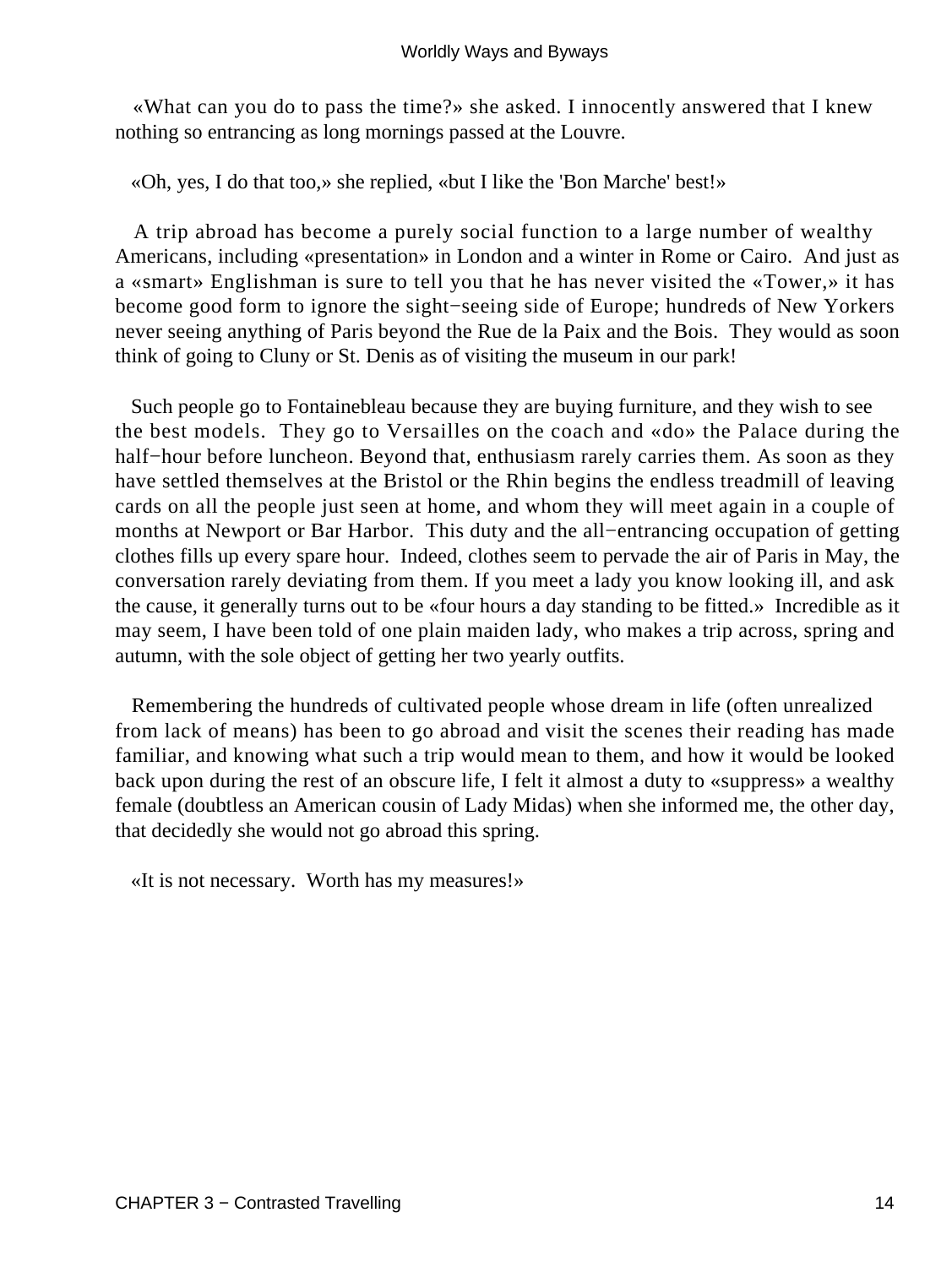«What can you do to pass the time?» she asked. I innocently answered that I knew nothing so entrancing as long mornings passed at the Louvre.

«Oh, yes, I do that too,» she replied, «but I like the 'Bon Marche' best!»

A trip abroad has become a purely social function to a large number of wealthy Americans, including «presentation» in London and a winter in Rome or Cairo. And just as a «smart» Englishman is sure to tell you that he has never visited the «Tower,» it has become good form to ignore the sight−seeing side of Europe; hundreds of New Yorkers never seeing anything of Paris beyond the Rue de la Paix and the Bois. They would as soon think of going to Cluny or St. Denis as of visiting the museum in our park!

Such people go to Fontainebleau because they are buying furniture, and they wish to see the best models. They go to Versailles on the coach and «do» the Palace during the half−hour before luncheon. Beyond that, enthusiasm rarely carries them. As soon as they have settled themselves at the Bristol or the Rhin begins the endless treadmill of leaving cards on all the people just seen at home, and whom they will meet again in a couple of months at Newport or Bar Harbor. This duty and the all−entrancing occupation of getting clothes fills up every spare hour. Indeed, clothes seem to pervade the air of Paris in May, the conversation rarely deviating from them. If you meet a lady you know looking ill, and ask the cause, it generally turns out to be «four hours a day standing to be fitted.» Incredible as it may seem, I have been told of one plain maiden lady, who makes a trip across, spring and autumn, with the sole object of getting her two yearly outfits.

Remembering the hundreds of cultivated people whose dream in life (often unrealized from lack of means) has been to go abroad and visit the scenes their reading has made familiar, and knowing what such a trip would mean to them, and how it would be looked back upon during the rest of an obscure life, I felt it almost a duty to «suppress» a wealthy female (doubtless an American cousin of Lady Midas) when she informed me, the other day, that decidedly she would not go abroad this spring.

«It is not necessary. Worth has my measures!»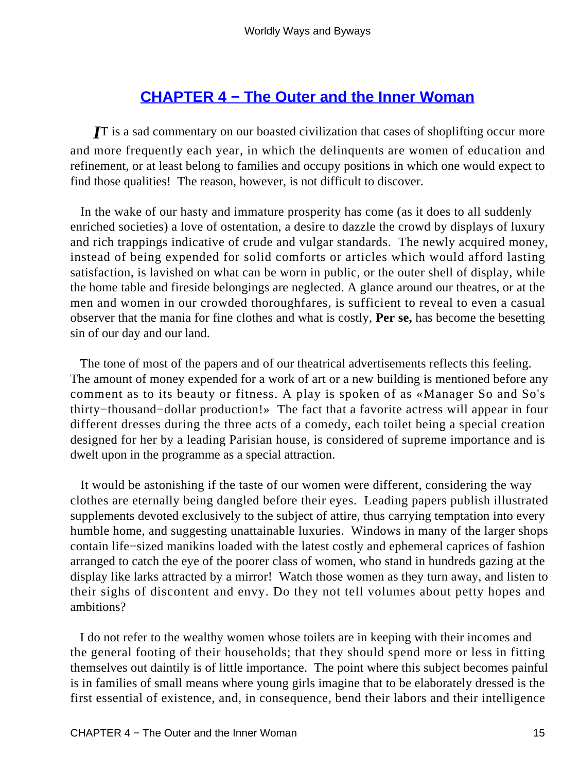## CHAPTER 4 − The Outer and the Inner Woman

IT is a sad commentary on our boasted civilization that cases of shoplifting occur more and more frequently each year, in which the delinquents are women of education and refinement, or at least belong to families and occupy positions in which one would expect to find those qualities! The reason, however, is not difficult to discover.

In the wake of our hasty and immature prosperity has come (as it does to all suddenly enriched societies) a love of ostentation, a desire to dazzle the crowd by displays of luxury and rich trappings indicative of crude and vulgar standards. The newly acquired money, instead of being expended for solid comforts or articles which would afford lasting satisfaction, is lavished on what can be worn in public, or the outer shell of display, while the home table and fireside belongings are neglected. A glance around our theatres, or at the men and women in our crowded thoroughfares, is sufficient to reveal to even a casual observer that the mania for fine clothes and what is costly, **Per se,** has become the besetting sin of our day and our land.

The tone of most of the papers and of our theatrical advertisements reflects this feeling. The amount of money expended for a work of art or a new building is mentioned before any comment as to its beauty or fitness. A play is spoken of as «Manager So and So's thirty−thousand−dollar production!» The fact that a favorite actress will appear in four different dresses during the three acts of a comedy, each toilet being a special creation designed for her by a leading Parisian house, is considered of supreme importance and is dwelt upon in the programme as a special attraction.

It would be astonishing if the taste of our women were different, considering the way clothes are eternally being dangled before their eyes. Leading papers publish illustrated supplements devoted exclusively to the subject of attire, thus carrying temptation into every humble home, and suggesting unattainable luxuries. Windows in many of the larger shops contain life−sized manikins loaded with the latest costly and ephemeral caprices of fashion arranged to catch the eye of the poorer class of women, who stand in hundreds gazing at the display like larks attracted by a mirror! Watch those women as they turn away, and listen to their sighs of discontent and envy. Do they not tell volumes about petty hopes and ambitions?

I do not refer to the wealthy women whose toilets are in keeping with their incomes and the general footing of their households; that they should spend more or less in fitting themselves out daintily is of little importance. The point where this subject becomes painful is in families of small means where young girls imagine that to be elaborately dressed is the first essential of existence, and, in consequence, bend their labors and their intelligence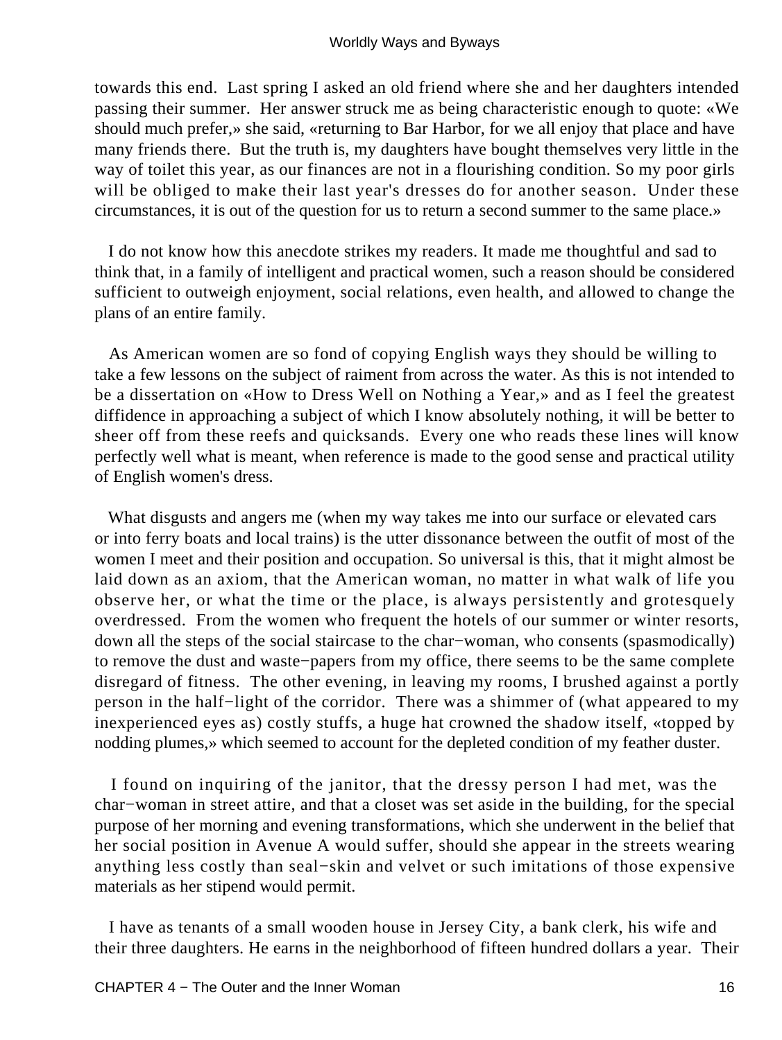towards this end. Last spring I asked an old friend where she and her daughters intended passing their summer. Her answer struck me as being characteristic enough to quote: «We should much prefer,» she said, «returning to Bar Harbor, for we all enjoy that place and have many friends there. But the truth is, my daughters have bought themselves very little in the way of toilet this year, as our finances are not in a flourishing condition. So my poor girls will be obliged to make their last year's dresses do for another season. Under these circumstances, it is out of the question for us to return a second summer to the same place.»

I do not know how this anecdote strikes my readers. It made me thoughtful and sad to think that, in a family of intelligent and practical women, such a reason should be considered sufficient to outweigh enjoyment, social relations, even health, and allowed to change the plans of an entire family.

As American women are so fond of copying English ways they should be willing to take a few lessons on the subject of raiment from across the water. As this is not intended to be a dissertation on «How to Dress Well on Nothing a Year,» and as I feel the greatest diffidence in approaching a subject of which I know absolutely nothing, it will be better to sheer off from these reefs and quicksands. Every one who reads these lines will know perfectly well what is meant, when reference is made to the good sense and practical utility of English women's dress.

What disgusts and angers me (when my way takes me into our surface or elevated cars or into ferry boats and local trains) is the utter dissonance between the outfit of most of the women I meet and their position and occupation. So universal is this, that it might almost be laid down as an axiom, that the American woman, no matter in what walk of life you observe her, or what the time or the place, is always persistently and grotesquely overdressed. From the women who frequent the hotels of our summer or winter resorts, down all the steps of the social staircase to the char−woman, who consents (spasmodically) to remove the dust and waste−papers from my office, there seems to be the same complete disregard of fitness. The other evening, in leaving my rooms, I brushed against a portly person in the half−light of the corridor. There was a shimmer of (what appeared to my inexperienced eyes as) costly stuffs, a huge hat crowned the shadow itself, «topped by nodding plumes,» which seemed to account for the depleted condition of my feather duster.

I found on inquiring of the janitor, that the dressy person I had met, was the char−woman in street attire, and that a closet was set aside in the building, for the special purpose of her morning and evening transformations, which she underwent in the belief that her social position in Avenue A would suffer, should she appear in the streets wearing anything less costly than seal−skin and velvet or such imitations of those expensive materials as her stipend would permit.

I have as tenants of a small wooden house in Jersey City, a bank clerk, his wife and their three daughters. He earns in the neighborhood of fifteen hundred dollars a year. Their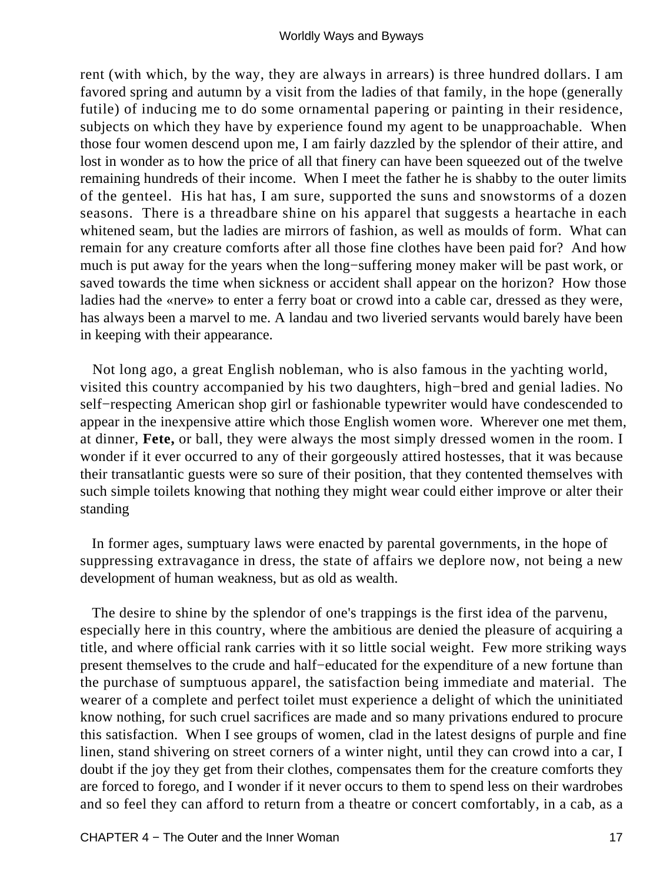rent (with which, by the way, they are always in arrears) is three hundred dollars. I am favored spring and autumn by a visit from the ladies of that family, in the hope (generally futile) of inducing me to do some ornamental papering or painting in their residence, subjects on which they have by experience found my agent to be unapproachable. When those four women descend upon me, I am fairly dazzled by the splendor of their attire, and lost in wonder as to how the price of all that finery can have been squeezed out of the twelve remaining hundreds of their income. When I meet the father he is shabby to the outer limits of the genteel. His hat has, I am sure, supported the suns and snowstorms of a dozen seasons. There is a threadbare shine on his apparel that suggests a heartache in each whitened seam, but the ladies are mirrors of fashion, as well as moulds of form. What can remain for any creature comforts after all those fine clothes have been paid for? And how much is put away for the years when the long−suffering money maker will be past work, or saved towards the time when sickness or accident shall appear on the horizon? How those ladies had the «nerve» to enter a ferry boat or crowd into a cable car, dressed as they were, has always been a marvel to me. A landau and two liveried servants would barely have been in keeping with their appearance.

Not long ago, a great English nobleman, who is also famous in the yachting world, visited this country accompanied by his two daughters, high−bred and genial ladies. No self−respecting American shop girl or fashionable typewriter would have condescended to appear in the inexpensive attire which those English women wore. Wherever one met them, at dinner, **Fete,** or ball, they were always the most simply dressed women in the room. I wonder if it ever occurred to any of their gorgeously attired hostesses, that it was because their transatlantic guests were so sure of their position, that they contented themselves with such simple toilets knowing that nothing they might wear could either improve or alter their standing

In former ages, sumptuary laws were enacted by parental governments, in the hope of suppressing extravagance in dress, the state of affairs we deplore now, not being a new development of human weakness, but as old as wealth.

The desire to shine by the splendor of one's trappings is the first idea of the parvenu, especially here in this country, where the ambitious are denied the pleasure of acquiring a title, and where official rank carries with it so little social weight. Few more striking ways present themselves to the crude and half−educated for the expenditure of a new fortune than the purchase of sumptuous apparel, the satisfaction being immediate and material. The wearer of a complete and perfect toilet must experience a delight of which the uninitiated know nothing, for such cruel sacrifices are made and so many privations endured to procure this satisfaction. When I see groups of women, clad in the latest designs of purple and fine linen, stand shivering on street corners of a winter night, until they can crowd into a car, I doubt if the joy they get from their clothes, compensates them for the creature comforts they are forced to forego, and I wonder if it never occurs to them to spend less on their wardrobes and so feel they can afford to return from a theatre or concert comfortably, in a cab, as a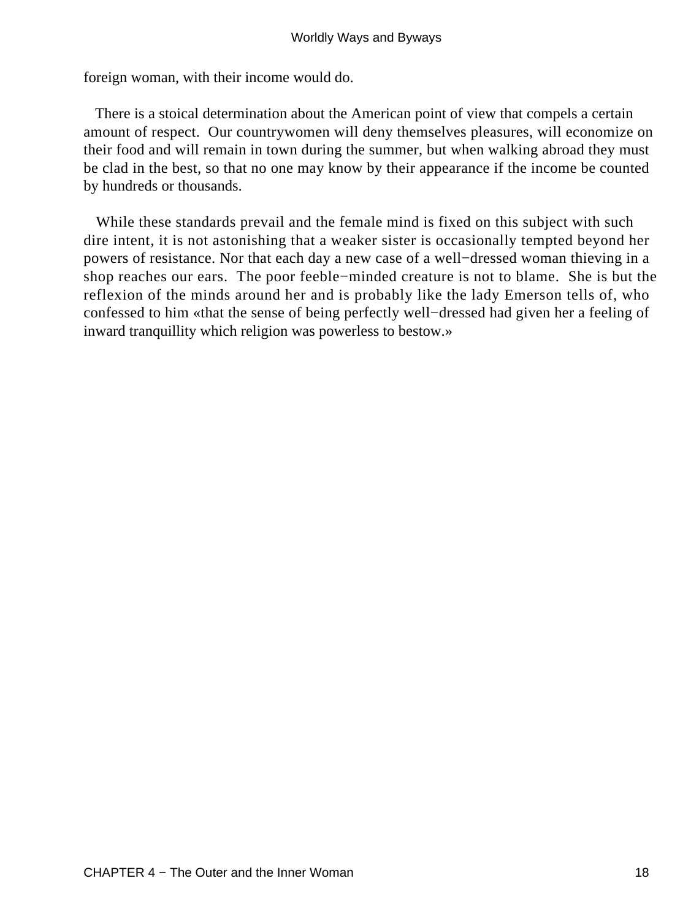foreign woman, with their income would do.

There is a stoical determination about the American point of view that compels a certain amount of respect. Our countrywomen will deny themselves pleasures, will economize on their food and will remain in town during the summer, but when walking abroad they must be clad in the best, so that no one may know by their appearance if the income be counted by hundreds or thousands.

While these standards prevail and the female mind is fixed on this subject with such dire intent, it is not astonishing that a weaker sister is occasionally tempted beyond her powers of resistance. Nor that each day a new case of a well−dressed woman thieving in a shop reaches our ears. The poor feeble−minded creature is not to blame. She is but the reflexion of the minds around her and is probably like the lady Emerson tells of, who confessed to him «that the sense of being perfectly well−dressed had given her a feeling of inward tranquillity which religion was powerless to bestow.»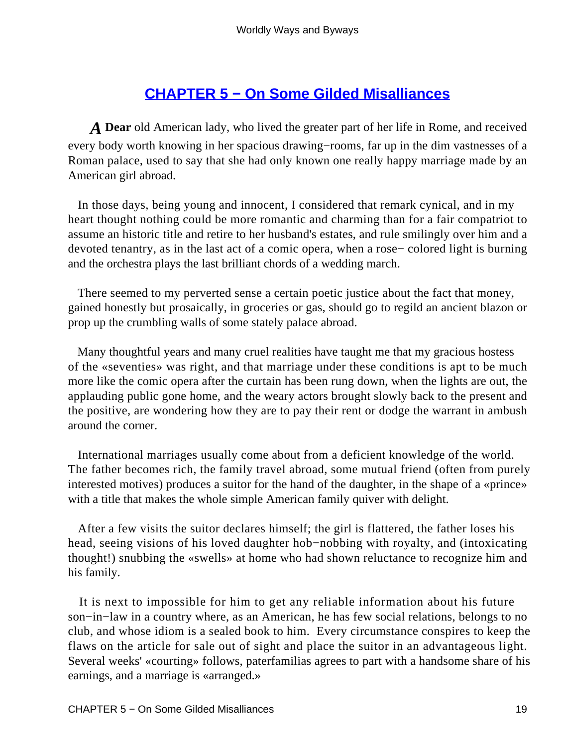## CHAPTER 5 − On Some Gilded Misalliances

**A Dear** old American lady, who lived the greater part of her life in Rome, and received every body worth knowing in her spacious drawing−rooms, far up in the dim vastnesses of a Roman palace, used to say that she had only known one really happy marriage made by an American girl abroad.

In those days, being young and innocent, I considered that remark cynical, and in my heart thought nothing could be more romantic and charming than for a fair compatriot to assume an historic title and retire to her husband's estates, and rule smilingly over him and a devoted tenantry, as in the last act of a comic opera, when a rose− colored light is burning and the orchestra plays the last brilliant chords of a wedding march.

There seemed to my perverted sense a certain poetic justice about the fact that money, gained honestly but prosaically, in groceries or gas, should go to regild an ancient blazon or prop up the crumbling walls of some stately palace abroad.

Many thoughtful years and many cruel realities have taught me that my gracious hostess of the «seventies» was right, and that marriage under these conditions is apt to be much more like the comic opera after the curtain has been rung down, when the lights are out, the applauding public gone home, and the weary actors brought slowly back to the present and the positive, are wondering how they are to pay their rent or dodge the warrant in ambush around the corner.

International marriages usually come about from a deficient knowledge of the world. The father becomes rich, the family travel abroad, some mutual friend (often from purely interested motives) produces a suitor for the hand of the daughter, in the shape of a «prince» with a title that makes the whole simple American family quiver with delight.

After a few visits the suitor declares himself; the girl is flattered, the father loses his head, seeing visions of his loved daughter hob−nobbing with royalty, and (intoxicating thought!) snubbing the «swells» at home who had shown reluctance to recognize him and his family.

It is next to impossible for him to get any reliable information about his future son−in−law in a country where, as an American, he has few social relations, belongs to no club, and whose idiom is a sealed book to him. Every circumstance conspires to keep the flaws on the article for sale out of sight and place the suitor in an advantageous light. Several weeks' «courting» follows, paterfamilias agrees to part with a handsome share of his earnings, and a marriage is «arranged.»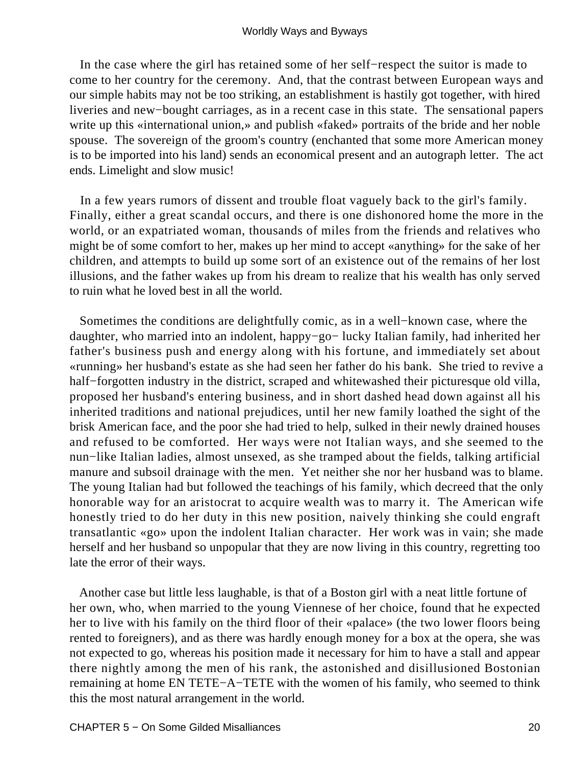In the case where the girl has retained some of her self−respect the suitor is made to come to her country for the ceremony. And, that the contrast between European ways and our simple habits may not be too striking, an establishment is hastily got together, with hired liveries and new−bought carriages, as in a recent case in this state. The sensational papers write up this «international union,» and publish «faked» portraits of the bride and her noble spouse. The sovereign of the groom's country (enchanted that some more American money is to be imported into his land) sends an economical present and an autograph letter. The act ends. Limelight and slow music!

In a few years rumors of dissent and trouble float vaguely back to the girl's family. Finally, either a great scandal occurs, and there is one dishonored home the more in the world, or an expatriated woman, thousands of miles from the friends and relatives who might be of some comfort to her, makes up her mind to accept «anything» for the sake of her children, and attempts to build up some sort of an existence out of the remains of her lost illusions, and the father wakes up from his dream to realize that his wealth has only served to ruin what he loved best in all the world.

Sometimes the conditions are delightfully comic, as in a well−known case, where the daughter, who married into an indolent, happy−go− lucky Italian family, had inherited her father's business push and energy along with his fortune, and immediately set about «running» her husband's estate as she had seen her father do his bank. She tried to revive a half−forgotten industry in the district, scraped and whitewashed their picturesque old villa, proposed her husband's entering business, and in short dashed head down against all his inherited traditions and national prejudices, until her new family loathed the sight of the brisk American face, and the poor she had tried to help, sulked in their newly drained houses and refused to be comforted. Her ways were not Italian ways, and she seemed to the nun−like Italian ladies, almost unsexed, as she tramped about the fields, talking artificial manure and subsoil drainage with the men. Yet neither she nor her husband was to blame. The young Italian had but followed the teachings of his family, which decreed that the only honorable way for an aristocrat to acquire wealth was to marry it. The American wife honestly tried to do her duty in this new position, naively thinking she could engraft transatlantic «go» upon the indolent Italian character. Her work was in vain; she made herself and her husband so unpopular that they are now living in this country, regretting too late the error of their ways.

Another case but little less laughable, is that of a Boston girl with a neat little fortune of her own, who, when married to the young Viennese of her choice, found that he expected her to live with his family on the third floor of their «palace» (the two lower floors being rented to foreigners), and as there was hardly enough money for a box at the opera, she was not expected to go, whereas his position made it necessary for him to have a stall and appear there nightly among the men of his rank, the astonished and disillusioned Bostonian remaining at home EN TETE−A−TETE with the women of his family, who seemed to think this the most natural arrangement in the world.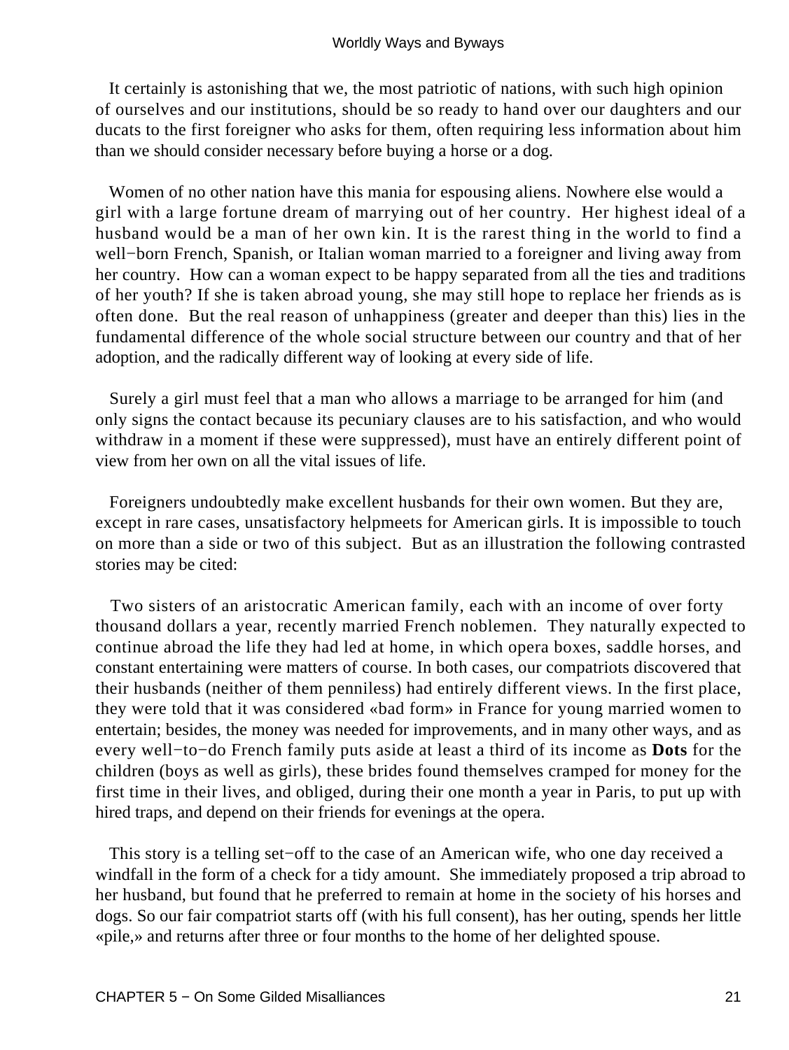It certainly is astonishing that we, the most patriotic of nations, with such high opinion of ourselves and our institutions, should be so ready to hand over our daughters and our ducats to the first foreigner who asks for them, often requiring less information about him than we should consider necessary before buying a horse or a dog.

Women of no other nation have this mania for espousing aliens. Nowhere else would a girl with a large fortune dream of marrying out of her country. Her highest ideal of a husband would be a man of her own kin. It is the rarest thing in the world to find a well−born French, Spanish, or Italian woman married to a foreigner and living away from her country. How can a woman expect to be happy separated from all the ties and traditions of her youth? If she is taken abroad young, she may still hope to replace her friends as is often done. But the real reason of unhappiness (greater and deeper than this) lies in the fundamental difference of the whole social structure between our country and that of her adoption, and the radically different way of looking at every side of life.

Surely a girl must feel that a man who allows a marriage to be arranged for him (and only signs the contact because its pecuniary clauses are to his satisfaction, and who would withdraw in a moment if these were suppressed), must have an entirely different point of view from her own on all the vital issues of life.

Foreigners undoubtedly make excellent husbands for their own women. But they are, except in rare cases, unsatisfactory helpmeets for American girls. It is impossible to touch on more than a side or two of this subject. But as an illustration the following contrasted stories may be cited:

Two sisters of an aristocratic American family, each with an income of over forty thousand dollars a year, recently married French noblemen. They naturally expected to continue abroad the life they had led at home, in which opera boxes, saddle horses, and constant entertaining were matters of course. In both cases, our compatriots discovered that their husbands (neither of them penniless) had entirely different views. In the first place, they were told that it was considered «bad form» in France for young married women to entertain; besides, the money was needed for improvements, and in many other ways, and as every well−to−do French family puts aside at least a third of its income as **Dots** for the children (boys as well as girls), these brides found themselves cramped for money for the first time in their lives, and obliged, during their one month a year in Paris, to put up with hired traps, and depend on their friends for evenings at the opera.

This story is a telling set−off to the case of an American wife, who one day received a windfall in the form of a check for a tidy amount. She immediately proposed a trip abroad to her husband, but found that he preferred to remain at home in the society of his horses and dogs. So our fair compatriot starts off (with his full consent), has her outing, spends her little «pile,» and returns after three or four months to the home of her delighted spouse.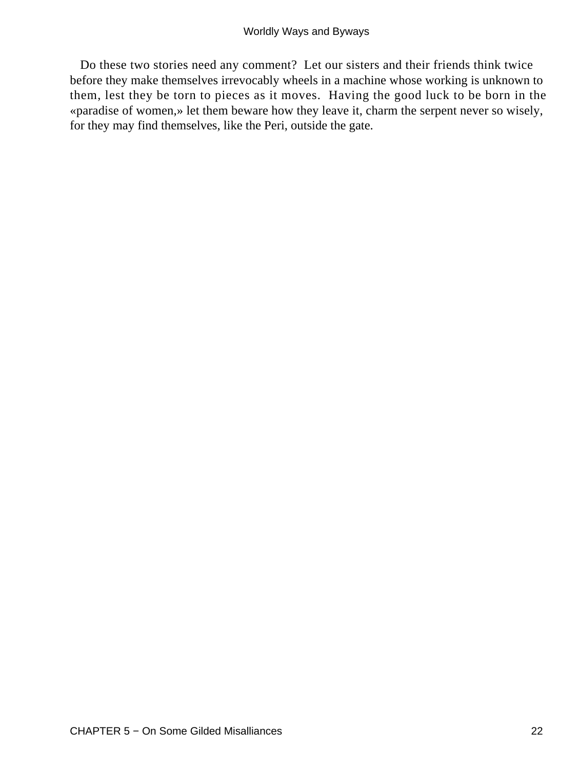Do these two stories need any comment? Let our sisters and their friends think twice before they make themselves irrevocably wheels in a machine whose working is unknown to them, lest they be torn to pieces as it moves. Having the good luck to be born in the «paradise of women,» let them beware how they leave it, charm the serpent never so wisely, for they may find themselves, like the Peri, outside the gate.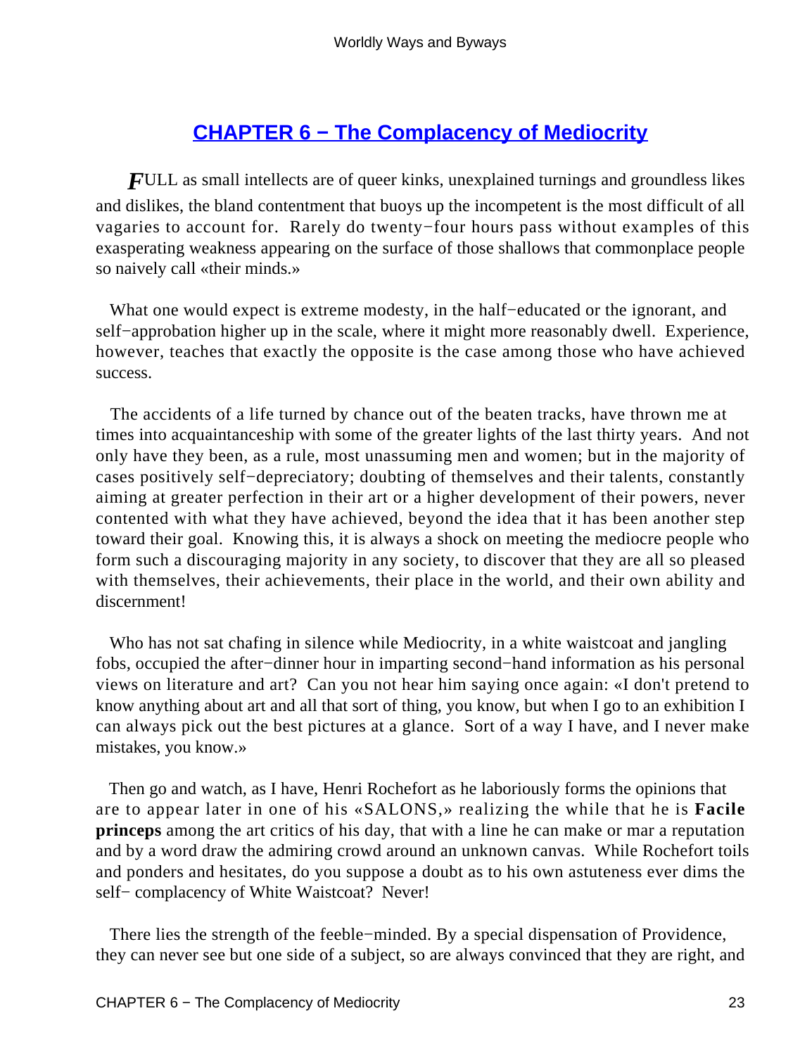## CHAPTER 6 − The Complacency of Mediocrity

*F*ULL as small intellects are of queer kinks, unexplained turnings and groundless likes and dislikes, the bland contentment that buoys up the incompetent is the most difficult of all vagaries to account for. Rarely do twenty−four hours pass without examples of this exasperating weakness appearing on the surface of those shallows that commonplace people so naively call «their minds.»

What one would expect is extreme modesty, in the half−educated or the ignorant, and self−approbation higher up in the scale, where it might more reasonably dwell. Experience, however, teaches that exactly the opposite is the case among those who have achieved success.

The accidents of a life turned by chance out of the beaten tracks, have thrown me at times into acquaintanceship with some of the greater lights of the last thirty years. And not only have they been, as a rule, most unassuming men and women; but in the majority of cases positively self−depreciatory; doubting of themselves and their talents, constantly aiming at greater perfection in their art or a higher development of their powers, never contented with what they have achieved, beyond the idea that it has been another step toward their goal. Knowing this, it is always a shock on meeting the mediocre people who form such a discouraging majority in any society, to discover that they are all so pleased with themselves, their achievements, their place in the world, and their own ability and discernment!

Who has not sat chafing in silence while Mediocrity, in a white waistcoat and jangling fobs, occupied the after−dinner hour in imparting second−hand information as his personal views on literature and art? Can you not hear him saying once again: «I don't pretend to know anything about art and all that sort of thing, you know, but when I go to an exhibition I can always pick out the best pictures at a glance. Sort of a way I have, and I never make mistakes, you know.»

Then go and watch, as I have, Henri Rochefort as he laboriously forms the opinions that are to appear later in one of his «SALONS,» realizing the while that he is **Facile princeps** among the art critics of his day, that with a line he can make or mar a reputation and by a word draw the admiring crowd around an unknown canvas. While Rochefort toils and ponders and hesitates, do you suppose a doubt as to his own astuteness ever dims the self− complacency of White Waistcoat? Never!

There lies the strength of the feeble−minded. By a special dispensation of Providence, they can never see but one side of a subject, so are always convinced that they are right, and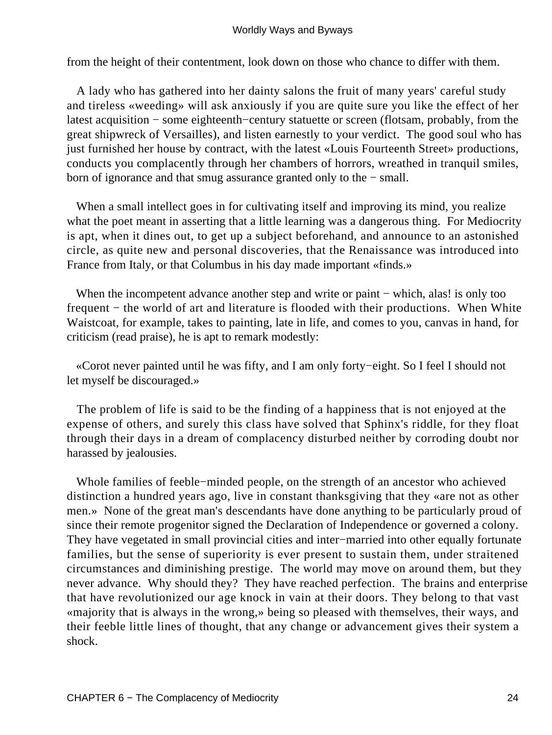from the height of their contentment, look down on those who chance to differ with them.

A lady who has gathered into her dainty salons the fruit of many years' careful study and tireless «weeding» will ask anxiously if you are quite sure you like the effect of her latest acquisition − some eighteenth−century statuette or screen (flotsam, probably, from the great shipwreck of Versailles), and listen earnestly to your verdict. The good soul who has just furnished her house by contract, with the latest «Louis Fourteenth Street» productions, conducts you complacently through her chambers of horrors, wreathed in tranquil smiles, born of ignorance and that smug assurance granted only to the − small.

When a small intellect goes in for cultivating itself and improving its mind, you realize what the poet meant in asserting that a little learning was a dangerous thing. For Mediocrity is apt, when it dines out, to get up a subject beforehand, and announce to an astonished circle, as quite new and personal discoveries, that the Renaissance was introduced into France from Italy, or that Columbus in his day made important «finds.»

When the incompetent advance another step and write or paint − which, alas! is only too frequent − the world of art and literature is flooded with their productions. When White Waistcoat, for example, takes to painting, late in life, and comes to you, canvas in hand, for criticism (read praise), he is apt to remark modestly:

«Corot never painted until he was fifty, and I am only forty−eight. So I feel I should not let myself be discouraged.»

The problem of life is said to be the finding of a happiness that is not enjoyed at the expense of others, and surely this class have solved that Sphinx's riddle, for they float through their days in a dream of complacency disturbed neither by corroding doubt nor harassed by jealousies.

Whole families of feeble−minded people, on the strength of an ancestor who achieved distinction a hundred years ago, live in constant thanksgiving that they «are not as other men.» None of the great man's descendants have done anything to be particularly proud of since their remote progenitor signed the Declaration of Independence or governed a colony. They have vegetated in small provincial cities and inter−married into other equally fortunate families, but the sense of superiority is ever present to sustain them, under straitened circumstances and diminishing prestige. The world may move on around them, but they never advance. Why should they? They have reached perfection. The brains and enterprise that have revolutionized our age knock in vain at their doors. They belong to that vast «majority that is always in the wrong,» being so pleased with themselves, their ways, and their feeble little lines of thought, that any change or advancement gives their system a shock.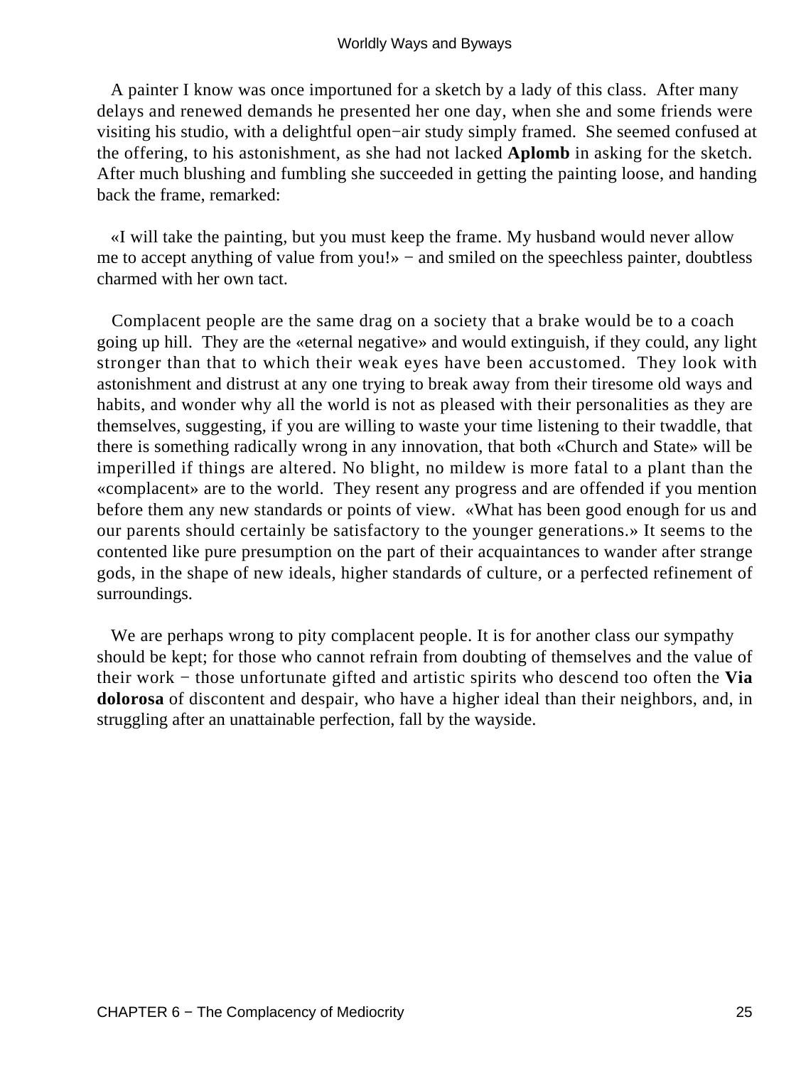A painter I know was once importuned for a sketch by a lady of this class. After many delays and renewed demands he presented her one day, when she and some friends were visiting his studio, with a delightful open−air study simply framed. She seemed confused at the offering, to his astonishment, as she had not lacked **Aplomb** in asking for the sketch. After much blushing and fumbling she succeeded in getting the painting loose, and handing back the frame, remarked:

«I will take the painting, but you must keep the frame. My husband would never allow me to accept anything of value from you!» − and smiled on the speechless painter, doubtless charmed with her own tact.

Complacent people are the same drag on a society that a brake would be to a coach going up hill. They are the «eternal negative» and would extinguish, if they could, any light stronger than that to which their weak eyes have been accustomed. They look with astonishment and distrust at any one trying to break away from their tiresome old ways and habits, and wonder why all the world is not as pleased with their personalities as they are themselves, suggesting, if you are willing to waste your time listening to their twaddle, that there is something radically wrong in any innovation, that both «Church and State» will be imperilled if things are altered. No blight, no mildew is more fatal to a plant than the «complacent» are to the world. They resent any progress and are offended if you mention before them any new standards or points of view. «What has been good enough for us and our parents should certainly be satisfactory to the younger generations.» It seems to the contented like pure presumption on the part of their acquaintances to wander after strange gods, in the shape of new ideals, higher standards of culture, or a perfected refinement of surroundings.

We are perhaps wrong to pity complacent people. It is for another class our sympathy should be kept; for those who cannot refrain from doubting of themselves and the value of their work − those unfortunate gifted and artistic spirits who descend too often the **Via dolorosa** of discontent and despair, who have a higher ideal than their neighbors, and, in struggling after an unattainable perfection, fall by the wayside.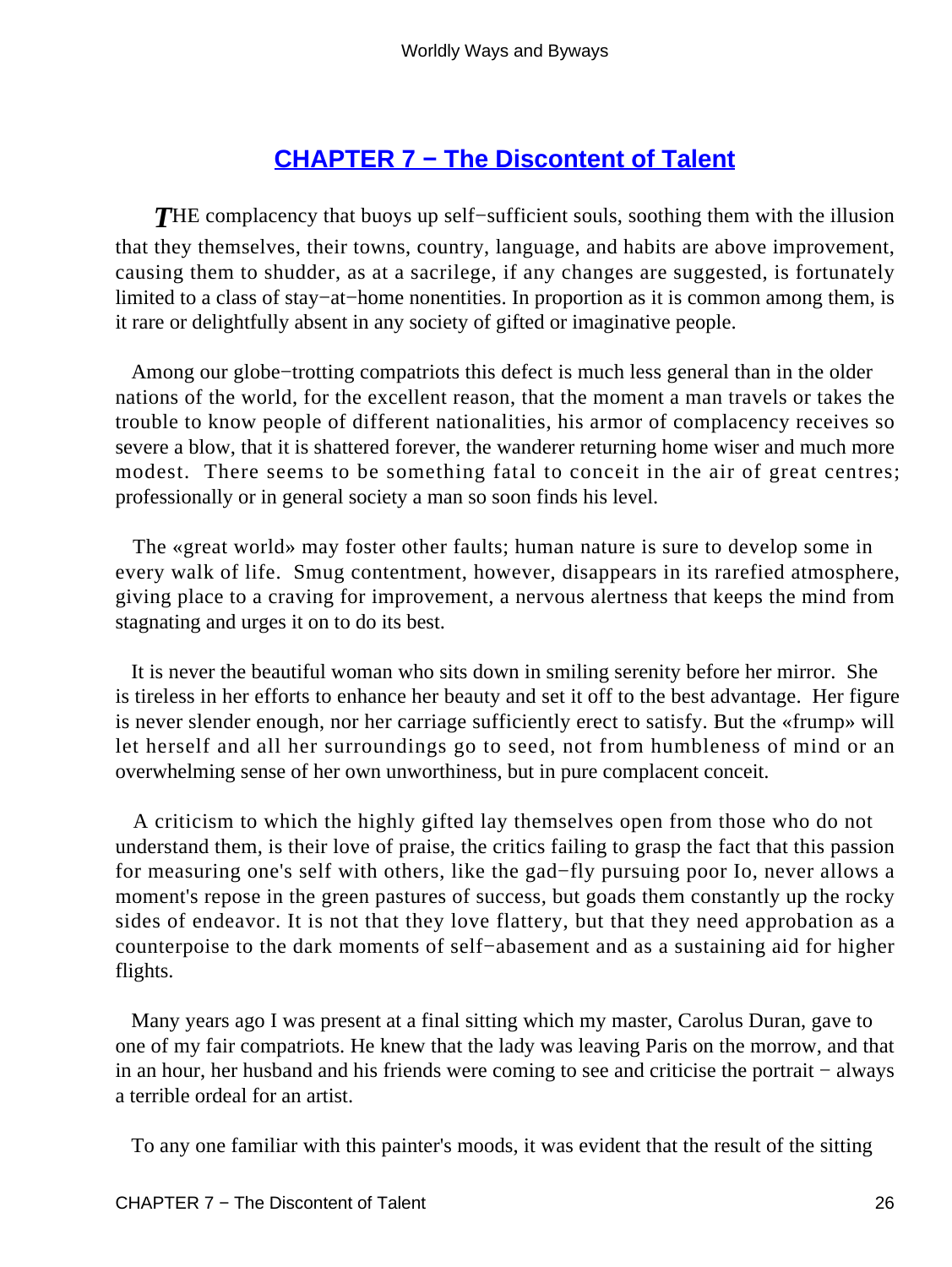## CHAPTER 7 − The Discontent of Talent

*T*HE complacency that buoys up self−sufficient souls, soothing them with the illusion that they themselves, their towns, country, language, and habits are above improvement, causing them to shudder, as at a sacrilege, if any changes are suggested, is fortunately limited to a class of stay−at−home nonentities. In proportion as it is common among them, is it rare or delightfully absent in any society of gifted or imaginative people.

Among our globe−trotting compatriots this defect is much less general than in the older nations of the world, for the excellent reason, that the moment a man travels or takes the trouble to know people of different nationalities, his armor of complacency receives so severe a blow, that it is shattered forever, the wanderer returning home wiser and much more modest. There seems to be something fatal to conceit in the air of great centres; professionally or in general society a man so soon finds his level.

The «great world» may foster other faults; human nature is sure to develop some in every walk of life. Smug contentment, however, disappears in its rarefied atmosphere, giving place to a craving for improvement, a nervous alertness that keeps the mind from stagnating and urges it on to do its best.

It is never the beautiful woman who sits down in smiling serenity before her mirror. She is tireless in her efforts to enhance her beauty and set it off to the best advantage. Her figure is never slender enough, nor her carriage sufficiently erect to satisfy. But the «frump» will let herself and all her surroundings go to seed, not from humbleness of mind or an overwhelming sense of her own unworthiness, but in pure complacent conceit.

A criticism to which the highly gifted lay themselves open from those who do not understand them, is their love of praise, the critics failing to grasp the fact that this passion for measuring one's self with others, like the gad−fly pursuing poor Io, never allows a moment's repose in the green pastures of success, but goads them constantly up the rocky sides of endeavor. It is not that they love flattery, but that they need approbation as a counterpoise to the dark moments of self−abasement and as a sustaining aid for higher flights.

Many years ago I was present at a final sitting which my master, Carolus Duran, gave to one of my fair compatriots. He knew that the lady was leaving Paris on the morrow, and that in an hour, her husband and his friends were coming to see and criticise the portrait − always a terrible ordeal for an artist.

To any one familiar with this painter's moods, it was evident that the result of the sitting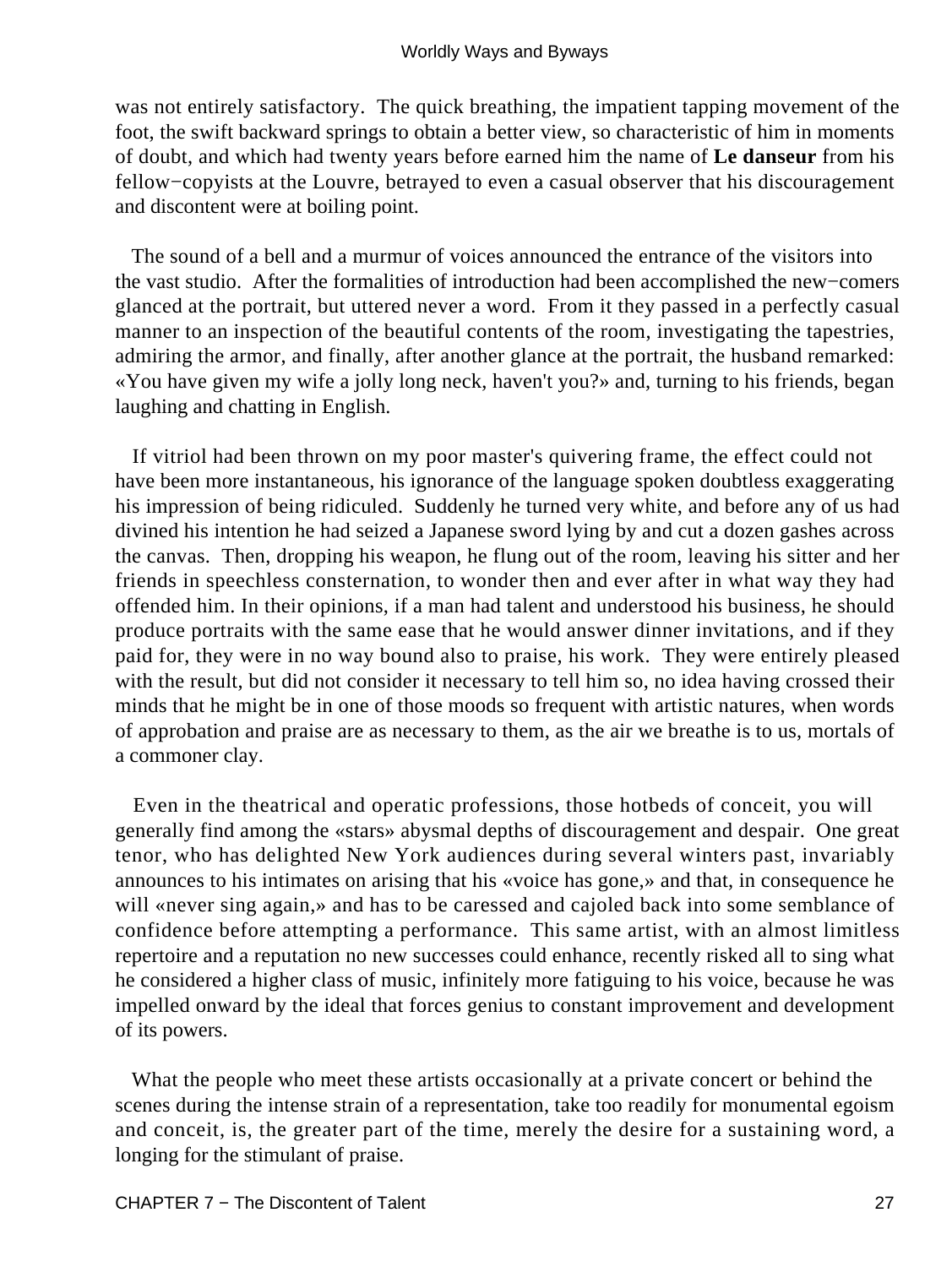was not entirely satisfactory. The quick breathing, the impatient tapping movement of the foot, the swift backward springs to obtain a better view, so characteristic of him in moments of doubt, and which had twenty years before earned him the name of **Le danseur** from his fellow−copyists at the Louvre, betrayed to even a casual observer that his discouragement and discontent were at boiling point.

The sound of a bell and a murmur of voices announced the entrance of the visitors into the vast studio. After the formalities of introduction had been accomplished the new−comers glanced at the portrait, but uttered never a word. From it they passed in a perfectly casual manner to an inspection of the beautiful contents of the room, investigating the tapestries, admiring the armor, and finally, after another glance at the portrait, the husband remarked: «You have given my wife a jolly long neck, haven't you?» and, turning to his friends, began laughing and chatting in English.

If vitriol had been thrown on my poor master's quivering frame, the effect could not have been more instantaneous, his ignorance of the language spoken doubtless exaggerating his impression of being ridiculed. Suddenly he turned very white, and before any of us had divined his intention he had seized a Japanese sword lying by and cut a dozen gashes across the canvas. Then, dropping his weapon, he flung out of the room, leaving his sitter and her friends in speechless consternation, to wonder then and ever after in what way they had offended him. In their opinions, if a man had talent and understood his business, he should produce portraits with the same ease that he would answer dinner invitations, and if they paid for, they were in no way bound also to praise, his work. They were entirely pleased with the result, but did not consider it necessary to tell him so, no idea having crossed their minds that he might be in one of those moods so frequent with artistic natures, when words of approbation and praise are as necessary to them, as the air we breathe is to us, mortals of a commoner clay.

Even in the theatrical and operatic professions, those hotbeds of conceit, you will generally find among the «stars» abysmal depths of discouragement and despair. One great tenor, who has delighted New York audiences during several winters past, invariably announces to his intimates on arising that his «voice has gone,» and that, in consequence he will «never sing again,» and has to be caressed and cajoled back into some semblance of confidence before attempting a performance. This same artist, with an almost limitless repertoire and a reputation no new successes could enhance, recently risked all to sing what he considered a higher class of music, infinitely more fatiguing to his voice, because he was impelled onward by the ideal that forces genius to constant improvement and development of its powers.

What the people who meet these artists occasionally at a private concert or behind the scenes during the intense strain of a representation, take too readily for monumental egoism and conceit, is, the greater part of the time, merely the desire for a sustaining word, a longing for the stimulant of praise.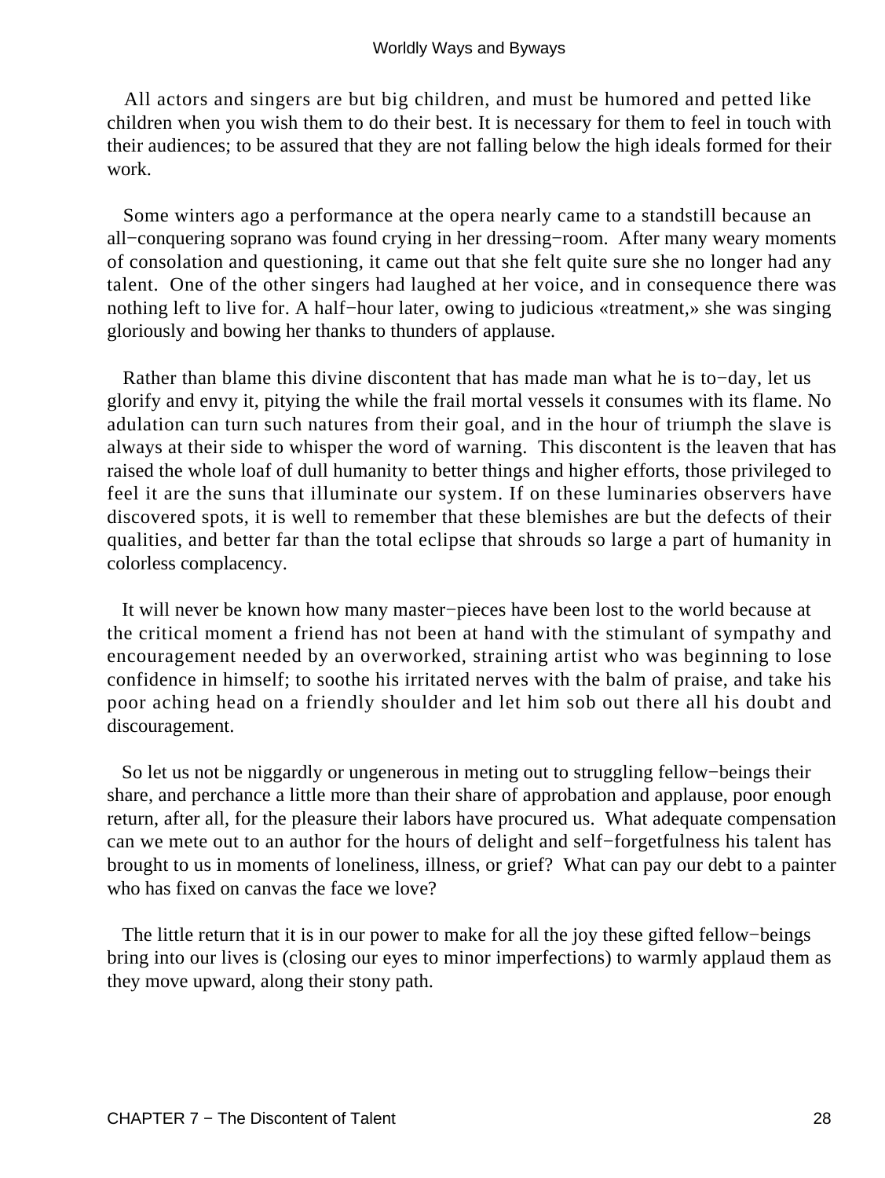All actors and singers are but big children, and must be humored and petted like children when you wish them to do their best. It is necessary for them to feel in touch with their audiences; to be assured that they are not falling below the high ideals formed for their work.

Some winters ago a performance at the opera nearly came to a standstill because an all−conquering soprano was found crying in her dressing−room. After many weary moments of consolation and questioning, it came out that she felt quite sure she no longer had any talent. One of the other singers had laughed at her voice, and in consequence there was nothing left to live for. A half−hour later, owing to judicious «treatment,» she was singing gloriously and bowing her thanks to thunders of applause.

Rather than blame this divine discontent that has made man what he is to−day, let us glorify and envy it, pitying the while the frail mortal vessels it consumes with its flame. No adulation can turn such natures from their goal, and in the hour of triumph the slave is always at their side to whisper the word of warning. This discontent is the leaven that has raised the whole loaf of dull humanity to better things and higher efforts, those privileged to feel it are the suns that illuminate our system. If on these luminaries observers have discovered spots, it is well to remember that these blemishes are but the defects of their qualities, and better far than the total eclipse that shrouds so large a part of humanity in colorless complacency.

It will never be known how many master−pieces have been lost to the world because at the critical moment a friend has not been at hand with the stimulant of sympathy and encouragement needed by an overworked, straining artist who was beginning to lose confidence in himself; to soothe his irritated nerves with the balm of praise, and take his poor aching head on a friendly shoulder and let him sob out there all his doubt and discouragement.

So let us not be niggardly or ungenerous in meting out to struggling fellow−beings their share, and perchance a little more than their share of approbation and applause, poor enough return, after all, for the pleasure their labors have procured us. What adequate compensation can we mete out to an author for the hours of delight and self−forgetfulness his talent has brought to us in moments of loneliness, illness, or grief? What can pay our debt to a painter who has fixed on canvas the face we love?

The little return that it is in our power to make for all the joy these gifted fellow−beings bring into our lives is (closing our eyes to minor imperfections) to warmly applaud them as they move upward, along their stony path.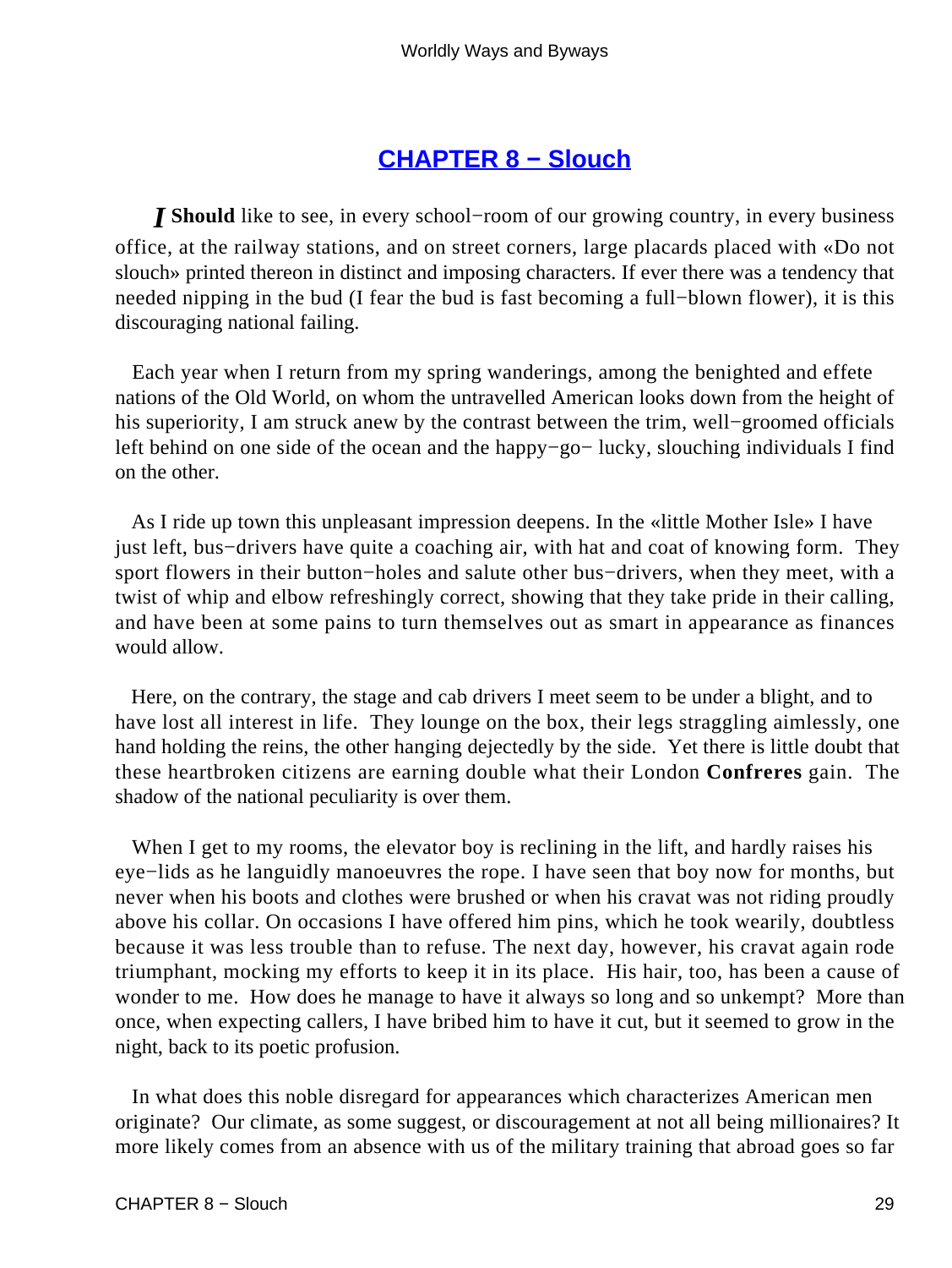## CHAPTER 8 − Slouch

*I* **Should** like to see, in every school−room of our growing country, in every business office, at the railway stations, and on street corners, large placards placed with «Do not slouch» printed thereon in distinct and imposing characters. If ever there was a tendency that needed nipping in the bud (I fear the bud is fast becoming a full−blown flower), it is this discouraging national failing.

Each year when I return from my spring wanderings, among the benighted and effete nations of the Old World, on whom the untravelled American looks down from the height of his superiority, I am struck anew by the contrast between the trim, well−groomed officials left behind on one side of the ocean and the happy−go− lucky, slouching individuals I find on the other.

As I ride up town this unpleasant impression deepens. In the «little Mother Isle» I have just left, bus−drivers have quite a coaching air, with hat and coat of knowing form. They sport flowers in their button−holes and salute other bus−drivers, when they meet, with a twist of whip and elbow refreshingly correct, showing that they take pride in their calling, and have been at some pains to turn themselves out as smart in appearance as finances would allow.

Here, on the contrary, the stage and cab drivers I meet seem to be under a blight, and to have lost all interest in life. They lounge on the box, their legs straggling aimlessly, one hand holding the reins, the other hanging dejectedly by the side. Yet there is little doubt that these heartbroken citizens are earning double what their London **Confreres** gain. The shadow of the national peculiarity is over them.

When I get to my rooms, the elevator boy is reclining in the lift, and hardly raises his eye−lids as he languidly manoeuvres the rope. I have seen that boy now for months, but never when his boots and clothes were brushed or when his cravat was not riding proudly above his collar. On occasions I have offered him pins, which he took wearily, doubtless because it was less trouble than to refuse. The next day, however, his cravat again rode triumphant, mocking my efforts to keep it in its place. His hair, too, has been a cause of wonder to me. How does he manage to have it always so long and so unkempt? More than once, when expecting callers, I have bribed him to have it cut, but it seemed to grow in the night, back to its poetic profusion.

In what does this noble disregard for appearances which characterizes American men originate? Our climate, as some suggest, or discouragement at not all being millionaires? It more likely comes from an absence with us of the military training that abroad goes so far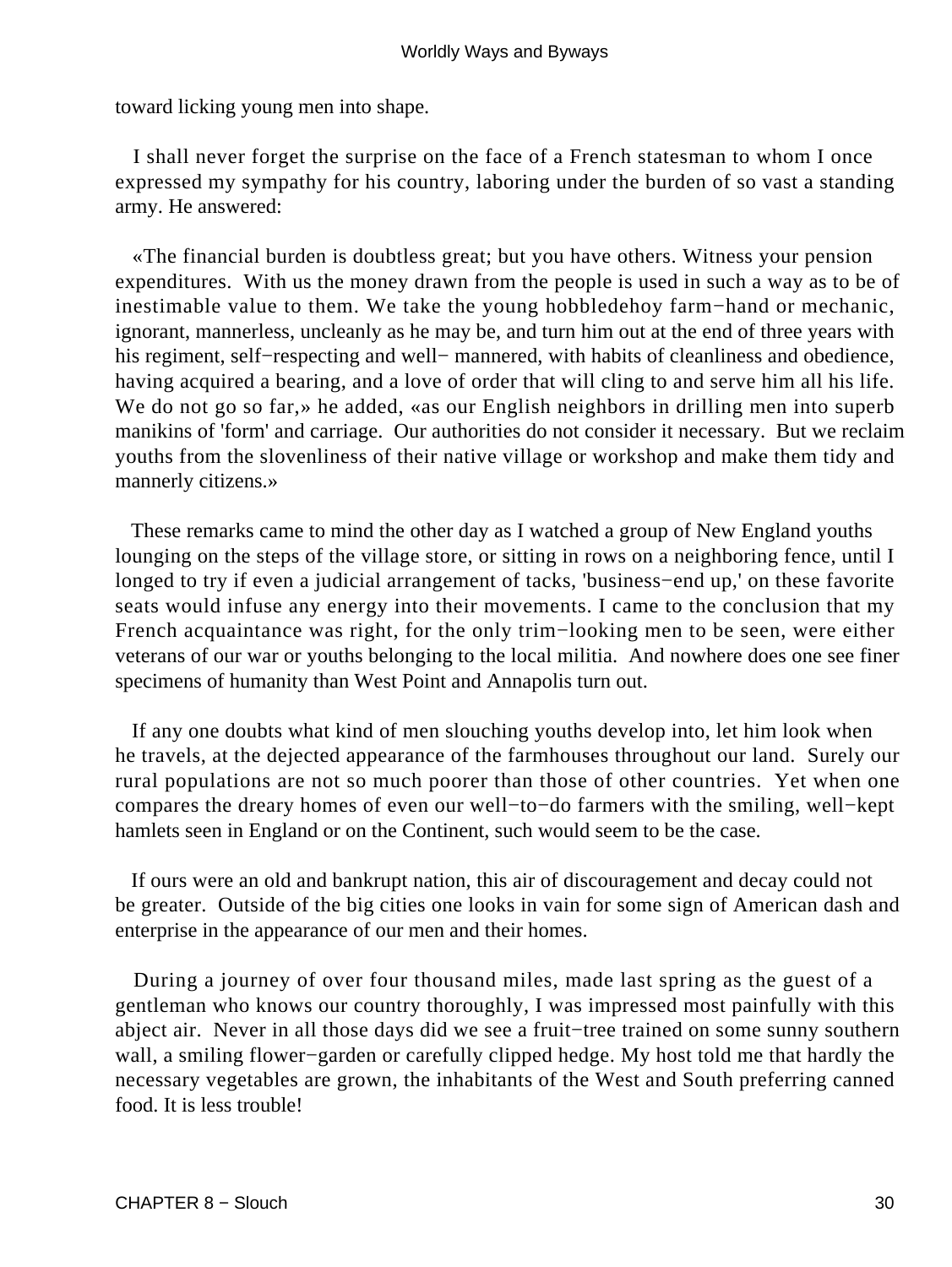toward licking young men into shape.

I shall never forget the surprise on the face of a French statesman to whom I once expressed my sympathy for his country, laboring under the burden of so vast a standing army. He answered:

«The financial burden is doubtless great; but you have others. Witness your pension expenditures. With us the money drawn from the people is used in such a way as to be of inestimable value to them. We take the young hobbledehoy farm−hand or mechanic, ignorant, mannerless, uncleanly as he may be, and turn him out at the end of three years with his regiment, self−respecting and well− mannered, with habits of cleanliness and obedience, having acquired a bearing, and a love of order that will cling to and serve him all his life. We do not go so far,» he added, «as our English neighbors in drilling men into superb manikins of 'form' and carriage. Our authorities do not consider it necessary. But we reclaim youths from the slovenliness of their native village or workshop and make them tidy and mannerly citizens.»

These remarks came to mind the other day as I watched a group of New England youths lounging on the steps of the village store, or sitting in rows on a neighboring fence, until I longed to try if even a judicial arrangement of tacks, 'business−end up,' on these favorite seats would infuse any energy into their movements. I came to the conclusion that my French acquaintance was right, for the only trim−looking men to be seen, were either veterans of our war or youths belonging to the local militia. And nowhere does one see finer specimens of humanity than West Point and Annapolis turn out.

If any one doubts what kind of men slouching youths develop into, let him look when he travels, at the dejected appearance of the farmhouses throughout our land. Surely our rural populations are not so much poorer than those of other countries. Yet when one compares the dreary homes of even our well−to−do farmers with the smiling, well−kept hamlets seen in England or on the Continent, such would seem to be the case.

If ours were an old and bankrupt nation, this air of discouragement and decay could not be greater. Outside of the big cities one looks in vain for some sign of American dash and enterprise in the appearance of our men and their homes.

During a journey of over four thousand miles, made last spring as the guest of a gentleman who knows our country thoroughly, I was impressed most painfully with this abject air. Never in all those days did we see a fruit−tree trained on some sunny southern wall, a smiling flower−garden or carefully clipped hedge. My host told me that hardly the necessary vegetables are grown, the inhabitants of the West and South preferring canned food. It is less trouble!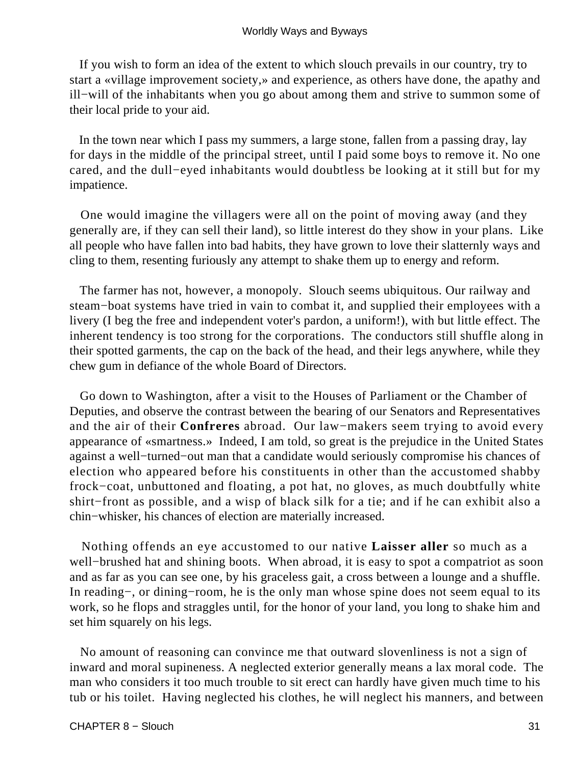If you wish to form an idea of the extent to which slouch prevails in our country, try to start a «village improvement society,» and experience, as others have done, the apathy and ill−will of the inhabitants when you go about among them and strive to summon some of their local pride to your aid.

In the town near which I pass my summers, a large stone, fallen from a passing dray, lay for days in the middle of the principal street, until I paid some boys to remove it. No one cared, and the dull−eyed inhabitants would doubtless be looking at it still but for my impatience.

One would imagine the villagers were all on the point of moving away (and they generally are, if they can sell their land), so little interest do they show in your plans. Like all people who have fallen into bad habits, they have grown to love their slatternly ways and cling to them, resenting furiously any attempt to shake them up to energy and reform.

The farmer has not, however, a monopoly. Slouch seems ubiquitous. Our railway and steam−boat systems have tried in vain to combat it, and supplied their employees with a livery (I beg the free and independent voter's pardon, a uniform!), with but little effect. The inherent tendency is too strong for the corporations. The conductors still shuffle along in their spotted garments, the cap on the back of the head, and their legs anywhere, while they chew gum in defiance of the whole Board of Directors.

Go down to Washington, after a visit to the Houses of Parliament or the Chamber of Deputies, and observe the contrast between the bearing of our Senators and Representatives and the air of their **Confreres** abroad. Our law−makers seem trying to avoid every appearance of «smartness.» Indeed, I am told, so great is the prejudice in the United States against a well−turned−out man that a candidate would seriously compromise his chances of election who appeared before his constituents in other than the accustomed shabby frock−coat, unbuttoned and floating, a pot hat, no gloves, as much doubtfully white shirt−front as possible, and a wisp of black silk for a tie; and if he can exhibit also a chin−whisker, his chances of election are materially increased.

Nothing offends an eye accustomed to our native **Laisser aller** so much as a well−brushed hat and shining boots. When abroad, it is easy to spot a compatriot as soon and as far as you can see one, by his graceless gait, a cross between a lounge and a shuffle. In reading−, or dining−room, he is the only man whose spine does not seem equal to its work, so he flops and straggles until, for the honor of your land, you long to shake him and set him squarely on his legs.

No amount of reasoning can convince me that outward slovenliness is not a sign of inward and moral supineness. A neglected exterior generally means a lax moral code. The man who considers it too much trouble to sit erect can hardly have given much time to his tub or his toilet. Having neglected his clothes, he will neglect his manners, and between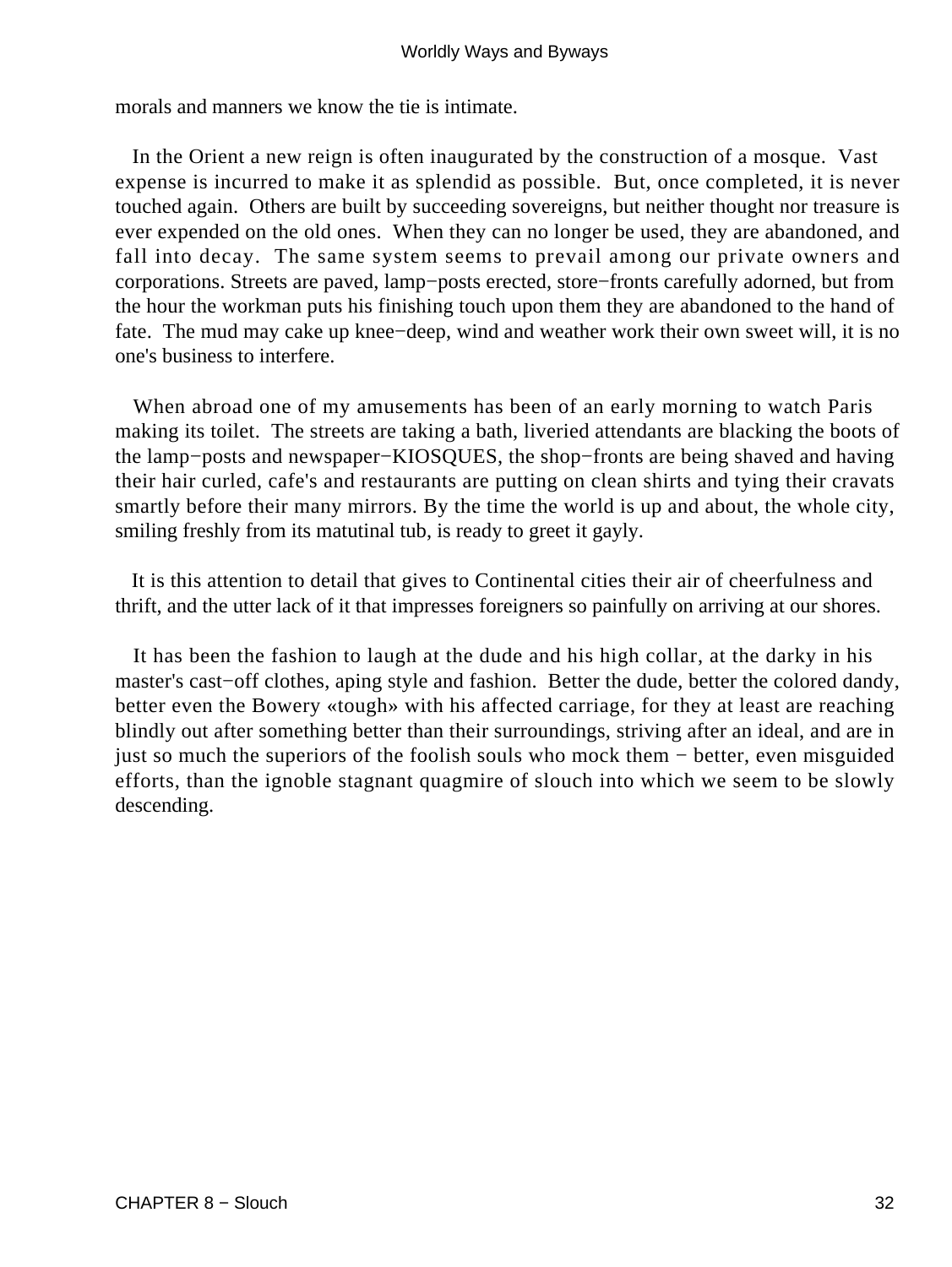morals and manners we know the tie is intimate.

In the Orient a new reign is often inaugurated by the construction of a mosque. Vast expense is incurred to make it as splendid as possible. But, once completed, it is never touched again. Others are built by succeeding sovereigns, but neither thought nor treasure is ever expended on the old ones. When they can no longer be used, they are abandoned, and fall into decay. The same system seems to prevail among our private owners and corporations. Streets are paved, lamp−posts erected, store−fronts carefully adorned, but from the hour the workman puts his finishing touch upon them they are abandoned to the hand of fate. The mud may cake up knee−deep, wind and weather work their own sweet will, it is no one's business to interfere.

When abroad one of my amusements has been of an early morning to watch Paris making its toilet. The streets are taking a bath, liveried attendants are blacking the boots of the lamp−posts and newspaper−KIOSQUES, the shop−fronts are being shaved and having their hair curled, cafe's and restaurants are putting on clean shirts and tying their cravats smartly before their many mirrors. By the time the world is up and about, the whole city, smiling freshly from its matutinal tub, is ready to greet it gayly.

It is this attention to detail that gives to Continental cities their air of cheerfulness and thrift, and the utter lack of it that impresses foreigners so painfully on arriving at our shores.

It has been the fashion to laugh at the dude and his high collar, at the darky in his master's cast−off clothes, aping style and fashion. Better the dude, better the colored dandy, better even the Bowery «tough» with his affected carriage, for they at least are reaching blindly out after something better than their surroundings, striving after an ideal, and are in just so much the superiors of the foolish souls who mock them − better, even misguided efforts, than the ignoble stagnant quagmire of slouch into which we seem to be slowly descending.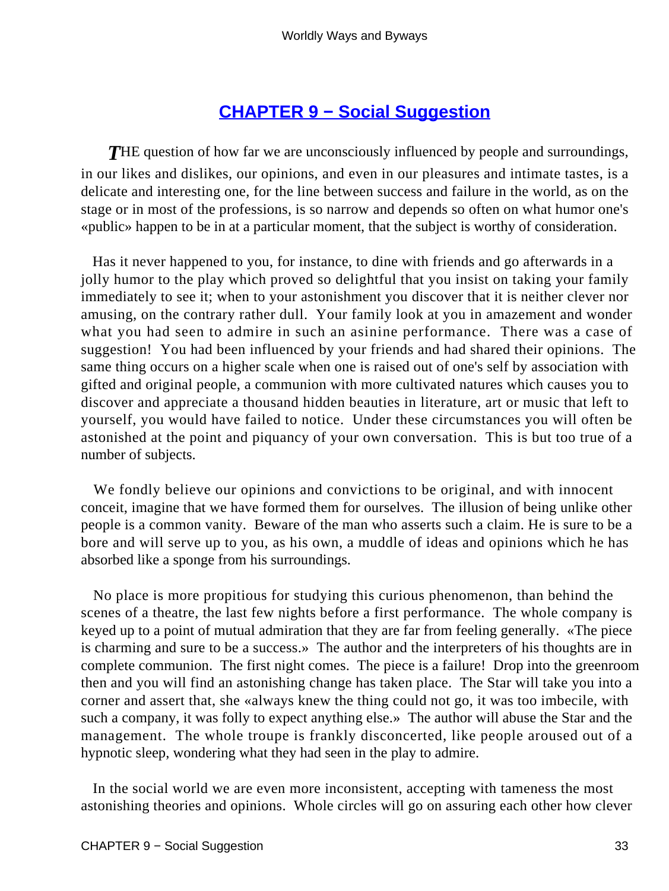## CHAPTER 9 − Social Suggestion

THE question of how far we are unconsciously influenced by people and surroundings, in our likes and dislikes, our opinions, and even in our pleasures and intimate tastes, is a delicate and interesting one, for the line between success and failure in the world, as on the stage or in most of the professions, is so narrow and depends so often on what humor one's «public» happen to be in at a particular moment, that the subject is worthy of consideration.

Has it never happened to you, for instance, to dine with friends and go afterwards in a jolly humor to the play which proved so delightful that you insist on taking your family immediately to see it; when to your astonishment you discover that it is neither clever nor amusing, on the contrary rather dull. Your family look at you in amazement and wonder what you had seen to admire in such an asinine performance. There was a case of suggestion! You had been influenced by your friends and had shared their opinions. The same thing occurs on a higher scale when one is raised out of one's self by association with gifted and original people, a communion with more cultivated natures which causes you to discover and appreciate a thousand hidden beauties in literature, art or music that left to yourself, you would have failed to notice. Under these circumstances you will often be astonished at the point and piquancy of your own conversation. This is but too true of a number of subjects.

We fondly believe our opinions and convictions to be original, and with innocent conceit, imagine that we have formed them for ourselves. The illusion of being unlike other people is a common vanity. Beware of the man who asserts such a claim. He is sure to be a bore and will serve up to you, as his own, a muddle of ideas and opinions which he has absorbed like a sponge from his surroundings.

No place is more propitious for studying this curious phenomenon, than behind the scenes of a theatre, the last few nights before a first performance. The whole company is keyed up to a point of mutual admiration that they are far from feeling generally. «The piece is charming and sure to be a success.» The author and the interpreters of his thoughts are in complete communion. The first night comes. The piece is a failure! Drop into the greenroom then and you will find an astonishing change has taken place. The Star will take you into a corner and assert that, she «always knew the thing could not go, it was too imbecile, with such a company, it was folly to expect anything else.» The author will abuse the Star and the management. The whole troupe is frankly disconcerted, like people aroused out of a hypnotic sleep, wondering what they had seen in the play to admire.

In the social world we are even more inconsistent, accepting with tameness the most astonishing theories and opinions. Whole circles will go on assuring each other how clever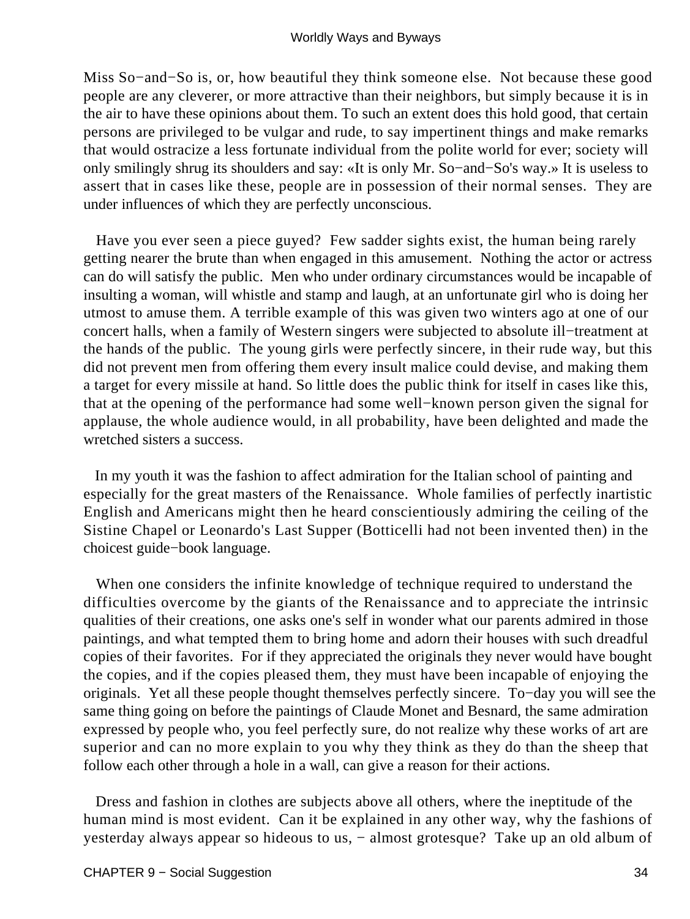Miss So−and−So is, or, how beautiful they think someone else. Not because these good people are any cleverer, or more attractive than their neighbors, but simply because it is in the air to have these opinions about them. To such an extent does this hold good, that certain persons are privileged to be vulgar and rude, to say impertinent things and make remarks that would ostracize a less fortunate individual from the polite world for ever; society will only smilingly shrug its shoulders and say: «It is only Mr. So−and−So's way.» It is useless to assert that in cases like these, people are in possession of their normal senses. They are under influences of which they are perfectly unconscious.

Have you ever seen a piece guyed? Few sadder sights exist, the human being rarely getting nearer the brute than when engaged in this amusement. Nothing the actor or actress can do will satisfy the public. Men who under ordinary circumstances would be incapable of insulting a woman, will whistle and stamp and laugh, at an unfortunate girl who is doing her utmost to amuse them. A terrible example of this was given two winters ago at one of our concert halls, when a family of Western singers were subjected to absolute ill−treatment at the hands of the public. The young girls were perfectly sincere, in their rude way, but this did not prevent men from offering them every insult malice could devise, and making them a target for every missile at hand. So little does the public think for itself in cases like this, that at the opening of the performance had some well−known person given the signal for applause, the whole audience would, in all probability, have been delighted and made the wretched sisters a success.

In my youth it was the fashion to affect admiration for the Italian school of painting and especially for the great masters of the Renaissance. Whole families of perfectly inartistic English and Americans might then he heard conscientiously admiring the ceiling of the Sistine Chapel or Leonardo's Last Supper (Botticelli had not been invented then) in the choicest guide−book language.

When one considers the infinite knowledge of technique required to understand the difficulties overcome by the giants of the Renaissance and to appreciate the intrinsic qualities of their creations, one asks one's self in wonder what our parents admired in those paintings, and what tempted them to bring home and adorn their houses with such dreadful copies of their favorites. For if they appreciated the originals they never would have bought the copies, and if the copies pleased them, they must have been incapable of enjoying the originals. Yet all these people thought themselves perfectly sincere. To−day you will see the same thing going on before the paintings of Claude Monet and Besnard, the same admiration expressed by people who, you feel perfectly sure, do not realize why these works of art are superior and can no more explain to you why they think as they do than the sheep that follow each other through a hole in a wall, can give a reason for their actions.

Dress and fashion in clothes are subjects above all others, where the ineptitude of the human mind is most evident. Can it be explained in any other way, why the fashions of yesterday always appear so hideous to us, − almost grotesque? Take up an old album of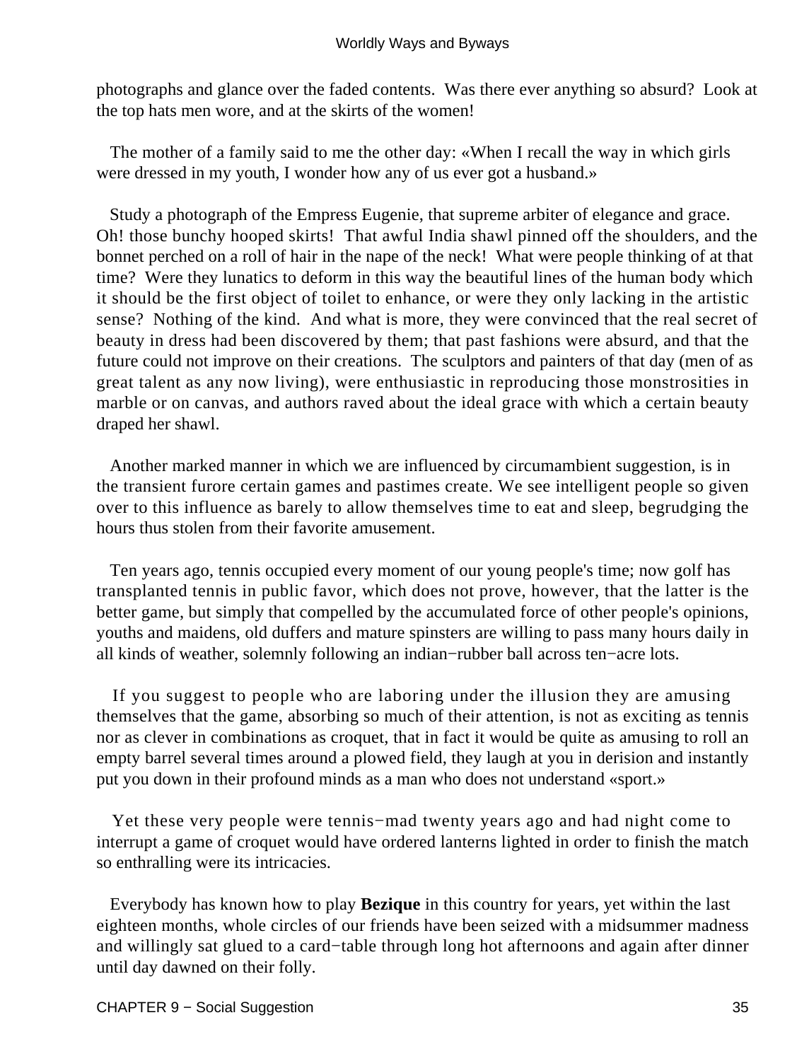photographs and glance over the faded contents. Was there ever anything so absurd? Look at the top hats men wore, and at the skirts of the women!

The mother of a family said to me the other day: «When I recall the way in which girls were dressed in my youth, I wonder how any of us ever got a husband.»

Study a photograph of the Empress Eugenie, that supreme arbiter of elegance and grace. Oh! those bunchy hooped skirts! That awful India shawl pinned off the shoulders, and the bonnet perched on a roll of hair in the nape of the neck! What were people thinking of at that time? Were they lunatics to deform in this way the beautiful lines of the human body which it should be the first object of toilet to enhance, or were they only lacking in the artistic sense? Nothing of the kind. And what is more, they were convinced that the real secret of beauty in dress had been discovered by them; that past fashions were absurd, and that the future could not improve on their creations. The sculptors and painters of that day (men of as great talent as any now living), were enthusiastic in reproducing those monstrosities in marble or on canvas, and authors raved about the ideal grace with which a certain beauty draped her shawl.

Another marked manner in which we are influenced by circumambient suggestion, is in the transient furore certain games and pastimes create. We see intelligent people so given over to this influence as barely to allow themselves time to eat and sleep, begrudging the hours thus stolen from their favorite amusement.

Ten years ago, tennis occupied every moment of our young people's time; now golf has transplanted tennis in public favor, which does not prove, however, that the latter is the better game, but simply that compelled by the accumulated force of other people's opinions, youths and maidens, old duffers and mature spinsters are willing to pass many hours daily in all kinds of weather, solemnly following an indian−rubber ball across ten−acre lots.

If you suggest to people who are laboring under the illusion they are amusing themselves that the game, absorbing so much of their attention, is not as exciting as tennis nor as clever in combinations as croquet, that in fact it would be quite as amusing to roll an empty barrel several times around a plowed field, they laugh at you in derision and instantly put you down in their profound minds as a man who does not understand «sport.»

Yet these very people were tennis−mad twenty years ago and had night come to interrupt a game of croquet would have ordered lanterns lighted in order to finish the match so enthralling were its intricacies.

Everybody has known how to play **Bezique** in this country for years, yet within the last eighteen months, whole circles of our friends have been seized with a midsummer madness and willingly sat glued to a card−table through long hot afternoons and again after dinner until day dawned on their folly.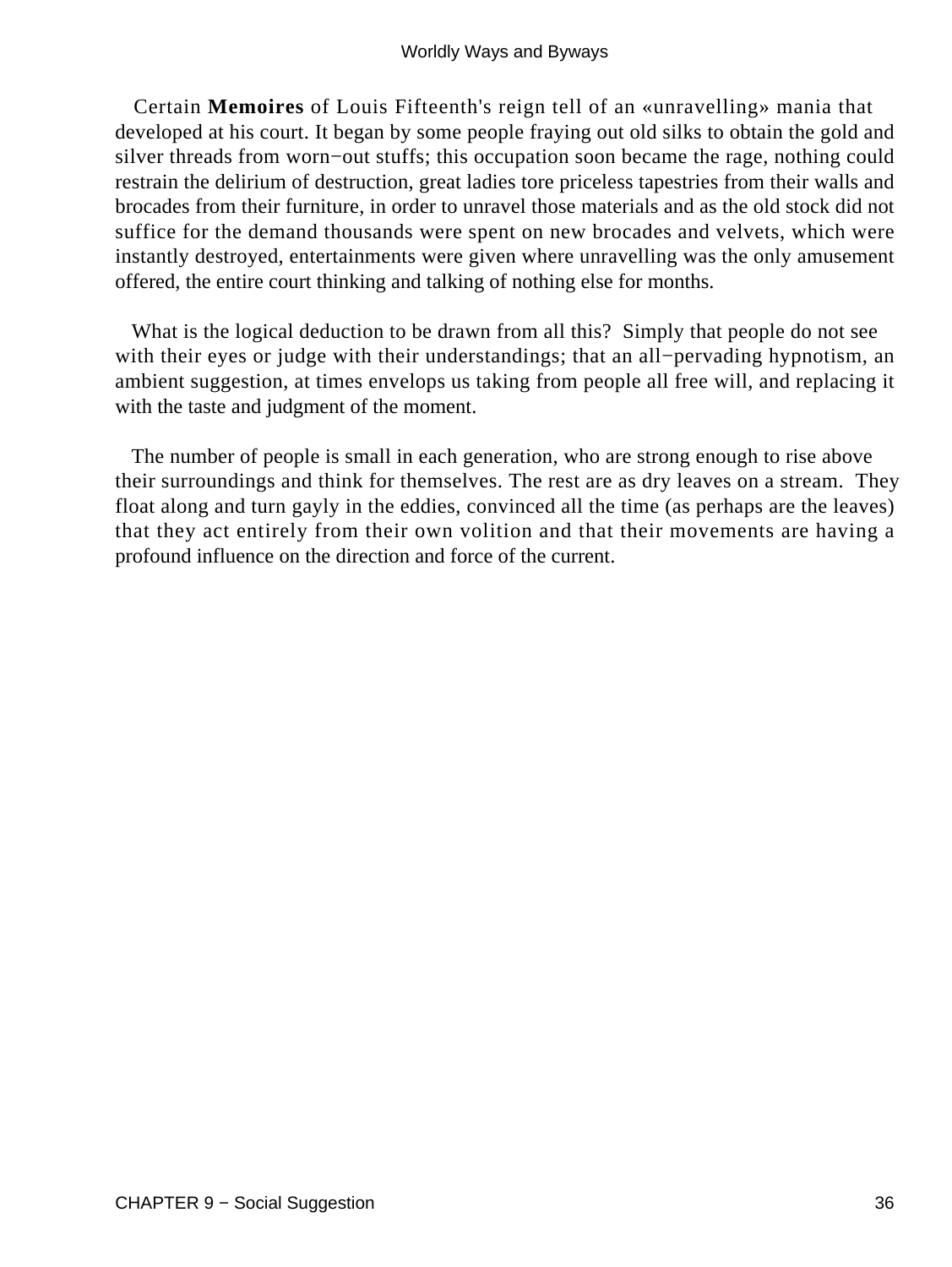Certain **Memoires** of Louis Fifteenth's reign tell of an «unravelling» mania that developed at his court. It began by some people fraying out old silks to obtain the gold and silver threads from worn−out stuffs; this occupation soon became the rage, nothing could restrain the delirium of destruction, great ladies tore priceless tapestries from their walls and brocades from their furniture, in order to unravel those materials and as the old stock did not suffice for the demand thousands were spent on new brocades and velvets, which were instantly destroyed, entertainments were given where unravelling was the only amusement offered, the entire court thinking and talking of nothing else for months.

What is the logical deduction to be drawn from all this? Simply that people do not see with their eyes or judge with their understandings; that an all−pervading hypnotism, an ambient suggestion, at times envelops us taking from people all free will, and replacing it with the taste and judgment of the moment.

The number of people is small in each generation, who are strong enough to rise above their surroundings and think for themselves. The rest are as dry leaves on a stream. They float along and turn gayly in the eddies, convinced all the time (as perhaps are the leaves) that they act entirely from their own volition and that their movements are having a profound influence on the direction and force of the current.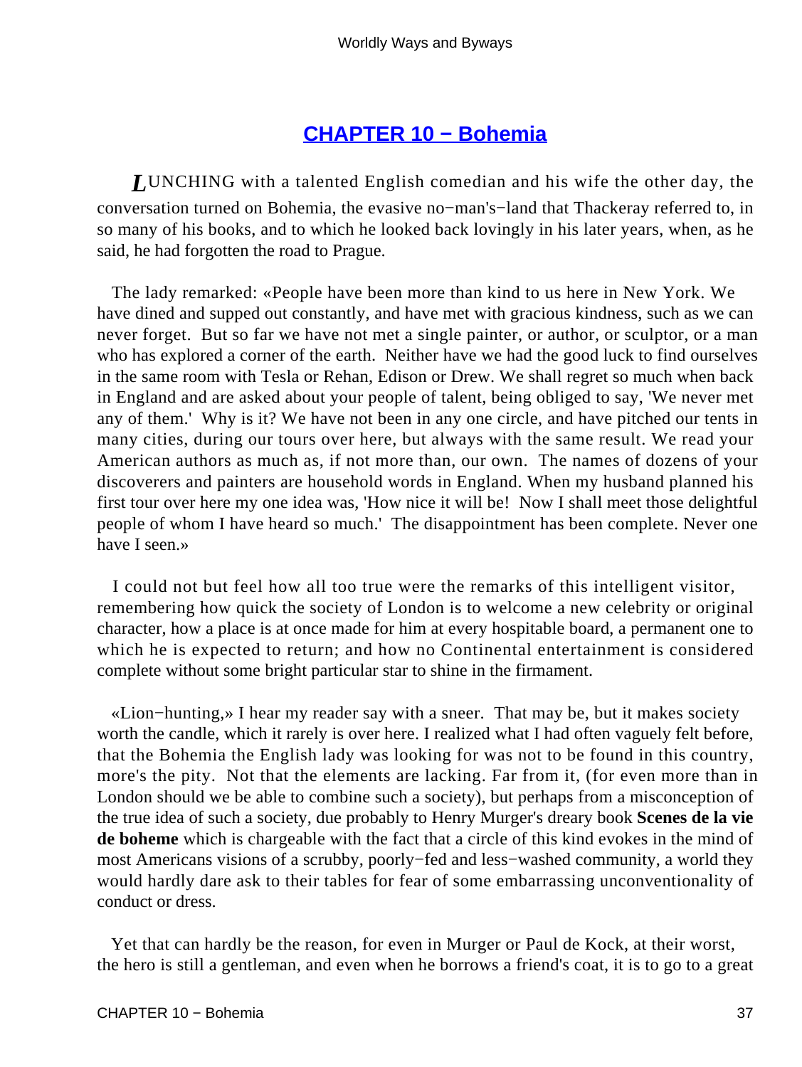## CHAPTER 10 − Bohemia

*L*UNCHING with a talented English comedian and his wife the other day, the conversation turned on Bohemia, the evasive no−man's−land that Thackeray referred to, in so many of his books, and to which he looked back lovingly in his later years, when, as he said, he had forgotten the road to Prague.

The lady remarked: «People have been more than kind to us here in New York. We have dined and supped out constantly, and have met with gracious kindness, such as we can never forget. But so far we have not met a single painter, or author, or sculptor, or a man who has explored a corner of the earth. Neither have we had the good luck to find ourselves in the same room with Tesla or Rehan, Edison or Drew. We shall regret so much when back in England and are asked about your people of talent, being obliged to say, 'We never met any of them.' Why is it? We have not been in any one circle, and have pitched our tents in many cities, during our tours over here, but always with the same result. We read your American authors as much as, if not more than, our own. The names of dozens of your discoverers and painters are household words in England. When my husband planned his first tour over here my one idea was, 'How nice it will be! Now I shall meet those delightful people of whom I have heard so much.' The disappointment has been complete. Never one have I seen.»

I could not but feel how all too true were the remarks of this intelligent visitor, remembering how quick the society of London is to welcome a new celebrity or original character, how a place is at once made for him at every hospitable board, a permanent one to which he is expected to return; and how no Continental entertainment is considered complete without some bright particular star to shine in the firmament.

«Lion−hunting,» I hear my reader say with a sneer. That may be, but it makes society worth the candle, which it rarely is over here. I realized what I had often vaguely felt before, that the Bohemia the English lady was looking for was not to be found in this country, more's the pity. Not that the elements are lacking. Far from it, (for even more than in London should we be able to combine such a society), but perhaps from a misconception of the true idea of such a society, due probably to Henry Murger's dreary book **Scenes de la vie de boheme** which is chargeable with the fact that a circle of this kind evokes in the mind of most Americans visions of a scrubby, poorly−fed and less−washed community, a world they would hardly dare ask to their tables for fear of some embarrassing unconventionality of conduct or dress.

Yet that can hardly be the reason, for even in Murger or Paul de Kock, at their worst, the hero is still a gentleman, and even when he borrows a friend's coat, it is to go to a great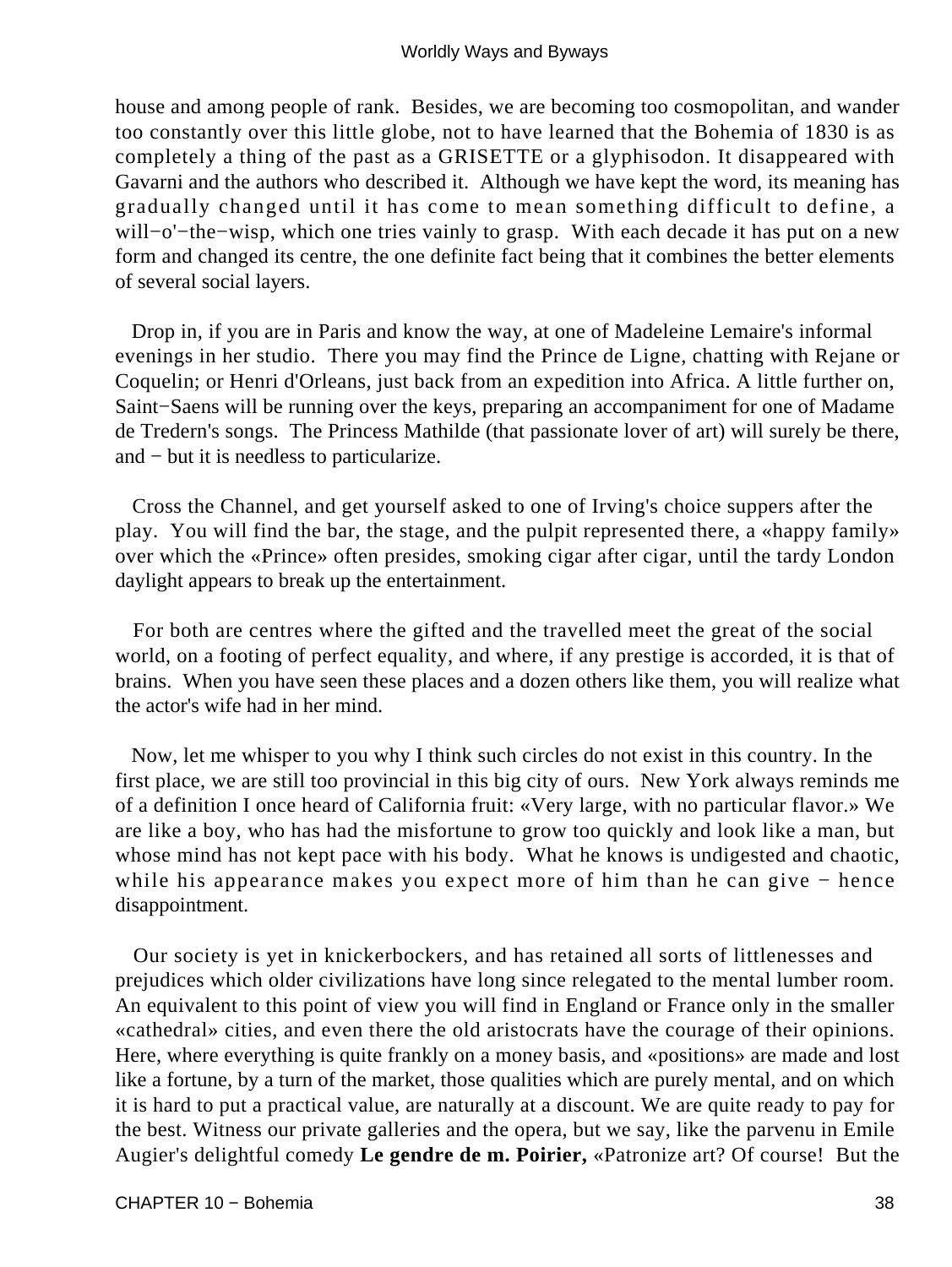house and among people of rank.  Besides, we are becoming too cosmopolitan, and wander too constantly over this little globe, not to have learned that the Bohemia of 1830 is as completely a thing of the past as a GRISETTE or a glyphisodon. It disappeared with Gavarni and the authors who described it.  Although we have kept the word, its meaning has gradually changed until it has come to mean something difficult to define, a will−o'−the−wisp, which one tries vainly to grasp.  With each decade it has put on a new form and changed its centre, the one definite fact being that it combines the better elements of several social layers.

Drop in, if you are in Paris and know the way, at one of Madeleine Lemaire's informal evenings in her studio.  There you may find the Prince de Ligne, chatting with Rejane or Coquelin; or Henri d'Orleans, just back from an expedition into Africa. A little further on, Saint−Saens will be running over the keys, preparing an accompaniment for one of Madame de Tredern's songs.  The Princess Mathilde (that passionate lover of art) will surely be there, and − but it is needless to particularize.

Cross the Channel, and get yourself asked to one of Irving's choice suppers after the play.  You will find the bar, the stage, and the pulpit represented there, a «happy family» over which the «Prince» often presides, smoking cigar after cigar, until the tardy London daylight appears to break up the entertainment.

For both are centres where the gifted and the travelled meet the great of the social world, on a footing of perfect equality, and where, if any prestige is accorded, it is that of brains.  When you have seen these places and a dozen others like them, you will realize what the actor's wife had in her mind.

Now, let me whisper to you why I think such circles do not exist in this country. In the first place, we are still too provincial in this big city of ours.  New York always reminds me of a definition I once heard of California fruit: «Very large, with no particular flavor.» We are like a boy, who has had the misfortune to grow too quickly and look like a man, but whose mind has not kept pace with his body.  What he knows is undigested and chaotic, while his appearance makes you expect more of him than he can give − hence disappointment.

Our society is yet in knickerbockers, and has retained all sorts of littlenesses and prejudices which older civilizations have long since relegated to the mental lumber room. An equivalent to this point of view you will find in England or France only in the smaller «cathedral» cities, and even there the old aristocrats have the courage of their opinions. Here, where everything is quite frankly on a money basis, and «positions» are made and lost like a fortune, by a turn of the market, those qualities which are purely mental, and on which it is hard to put a practical value, are naturally at a discount. We are quite ready to pay for the best. Witness our private galleries and the opera, but we say, like the parvenu in Emile Augier's delightful comedy **Le gendre de m. Poirier,** «Patronize art? Of course!  But the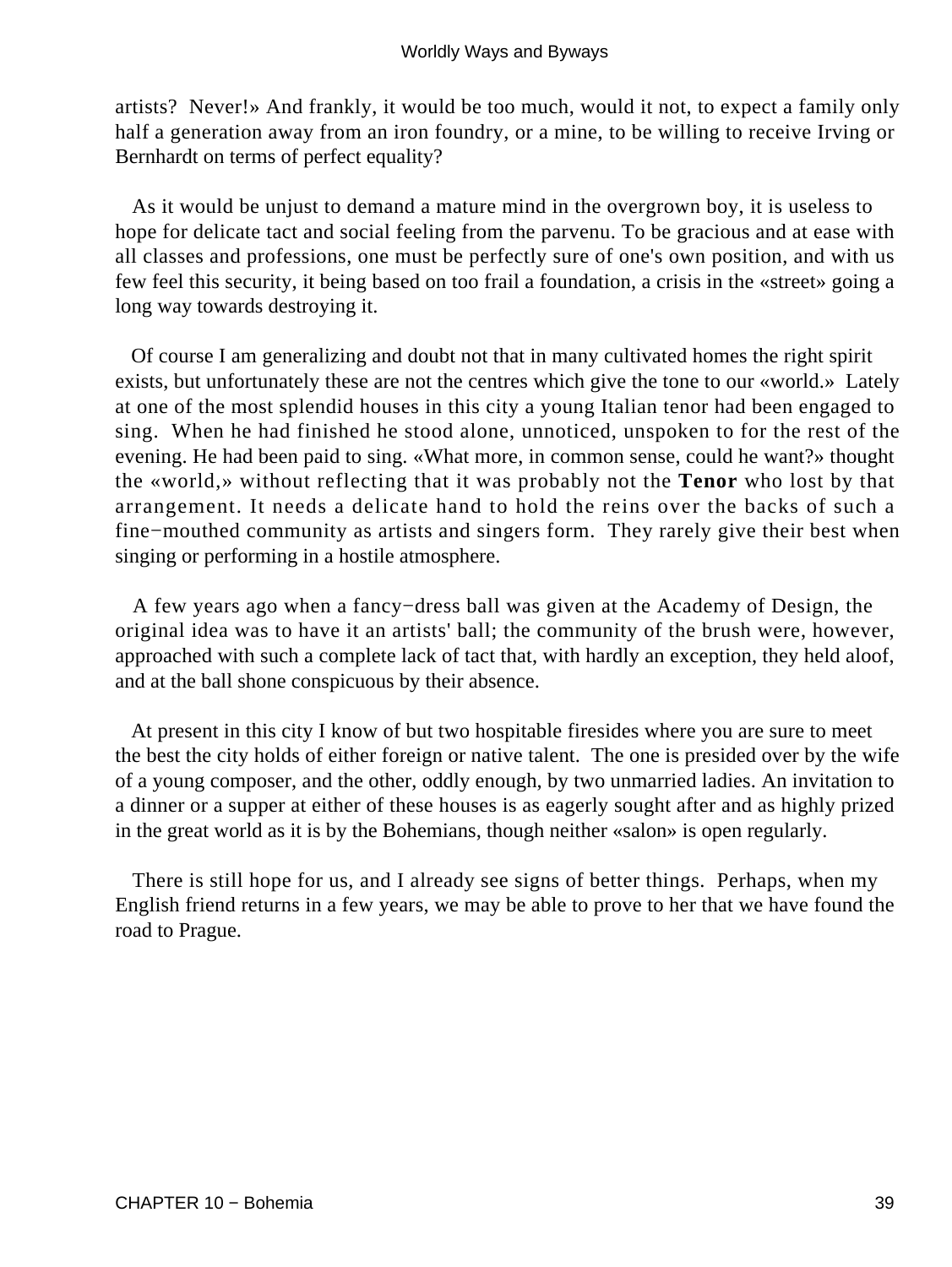artists? Never!» And frankly, it would be too much, would it not, to expect a family only half a generation away from an iron foundry, or a mine, to be willing to receive Irving or Bernhardt on terms of perfect equality?

As it would be unjust to demand a mature mind in the overgrown boy, it is useless to hope for delicate tact and social feeling from the parvenu. To be gracious and at ease with all classes and professions, one must be perfectly sure of one's own position, and with us few feel this security, it being based on too frail a foundation, a crisis in the «street» going a long way towards destroying it.

Of course I am generalizing and doubt not that in many cultivated homes the right spirit exists, but unfortunately these are not the centres which give the tone to our «world.» Lately at one of the most splendid houses in this city a young Italian tenor had been engaged to sing. When he had finished he stood alone, unnoticed, unspoken to for the rest of the evening. He had been paid to sing. «What more, in common sense, could he want?» thought the «world,» without reflecting that it was probably not the **Tenor** who lost by that arrangement. It needs a delicate hand to hold the reins over the backs of such a fine−mouthed community as artists and singers form. They rarely give their best when singing or performing in a hostile atmosphere.

A few years ago when a fancy−dress ball was given at the Academy of Design, the original idea was to have it an artists' ball; the community of the brush were, however, approached with such a complete lack of tact that, with hardly an exception, they held aloof, and at the ball shone conspicuous by their absence.

At present in this city I know of but two hospitable firesides where you are sure to meet the best the city holds of either foreign or native talent. The one is presided over by the wife of a young composer, and the other, oddly enough, by two unmarried ladies. An invitation to a dinner or a supper at either of these houses is as eagerly sought after and as highly prized in the great world as it is by the Bohemians, though neither «salon» is open regularly.

There is still hope for us, and I already see signs of better things. Perhaps, when my English friend returns in a few years, we may be able to prove to her that we have found the road to Prague.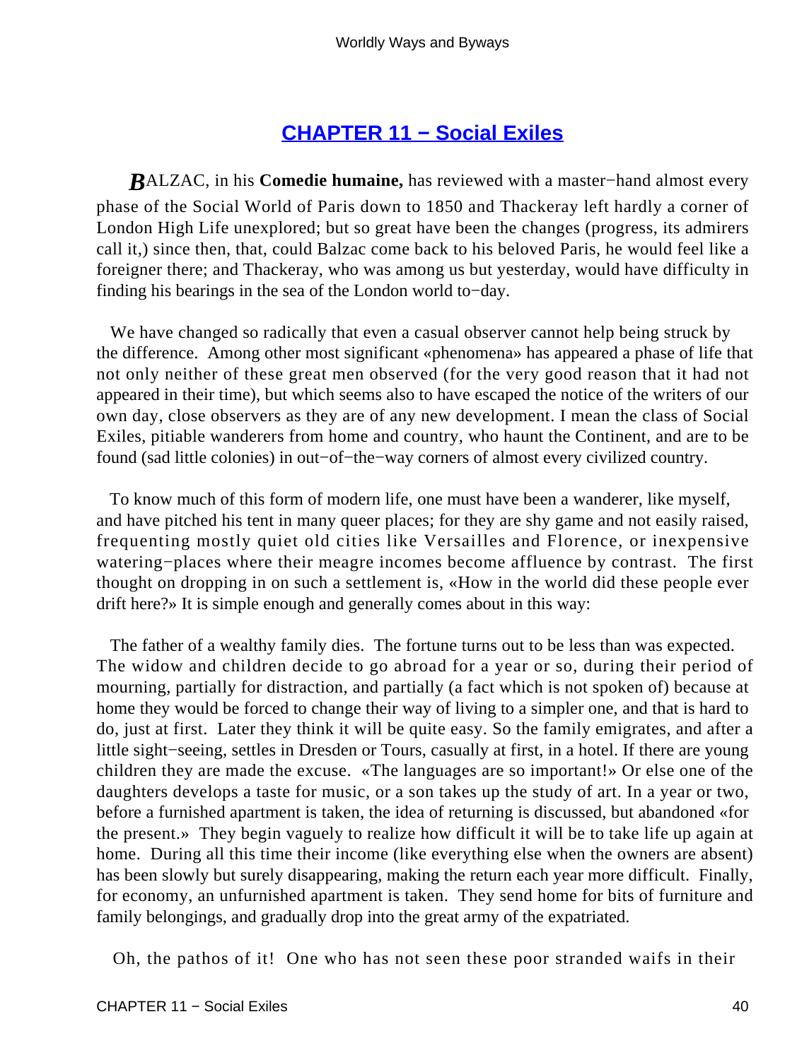## CHAPTER 11 − Social Exiles

BALZAC, in his **Comedie humaine,** has reviewed with a master−hand almost every phase of the Social World of Paris down to 1850 and Thackeray left hardly a corner of London High Life unexplored; but so great have been the changes (progress, its admirers call it,) since then, that, could Balzac come back to his beloved Paris, he would feel like a foreigner there; and Thackeray, who was among us but yesterday, would have difficulty in finding his bearings in the sea of the London world to−day.

We have changed so radically that even a casual observer cannot help being struck by the difference. Among other most significant «phenomena» has appeared a phase of life that not only neither of these great men observed (for the very good reason that it had not appeared in their time), but which seems also to have escaped the notice of the writers of our own day, close observers as they are of any new development. I mean the class of Social Exiles, pitiable wanderers from home and country, who haunt the Continent, and are to be found (sad little colonies) in out−of−the−way corners of almost every civilized country.

To know much of this form of modern life, one must have been a wanderer, like myself, and have pitched his tent in many queer places; for they are shy game and not easily raised, frequenting mostly quiet old cities like Versailles and Florence, or inexpensive watering−places where their meagre incomes become affluence by contrast. The first thought on dropping in on such a settlement is, «How in the world did these people ever drift here?» It is simple enough and generally comes about in this way:

The father of a wealthy family dies. The fortune turns out to be less than was expected. The widow and children decide to go abroad for a year or so, during their period of mourning, partially for distraction, and partially (a fact which is not spoken of) because at home they would be forced to change their way of living to a simpler one, and that is hard to do, just at first. Later they think it will be quite easy. So the family emigrates, and after a little sight−seeing, settles in Dresden or Tours, casually at first, in a hotel. If there are young children they are made the excuse. «The languages are so important!» Or else one of the daughters develops a taste for music, or a son takes up the study of art. In a year or two, before a furnished apartment is taken, the idea of returning is discussed, but abandoned «for the present.» They begin vaguely to realize how difficult it will be to take life up again at home. During all this time their income (like everything else when the owners are absent) has been slowly but surely disappearing, making the return each year more difficult. Finally, for economy, an unfurnished apartment is taken. They send home for bits of furniture and family belongings, and gradually drop into the great army of the expatriated.

Oh, the pathos of it! One who has not seen these poor stranded waifs in their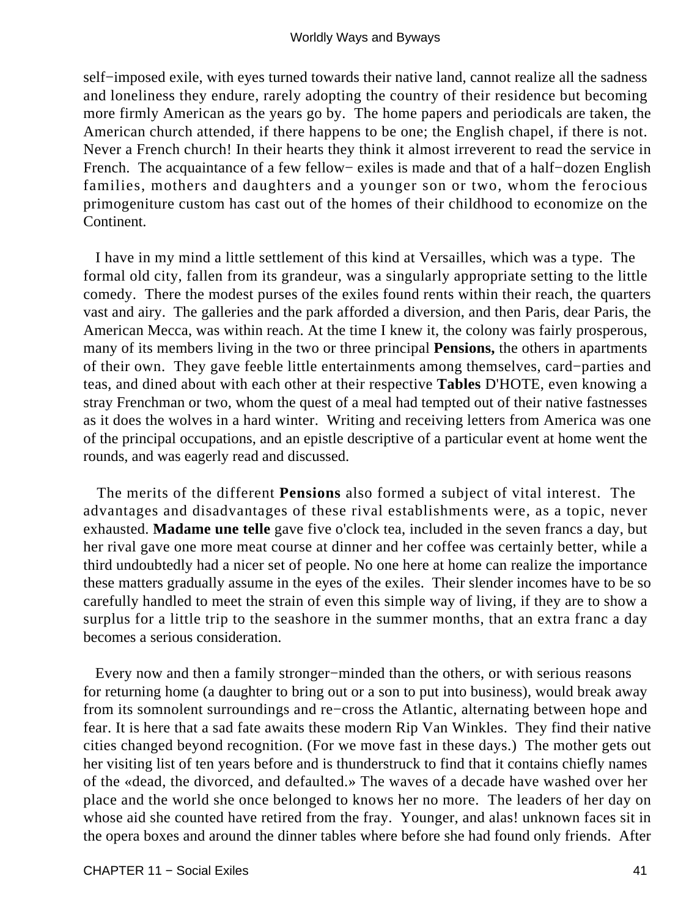self−imposed exile, with eyes turned towards their native land, cannot realize all the sadness and loneliness they endure, rarely adopting the country of their residence but becoming more firmly American as the years go by. The home papers and periodicals are taken, the American church attended, if there happens to be one; the English chapel, if there is not. Never a French church! In their hearts they think it almost irreverent to read the service in French. The acquaintance of a few fellow− exiles is made and that of a half−dozen English families, mothers and daughters and a younger son or two, whom the ferocious primogeniture custom has cast out of the homes of their childhood to economize on the Continent.

I have in my mind a little settlement of this kind at Versailles, which was a type. The formal old city, fallen from its grandeur, was a singularly appropriate setting to the little comedy. There the modest purses of the exiles found rents within their reach, the quarters vast and airy. The galleries and the park afforded a diversion, and then Paris, dear Paris, the American Mecca, was within reach. At the time I knew it, the colony was fairly prosperous, many of its members living in the two or three principal **Pensions,** the others in apartments of their own. They gave feeble little entertainments among themselves, card−parties and teas, and dined about with each other at their respective **Tables** D'HOTE, even knowing a stray Frenchman or two, whom the quest of a meal had tempted out of their native fastnesses as it does the wolves in a hard winter. Writing and receiving letters from America was one of the principal occupations, and an epistle descriptive of a particular event at home went the rounds, and was eagerly read and discussed.

The merits of the different **Pensions** also formed a subject of vital interest. The advantages and disadvantages of these rival establishments were, as a topic, never exhausted. **Madame une telle** gave five o'clock tea, included in the seven francs a day, but her rival gave one more meat course at dinner and her coffee was certainly better, while a third undoubtedly had a nicer set of people. No one here at home can realize the importance these matters gradually assume in the eyes of the exiles. Their slender incomes have to be so carefully handled to meet the strain of even this simple way of living, if they are to show a surplus for a little trip to the seashore in the summer months, that an extra franc a day becomes a serious consideration.

Every now and then a family stronger−minded than the others, or with serious reasons for returning home (a daughter to bring out or a son to put into business), would break away from its somnolent surroundings and re−cross the Atlantic, alternating between hope and fear. It is here that a sad fate awaits these modern Rip Van Winkles. They find their native cities changed beyond recognition. (For we move fast in these days.) The mother gets out her visiting list of ten years before and is thunderstruck to find that it contains chiefly names of the «dead, the divorced, and defaulted.» The waves of a decade have washed over her place and the world she once belonged to knows her no more. The leaders of her day on whose aid she counted have retired from the fray. Younger, and alas! unknown faces sit in the opera boxes and around the dinner tables where before she had found only friends. After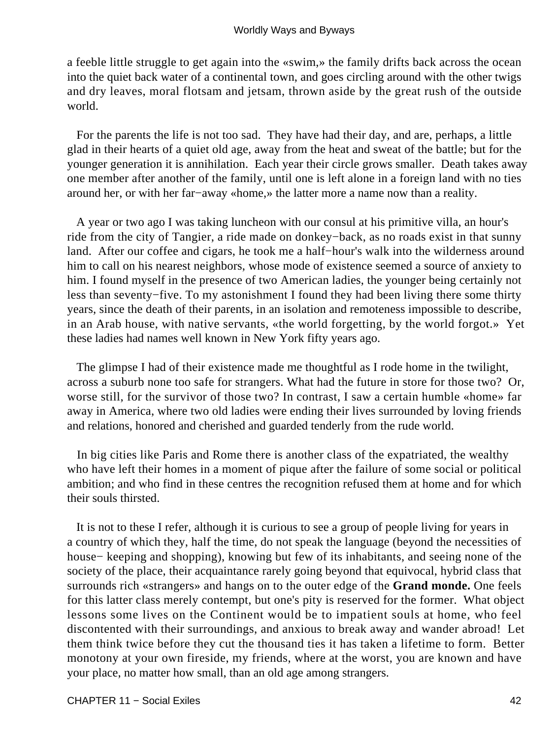a feeble little struggle to get again into the «swim,» the family drifts back across the ocean into the quiet back water of a continental town, and goes circling around with the other twigs and dry leaves, moral flotsam and jetsam, thrown aside by the great rush of the outside world.

For the parents the life is not too sad. They have had their day, and are, perhaps, a little glad in their hearts of a quiet old age, away from the heat and sweat of the battle; but for the younger generation it is annihilation. Each year their circle grows smaller. Death takes away one member after another of the family, until one is left alone in a foreign land with no ties around her, or with her far−away «home,» the latter more a name now than a reality.

A year or two ago I was taking luncheon with our consul at his primitive villa, an hour's ride from the city of Tangier, a ride made on donkey−back, as no roads exist in that sunny land. After our coffee and cigars, he took me a half−hour's walk into the wilderness around him to call on his nearest neighbors, whose mode of existence seemed a source of anxiety to him. I found myself in the presence of two American ladies, the younger being certainly not less than seventy−five. To my astonishment I found they had been living there some thirty years, since the death of their parents, in an isolation and remoteness impossible to describe, in an Arab house, with native servants, «the world forgetting, by the world forgot.» Yet these ladies had names well known in New York fifty years ago.

The glimpse I had of their existence made me thoughtful as I rode home in the twilight, across a suburb none too safe for strangers. What had the future in store for those two? Or, worse still, for the survivor of those two? In contrast, I saw a certain humble «home» far away in America, where two old ladies were ending their lives surrounded by loving friends and relations, honored and cherished and guarded tenderly from the rude world.

In big cities like Paris and Rome there is another class of the expatriated, the wealthy who have left their homes in a moment of pique after the failure of some social or political ambition; and who find in these centres the recognition refused them at home and for which their souls thirsted.

It is not to these I refer, although it is curious to see a group of people living for years in a country of which they, half the time, do not speak the language (beyond the necessities of house− keeping and shopping), knowing but few of its inhabitants, and seeing none of the society of the place, their acquaintance rarely going beyond that equivocal, hybrid class that surrounds rich «strangers» and hangs on to the outer edge of the **Grand monde.** One feels for this latter class merely contempt, but one's pity is reserved for the former. What object lessons some lives on the Continent would be to impatient souls at home, who feel discontented with their surroundings, and anxious to break away and wander abroad! Let them think twice before they cut the thousand ties it has taken a lifetime to form. Better monotony at your own fireside, my friends, where at the worst, you are known and have your place, no matter how small, than an old age among strangers.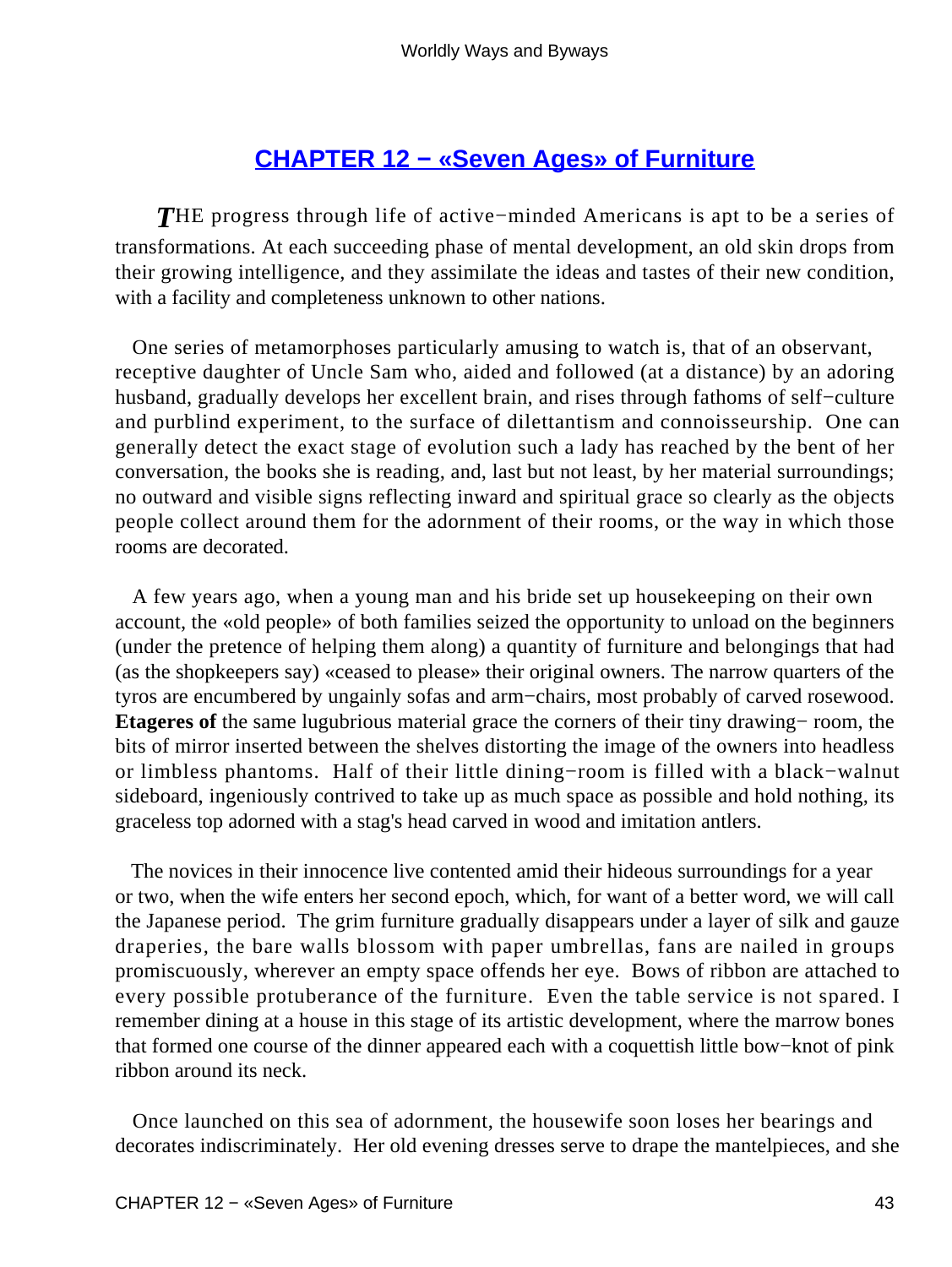## CHAPTER 12 − «Seven Ages» of Furniture

*T*HE progress through life of active−minded Americans is apt to be a series of transformations. At each succeeding phase of mental development, an old skin drops from their growing intelligence, and they assimilate the ideas and tastes of their new condition, with a facility and completeness unknown to other nations.

One series of metamorphoses particularly amusing to watch is, that of an observant, receptive daughter of Uncle Sam who, aided and followed (at a distance) by an adoring husband, gradually develops her excellent brain, and rises through fathoms of self−culture and purblind experiment, to the surface of dilettantism and connoisseurship. One can generally detect the exact stage of evolution such a lady has reached by the bent of her conversation, the books she is reading, and, last but not least, by her material surroundings; no outward and visible signs reflecting inward and spiritual grace so clearly as the objects people collect around them for the adornment of their rooms, or the way in which those rooms are decorated.

A few years ago, when a young man and his bride set up housekeeping on their own account, the «old people» of both families seized the opportunity to unload on the beginners (under the pretence of helping them along) a quantity of furniture and belongings that had (as the shopkeepers say) «ceased to please» their original owners. The narrow quarters of the tyros are encumbered by ungainly sofas and arm−chairs, most probably of carved rosewood. **Etageres of** the same lugubrious material grace the corners of their tiny drawing− room, the bits of mirror inserted between the shelves distorting the image of the owners into headless or limbless phantoms. Half of their little dining−room is filled with a black−walnut sideboard, ingeniously contrived to take up as much space as possible and hold nothing, its graceless top adorned with a stag's head carved in wood and imitation antlers.

The novices in their innocence live contented amid their hideous surroundings for a year or two, when the wife enters her second epoch, which, for want of a better word, we will call the Japanese period. The grim furniture gradually disappears under a layer of silk and gauze draperies, the bare walls blossom with paper umbrellas, fans are nailed in groups promiscuously, wherever an empty space offends her eye. Bows of ribbon are attached to every possible protuberance of the furniture. Even the table service is not spared. I remember dining at a house in this stage of its artistic development, where the marrow bones that formed one course of the dinner appeared each with a coquettish little bow−knot of pink ribbon around its neck.

Once launched on this sea of adornment, the housewife soon loses her bearings and decorates indiscriminately. Her old evening dresses serve to drape the mantelpieces, and she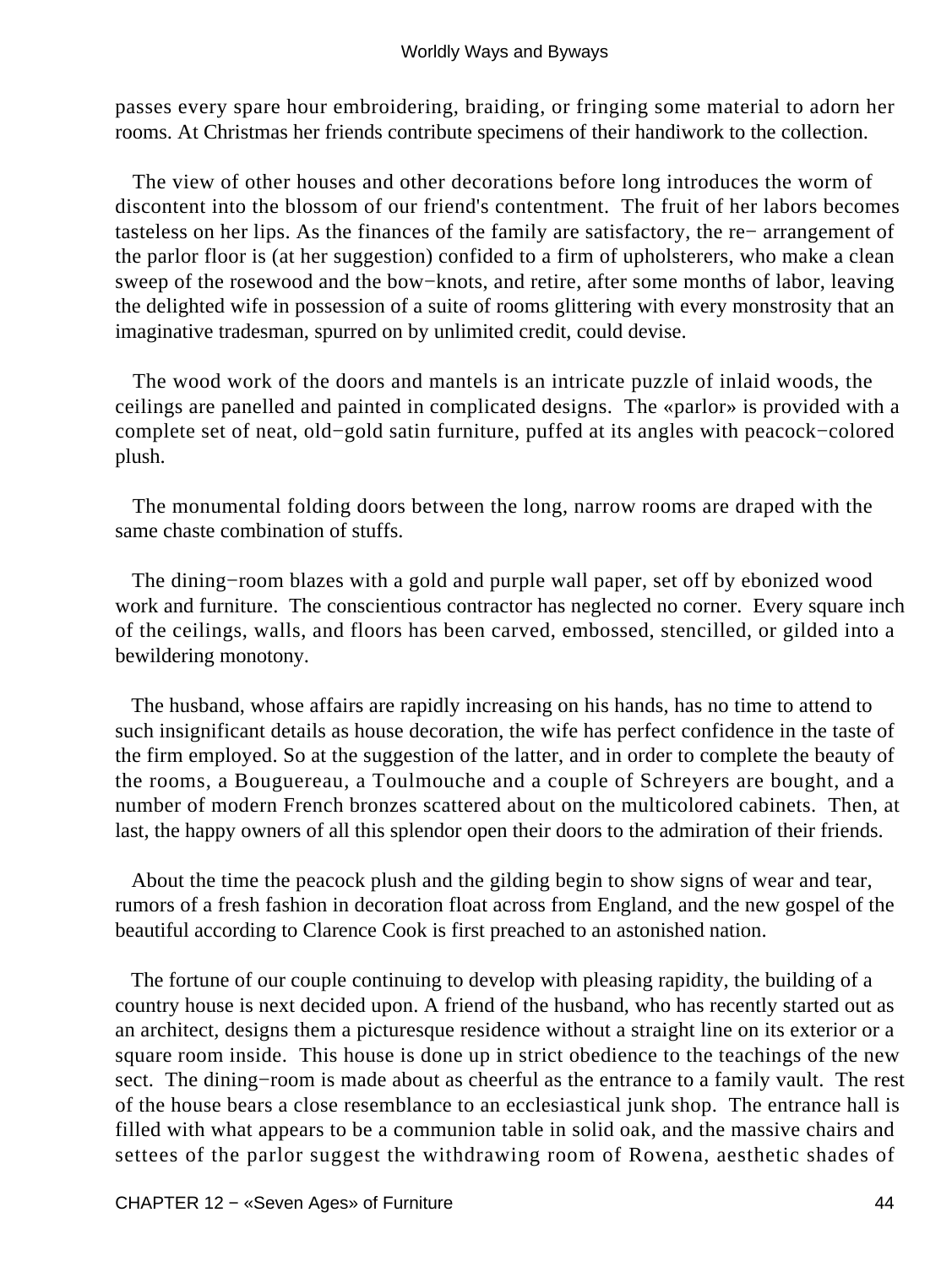passes every spare hour embroidering, braiding, or fringing some material to adorn her rooms. At Christmas her friends contribute specimens of their handiwork to the collection.

The view of other houses and other decorations before long introduces the worm of discontent into the blossom of our friend's contentment. The fruit of her labors becomes tasteless on her lips. As the finances of the family are satisfactory, the re− arrangement of the parlor floor is (at her suggestion) confided to a firm of upholsterers, who make a clean sweep of the rosewood and the bow−knots, and retire, after some months of labor, leaving the delighted wife in possession of a suite of rooms glittering with every monstrosity that an imaginative tradesman, spurred on by unlimited credit, could devise.

The wood work of the doors and mantels is an intricate puzzle of inlaid woods, the ceilings are panelled and painted in complicated designs. The «parlor» is provided with a complete set of neat, old−gold satin furniture, puffed at its angles with peacock−colored plush.

The monumental folding doors between the long, narrow rooms are draped with the same chaste combination of stuffs.

The dining−room blazes with a gold and purple wall paper, set off by ebonized wood work and furniture. The conscientious contractor has neglected no corner. Every square inch of the ceilings, walls, and floors has been carved, embossed, stencilled, or gilded into a bewildering monotony.

The husband, whose affairs are rapidly increasing on his hands, has no time to attend to such insignificant details as house decoration, the wife has perfect confidence in the taste of the firm employed. So at the suggestion of the latter, and in order to complete the beauty of the rooms, a Bouguereau, a Toulmouche and a couple of Schreyers are bought, and a number of modern French bronzes scattered about on the multicolored cabinets. Then, at last, the happy owners of all this splendor open their doors to the admiration of their friends.

About the time the peacock plush and the gilding begin to show signs of wear and tear, rumors of a fresh fashion in decoration float across from England, and the new gospel of the beautiful according to Clarence Cook is first preached to an astonished nation.

The fortune of our couple continuing to develop with pleasing rapidity, the building of a country house is next decided upon. A friend of the husband, who has recently started out as an architect, designs them a picturesque residence without a straight line on its exterior or a square room inside. This house is done up in strict obedience to the teachings of the new sect. The dining−room is made about as cheerful as the entrance to a family vault. The rest of the house bears a close resemblance to an ecclesiastical junk shop. The entrance hall is filled with what appears to be a communion table in solid oak, and the massive chairs and settees of the parlor suggest the withdrawing room of Rowena, aesthetic shades of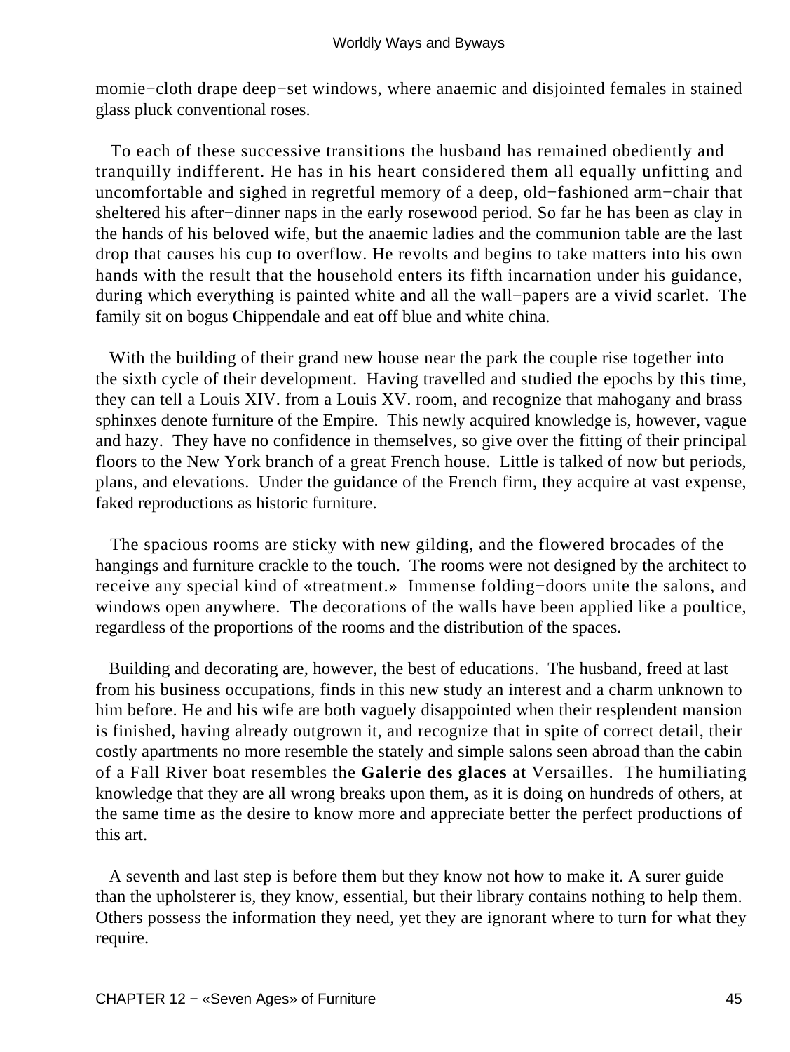momie−cloth drape deep−set windows, where anaemic and disjointed females in stained glass pluck conventional roses.

To each of these successive transitions the husband has remained obediently and tranquilly indifferent. He has in his heart considered them all equally unfitting and uncomfortable and sighed in regretful memory of a deep, old−fashioned arm−chair that sheltered his after−dinner naps in the early rosewood period. So far he has been as clay in the hands of his beloved wife, but the anaemic ladies and the communion table are the last drop that causes his cup to overflow. He revolts and begins to take matters into his own hands with the result that the household enters its fifth incarnation under his guidance, during which everything is painted white and all the wall−papers are a vivid scarlet. The family sit on bogus Chippendale and eat off blue and white china.

With the building of their grand new house near the park the couple rise together into the sixth cycle of their development. Having travelled and studied the epochs by this time, they can tell a Louis XIV. from a Louis XV. room, and recognize that mahogany and brass sphinxes denote furniture of the Empire. This newly acquired knowledge is, however, vague and hazy. They have no confidence in themselves, so give over the fitting of their principal floors to the New York branch of a great French house. Little is talked of now but periods, plans, and elevations. Under the guidance of the French firm, they acquire at vast expense, faked reproductions as historic furniture.

The spacious rooms are sticky with new gilding, and the flowered brocades of the hangings and furniture crackle to the touch. The rooms were not designed by the architect to receive any special kind of «treatment.» Immense folding−doors unite the salons, and windows open anywhere. The decorations of the walls have been applied like a poultice, regardless of the proportions of the rooms and the distribution of the spaces.

Building and decorating are, however, the best of educations. The husband, freed at last from his business occupations, finds in this new study an interest and a charm unknown to him before. He and his wife are both vaguely disappointed when their resplendent mansion is finished, having already outgrown it, and recognize that in spite of correct detail, their costly apartments no more resemble the stately and simple salons seen abroad than the cabin of a Fall River boat resembles the **Galerie des glaces** at Versailles. The humiliating knowledge that they are all wrong breaks upon them, as it is doing on hundreds of others, at the same time as the desire to know more and appreciate better the perfect productions of this art.

A seventh and last step is before them but they know not how to make it. A surer guide than the upholsterer is, they know, essential, but their library contains nothing to help them. Others possess the information they need, yet they are ignorant where to turn for what they require.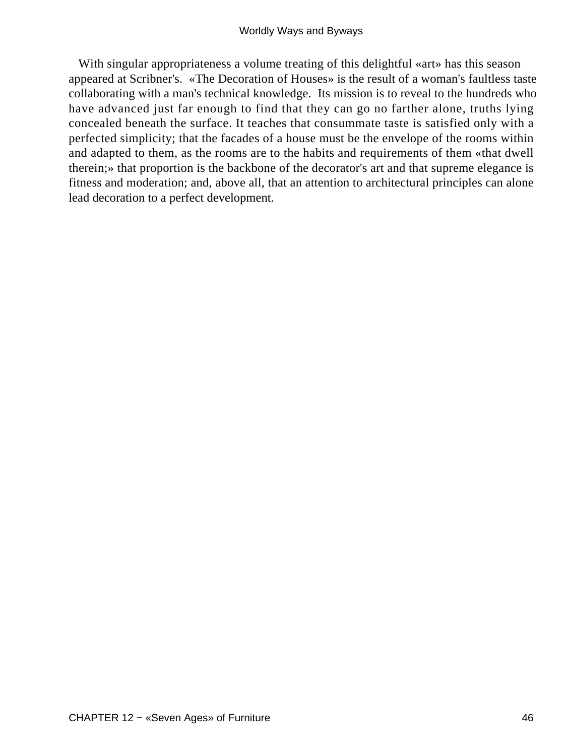With singular appropriateness a volume treating of this delightful «art» has this season appeared at Scribner's. «The Decoration of Houses» is the result of a woman's faultless taste collaborating with a man's technical knowledge. Its mission is to reveal to the hundreds who have advanced just far enough to find that they can go no farther alone, truths lying concealed beneath the surface. It teaches that consummate taste is satisfied only with a perfected simplicity; that the facades of a house must be the envelope of the rooms within and adapted to them, as the rooms are to the habits and requirements of them «that dwell therein;» that proportion is the backbone of the decorator's art and that supreme elegance is fitness and moderation; and, above all, that an attention to architectural principles can alone lead decoration to a perfect development.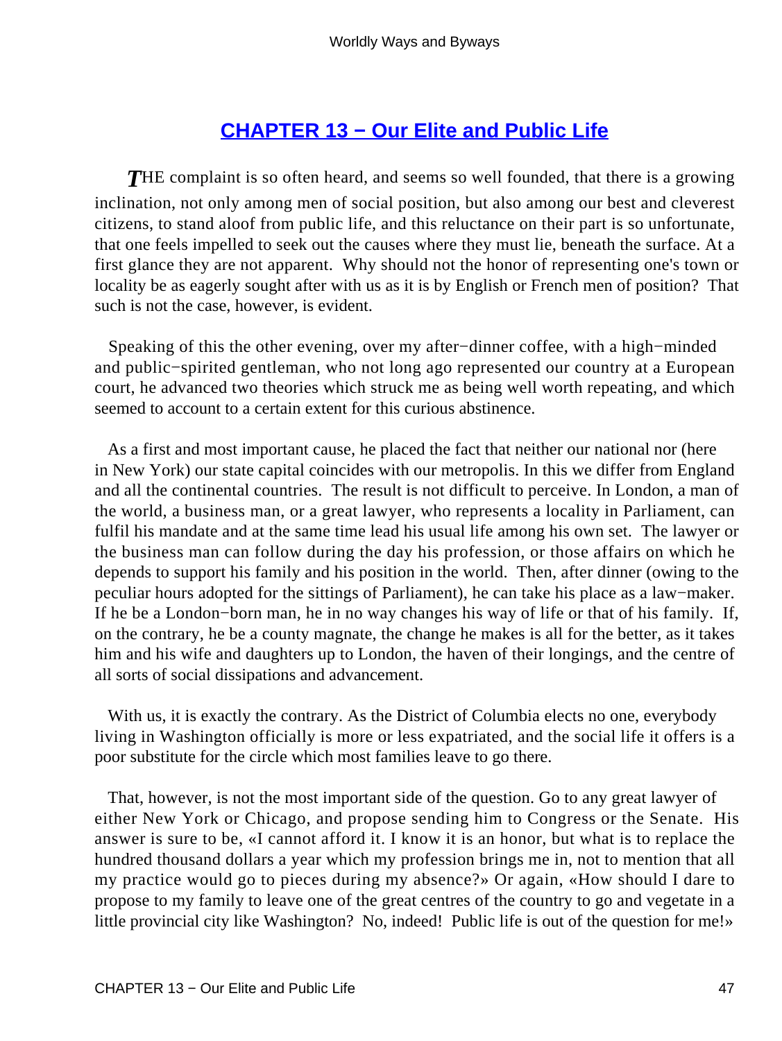## CHAPTER 13 − Our Elite and Public Life

*T*HE complaint is so often heard, and seems so well founded, that there is a growing inclination, not only among men of social position, but also among our best and cleverest citizens, to stand aloof from public life, and this reluctance on their part is so unfortunate, that one feels impelled to seek out the causes where they must lie, beneath the surface. At a first glance they are not apparent. Why should not the honor of representing one's town or locality be as eagerly sought after with us as it is by English or French men of position? That such is not the case, however, is evident.

Speaking of this the other evening, over my after−dinner coffee, with a high−minded and public−spirited gentleman, who not long ago represented our country at a European court, he advanced two theories which struck me as being well worth repeating, and which seemed to account to a certain extent for this curious abstinence.

As a first and most important cause, he placed the fact that neither our national nor (here in New York) our state capital coincides with our metropolis. In this we differ from England and all the continental countries. The result is not difficult to perceive. In London, a man of the world, a business man, or a great lawyer, who represents a locality in Parliament, can fulfil his mandate and at the same time lead his usual life among his own set. The lawyer or the business man can follow during the day his profession, or those affairs on which he depends to support his family and his position in the world. Then, after dinner (owing to the peculiar hours adopted for the sittings of Parliament), he can take his place as a law−maker. If he be a London−born man, he in no way changes his way of life or that of his family. If, on the contrary, he be a county magnate, the change he makes is all for the better, as it takes him and his wife and daughters up to London, the haven of their longings, and the centre of all sorts of social dissipations and advancement.

With us, it is exactly the contrary. As the District of Columbia elects no one, everybody living in Washington officially is more or less expatriated, and the social life it offers is a poor substitute for the circle which most families leave to go there.

That, however, is not the most important side of the question. Go to any great lawyer of either New York or Chicago, and propose sending him to Congress or the Senate. His answer is sure to be, «I cannot afford it. I know it is an honor, but what is to replace the hundred thousand dollars a year which my profession brings me in, not to mention that all my practice would go to pieces during my absence?» Or again, «How should I dare to propose to my family to leave one of the great centres of the country to go and vegetate in a little provincial city like Washington? No, indeed! Public life is out of the question for me!»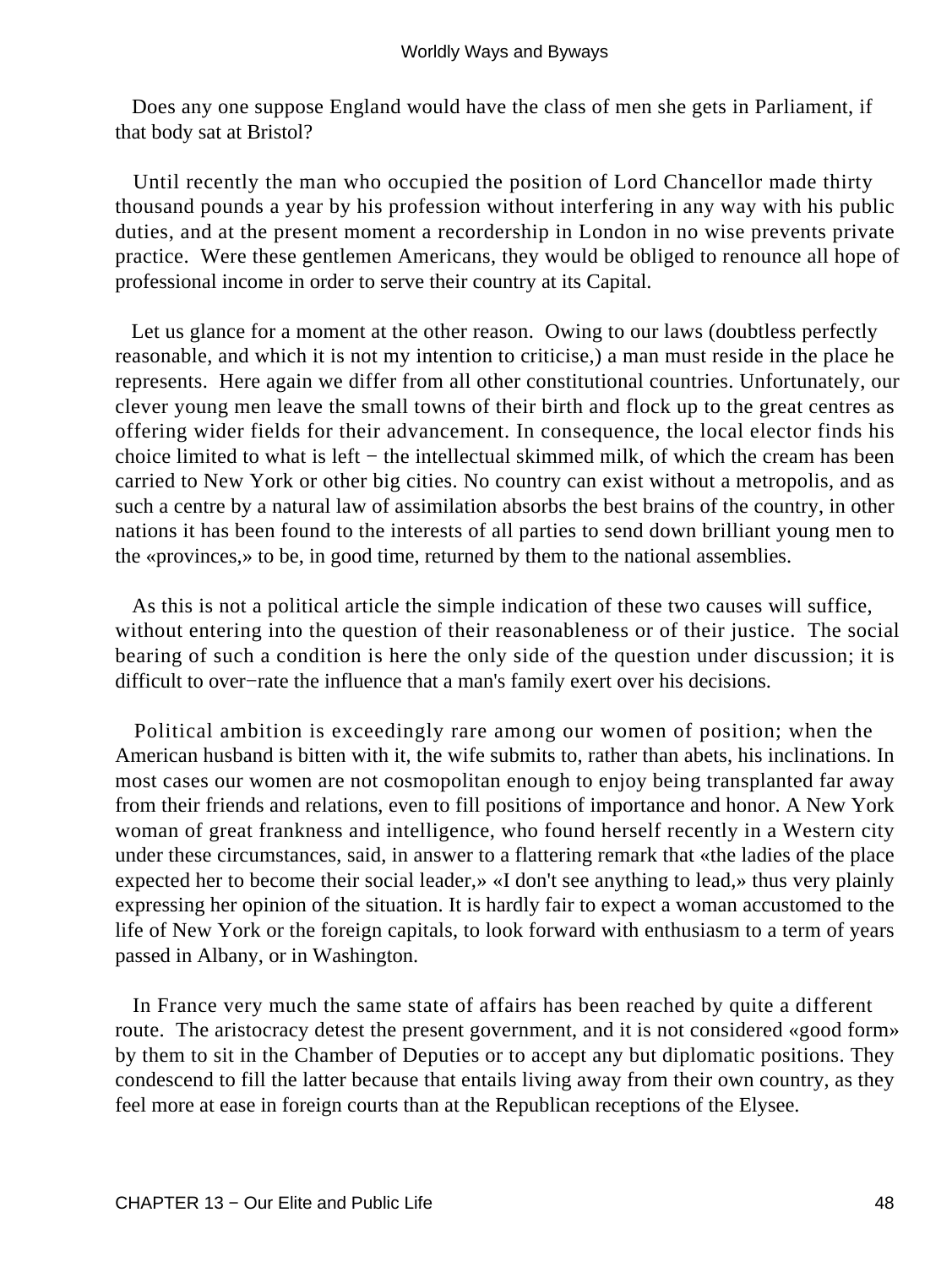Does any one suppose England would have the class of men she gets in Parliament, if that body sat at Bristol?

Until recently the man who occupied the position of Lord Chancellor made thirty thousand pounds a year by his profession without interfering in any way with his public duties, and at the present moment a recordership in London in no wise prevents private practice. Were these gentlemen Americans, they would be obliged to renounce all hope of professional income in order to serve their country at its Capital.

Let us glance for a moment at the other reason. Owing to our laws (doubtless perfectly reasonable, and which it is not my intention to criticise,) a man must reside in the place he represents. Here again we differ from all other constitutional countries. Unfortunately, our clever young men leave the small towns of their birth and flock up to the great centres as offering wider fields for their advancement. In consequence, the local elector finds his choice limited to what is left − the intellectual skimmed milk, of which the cream has been carried to New York or other big cities. No country can exist without a metropolis, and as such a centre by a natural law of assimilation absorbs the best brains of the country, in other nations it has been found to the interests of all parties to send down brilliant young men to the «provinces,» to be, in good time, returned by them to the national assemblies.

As this is not a political article the simple indication of these two causes will suffice, without entering into the question of their reasonableness or of their justice. The social bearing of such a condition is here the only side of the question under discussion; it is difficult to over−rate the influence that a man's family exert over his decisions.

Political ambition is exceedingly rare among our women of position; when the American husband is bitten with it, the wife submits to, rather than abets, his inclinations. In most cases our women are not cosmopolitan enough to enjoy being transplanted far away from their friends and relations, even to fill positions of importance and honor. A New York woman of great frankness and intelligence, who found herself recently in a Western city under these circumstances, said, in answer to a flattering remark that «the ladies of the place expected her to become their social leader,» «I don't see anything to lead,» thus very plainly expressing her opinion of the situation. It is hardly fair to expect a woman accustomed to the life of New York or the foreign capitals, to look forward with enthusiasm to a term of years passed in Albany, or in Washington.

In France very much the same state of affairs has been reached by quite a different route. The aristocracy detest the present government, and it is not considered «good form» by them to sit in the Chamber of Deputies or to accept any but diplomatic positions. They condescend to fill the latter because that entails living away from their own country, as they feel more at ease in foreign courts than at the Republican receptions of the Elysee.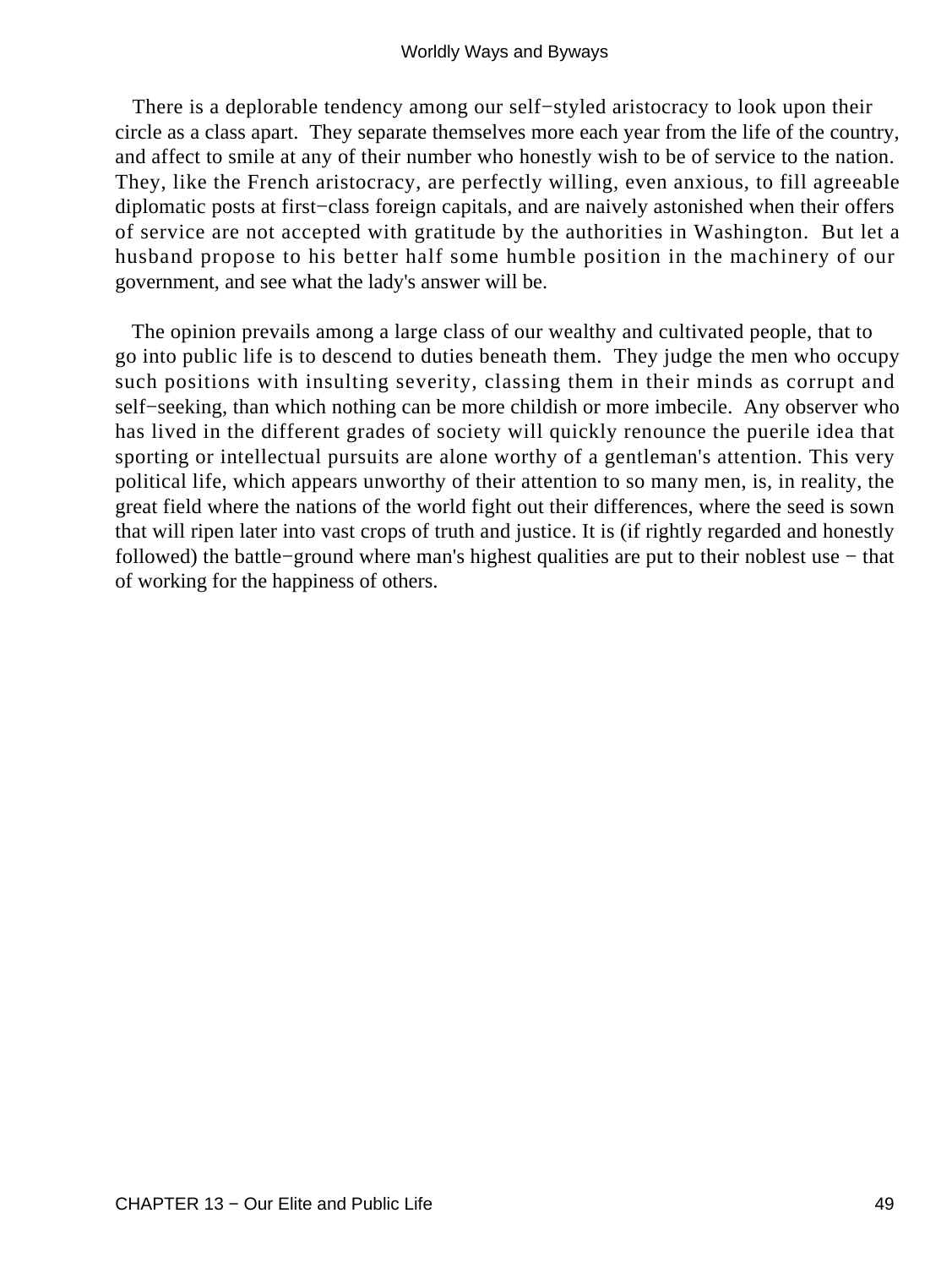There is a deplorable tendency among our self−styled aristocracy to look upon their circle as a class apart. They separate themselves more each year from the life of the country, and affect to smile at any of their number who honestly wish to be of service to the nation. They, like the French aristocracy, are perfectly willing, even anxious, to fill agreeable diplomatic posts at first−class foreign capitals, and are naively astonished when their offers of service are not accepted with gratitude by the authorities in Washington. But let a husband propose to his better half some humble position in the machinery of our government, and see what the lady's answer will be.

The opinion prevails among a large class of our wealthy and cultivated people, that to go into public life is to descend to duties beneath them. They judge the men who occupy such positions with insulting severity, classing them in their minds as corrupt and self−seeking, than which nothing can be more childish or more imbecile. Any observer who has lived in the different grades of society will quickly renounce the puerile idea that sporting or intellectual pursuits are alone worthy of a gentleman's attention. This very political life, which appears unworthy of their attention to so many men, is, in reality, the great field where the nations of the world fight out their differences, where the seed is sown that will ripen later into vast crops of truth and justice. It is (if rightly regarded and honestly followed) the battle−ground where man's highest qualities are put to their noblest use − that of working for the happiness of others.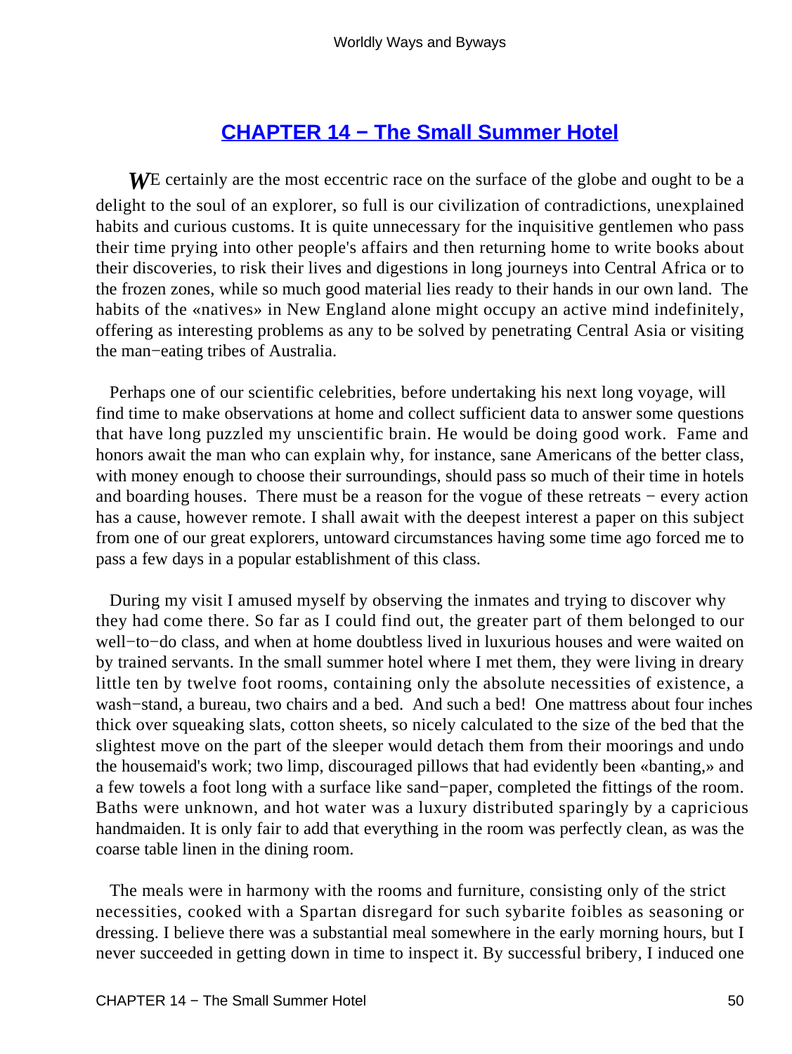## CHAPTER 14 − The Small Summer Hotel

*W*E certainly are the most eccentric race on the surface of the globe and ought to be a delight to the soul of an explorer, so full is our civilization of contradictions, unexplained habits and curious customs. It is quite unnecessary for the inquisitive gentlemen who pass their time prying into other people's affairs and then returning home to write books about their discoveries, to risk their lives and digestions in long journeys into Central Africa or to the frozen zones, while so much good material lies ready to their hands in our own land. The habits of the «natives» in New England alone might occupy an active mind indefinitely, offering as interesting problems as any to be solved by penetrating Central Asia or visiting the man−eating tribes of Australia.

Perhaps one of our scientific celebrities, before undertaking his next long voyage, will find time to make observations at home and collect sufficient data to answer some questions that have long puzzled my unscientific brain. He would be doing good work. Fame and honors await the man who can explain why, for instance, sane Americans of the better class, with money enough to choose their surroundings, should pass so much of their time in hotels and boarding houses. There must be a reason for the vogue of these retreats − every action has a cause, however remote. I shall await with the deepest interest a paper on this subject from one of our great explorers, untoward circumstances having some time ago forced me to pass a few days in a popular establishment of this class.

During my visit I amused myself by observing the inmates and trying to discover why they had come there. So far as I could find out, the greater part of them belonged to our well−to−do class, and when at home doubtless lived in luxurious houses and were waited on by trained servants. In the small summer hotel where I met them, they were living in dreary little ten by twelve foot rooms, containing only the absolute necessities of existence, a wash−stand, a bureau, two chairs and a bed. And such a bed! One mattress about four inches thick over squeaking slats, cotton sheets, so nicely calculated to the size of the bed that the slightest move on the part of the sleeper would detach them from their moorings and undo the housemaid's work; two limp, discouraged pillows that had evidently been «banting,» and a few towels a foot long with a surface like sand−paper, completed the fittings of the room. Baths were unknown, and hot water was a luxury distributed sparingly by a capricious handmaiden. It is only fair to add that everything in the room was perfectly clean, as was the coarse table linen in the dining room.

The meals were in harmony with the rooms and furniture, consisting only of the strict necessities, cooked with a Spartan disregard for such sybarite foibles as seasoning or dressing. I believe there was a substantial meal somewhere in the early morning hours, but I never succeeded in getting down in time to inspect it. By successful bribery, I induced one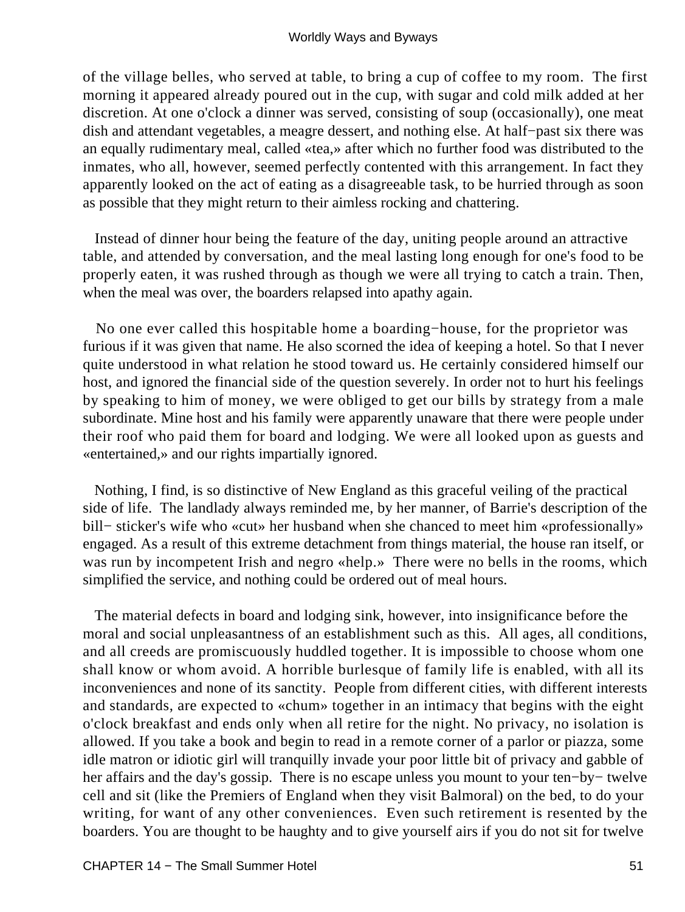of the village belles, who served at table, to bring a cup of coffee to my room. The first morning it appeared already poured out in the cup, with sugar and cold milk added at her discretion. At one o'clock a dinner was served, consisting of soup (occasionally), one meat dish and attendant vegetables, a meagre dessert, and nothing else. At half−past six there was an equally rudimentary meal, called «tea,» after which no further food was distributed to the inmates, who all, however, seemed perfectly contented with this arrangement. In fact they apparently looked on the act of eating as a disagreeable task, to be hurried through as soon as possible that they might return to their aimless rocking and chattering.

Instead of dinner hour being the feature of the day, uniting people around an attractive table, and attended by conversation, and the meal lasting long enough for one's food to be properly eaten, it was rushed through as though we were all trying to catch a train. Then, when the meal was over, the boarders relapsed into apathy again.

No one ever called this hospitable home a boarding−house, for the proprietor was furious if it was given that name. He also scorned the idea of keeping a hotel. So that I never quite understood in what relation he stood toward us. He certainly considered himself our host, and ignored the financial side of the question severely. In order not to hurt his feelings by speaking to him of money, we were obliged to get our bills by strategy from a male subordinate. Mine host and his family were apparently unaware that there were people under their roof who paid them for board and lodging. We were all looked upon as guests and «entertained,» and our rights impartially ignored.

Nothing, I find, is so distinctive of New England as this graceful veiling of the practical side of life. The landlady always reminded me, by her manner, of Barrie's description of the bill− sticker's wife who «cut» her husband when she chanced to meet him «professionally» engaged. As a result of this extreme detachment from things material, the house ran itself, or was run by incompetent Irish and negro «help.» There were no bells in the rooms, which simplified the service, and nothing could be ordered out of meal hours.

The material defects in board and lodging sink, however, into insignificance before the moral and social unpleasantness of an establishment such as this. All ages, all conditions, and all creeds are promiscuously huddled together. It is impossible to choose whom one shall know or whom avoid. A horrible burlesque of family life is enabled, with all its inconveniences and none of its sanctity. People from different cities, with different interests and standards, are expected to «chum» together in an intimacy that begins with the eight o'clock breakfast and ends only when all retire for the night. No privacy, no isolation is allowed. If you take a book and begin to read in a remote corner of a parlor or piazza, some idle matron or idiotic girl will tranquilly invade your poor little bit of privacy and gabble of her affairs and the day's gossip. There is no escape unless you mount to your ten−by− twelve cell and sit (like the Premiers of England when they visit Balmoral) on the bed, to do your writing, for want of any other conveniences. Even such retirement is resented by the boarders. You are thought to be haughty and to give yourself airs if you do not sit for twelve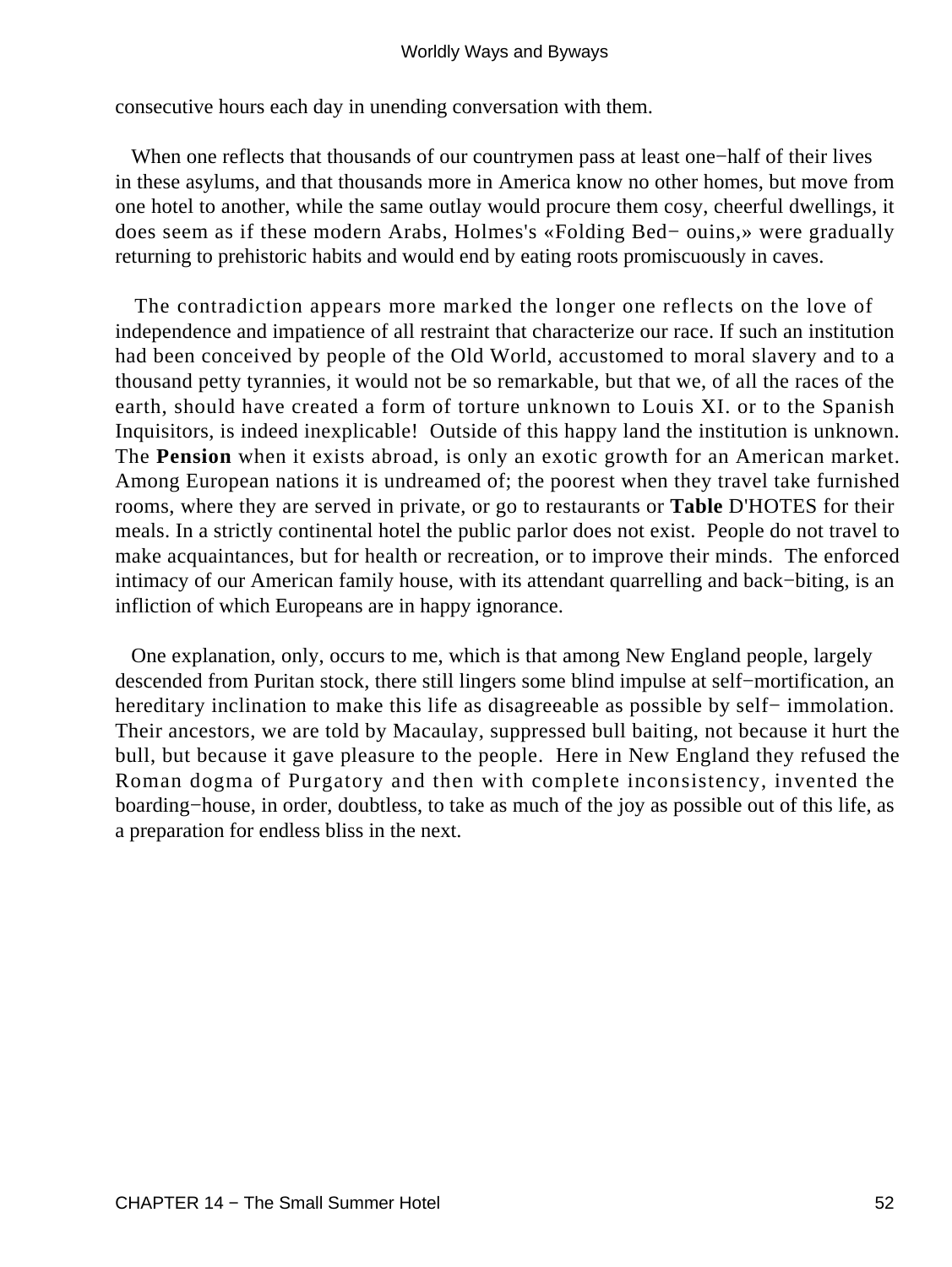consecutive hours each day in unending conversation with them.

When one reflects that thousands of our countrymen pass at least one−half of their lives in these asylums, and that thousands more in America know no other homes, but move from one hotel to another, while the same outlay would procure them cosy, cheerful dwellings, it does seem as if these modern Arabs, Holmes's «Folding Bed− ouins,» were gradually returning to prehistoric habits and would end by eating roots promiscuously in caves.

The contradiction appears more marked the longer one reflects on the love of independence and impatience of all restraint that characterize our race. If such an institution had been conceived by people of the Old World, accustomed to moral slavery and to a thousand petty tyrannies, it would not be so remarkable, but that we, of all the races of the earth, should have created a form of torture unknown to Louis XI. or to the Spanish Inquisitors, is indeed inexplicable! Outside of this happy land the institution is unknown. The **Pension** when it exists abroad, is only an exotic growth for an American market. Among European nations it is undreamed of; the poorest when they travel take furnished rooms, where they are served in private, or go to restaurants or **Table** D'HOTES for their meals. In a strictly continental hotel the public parlor does not exist. People do not travel to make acquaintances, but for health or recreation, or to improve their minds. The enforced intimacy of our American family house, with its attendant quarrelling and back−biting, is an infliction of which Europeans are in happy ignorance.

One explanation, only, occurs to me, which is that among New England people, largely descended from Puritan stock, there still lingers some blind impulse at self−mortification, an hereditary inclination to make this life as disagreeable as possible by self− immolation. Their ancestors, we are told by Macaulay, suppressed bull baiting, not because it hurt the bull, but because it gave pleasure to the people. Here in New England they refused the Roman dogma of Purgatory and then with complete inconsistency, invented the boarding−house, in order, doubtless, to take as much of the joy as possible out of this life, as a preparation for endless bliss in the next.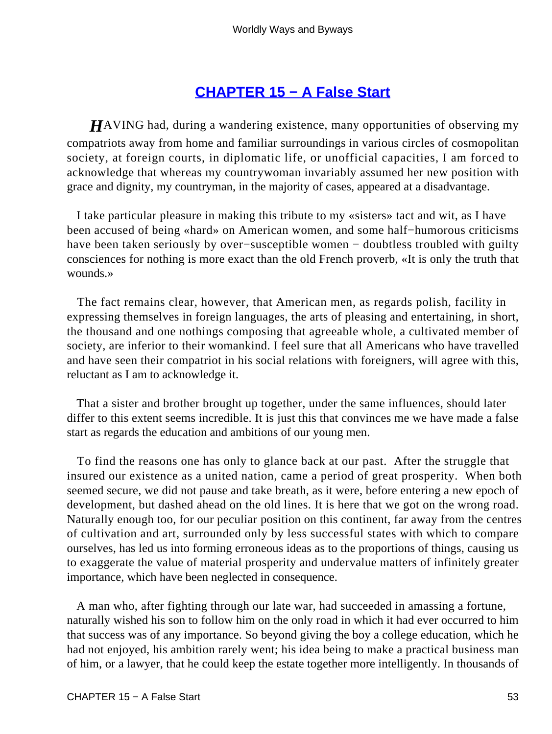## CHAPTER 15 − A False Start

*H*AVING had, during a wandering existence, many opportunities of observing my compatriots away from home and familiar surroundings in various circles of cosmopolitan society, at foreign courts, in diplomatic life, or unofficial capacities, I am forced to acknowledge that whereas my countrywoman invariably assumed her new position with grace and dignity, my countryman, in the majority of cases, appeared at a disadvantage.

I take particular pleasure in making this tribute to my «sisters» tact and wit, as I have been accused of being «hard» on American women, and some half−humorous criticisms have been taken seriously by over−susceptible women − doubtless troubled with guilty consciences for nothing is more exact than the old French proverb, «It is only the truth that wounds.»

The fact remains clear, however, that American men, as regards polish, facility in expressing themselves in foreign languages, the arts of pleasing and entertaining, in short, the thousand and one nothings composing that agreeable whole, a cultivated member of society, are inferior to their womankind. I feel sure that all Americans who have travelled and have seen their compatriot in his social relations with foreigners, will agree with this, reluctant as I am to acknowledge it.

That a sister and brother brought up together, under the same influences, should later differ to this extent seems incredible. It is just this that convinces me we have made a false start as regards the education and ambitions of our young men.

To find the reasons one has only to glance back at our past. After the struggle that insured our existence as a united nation, came a period of great prosperity. When both seemed secure, we did not pause and take breath, as it were, before entering a new epoch of development, but dashed ahead on the old lines. It is here that we got on the wrong road. Naturally enough too, for our peculiar position on this continent, far away from the centres of cultivation and art, surrounded only by less successful states with which to compare ourselves, has led us into forming erroneous ideas as to the proportions of things, causing us to exaggerate the value of material prosperity and undervalue matters of infinitely greater importance, which have been neglected in consequence.

A man who, after fighting through our late war, had succeeded in amassing a fortune, naturally wished his son to follow him on the only road in which it had ever occurred to him that success was of any importance. So beyond giving the boy a college education, which he had not enjoyed, his ambition rarely went; his idea being to make a practical business man of him, or a lawyer, that he could keep the estate together more intelligently. In thousands of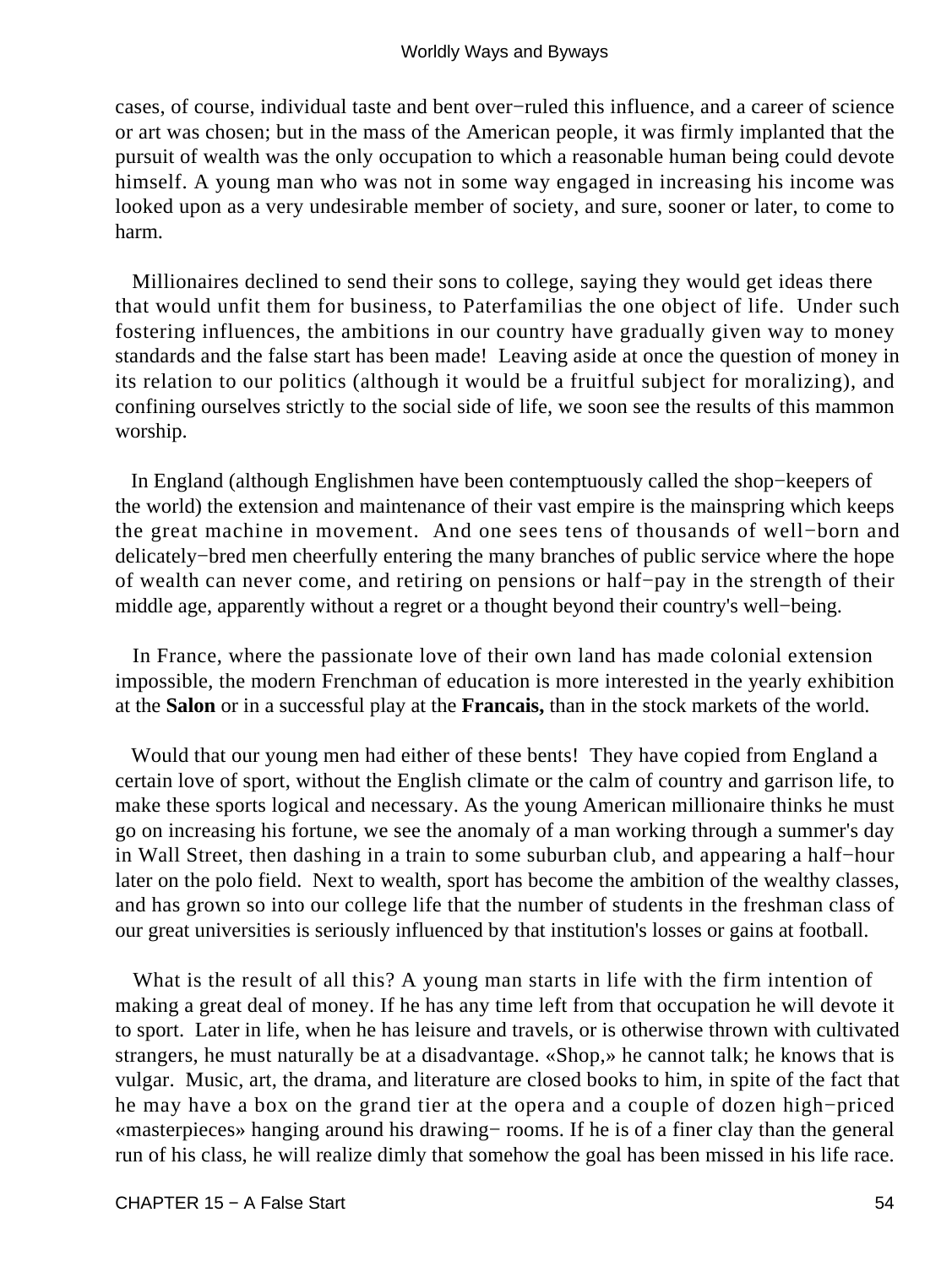cases, of course, individual taste and bent over−ruled this influence, and a career of science or art was chosen; but in the mass of the American people, it was firmly implanted that the pursuit of wealth was the only occupation to which a reasonable human being could devote himself. A young man who was not in some way engaged in increasing his income was looked upon as a very undesirable member of society, and sure, sooner or later, to come to harm.

Millionaires declined to send their sons to college, saying they would get ideas there that would unfit them for business, to Paterfamilias the one object of life. Under such fostering influences, the ambitions in our country have gradually given way to money standards and the false start has been made! Leaving aside at once the question of money in its relation to our politics (although it would be a fruitful subject for moralizing), and confining ourselves strictly to the social side of life, we soon see the results of this mammon worship.

In England (although Englishmen have been contemptuously called the shop−keepers of the world) the extension and maintenance of their vast empire is the mainspring which keeps the great machine in movement. And one sees tens of thousands of well−born and delicately−bred men cheerfully entering the many branches of public service where the hope of wealth can never come, and retiring on pensions or half−pay in the strength of their middle age, apparently without a regret or a thought beyond their country's well−being.

In France, where the passionate love of their own land has made colonial extension impossible, the modern Frenchman of education is more interested in the yearly exhibition at the **Salon** or in a successful play at the **Francais,** than in the stock markets of the world.

Would that our young men had either of these bents! They have copied from England a certain love of sport, without the English climate or the calm of country and garrison life, to make these sports logical and necessary. As the young American millionaire thinks he must go on increasing his fortune, we see the anomaly of a man working through a summer's day in Wall Street, then dashing in a train to some suburban club, and appearing a half−hour later on the polo field. Next to wealth, sport has become the ambition of the wealthy classes, and has grown so into our college life that the number of students in the freshman class of our great universities is seriously influenced by that institution's losses or gains at football.

What is the result of all this? A young man starts in life with the firm intention of making a great deal of money. If he has any time left from that occupation he will devote it to sport. Later in life, when he has leisure and travels, or is otherwise thrown with cultivated strangers, he must naturally be at a disadvantage. «Shop,» he cannot talk; he knows that is vulgar. Music, art, the drama, and literature are closed books to him, in spite of the fact that he may have a box on the grand tier at the opera and a couple of dozen high−priced «masterpieces» hanging around his drawing− rooms. If he is of a finer clay than the general run of his class, he will realize dimly that somehow the goal has been missed in his life race.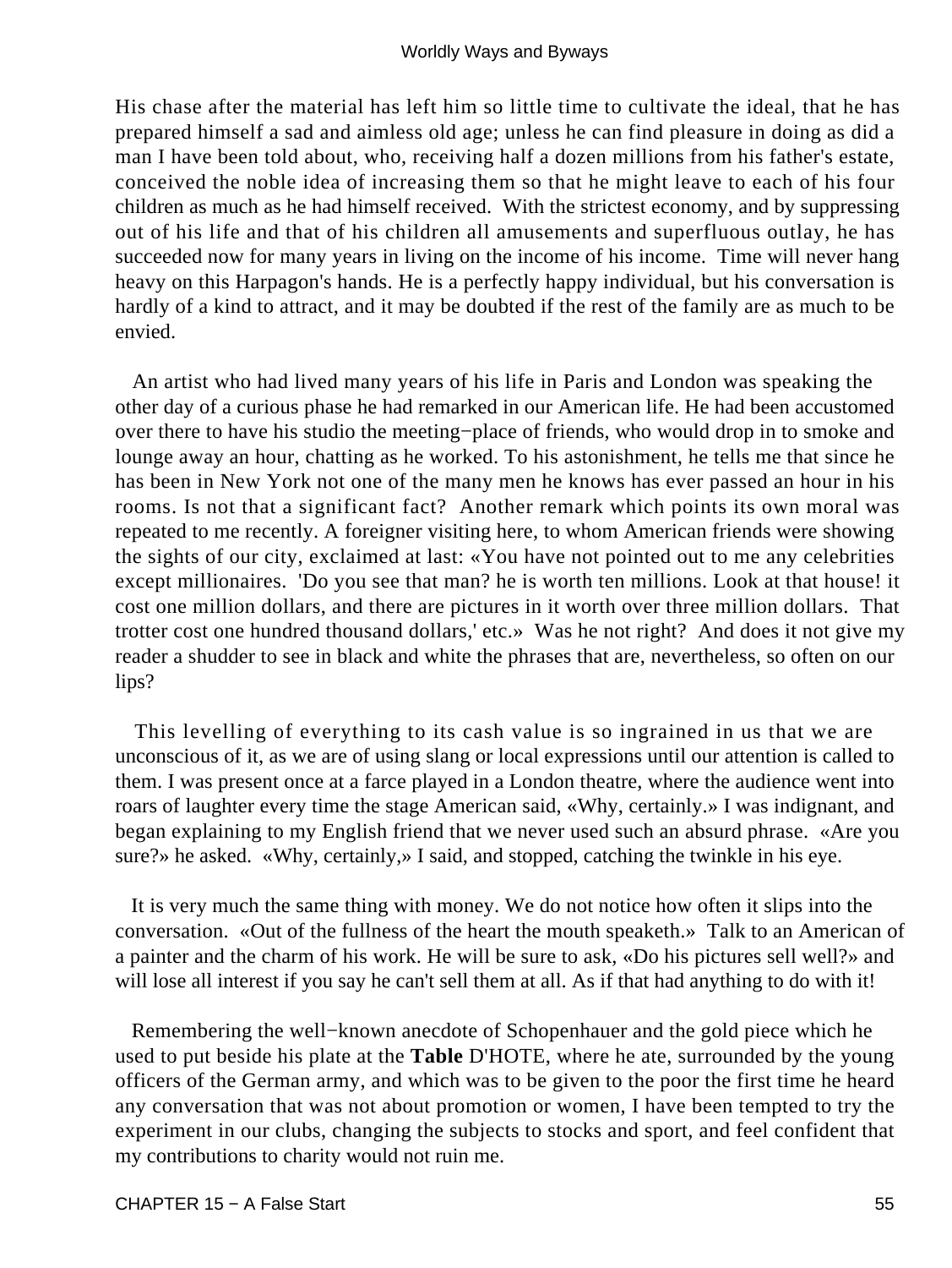His chase after the material has left him so little time to cultivate the ideal, that he has prepared himself a sad and aimless old age; unless he can find pleasure in doing as did a man I have been told about, who, receiving half a dozen millions from his father's estate, conceived the noble idea of increasing them so that he might leave to each of his four children as much as he had himself received. With the strictest economy, and by suppressing out of his life and that of his children all amusements and superfluous outlay, he has succeeded now for many years in living on the income of his income. Time will never hang heavy on this Harpagon's hands. He is a perfectly happy individual, but his conversation is hardly of a kind to attract, and it may be doubted if the rest of the family are as much to be envied.

An artist who had lived many years of his life in Paris and London was speaking the other day of a curious phase he had remarked in our American life. He had been accustomed over there to have his studio the meeting−place of friends, who would drop in to smoke and lounge away an hour, chatting as he worked. To his astonishment, he tells me that since he has been in New York not one of the many men he knows has ever passed an hour in his rooms. Is not that a significant fact? Another remark which points its own moral was repeated to me recently. A foreigner visiting here, to whom American friends were showing the sights of our city, exclaimed at last: «You have not pointed out to me any celebrities except millionaires. 'Do you see that man? he is worth ten millions. Look at that house! it cost one million dollars, and there are pictures in it worth over three million dollars. That trotter cost one hundred thousand dollars,' etc.» Was he not right? And does it not give my reader a shudder to see in black and white the phrases that are, nevertheless, so often on our lips?

This levelling of everything to its cash value is so ingrained in us that we are unconscious of it, as we are of using slang or local expressions until our attention is called to them. I was present once at a farce played in a London theatre, where the audience went into roars of laughter every time the stage American said, «Why, certainly.» I was indignant, and began explaining to my English friend that we never used such an absurd phrase. «Are you sure?» he asked. «Why, certainly,» I said, and stopped, catching the twinkle in his eye.

It is very much the same thing with money. We do not notice how often it slips into the conversation. «Out of the fullness of the heart the mouth speaketh.» Talk to an American of a painter and the charm of his work. He will be sure to ask, «Do his pictures sell well?» and will lose all interest if you say he can't sell them at all. As if that had anything to do with it!

Remembering the well−known anecdote of Schopenhauer and the gold piece which he used to put beside his plate at the **Table** D'HOTE, where he ate, surrounded by the young officers of the German army, and which was to be given to the poor the first time he heard any conversation that was not about promotion or women, I have been tempted to try the experiment in our clubs, changing the subjects to stocks and sport, and feel confident that my contributions to charity would not ruin me.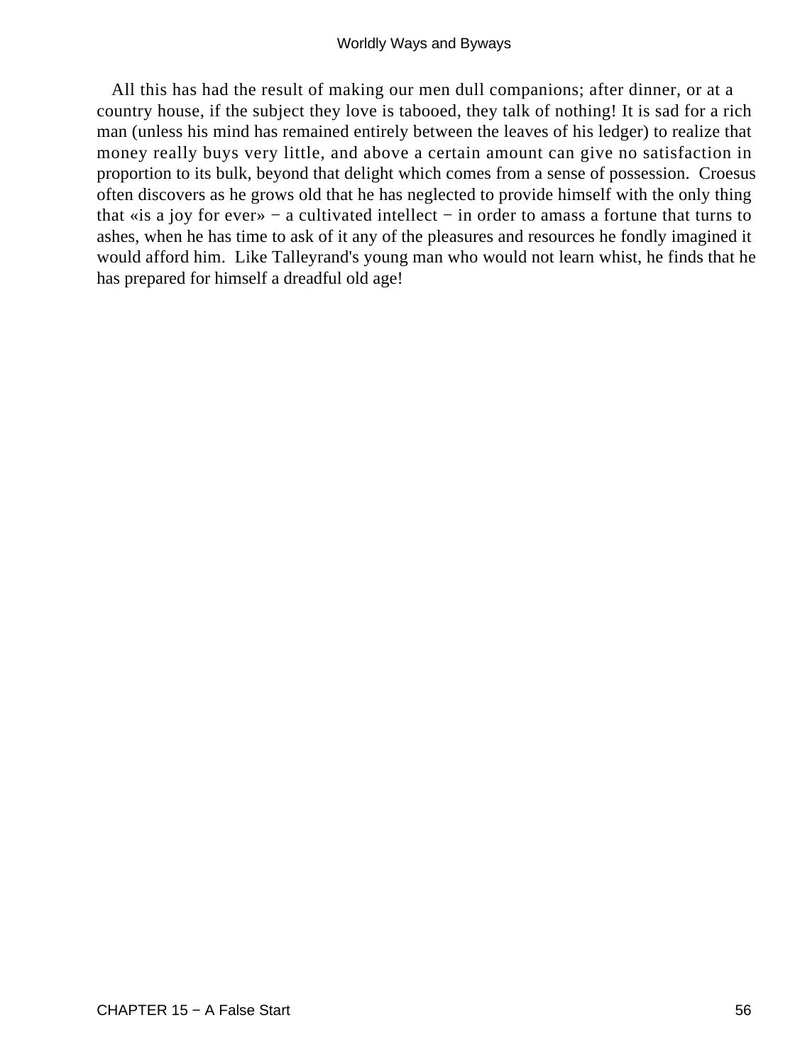All this has had the result of making our men dull companions; after dinner, or at a country house, if the subject they love is tabooed, they talk of nothing! It is sad for a rich man (unless his mind has remained entirely between the leaves of his ledger) to realize that money really buys very little, and above a certain amount can give no satisfaction in proportion to its bulk, beyond that delight which comes from a sense of possession. Croesus often discovers as he grows old that he has neglected to provide himself with the only thing that «is a joy for ever» − a cultivated intellect − in order to amass a fortune that turns to ashes, when he has time to ask of it any of the pleasures and resources he fondly imagined it would afford him. Like Talleyrand's young man who would not learn whist, he finds that he has prepared for himself a dreadful old age!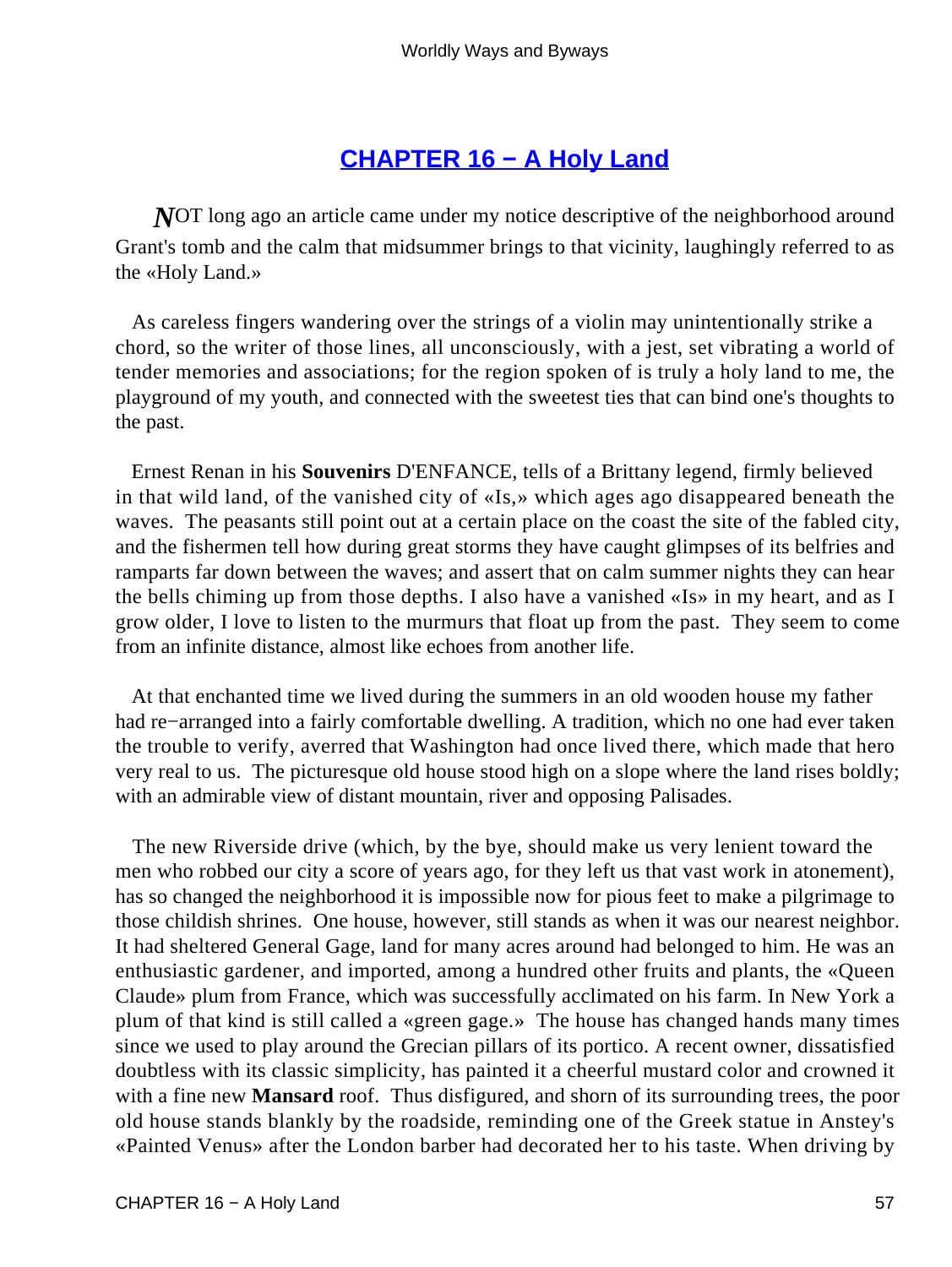## [CHAPTER 16 − A Holy Land]()

*N*OT long ago an article came under my notice descriptive of the neighborhood around Grant's tomb and the calm that midsummer brings to that vicinity, laughingly referred to as the «Holy Land.»

As careless fingers wandering over the strings of a violin may unintentionally strike a chord, so the writer of those lines, all unconsciously, with a jest, set vibrating a world of tender memories and associations; for the region spoken of is truly a holy land to me, the playground of my youth, and connected with the sweetest ties that can bind one's thoughts to the past.

Ernest Renan in his **Souvenirs** D'ENFANCE, tells of a Brittany legend, firmly believed in that wild land, of the vanished city of «Is,» which ages ago disappeared beneath the waves. The peasants still point out at a certain place on the coast the site of the fabled city, and the fishermen tell how during great storms they have caught glimpses of its belfries and ramparts far down between the waves; and assert that on calm summer nights they can hear the bells chiming up from those depths. I also have a vanished «Is» in my heart, and as I grow older, I love to listen to the murmurs that float up from the past. They seem to come from an infinite distance, almost like echoes from another life.

At that enchanted time we lived during the summers in an old wooden house my father had re−arranged into a fairly comfortable dwelling. A tradition, which no one had ever taken the trouble to verify, averred that Washington had once lived there, which made that hero very real to us. The picturesque old house stood high on a slope where the land rises boldly; with an admirable view of distant mountain, river and opposing Palisades.

The new Riverside drive (which, by the bye, should make us very lenient toward the men who robbed our city a score of years ago, for they left us that vast work in atonement), has so changed the neighborhood it is impossible now for pious feet to make a pilgrimage to those childish shrines. One house, however, still stands as when it was our nearest neighbor. It had sheltered General Gage, land for many acres around had belonged to him. He was an enthusiastic gardener, and imported, among a hundred other fruits and plants, the «Queen Claude» plum from France, which was successfully acclimated on his farm. In New York a plum of that kind is still called a «green gage.» The house has changed hands many times since we used to play around the Grecian pillars of its portico. A recent owner, dissatisfied doubtless with its classic simplicity, has painted it a cheerful mustard color and crowned it with a fine new **Mansard** roof. Thus disfigured, and shorn of its surrounding trees, the poor old house stands blankly by the roadside, reminding one of the Greek statue in Anstey's «Painted Venus» after the London barber had decorated her to his taste. When driving by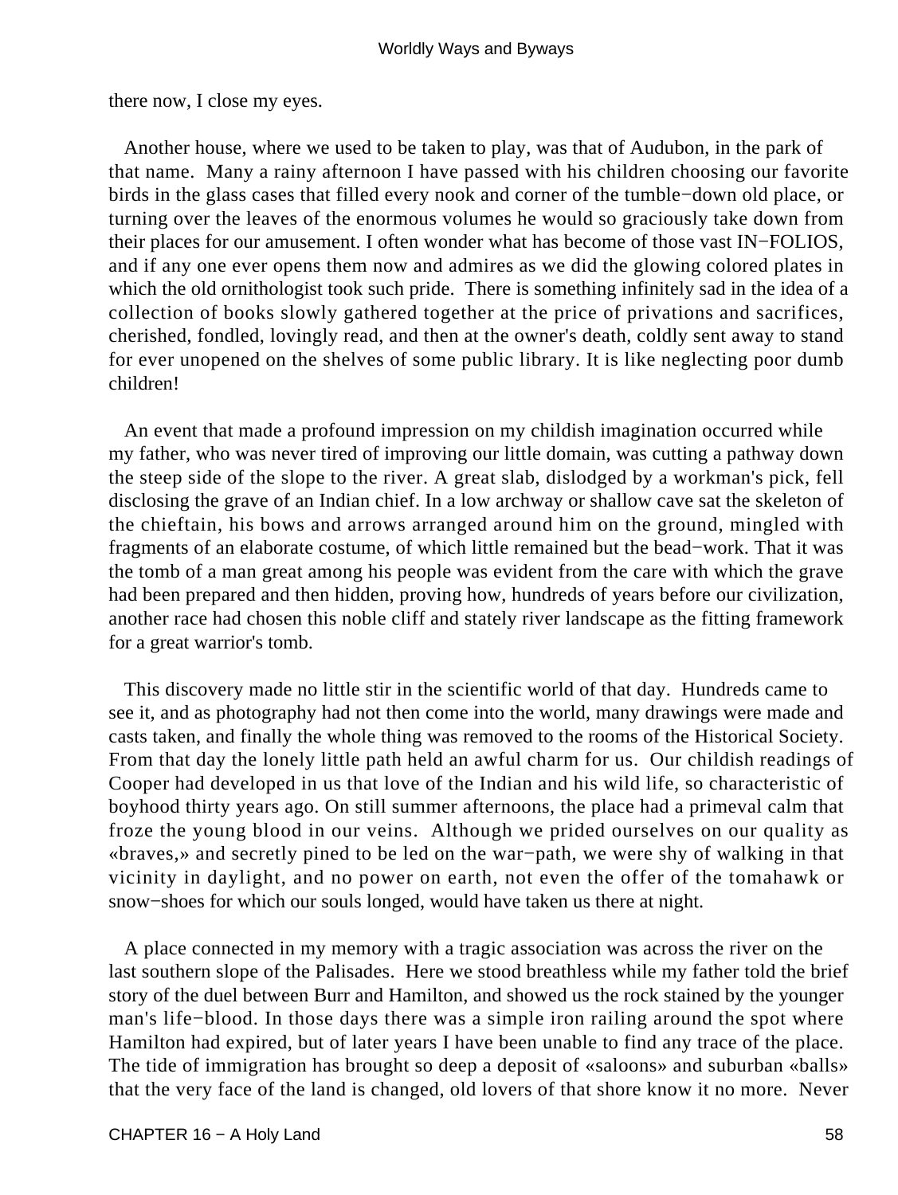there now, I close my eyes.

Another house, where we used to be taken to play, was that of Audubon, in the park of that name. Many a rainy afternoon I have passed with his children choosing our favorite birds in the glass cases that filled every nook and corner of the tumble−down old place, or turning over the leaves of the enormous volumes he would so graciously take down from their places for our amusement. I often wonder what has become of those vast IN−FOLIOS, and if any one ever opens them now and admires as we did the glowing colored plates in which the old ornithologist took such pride. There is something infinitely sad in the idea of a collection of books slowly gathered together at the price of privations and sacrifices, cherished, fondled, lovingly read, and then at the owner's death, coldly sent away to stand for ever unopened on the shelves of some public library. It is like neglecting poor dumb children!

An event that made a profound impression on my childish imagination occurred while my father, who was never tired of improving our little domain, was cutting a pathway down the steep side of the slope to the river. A great slab, dislodged by a workman's pick, fell disclosing the grave of an Indian chief. In a low archway or shallow cave sat the skeleton of the chieftain, his bows and arrows arranged around him on the ground, mingled with fragments of an elaborate costume, of which little remained but the bead−work. That it was the tomb of a man great among his people was evident from the care with which the grave had been prepared and then hidden, proving how, hundreds of years before our civilization, another race had chosen this noble cliff and stately river landscape as the fitting framework for a great warrior's tomb.

This discovery made no little stir in the scientific world of that day. Hundreds came to see it, and as photography had not then come into the world, many drawings were made and casts taken, and finally the whole thing was removed to the rooms of the Historical Society. From that day the lonely little path held an awful charm for us. Our childish readings of Cooper had developed in us that love of the Indian and his wild life, so characteristic of boyhood thirty years ago. On still summer afternoons, the place had a primeval calm that froze the young blood in our veins. Although we prided ourselves on our quality as «braves,» and secretly pined to be led on the war−path, we were shy of walking in that vicinity in daylight, and no power on earth, not even the offer of the tomahawk or snow−shoes for which our souls longed, would have taken us there at night.

A place connected in my memory with a tragic association was across the river on the last southern slope of the Palisades. Here we stood breathless while my father told the brief story of the duel between Burr and Hamilton, and showed us the rock stained by the younger man's life−blood. In those days there was a simple iron railing around the spot where Hamilton had expired, but of later years I have been unable to find any trace of the place. The tide of immigration has brought so deep a deposit of «saloons» and suburban «balls» that the very face of the land is changed, old lovers of that shore know it no more. Never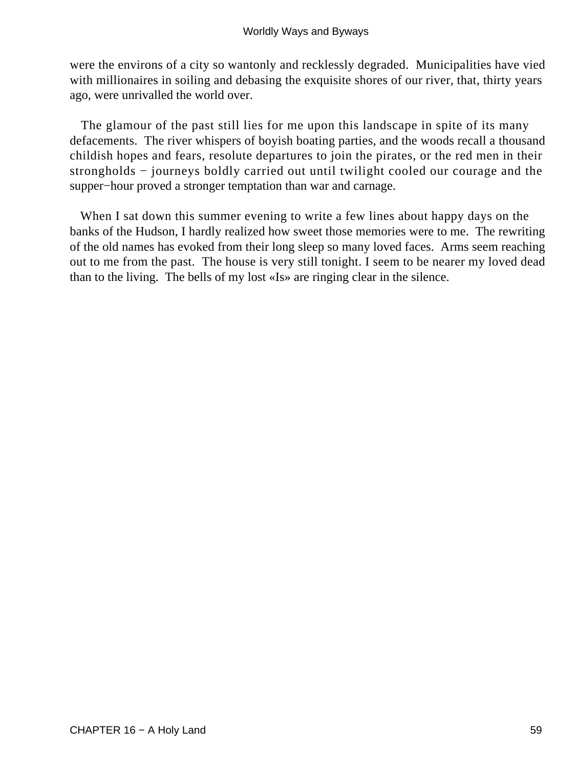were the environs of a city so wantonly and recklessly degraded. Municipalities have vied with millionaires in soiling and debasing the exquisite shores of our river, that, thirty years ago, were unrivalled the world over.

The glamour of the past still lies for me upon this landscape in spite of its many defacements. The river whispers of boyish boating parties, and the woods recall a thousand childish hopes and fears, resolute departures to join the pirates, or the red men in their strongholds − journeys boldly carried out until twilight cooled our courage and the supper−hour proved a stronger temptation than war and carnage.

When I sat down this summer evening to write a few lines about happy days on the banks of the Hudson, I hardly realized how sweet those memories were to me. The rewriting of the old names has evoked from their long sleep so many loved faces. Arms seem reaching out to me from the past. The house is very still tonight. I seem to be nearer my loved dead than to the living. The bells of my lost «Is» are ringing clear in the silence.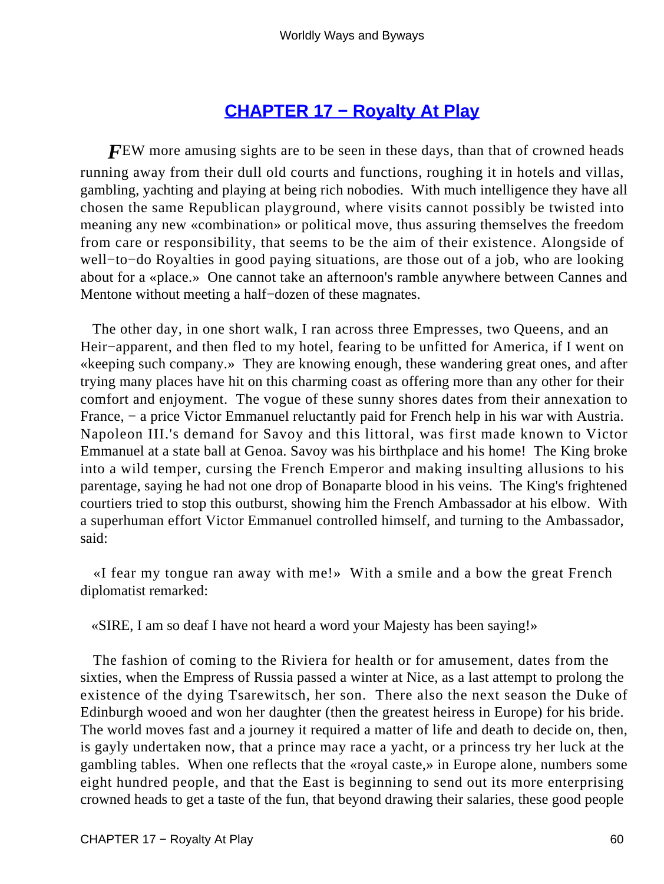## CHAPTER 17 − Royalty At Play

*F*EW more amusing sights are to be seen in these days, than that of crowned heads running away from their dull old courts and functions, roughing it in hotels and villas, gambling, yachting and playing at being rich nobodies. With much intelligence they have all chosen the same Republican playground, where visits cannot possibly be twisted into meaning any new «combination» or political move, thus assuring themselves the freedom from care or responsibility, that seems to be the aim of their existence. Alongside of well−to−do Royalties in good paying situations, are those out of a job, who are looking about for a «place.» One cannot take an afternoon's ramble anywhere between Cannes and Mentone without meeting a half−dozen of these magnates.

The other day, in one short walk, I ran across three Empresses, two Queens, and an Heir−apparent, and then fled to my hotel, fearing to be unfitted for America, if I went on «keeping such company.» They are knowing enough, these wandering great ones, and after trying many places have hit on this charming coast as offering more than any other for their comfort and enjoyment. The vogue of these sunny shores dates from their annexation to France, − a price Victor Emmanuel reluctantly paid for French help in his war with Austria. Napoleon III.'s demand for Savoy and this littoral, was first made known to Victor Emmanuel at a state ball at Genoa. Savoy was his birthplace and his home! The King broke into a wild temper, cursing the French Emperor and making insulting allusions to his parentage, saying he had not one drop of Bonaparte blood in his veins. The King's frightened courtiers tried to stop this outburst, showing him the French Ambassador at his elbow. With a superhuman effort Victor Emmanuel controlled himself, and turning to the Ambassador, said:

«I fear my tongue ran away with me!» With a smile and a bow the great French diplomatist remarked:

«SIRE, I am so deaf I have not heard a word your Majesty has been saying!»

The fashion of coming to the Riviera for health or for amusement, dates from the sixties, when the Empress of Russia passed a winter at Nice, as a last attempt to prolong the existence of the dying Tsarewitsch, her son. There also the next season the Duke of Edinburgh wooed and won her daughter (then the greatest heiress in Europe) for his bride. The world moves fast and a journey it required a matter of life and death to decide on, then, is gayly undertaken now, that a prince may race a yacht, or a princess try her luck at the gambling tables. When one reflects that the «royal caste,» in Europe alone, numbers some eight hundred people, and that the East is beginning to send out its more enterprising crowned heads to get a taste of the fun, that beyond drawing their salaries, these good people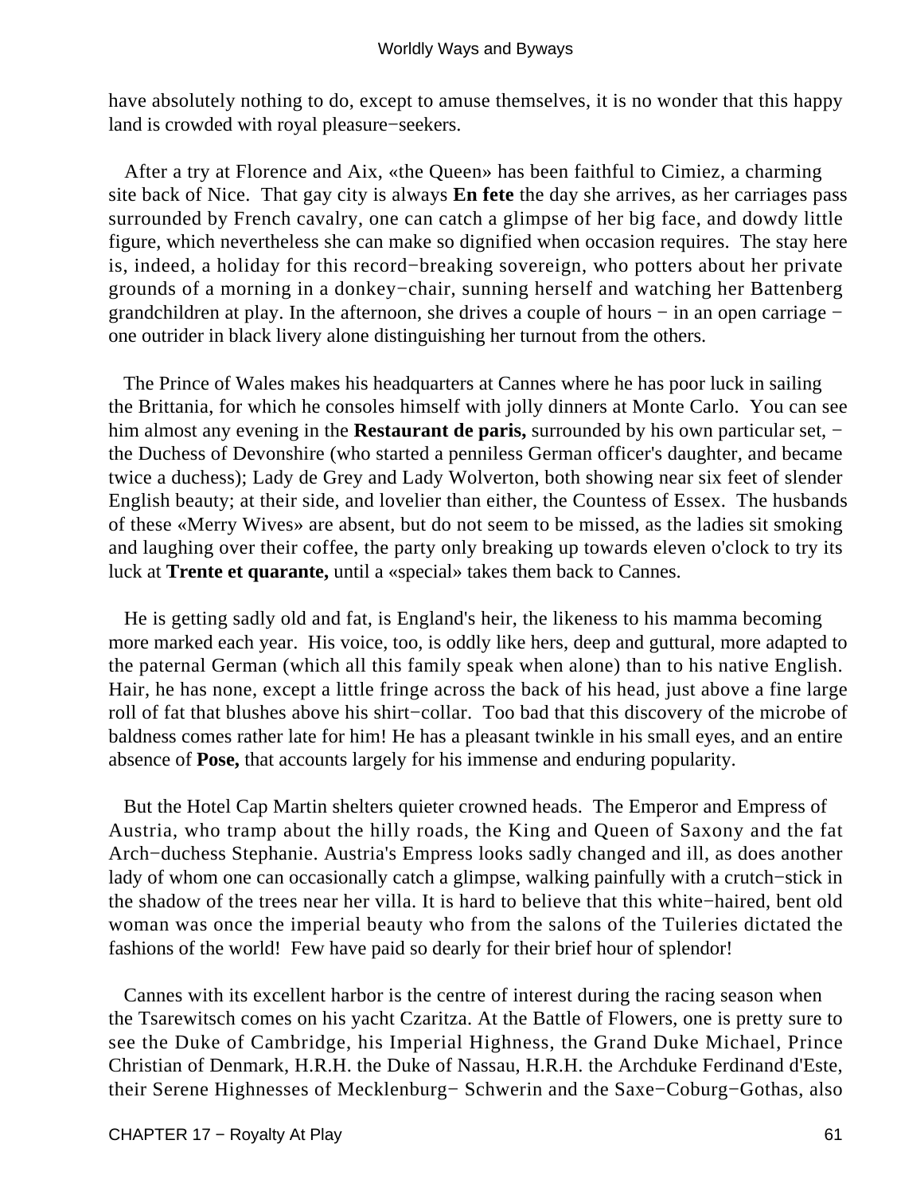have absolutely nothing to do, except to amuse themselves, it is no wonder that this happy land is crowded with royal pleasure−seekers.

After a try at Florence and Aix, «the Queen» has been faithful to Cimiez, a charming site back of Nice. That gay city is always **En fete** the day she arrives, as her carriages pass surrounded by French cavalry, one can catch a glimpse of her big face, and dowdy little figure, which nevertheless she can make so dignified when occasion requires. The stay here is, indeed, a holiday for this record−breaking sovereign, who potters about her private grounds of a morning in a donkey−chair, sunning herself and watching her Battenberg grandchildren at play. In the afternoon, she drives a couple of hours − in an open carriage − one outrider in black livery alone distinguishing her turnout from the others.

The Prince of Wales makes his headquarters at Cannes where he has poor luck in sailing the Brittania, for which he consoles himself with jolly dinners at Monte Carlo. You can see him almost any evening in the **Restaurant de paris,** surrounded by his own particular set, − the Duchess of Devonshire (who started a penniless German officer's daughter, and became twice a duchess); Lady de Grey and Lady Wolverton, both showing near six feet of slender English beauty; at their side, and lovelier than either, the Countess of Essex. The husbands of these «Merry Wives» are absent, but do not seem to be missed, as the ladies sit smoking and laughing over their coffee, the party only breaking up towards eleven o'clock to try its luck at **Trente et quarante,** until a «special» takes them back to Cannes.

He is getting sadly old and fat, is England's heir, the likeness to his mamma becoming more marked each year. His voice, too, is oddly like hers, deep and guttural, more adapted to the paternal German (which all this family speak when alone) than to his native English. Hair, he has none, except a little fringe across the back of his head, just above a fine large roll of fat that blushes above his shirt−collar. Too bad that this discovery of the microbe of baldness comes rather late for him! He has a pleasant twinkle in his small eyes, and an entire absence of **Pose,** that accounts largely for his immense and enduring popularity.

But the Hotel Cap Martin shelters quieter crowned heads. The Emperor and Empress of Austria, who tramp about the hilly roads, the King and Queen of Saxony and the fat Arch−duchess Stephanie. Austria's Empress looks sadly changed and ill, as does another lady of whom one can occasionally catch a glimpse, walking painfully with a crutch−stick in the shadow of the trees near her villa. It is hard to believe that this white−haired, bent old woman was once the imperial beauty who from the salons of the Tuileries dictated the fashions of the world! Few have paid so dearly for their brief hour of splendor!

Cannes with its excellent harbor is the centre of interest during the racing season when the Tsarewitsch comes on his yacht Czaritza. At the Battle of Flowers, one is pretty sure to see the Duke of Cambridge, his Imperial Highness, the Grand Duke Michael, Prince Christian of Denmark, H.R.H. the Duke of Nassau, H.R.H. the Archduke Ferdinand d'Este, their Serene Highnesses of Mecklenburg− Schwerin and the Saxe−Coburg−Gothas, also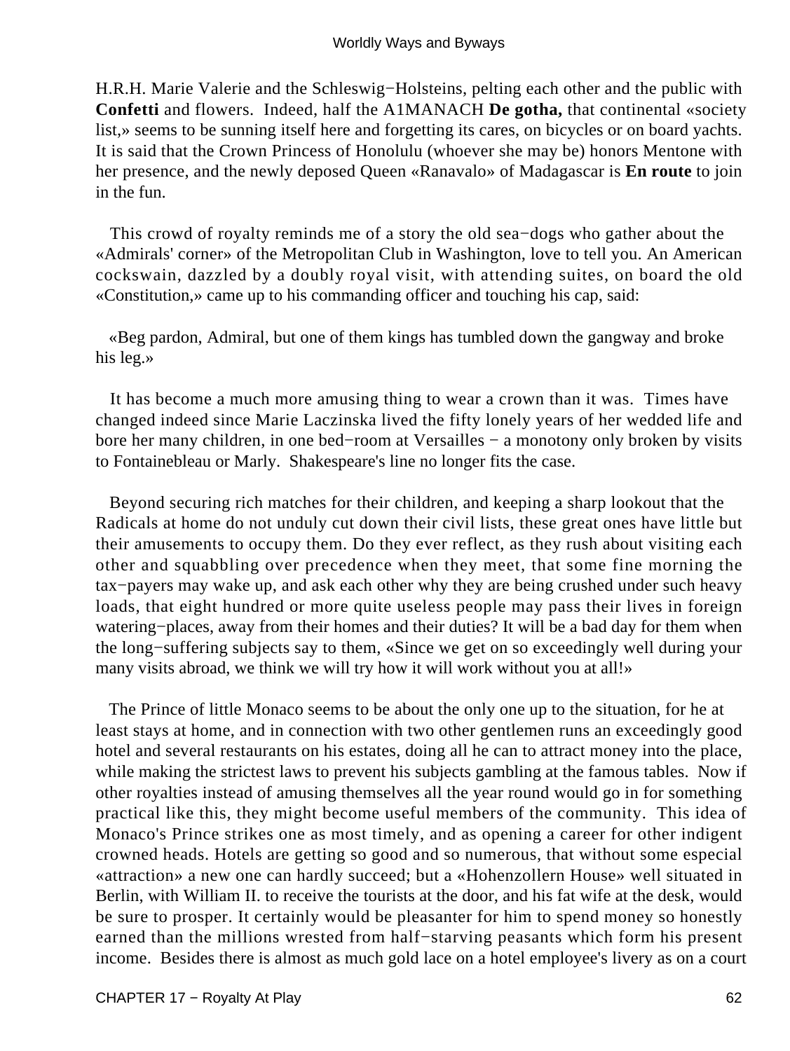H.R.H. Marie Valerie and the Schleswig−Holsteins, pelting each other and the public with **Confetti** and flowers. Indeed, half the A1MANACH **De gotha,** that continental «society list,» seems to be sunning itself here and forgetting its cares, on bicycles or on board yachts. It is said that the Crown Princess of Honolulu (whoever she may be) honors Mentone with her presence, and the newly deposed Queen «Ranavalo» of Madagascar is **En route** to join in the fun.

This crowd of royalty reminds me of a story the old sea−dogs who gather about the «Admirals' corner» of the Metropolitan Club in Washington, love to tell you. An American cockswain, dazzled by a doubly royal visit, with attending suites, on board the old «Constitution,» came up to his commanding officer and touching his cap, said:

«Beg pardon, Admiral, but one of them kings has tumbled down the gangway and broke his leg.»

It has become a much more amusing thing to wear a crown than it was. Times have changed indeed since Marie Laczinska lived the fifty lonely years of her wedded life and bore her many children, in one bed−room at Versailles − a monotony only broken by visits to Fontainebleau or Marly. Shakespeare's line no longer fits the case.

Beyond securing rich matches for their children, and keeping a sharp lookout that the Radicals at home do not unduly cut down their civil lists, these great ones have little but their amusements to occupy them. Do they ever reflect, as they rush about visiting each other and squabbling over precedence when they meet, that some fine morning the tax−payers may wake up, and ask each other why they are being crushed under such heavy loads, that eight hundred or more quite useless people may pass their lives in foreign watering−places, away from their homes and their duties? It will be a bad day for them when the long−suffering subjects say to them, «Since we get on so exceedingly well during your many visits abroad, we think we will try how it will work without you at all!»

The Prince of little Monaco seems to be about the only one up to the situation, for he at least stays at home, and in connection with two other gentlemen runs an exceedingly good hotel and several restaurants on his estates, doing all he can to attract money into the place, while making the strictest laws to prevent his subjects gambling at the famous tables. Now if other royalties instead of amusing themselves all the year round would go in for something practical like this, they might become useful members of the community. This idea of Monaco's Prince strikes one as most timely, and as opening a career for other indigent crowned heads. Hotels are getting so good and so numerous, that without some especial «attraction» a new one can hardly succeed; but a «Hohenzollern House» well situated in Berlin, with William II. to receive the tourists at the door, and his fat wife at the desk, would be sure to prosper. It certainly would be pleasanter for him to spend money so honestly earned than the millions wrested from half−starving peasants which form his present income. Besides there is almost as much gold lace on a hotel employee's livery as on a court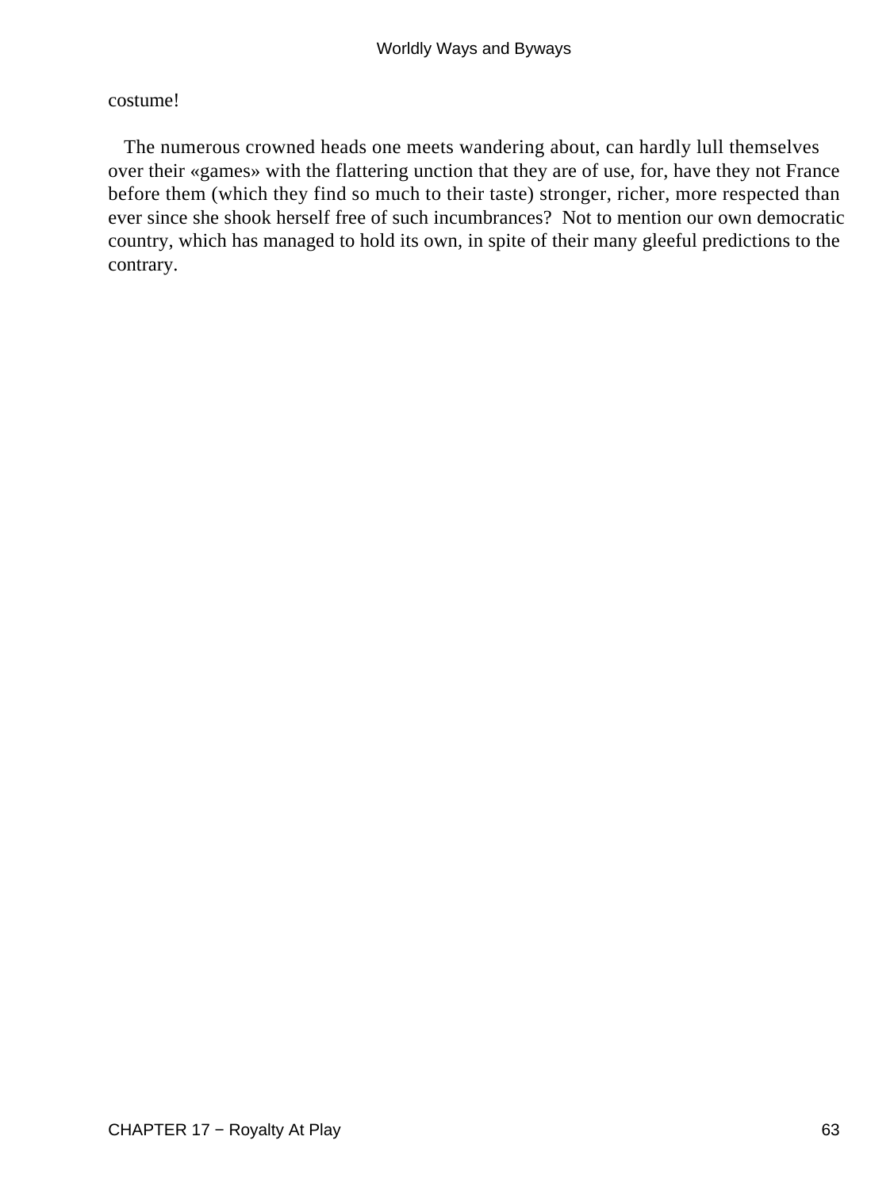costume!

The numerous crowned heads one meets wandering about, can hardly lull themselves over their «games» with the flattering unction that they are of use, for, have they not France before them (which they find so much to their taste) stronger, richer, more respected than ever since she shook herself free of such incumbrances? Not to mention our own democratic country, which has managed to hold its own, in spite of their many gleeful predictions to the contrary.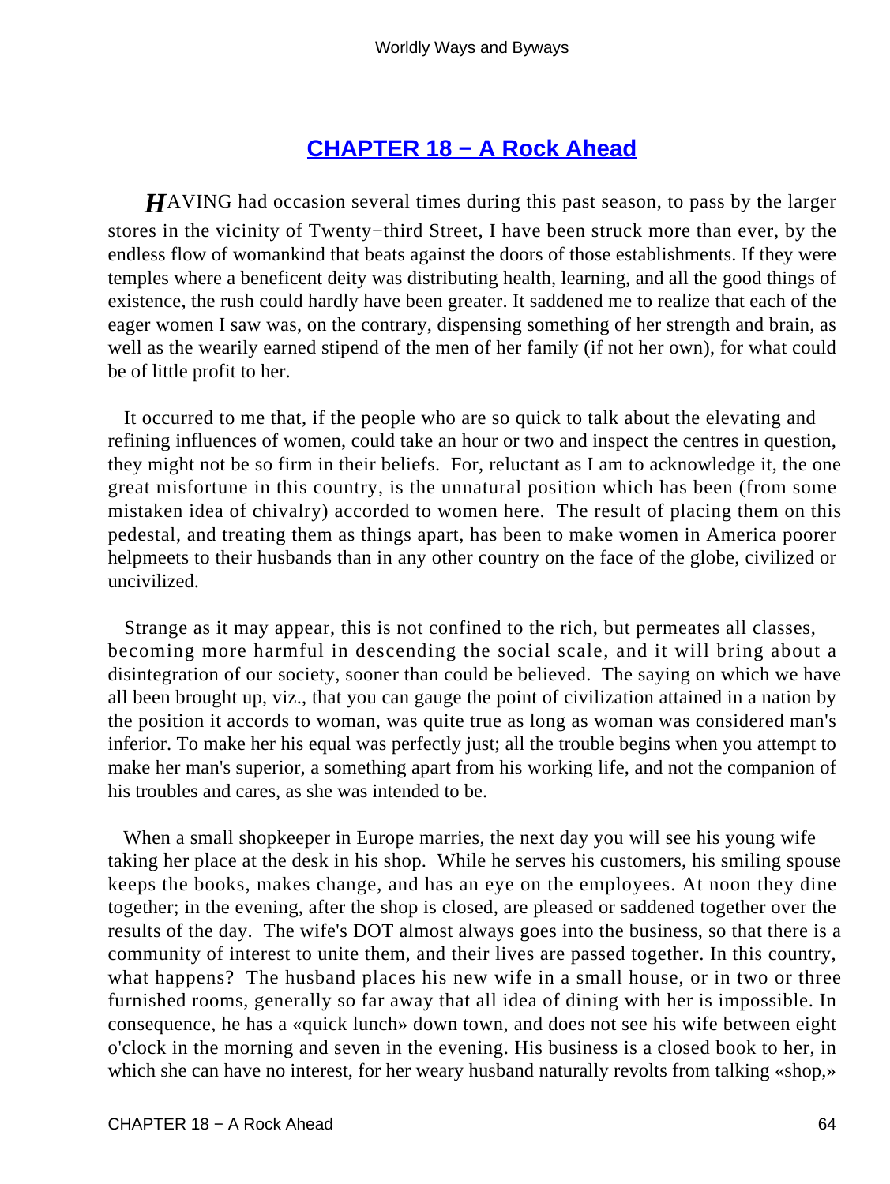## CHAPTER 18 − A Rock Ahead

HAVING had occasion several times during this past season, to pass by the larger stores in the vicinity of Twenty−third Street, I have been struck more than ever, by the endless flow of womankind that beats against the doors of those establishments. If they were temples where a beneficent deity was distributing health, learning, and all the good things of existence, the rush could hardly have been greater. It saddened me to realize that each of the eager women I saw was, on the contrary, dispensing something of her strength and brain, as well as the wearily earned stipend of the men of her family (if not her own), for what could be of little profit to her.

It occurred to me that, if the people who are so quick to talk about the elevating and refining influences of women, could take an hour or two and inspect the centres in question, they might not be so firm in their beliefs. For, reluctant as I am to acknowledge it, the one great misfortune in this country, is the unnatural position which has been (from some mistaken idea of chivalry) accorded to women here. The result of placing them on this pedestal, and treating them as things apart, has been to make women in America poorer helpmeets to their husbands than in any other country on the face of the globe, civilized or uncivilized.

Strange as it may appear, this is not confined to the rich, but permeates all classes, becoming more harmful in descending the social scale, and it will bring about a disintegration of our society, sooner than could be believed. The saying on which we have all been brought up, viz., that you can gauge the point of civilization attained in a nation by the position it accords to woman, was quite true as long as woman was considered man's inferior. To make her his equal was perfectly just; all the trouble begins when you attempt to make her man's superior, a something apart from his working life, and not the companion of his troubles and cares, as she was intended to be.

When a small shopkeeper in Europe marries, the next day you will see his young wife taking her place at the desk in his shop. While he serves his customers, his smiling spouse keeps the books, makes change, and has an eye on the employees. At noon they dine together; in the evening, after the shop is closed, are pleased or saddened together over the results of the day. The wife's DOT almost always goes into the business, so that there is a community of interest to unite them, and their lives are passed together. In this country, what happens? The husband places his new wife in a small house, or in two or three furnished rooms, generally so far away that all idea of dining with her is impossible. In consequence, he has a «quick lunch» down town, and does not see his wife between eight o'clock in the morning and seven in the evening. His business is a closed book to her, in which she can have no interest, for her weary husband naturally revolts from talking «shop,»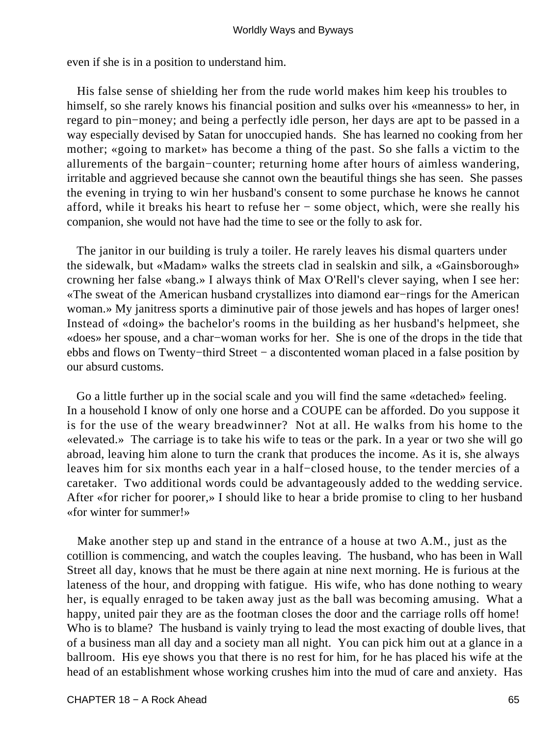even if she is in a position to understand him.

His false sense of shielding her from the rude world makes him keep his troubles to himself, so she rarely knows his financial position and sulks over his «meanness» to her, in regard to pin−money; and being a perfectly idle person, her days are apt to be passed in a way especially devised by Satan for unoccupied hands. She has learned no cooking from her mother; «going to market» has become a thing of the past. So she falls a victim to the allurements of the bargain−counter; returning home after hours of aimless wandering, irritable and aggrieved because she cannot own the beautiful things she has seen. She passes the evening in trying to win her husband's consent to some purchase he knows he cannot afford, while it breaks his heart to refuse her − some object, which, were she really his companion, she would not have had the time to see or the folly to ask for.

The janitor in our building is truly a toiler. He rarely leaves his dismal quarters under the sidewalk, but «Madam» walks the streets clad in sealskin and silk, a «Gainsborough» crowning her false «bang.» I always think of Max O'Rell's clever saying, when I see her: «The sweat of the American husband crystallizes into diamond ear−rings for the American woman.» My janitress sports a diminutive pair of those jewels and has hopes of larger ones! Instead of «doing» the bachelor's rooms in the building as her husband's helpmeet, she «does» her spouse, and a char−woman works for her. She is one of the drops in the tide that ebbs and flows on Twenty−third Street − a discontented woman placed in a false position by our absurd customs.

Go a little further up in the social scale and you will find the same «detached» feeling. In a household I know of only one horse and a COUPE can be afforded. Do you suppose it is for the use of the weary breadwinner? Not at all. He walks from his home to the «elevated.» The carriage is to take his wife to teas or the park. In a year or two she will go abroad, leaving him alone to turn the crank that produces the income. As it is, she always leaves him for six months each year in a half−closed house, to the tender mercies of a caretaker. Two additional words could be advantageously added to the wedding service. After «for richer for poorer,» I should like to hear a bride promise to cling to her husband «for winter for summer!»

Make another step up and stand in the entrance of a house at two A.M., just as the cotillion is commencing, and watch the couples leaving. The husband, who has been in Wall Street all day, knows that he must be there again at nine next morning. He is furious at the lateness of the hour, and dropping with fatigue. His wife, who has done nothing to weary her, is equally enraged to be taken away just as the ball was becoming amusing. What a happy, united pair they are as the footman closes the door and the carriage rolls off home! Who is to blame? The husband is vainly trying to lead the most exacting of double lives, that of a business man all day and a society man all night. You can pick him out at a glance in a ballroom. His eye shows you that there is no rest for him, for he has placed his wife at the head of an establishment whose working crushes him into the mud of care and anxiety. Has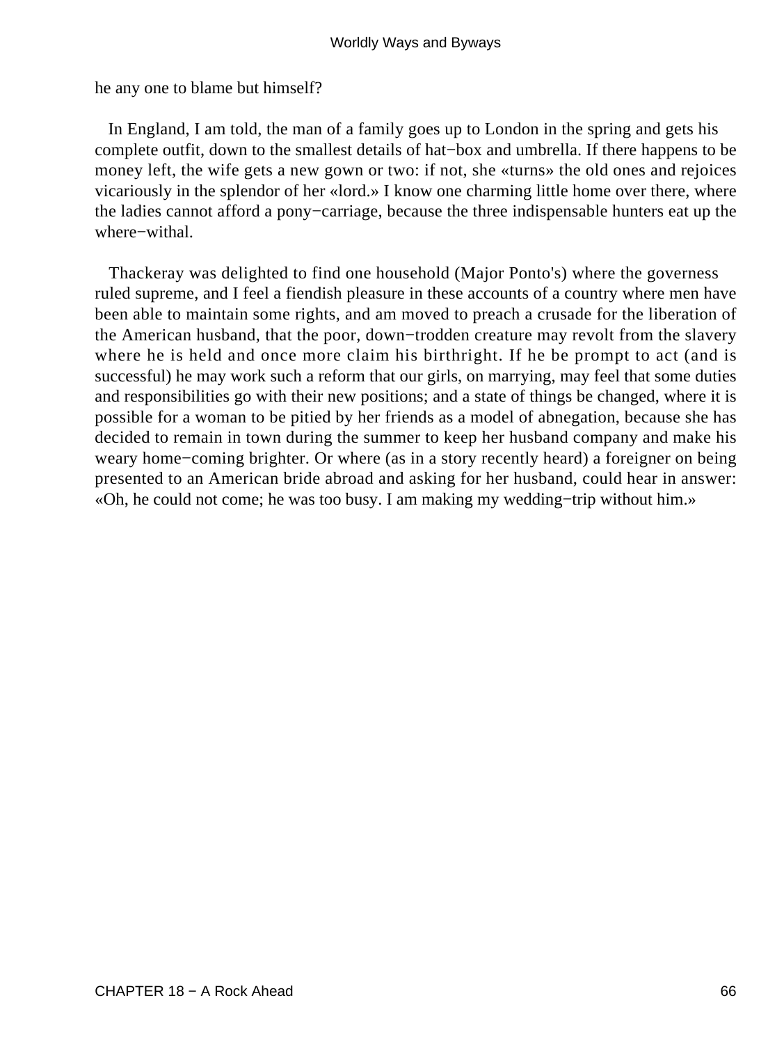he any one to blame but himself?

In England, I am told, the man of a family goes up to London in the spring and gets his complete outfit, down to the smallest details of hat−box and umbrella. If there happens to be money left, the wife gets a new gown or two: if not, she «turns» the old ones and rejoices vicariously in the splendor of her «lord.» I know one charming little home over there, where the ladies cannot afford a pony−carriage, because the three indispensable hunters eat up the where−withal.

Thackeray was delighted to find one household (Major Ponto's) where the governess ruled supreme, and I feel a fiendish pleasure in these accounts of a country where men have been able to maintain some rights, and am moved to preach a crusade for the liberation of the American husband, that the poor, down−trodden creature may revolt from the slavery where he is held and once more claim his birthright. If he be prompt to act (and is successful) he may work such a reform that our girls, on marrying, may feel that some duties and responsibilities go with their new positions; and a state of things be changed, where it is possible for a woman to be pitied by her friends as a model of abnegation, because she has decided to remain in town during the summer to keep her husband company and make his weary home−coming brighter. Or where (as in a story recently heard) a foreigner on being presented to an American bride abroad and asking for her husband, could hear in answer: «Oh, he could not come; he was too busy. I am making my wedding−trip without him.»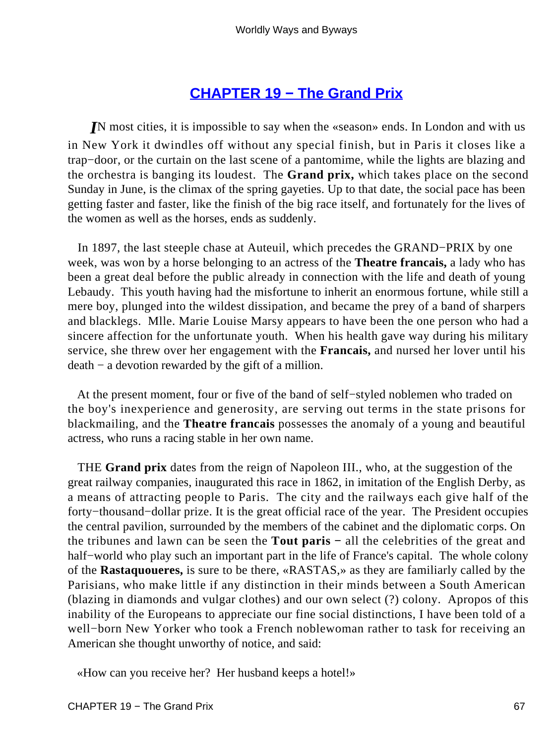## [CHAPTER 19 − The Grand Prix]()

*I*N most cities, it is impossible to say when the «season» ends. In London and with us in New York it dwindles off without any special finish, but in Paris it closes like a trap−door, or the curtain on the last scene of a pantomime, while the lights are blazing and the orchestra is banging its loudest. The **Grand prix,** which takes place on the second Sunday in June, is the climax of the spring gayeties. Up to that date, the social pace has been getting faster and faster, like the finish of the big race itself, and fortunately for the lives of the women as well as the horses, ends as suddenly.

In 1897, the last steeple chase at Auteuil, which precedes the GRAND−PRIX by one week, was won by a horse belonging to an actress of the **Theatre francais,** a lady who has been a great deal before the public already in connection with the life and death of young Lebaudy. This youth having had the misfortune to inherit an enormous fortune, while still a mere boy, plunged into the wildest dissipation, and became the prey of a band of sharpers and blacklegs. Mlle. Marie Louise Marsy appears to have been the one person who had a sincere affection for the unfortunate youth. When his health gave way during his military service, she threw over her engagement with the **Francais,** and nursed her lover until his death − a devotion rewarded by the gift of a million.

At the present moment, four or five of the band of self−styled noblemen who traded on the boy's inexperience and generosity, are serving out terms in the state prisons for blackmailing, and the **Theatre francais** possesses the anomaly of a young and beautiful actress, who runs a racing stable in her own name.

THE **Grand prix** dates from the reign of Napoleon III., who, at the suggestion of the great railway companies, inaugurated this race in 1862, in imitation of the English Derby, as a means of attracting people to Paris. The city and the railways each give half of the forty−thousand−dollar prize. It is the great official race of the year. The President occupies the central pavilion, surrounded by the members of the cabinet and the diplomatic corps. On the tribunes and lawn can be seen the **Tout paris** − all the celebrities of the great and half−world who play such an important part in the life of France's capital. The whole colony of the **Rastaquoueres,** is sure to be there, «RASTAS,» as they are familiarly called by the Parisians, who make little if any distinction in their minds between a South American (blazing in diamonds and vulgar clothes) and our own select (?) colony. Apropos of this inability of the Europeans to appreciate our fine social distinctions, I have been told of a well−born New Yorker who took a French noblewoman rather to task for receiving an American she thought unworthy of notice, and said:

«How can you receive her? Her husband keeps a hotel!»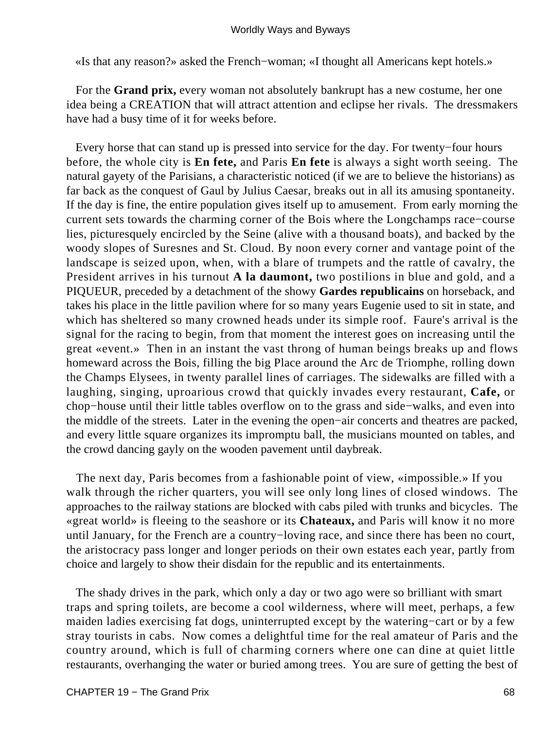«Is that any reason?» asked the French−woman; «I thought all Americans kept hotels.»

For the **Grand prix,** every woman not absolutely bankrupt has a new costume, her one idea being a CREATION that will attract attention and eclipse her rivals. The dressmakers have had a busy time of it for weeks before.

Every horse that can stand up is pressed into service for the day. For twenty−four hours before, the whole city is **En fete,** and Paris **En fete** is always a sight worth seeing. The natural gayety of the Parisians, a characteristic noticed (if we are to believe the historians) as far back as the conquest of Gaul by Julius Caesar, breaks out in all its amusing spontaneity. If the day is fine, the entire population gives itself up to amusement. From early morning the current sets towards the charming corner of the Bois where the Longchamps race−course lies, picturesquely encircled by the Seine (alive with a thousand boats), and backed by the woody slopes of Suresnes and St. Cloud. By noon every corner and vantage point of the landscape is seized upon, when, with a blare of trumpets and the rattle of cavalry, the President arrives in his turnout **A la daumont,** two postilions in blue and gold, and a PIQUEUR, preceded by a detachment of the showy **Gardes republicains** on horseback, and takes his place in the little pavilion where for so many years Eugenie used to sit in state, and which has sheltered so many crowned heads under its simple roof. Faure's arrival is the signal for the racing to begin, from that moment the interest goes on increasing until the great «event.» Then in an instant the vast throng of human beings breaks up and flows homeward across the Bois, filling the big Place around the Arc de Triomphe, rolling down the Champs Elysees, in twenty parallel lines of carriages. The sidewalks are filled with a laughing, singing, uproarious crowd that quickly invades every restaurant, **Cafe,** or chop−house until their little tables overflow on to the grass and side−walks, and even into the middle of the streets. Later in the evening the open−air concerts and theatres are packed, and every little square organizes its impromptu ball, the musicians mounted on tables, and the crowd dancing gayly on the wooden pavement until daybreak.

The next day, Paris becomes from a fashionable point of view, «impossible.» If you walk through the richer quarters, you will see only long lines of closed windows. The approaches to the railway stations are blocked with cabs piled with trunks and bicycles. The «great world» is fleeing to the seashore or its **Chateaux,** and Paris will know it no more until January, for the French are a country−loving race, and since there has been no court, the aristocracy pass longer and longer periods on their own estates each year, partly from choice and largely to show their disdain for the republic and its entertainments.

The shady drives in the park, which only a day or two ago were so brilliant with smart traps and spring toilets, are become a cool wilderness, where will meet, perhaps, a few maiden ladies exercising fat dogs, uninterrupted except by the watering−cart or by a few stray tourists in cabs. Now comes a delightful time for the real amateur of Paris and the country around, which is full of charming corners where one can dine at quiet little restaurants, overhanging the water or buried among trees. You are sure of getting the best of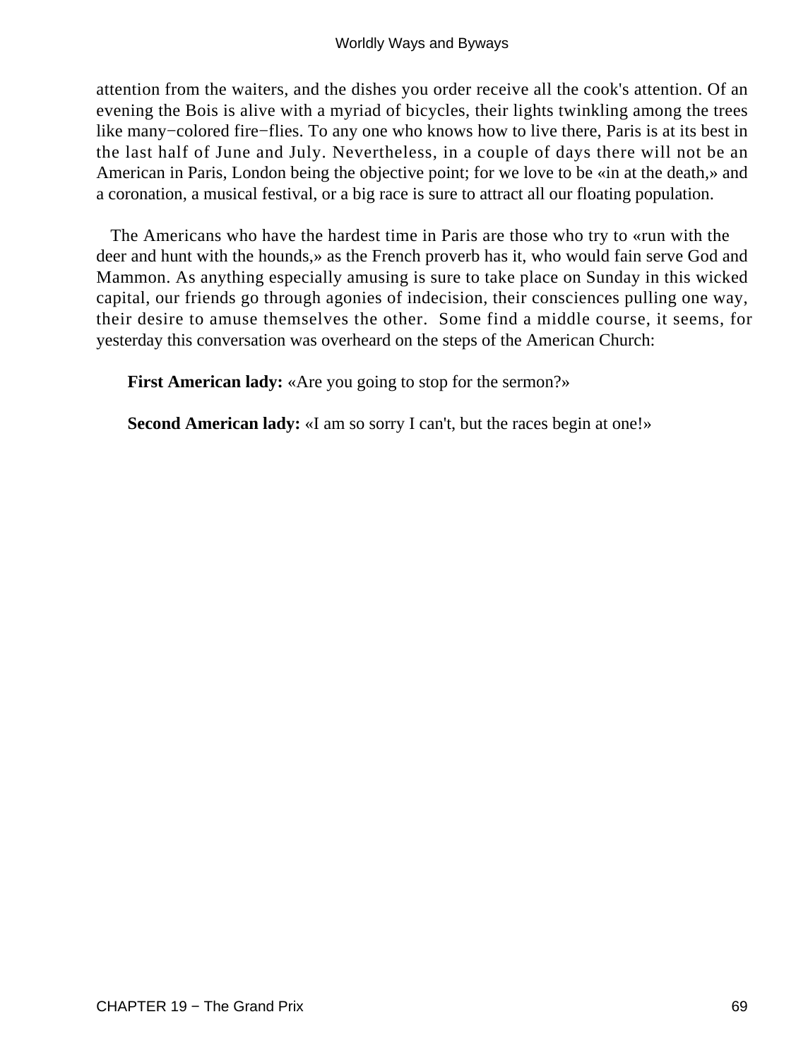attention from the waiters, and the dishes you order receive all the cook's attention. Of an evening the Bois is alive with a myriad of bicycles, their lights twinkling among the trees like many−colored fire−flies. To any one who knows how to live there, Paris is at its best in the last half of June and July. Nevertheless, in a couple of days there will not be an American in Paris, London being the objective point; for we love to be «in at the death,» and a coronation, a musical festival, or a big race is sure to attract all our floating population.

The Americans who have the hardest time in Paris are those who try to «run with the deer and hunt with the hounds,» as the French proverb has it, who would fain serve God and Mammon. As anything especially amusing is sure to take place on Sunday in this wicked capital, our friends go through agonies of indecision, their consciences pulling one way, their desire to amuse themselves the other. Some find a middle course, it seems, for yesterday this conversation was overheard on the steps of the American Church:

**First American lady:** «Are you going to stop for the sermon?»

**Second American lady:** «I am so sorry I can't, but the races begin at one!»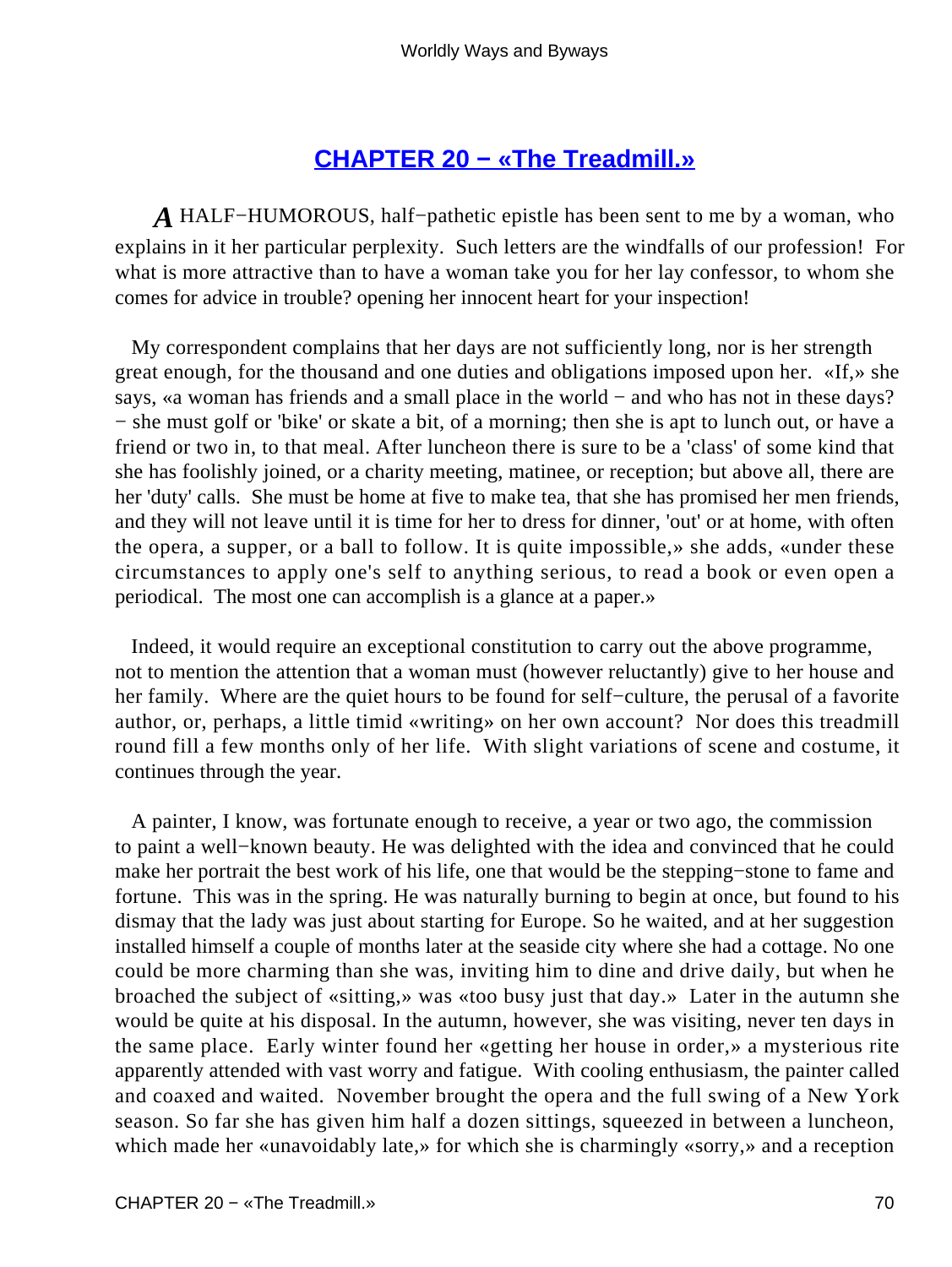## CHAPTER 20 − «The Treadmill.»

*A* HALF−HUMOROUS, half−pathetic epistle has been sent to me by a woman, who explains in it her particular perplexity. Such letters are the windfalls of our profession! For what is more attractive than to have a woman take you for her lay confessor, to whom she comes for advice in trouble? opening her innocent heart for your inspection!

My correspondent complains that her days are not sufficiently long, nor is her strength great enough, for the thousand and one duties and obligations imposed upon her. «If,» she says, «a woman has friends and a small place in the world − and who has not in these days? − she must golf or 'bike' or skate a bit, of a morning; then she is apt to lunch out, or have a friend or two in, to that meal. After luncheon there is sure to be a 'class' of some kind that she has foolishly joined, or a charity meeting, matinee, or reception; but above all, there are her 'duty' calls. She must be home at five to make tea, that she has promised her men friends, and they will not leave until it is time for her to dress for dinner, 'out' or at home, with often the opera, a supper, or a ball to follow. It is quite impossible,» she adds, «under these circumstances to apply one's self to anything serious, to read a book or even open a periodical. The most one can accomplish is a glance at a paper.»

Indeed, it would require an exceptional constitution to carry out the above programme, not to mention the attention that a woman must (however reluctantly) give to her house and her family. Where are the quiet hours to be found for self−culture, the perusal of a favorite author, or, perhaps, a little timid «writing» on her own account? Nor does this treadmill round fill a few months only of her life. With slight variations of scene and costume, it continues through the year.

A painter, I know, was fortunate enough to receive, a year or two ago, the commission to paint a well−known beauty. He was delighted with the idea and convinced that he could make her portrait the best work of his life, one that would be the stepping−stone to fame and fortune. This was in the spring. He was naturally burning to begin at once, but found to his dismay that the lady was just about starting for Europe. So he waited, and at her suggestion installed himself a couple of months later at the seaside city where she had a cottage. No one could be more charming than she was, inviting him to dine and drive daily, but when he broached the subject of «sitting,» was «too busy just that day.» Later in the autumn she would be quite at his disposal. In the autumn, however, she was visiting, never ten days in the same place. Early winter found her «getting her house in order,» a mysterious rite apparently attended with vast worry and fatigue. With cooling enthusiasm, the painter called and coaxed and waited. November brought the opera and the full swing of a New York season. So far she has given him half a dozen sittings, squeezed in between a luncheon, which made her «unavoidably late,» for which she is charmingly «sorry,» and a reception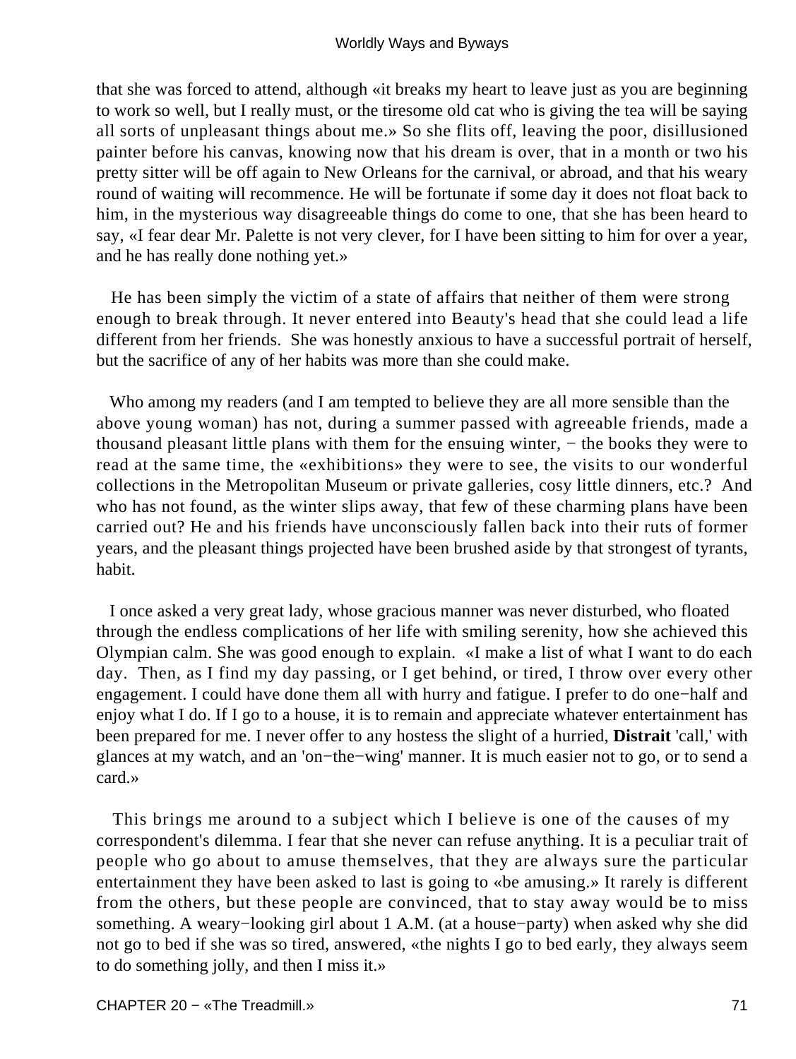that she was forced to attend, although «it breaks my heart to leave just as you are beginning to work so well, but I really must, or the tiresome old cat who is giving the tea will be saying all sorts of unpleasant things about me.» So she flits off, leaving the poor, disillusioned painter before his canvas, knowing now that his dream is over, that in a month or two his pretty sitter will be off again to New Orleans for the carnival, or abroad, and that his weary round of waiting will recommence. He will be fortunate if some day it does not float back to him, in the mysterious way disagreeable things do come to one, that she has been heard to say, «I fear dear Mr. Palette is not very clever, for I have been sitting to him for over a year, and he has really done nothing yet.»

He has been simply the victim of a state of affairs that neither of them were strong enough to break through. It never entered into Beauty's head that she could lead a life different from her friends. She was honestly anxious to have a successful portrait of herself, but the sacrifice of any of her habits was more than she could make.

Who among my readers (and I am tempted to believe they are all more sensible than the above young woman) has not, during a summer passed with agreeable friends, made a thousand pleasant little plans with them for the ensuing winter, − the books they were to read at the same time, the «exhibitions» they were to see, the visits to our wonderful collections in the Metropolitan Museum or private galleries, cosy little dinners, etc.? And who has not found, as the winter slips away, that few of these charming plans have been carried out? He and his friends have unconsciously fallen back into their ruts of former years, and the pleasant things projected have been brushed aside by that strongest of tyrants, habit.

I once asked a very great lady, whose gracious manner was never disturbed, who floated through the endless complications of her life with smiling serenity, how she achieved this Olympian calm. She was good enough to explain. «I make a list of what I want to do each day. Then, as I find my day passing, or I get behind, or tired, I throw over every other engagement. I could have done them all with hurry and fatigue. I prefer to do one−half and enjoy what I do. If I go to a house, it is to remain and appreciate whatever entertainment has been prepared for me. I never offer to any hostess the slight of a hurried, **Distrait** 'call,' with glances at my watch, and an 'on−the−wing' manner. It is much easier not to go, or to send a card.»

This brings me around to a subject which I believe is one of the causes of my correspondent's dilemma. I fear that she never can refuse anything. It is a peculiar trait of people who go about to amuse themselves, that they are always sure the particular entertainment they have been asked to last is going to «be amusing.» It rarely is different from the others, but these people are convinced, that to stay away would be to miss something. A weary−looking girl about 1 A.M. (at a house−party) when asked why she did not go to bed if she was so tired, answered, «the nights I go to bed early, they always seem to do something jolly, and then I miss it.»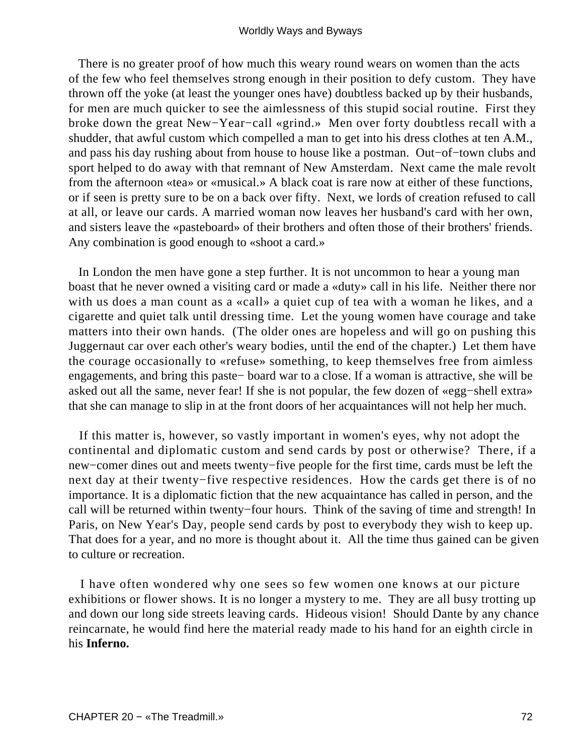There is no greater proof of how much this weary round wears on women than the acts of the few who feel themselves strong enough in their position to defy custom. They have thrown off the yoke (at least the younger ones have) doubtless backed up by their husbands, for men are much quicker to see the aimlessness of this stupid social routine. First they broke down the great New−Year−call «grind.» Men over forty doubtless recall with a shudder, that awful custom which compelled a man to get into his dress clothes at ten A.M., and pass his day rushing about from house to house like a postman. Out−of−town clubs and sport helped to do away with that remnant of New Amsterdam. Next came the male revolt from the afternoon «tea» or «musical.» A black coat is rare now at either of these functions, or if seen is pretty sure to be on a back over fifty. Next, we lords of creation refused to call at all, or leave our cards. A married woman now leaves her husband's card with her own, and sisters leave the «pasteboard» of their brothers and often those of their brothers' friends. Any combination is good enough to «shoot a card.»

In London the men have gone a step further. It is not uncommon to hear a young man boast that he never owned a visiting card or made a «duty» call in his life. Neither there nor with us does a man count as a «call» a quiet cup of tea with a woman he likes, and a cigarette and quiet talk until dressing time. Let the young women have courage and take matters into their own hands. (The older ones are hopeless and will go on pushing this Juggernaut car over each other's weary bodies, until the end of the chapter.) Let them have the courage occasionally to «refuse» something, to keep themselves free from aimless engagements, and bring this paste− board war to a close. If a woman is attractive, she will be asked out all the same, never fear! If she is not popular, the few dozen of «egg−shell extra» that she can manage to slip in at the front doors of her acquaintances will not help her much.

If this matter is, however, so vastly important in women's eyes, why not adopt the continental and diplomatic custom and send cards by post or otherwise? There, if a new−comer dines out and meets twenty−five people for the first time, cards must be left the next day at their twenty−five respective residences. How the cards get there is of no importance. It is a diplomatic fiction that the new acquaintance has called in person, and the call will be returned within twenty−four hours. Think of the saving of time and strength! In Paris, on New Year's Day, people send cards by post to everybody they wish to keep up. That does for a year, and no more is thought about it. All the time thus gained can be given to culture or recreation.

I have often wondered why one sees so few women one knows at our picture exhibitions or flower shows. It is no longer a mystery to me. They are all busy trotting up and down our long side streets leaving cards. Hideous vision! Should Dante by any chance reincarnate, he would find here the material ready made to his hand for an eighth circle in his **Inferno.**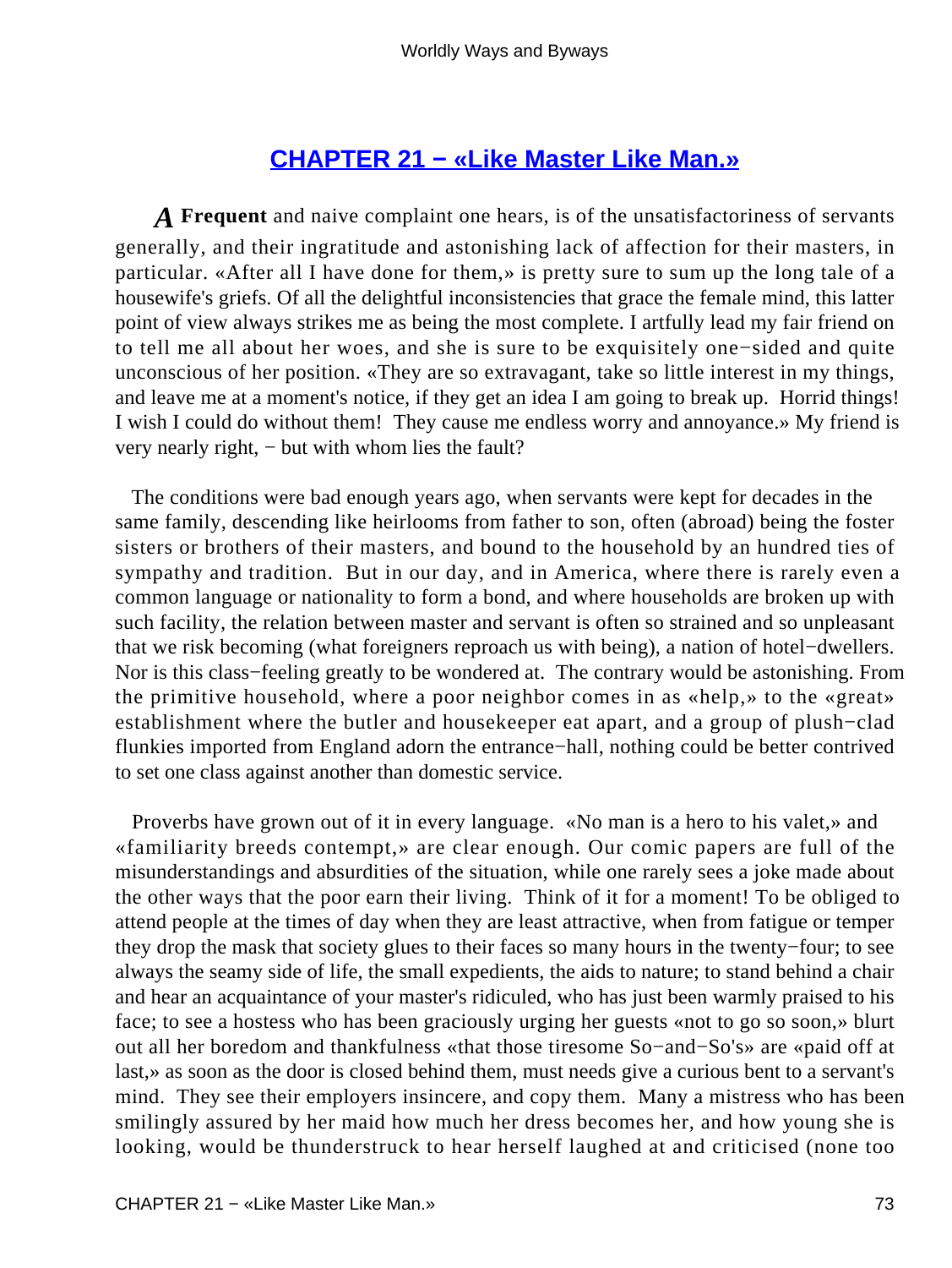## CHAPTER 21 − «Like Master Like Man.»

*A* **Frequent** and naive complaint one hears, is of the unsatisfactoriness of servants generally, and their ingratitude and astonishing lack of affection for their masters, in particular. «After all I have done for them,» is pretty sure to sum up the long tale of a housewife's griefs. Of all the delightful inconsistencies that grace the female mind, this latter point of view always strikes me as being the most complete. I artfully lead my fair friend on to tell me all about her woes, and she is sure to be exquisitely one−sided and quite unconscious of her position. «They are so extravagant, take so little interest in my things, and leave me at a moment's notice, if they get an idea I am going to break up. Horrid things! I wish I could do without them! They cause me endless worry and annoyance.» My friend is very nearly right, − but with whom lies the fault?

The conditions were bad enough years ago, when servants were kept for decades in the same family, descending like heirlooms from father to son, often (abroad) being the foster sisters or brothers of their masters, and bound to the household by an hundred ties of sympathy and tradition. But in our day, and in America, where there is rarely even a common language or nationality to form a bond, and where households are broken up with such facility, the relation between master and servant is often so strained and so unpleasant that we risk becoming (what foreigners reproach us with being), a nation of hotel−dwellers. Nor is this class−feeling greatly to be wondered at. The contrary would be astonishing. From the primitive household, where a poor neighbor comes in as «help,» to the «great» establishment where the butler and housekeeper eat apart, and a group of plush−clad flunkies imported from England adorn the entrance−hall, nothing could be better contrived to set one class against another than domestic service.

Proverbs have grown out of it in every language. «No man is a hero to his valet,» and «familiarity breeds contempt,» are clear enough. Our comic papers are full of the misunderstandings and absurdities of the situation, while one rarely sees a joke made about the other ways that the poor earn their living. Think of it for a moment! To be obliged to attend people at the times of day when they are least attractive, when from fatigue or temper they drop the mask that society glues to their faces so many hours in the twenty−four; to see always the seamy side of life, the small expedients, the aids to nature; to stand behind a chair and hear an acquaintance of your master's ridiculed, who has just been warmly praised to his face; to see a hostess who has been graciously urging her guests «not to go so soon,» blurt out all her boredom and thankfulness «that those tiresome So−and−So's» are «paid off at last,» as soon as the door is closed behind them, must needs give a curious bent to a servant's mind. They see their employers insincere, and copy them. Many a mistress who has been smilingly assured by her maid how much her dress becomes her, and how young she is looking, would be thunderstruck to hear herself laughed at and criticised (none too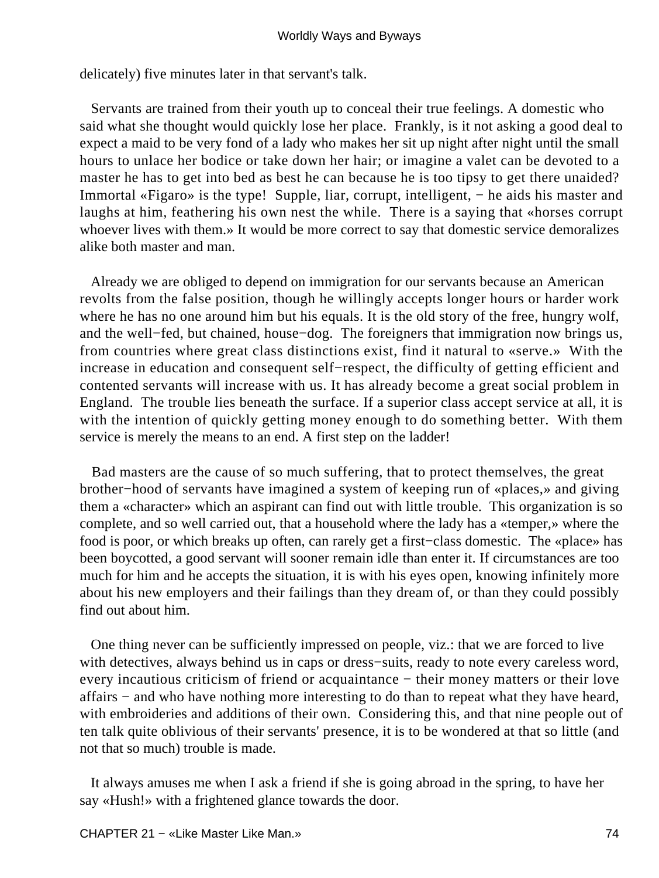delicately) five minutes later in that servant's talk.

Servants are trained from their youth up to conceal their true feelings. A domestic who said what she thought would quickly lose her place. Frankly, is it not asking a good deal to expect a maid to be very fond of a lady who makes her sit up night after night until the small hours to unlace her bodice or take down her hair; or imagine a valet can be devoted to a master he has to get into bed as best he can because he is too tipsy to get there unaided? Immortal «Figaro» is the type! Supple, liar, corrupt, intelligent, − he aids his master and laughs at him, feathering his own nest the while. There is a saying that «horses corrupt whoever lives with them.» It would be more correct to say that domestic service demoralizes alike both master and man.

Already we are obliged to depend on immigration for our servants because an American revolts from the false position, though he willingly accepts longer hours or harder work where he has no one around him but his equals. It is the old story of the free, hungry wolf, and the well−fed, but chained, house−dog. The foreigners that immigration now brings us, from countries where great class distinctions exist, find it natural to «serve.» With the increase in education and consequent self−respect, the difficulty of getting efficient and contented servants will increase with us. It has already become a great social problem in England. The trouble lies beneath the surface. If a superior class accept service at all, it is with the intention of quickly getting money enough to do something better. With them service is merely the means to an end. A first step on the ladder!

Bad masters are the cause of so much suffering, that to protect themselves, the great brother−hood of servants have imagined a system of keeping run of «places,» and giving them a «character» which an aspirant can find out with little trouble. This organization is so complete, and so well carried out, that a household where the lady has a «temper,» where the food is poor, or which breaks up often, can rarely get a first−class domestic. The «place» has been boycotted, a good servant will sooner remain idle than enter it. If circumstances are too much for him and he accepts the situation, it is with his eyes open, knowing infinitely more about his new employers and their failings than they dream of, or than they could possibly find out about him.

One thing never can be sufficiently impressed on people, viz.: that we are forced to live with detectives, always behind us in caps or dress−suits, ready to note every careless word, every incautious criticism of friend or acquaintance − their money matters or their love affairs − and who have nothing more interesting to do than to repeat what they have heard, with embroideries and additions of their own. Considering this, and that nine people out of ten talk quite oblivious of their servants' presence, it is to be wondered at that so little (and not that so much) trouble is made.

It always amuses me when I ask a friend if she is going abroad in the spring, to have her say «Hush!» with a frightened glance towards the door.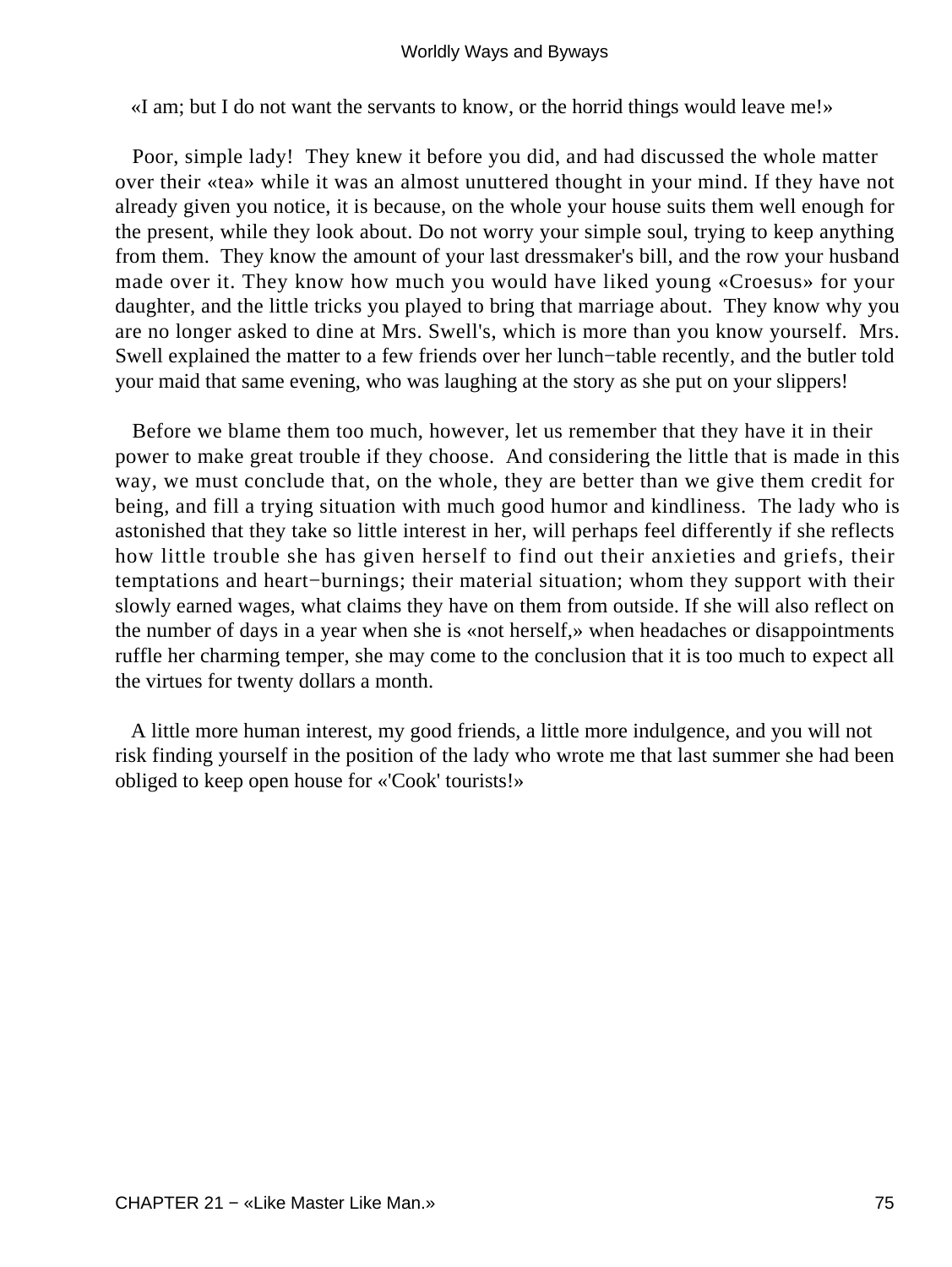«I am; but I do not want the servants to know, or the horrid things would leave me!»

Poor, simple lady! They knew it before you did, and had discussed the whole matter over their «tea» while it was an almost unuttered thought in your mind. If they have not already given you notice, it is because, on the whole your house suits them well enough for the present, while they look about. Do not worry your simple soul, trying to keep anything from them. They know the amount of your last dressmaker's bill, and the row your husband made over it. They know how much you would have liked young «Croesus» for your daughter, and the little tricks you played to bring that marriage about. They know why you are no longer asked to dine at Mrs. Swell's, which is more than you know yourself. Mrs. Swell explained the matter to a few friends over her lunch−table recently, and the butler told your maid that same evening, who was laughing at the story as she put on your slippers!

Before we blame them too much, however, let us remember that they have it in their power to make great trouble if they choose. And considering the little that is made in this way, we must conclude that, on the whole, they are better than we give them credit for being, and fill a trying situation with much good humor and kindliness. The lady who is astonished that they take so little interest in her, will perhaps feel differently if she reflects how little trouble she has given herself to find out their anxieties and griefs, their temptations and heart−burnings; their material situation; whom they support with their slowly earned wages, what claims they have on them from outside. If she will also reflect on the number of days in a year when she is «not herself,» when headaches or disappointments ruffle her charming temper, she may come to the conclusion that it is too much to expect all the virtues for twenty dollars a month.

A little more human interest, my good friends, a little more indulgence, and you will not risk finding yourself in the position of the lady who wrote me that last summer she had been obliged to keep open house for «'Cook' tourists!»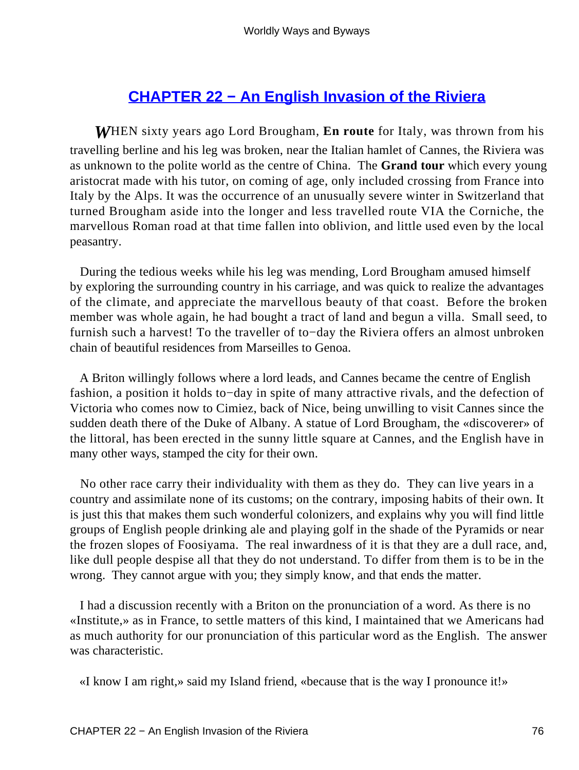## CHAPTER 22 − An English Invasion of the Riviera

*W*HEN sixty years ago Lord Brougham, **En route** for Italy, was thrown from his travelling berline and his leg was broken, near the Italian hamlet of Cannes, the Riviera was as unknown to the polite world as the centre of China. The **Grand tour** which every young aristocrat made with his tutor, on coming of age, only included crossing from France into Italy by the Alps. It was the occurrence of an unusually severe winter in Switzerland that turned Brougham aside into the longer and less travelled route VIA the Corniche, the marvellous Roman road at that time fallen into oblivion, and little used even by the local peasantry.

During the tedious weeks while his leg was mending, Lord Brougham amused himself by exploring the surrounding country in his carriage, and was quick to realize the advantages of the climate, and appreciate the marvellous beauty of that coast. Before the broken member was whole again, he had bought a tract of land and begun a villa. Small seed, to furnish such a harvest! To the traveller of to−day the Riviera offers an almost unbroken chain of beautiful residences from Marseilles to Genoa.

A Briton willingly follows where a lord leads, and Cannes became the centre of English fashion, a position it holds to−day in spite of many attractive rivals, and the defection of Victoria who comes now to Cimiez, back of Nice, being unwilling to visit Cannes since the sudden death there of the Duke of Albany. A statue of Lord Brougham, the «discoverer» of the littoral, has been erected in the sunny little square at Cannes, and the English have in many other ways, stamped the city for their own.

No other race carry their individuality with them as they do. They can live years in a country and assimilate none of its customs; on the contrary, imposing habits of their own. It is just this that makes them such wonderful colonizers, and explains why you will find little groups of English people drinking ale and playing golf in the shade of the Pyramids or near the frozen slopes of Foosiyama. The real inwardness of it is that they are a dull race, and, like dull people despise all that they do not understand. To differ from them is to be in the wrong. They cannot argue with you; they simply know, and that ends the matter.

I had a discussion recently with a Briton on the pronunciation of a word. As there is no «Institute,» as in France, to settle matters of this kind, I maintained that we Americans had as much authority for our pronunciation of this particular word as the English. The answer was characteristic.

«I know I am right,» said my Island friend, «because that is the way I pronounce it!»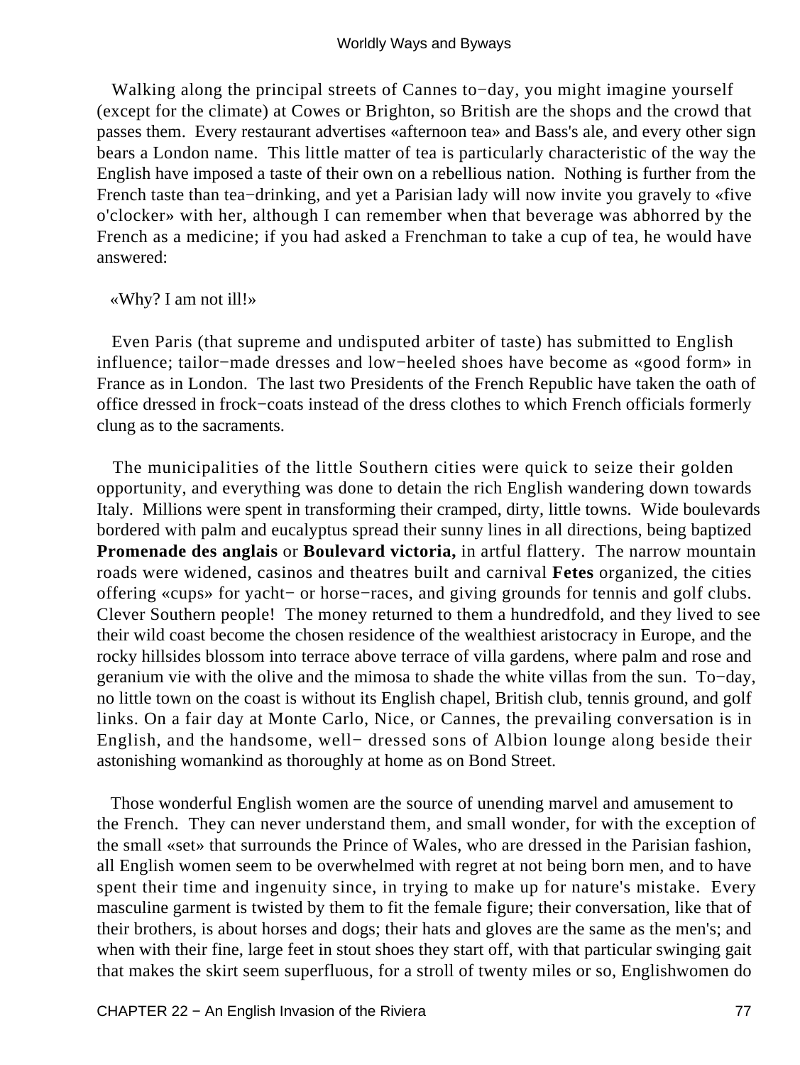Walking along the principal streets of Cannes to−day, you might imagine yourself (except for the climate) at Cowes or Brighton, so British are the shops and the crowd that passes them. Every restaurant advertises «afternoon tea» and Bass's ale, and every other sign bears a London name. This little matter of tea is particularly characteristic of the way the English have imposed a taste of their own on a rebellious nation. Nothing is further from the French taste than tea−drinking, and yet a Parisian lady will now invite you gravely to «five o'clocker» with her, although I can remember when that beverage was abhorred by the French as a medicine; if you had asked a Frenchman to take a cup of tea, he would have answered:

«Why? I am not ill!»

Even Paris (that supreme and undisputed arbiter of taste) has submitted to English influence; tailor−made dresses and low−heeled shoes have become as «good form» in France as in London. The last two Presidents of the French Republic have taken the oath of office dressed in frock−coats instead of the dress clothes to which French officials formerly clung as to the sacraments.

The municipalities of the little Southern cities were quick to seize their golden opportunity, and everything was done to detain the rich English wandering down towards Italy. Millions were spent in transforming their cramped, dirty, little towns. Wide boulevards bordered with palm and eucalyptus spread their sunny lines in all directions, being baptized **Promenade des anglais** or **Boulevard victoria,** in artful flattery. The narrow mountain roads were widened, casinos and theatres built and carnival **Fetes** organized, the cities offering «cups» for yacht− or horse−races, and giving grounds for tennis and golf clubs. Clever Southern people! The money returned to them a hundredfold, and they lived to see their wild coast become the chosen residence of the wealthiest aristocracy in Europe, and the rocky hillsides blossom into terrace above terrace of villa gardens, where palm and rose and geranium vie with the olive and the mimosa to shade the white villas from the sun. To−day, no little town on the coast is without its English chapel, British club, tennis ground, and golf links. On a fair day at Monte Carlo, Nice, or Cannes, the prevailing conversation is in English, and the handsome, well− dressed sons of Albion lounge along beside their astonishing womankind as thoroughly at home as on Bond Street.

Those wonderful English women are the source of unending marvel and amusement to the French. They can never understand them, and small wonder, for with the exception of the small «set» that surrounds the Prince of Wales, who are dressed in the Parisian fashion, all English women seem to be overwhelmed with regret at not being born men, and to have spent their time and ingenuity since, in trying to make up for nature's mistake. Every masculine garment is twisted by them to fit the female figure; their conversation, like that of their brothers, is about horses and dogs; their hats and gloves are the same as the men's; and when with their fine, large feet in stout shoes they start off, with that particular swinging gait that makes the skirt seem superfluous, for a stroll of twenty miles or so, Englishwomen do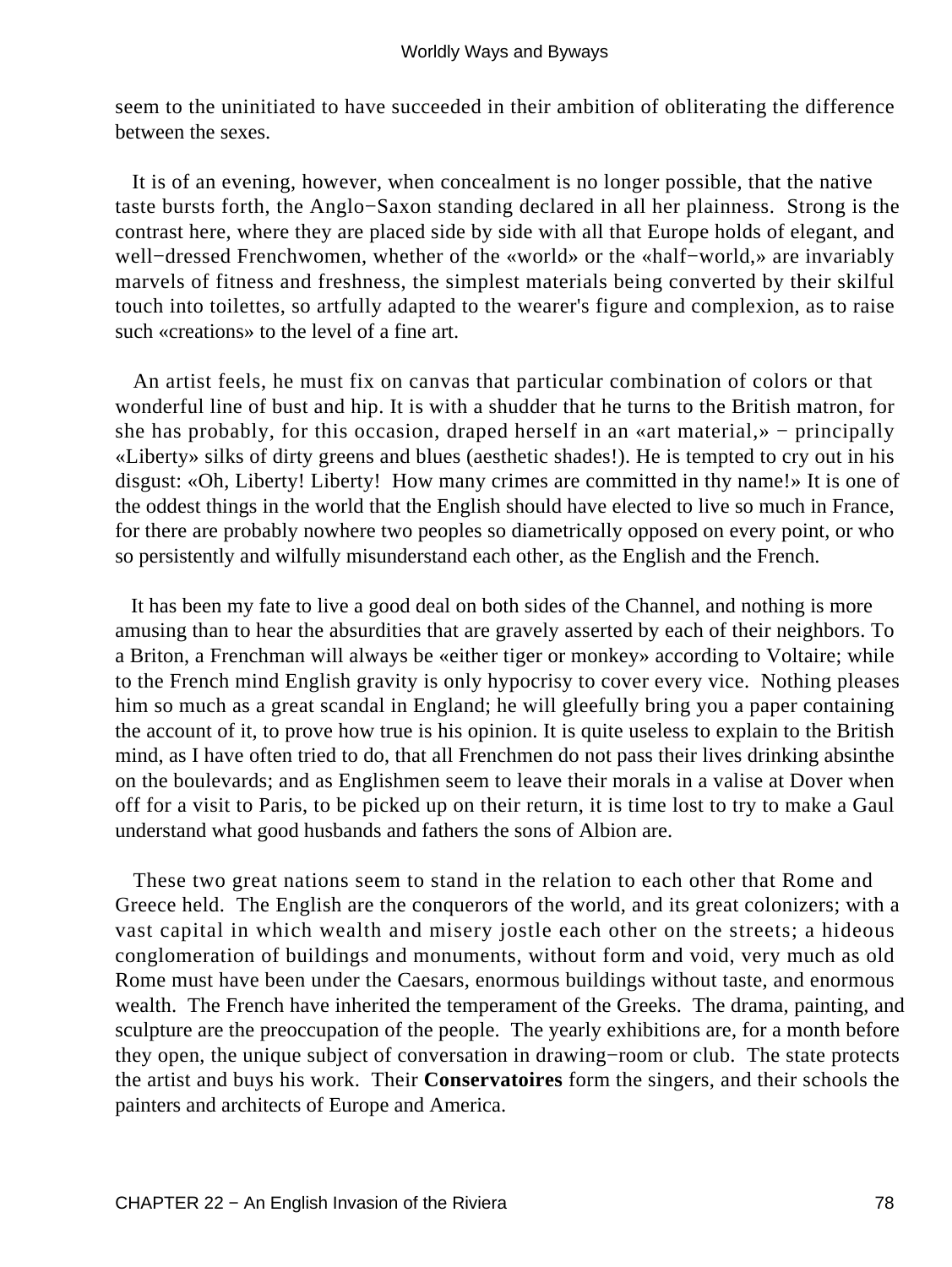seem to the uninitiated to have succeeded in their ambition of obliterating the difference between the sexes.

It is of an evening, however, when concealment is no longer possible, that the native taste bursts forth, the Anglo−Saxon standing declared in all her plainness. Strong is the contrast here, where they are placed side by side with all that Europe holds of elegant, and well−dressed Frenchwomen, whether of the «world» or the «half−world,» are invariably marvels of fitness and freshness, the simplest materials being converted by their skilful touch into toilettes, so artfully adapted to the wearer's figure and complexion, as to raise such «creations» to the level of a fine art.

An artist feels, he must fix on canvas that particular combination of colors or that wonderful line of bust and hip. It is with a shudder that he turns to the British matron, for she has probably, for this occasion, draped herself in an «art material,» − principally «Liberty» silks of dirty greens and blues (aesthetic shades!). He is tempted to cry out in his disgust: «Oh, Liberty! Liberty! How many crimes are committed in thy name!» It is one of the oddest things in the world that the English should have elected to live so much in France, for there are probably nowhere two peoples so diametrically opposed on every point, or who so persistently and wilfully misunderstand each other, as the English and the French.

It has been my fate to live a good deal on both sides of the Channel, and nothing is more amusing than to hear the absurdities that are gravely asserted by each of their neighbors. To a Briton, a Frenchman will always be «either tiger or monkey» according to Voltaire; while to the French mind English gravity is only hypocrisy to cover every vice. Nothing pleases him so much as a great scandal in England; he will gleefully bring you a paper containing the account of it, to prove how true is his opinion. It is quite useless to explain to the British mind, as I have often tried to do, that all Frenchmen do not pass their lives drinking absinthe on the boulevards; and as Englishmen seem to leave their morals in a valise at Dover when off for a visit to Paris, to be picked up on their return, it is time lost to try to make a Gaul understand what good husbands and fathers the sons of Albion are.

These two great nations seem to stand in the relation to each other that Rome and Greece held. The English are the conquerors of the world, and its great colonizers; with a vast capital in which wealth and misery jostle each other on the streets; a hideous conglomeration of buildings and monuments, without form and void, very much as old Rome must have been under the Caesars, enormous buildings without taste, and enormous wealth. The French have inherited the temperament of the Greeks. The drama, painting, and sculpture are the preoccupation of the people. The yearly exhibitions are, for a month before they open, the unique subject of conversation in drawing−room or club. The state protects the artist and buys his work. Their **Conservatoires** form the singers, and their schools the painters and architects of Europe and America.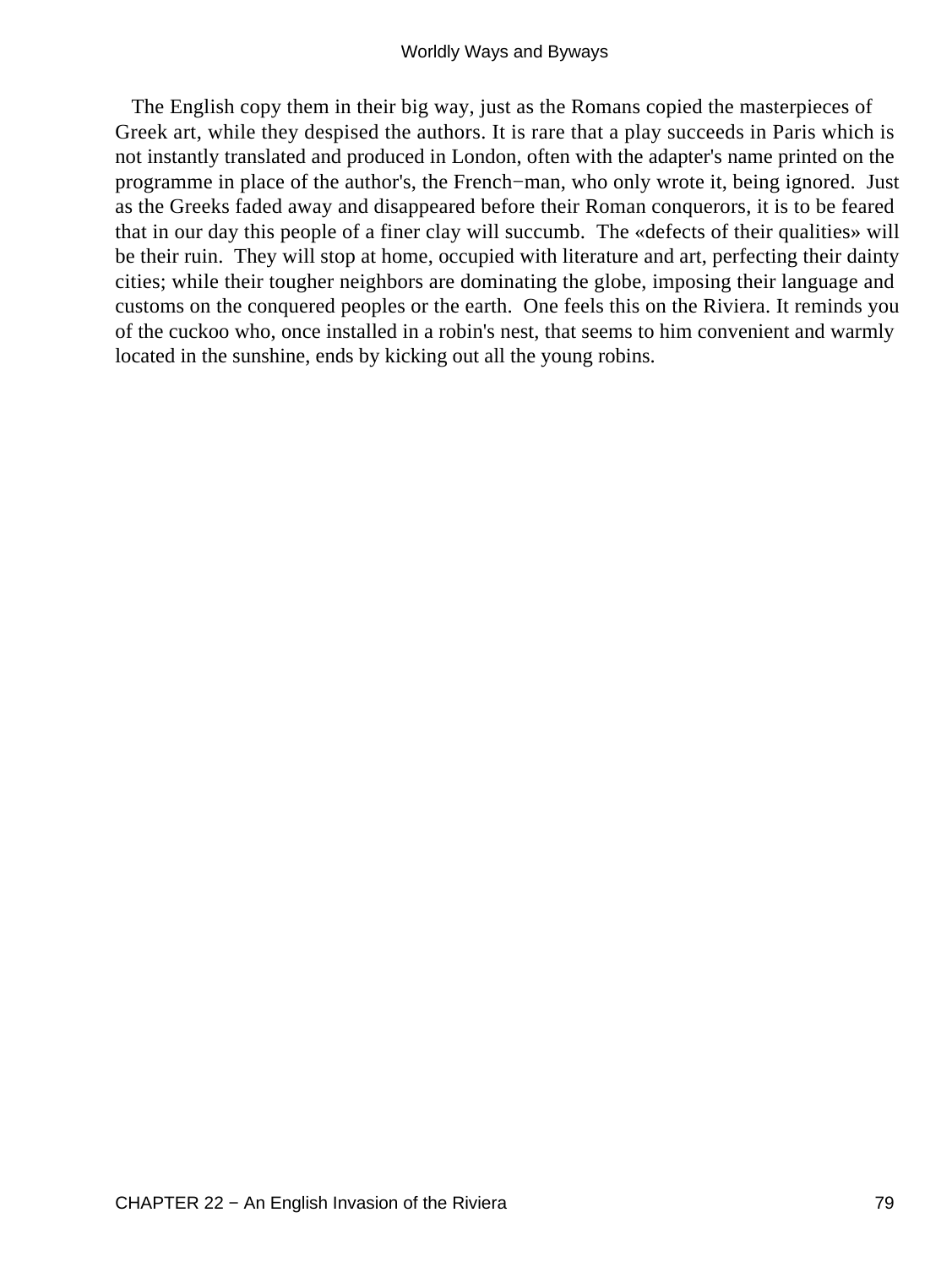The English copy them in their big way, just as the Romans copied the masterpieces of Greek art, while they despised the authors. It is rare that a play succeeds in Paris which is not instantly translated and produced in London, often with the adapter's name printed on the programme in place of the author's, the French−man, who only wrote it, being ignored. Just as the Greeks faded away and disappeared before their Roman conquerors, it is to be feared that in our day this people of a finer clay will succumb. The «defects of their qualities» will be their ruin. They will stop at home, occupied with literature and art, perfecting their dainty cities; while their tougher neighbors are dominating the globe, imposing their language and customs on the conquered peoples or the earth. One feels this on the Riviera. It reminds you of the cuckoo who, once installed in a robin's nest, that seems to him convenient and warmly located in the sunshine, ends by kicking out all the young robins.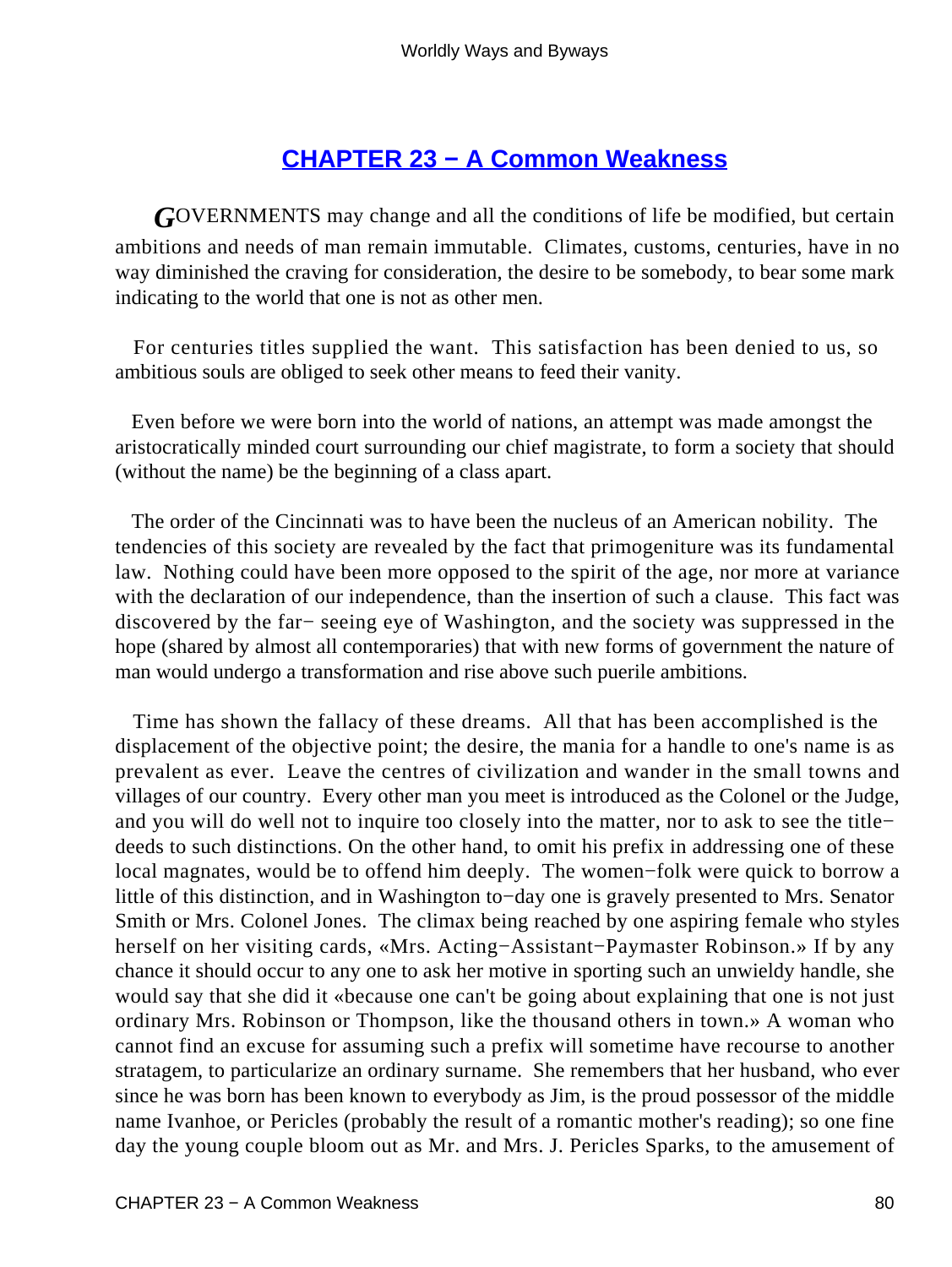## CHAPTER 23 − A Common Weakness

GOVERNMENTS may change and all the conditions of life be modified, but certain ambitions and needs of man remain immutable. Climates, customs, centuries, have in no way diminished the craving for consideration, the desire to be somebody, to bear some mark indicating to the world that one is not as other men.

For centuries titles supplied the want. This satisfaction has been denied to us, so ambitious souls are obliged to seek other means to feed their vanity.

Even before we were born into the world of nations, an attempt was made amongst the aristocratically minded court surrounding our chief magistrate, to form a society that should (without the name) be the beginning of a class apart.

The order of the Cincinnati was to have been the nucleus of an American nobility. The tendencies of this society are revealed by the fact that primogeniture was its fundamental law. Nothing could have been more opposed to the spirit of the age, nor more at variance with the declaration of our independence, than the insertion of such a clause. This fact was discovered by the far− seeing eye of Washington, and the society was suppressed in the hope (shared by almost all contemporaries) that with new forms of government the nature of man would undergo a transformation and rise above such puerile ambitions.

Time has shown the fallacy of these dreams. All that has been accomplished is the displacement of the objective point; the desire, the mania for a handle to one's name is as prevalent as ever. Leave the centres of civilization and wander in the small towns and villages of our country. Every other man you meet is introduced as the Colonel or the Judge, and you will do well not to inquire too closely into the matter, nor to ask to see the title−deeds to such distinctions. On the other hand, to omit his prefix in addressing one of these local magnates, would be to offend him deeply. The women−folk were quick to borrow a little of this distinction, and in Washington to−day one is gravely presented to Mrs. Senator Smith or Mrs. Colonel Jones. The climax being reached by one aspiring female who styles herself on her visiting cards, «Mrs. Acting−Assistant−Paymaster Robinson.» If by any chance it should occur to any one to ask her motive in sporting such an unwieldy handle, she would say that she did it «because one can't be going about explaining that one is not just ordinary Mrs. Robinson or Thompson, like the thousand others in town.» A woman who cannot find an excuse for assuming such a prefix will sometime have recourse to another stratagem, to particularize an ordinary surname. She remembers that her husband, who ever since he was born has been known to everybody as Jim, is the proud possessor of the middle name Ivanhoe, or Pericles (probably the result of a romantic mother's reading); so one fine day the young couple bloom out as Mr. and Mrs. J. Pericles Sparks, to the amusement of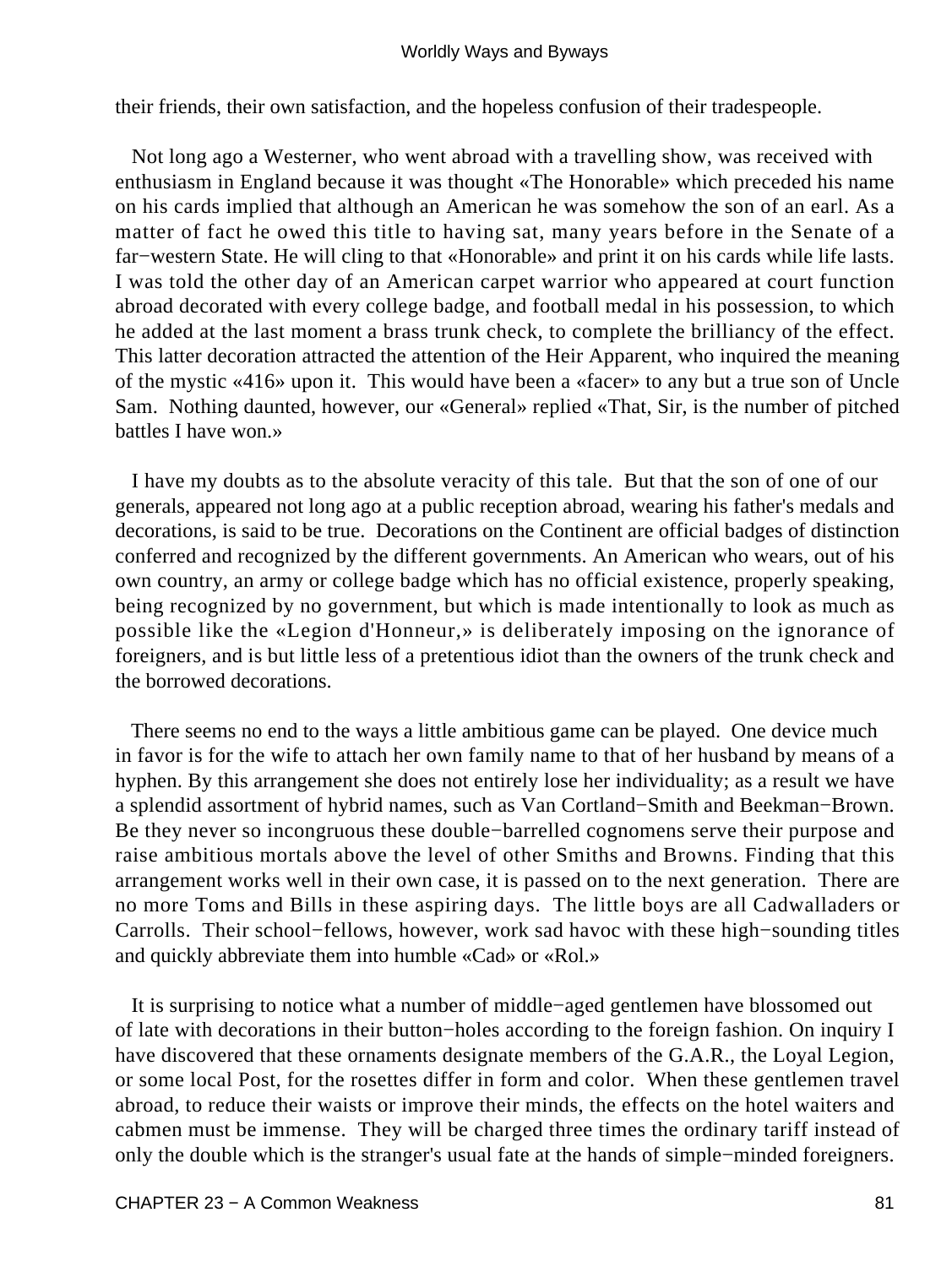their friends, their own satisfaction, and the hopeless confusion of their tradespeople.

Not long ago a Westerner, who went abroad with a travelling show, was received with enthusiasm in England because it was thought «The Honorable» which preceded his name on his cards implied that although an American he was somehow the son of an earl. As a matter of fact he owed this title to having sat, many years before in the Senate of a far−western State. He will cling to that «Honorable» and print it on his cards while life lasts. I was told the other day of an American carpet warrior who appeared at court function abroad decorated with every college badge, and football medal in his possession, to which he added at the last moment a brass trunk check, to complete the brilliancy of the effect. This latter decoration attracted the attention of the Heir Apparent, who inquired the meaning of the mystic «416» upon it. This would have been a «facer» to any but a true son of Uncle Sam. Nothing daunted, however, our «General» replied «That, Sir, is the number of pitched battles I have won.»

I have my doubts as to the absolute veracity of this tale. But that the son of one of our generals, appeared not long ago at a public reception abroad, wearing his father's medals and decorations, is said to be true. Decorations on the Continent are official badges of distinction conferred and recognized by the different governments. An American who wears, out of his own country, an army or college badge which has no official existence, properly speaking, being recognized by no government, but which is made intentionally to look as much as possible like the «Legion d'Honneur,» is deliberately imposing on the ignorance of foreigners, and is but little less of a pretentious idiot than the owners of the trunk check and the borrowed decorations.

There seems no end to the ways a little ambitious game can be played. One device much in favor is for the wife to attach her own family name to that of her husband by means of a hyphen. By this arrangement she does not entirely lose her individuality; as a result we have a splendid assortment of hybrid names, such as Van Cortland−Smith and Beekman−Brown. Be they never so incongruous these double−barrelled cognomens serve their purpose and raise ambitious mortals above the level of other Smiths and Browns. Finding that this arrangement works well in their own case, it is passed on to the next generation. There are no more Toms and Bills in these aspiring days. The little boys are all Cadwalladers or Carrolls. Their school−fellows, however, work sad havoc with these high−sounding titles and quickly abbreviate them into humble «Cad» or «Rol.»

It is surprising to notice what a number of middle−aged gentlemen have blossomed out of late with decorations in their button−holes according to the foreign fashion. On inquiry I have discovered that these ornaments designate members of the G.A.R., the Loyal Legion, or some local Post, for the rosettes differ in form and color. When these gentlemen travel abroad, to reduce their waists or improve their minds, the effects on the hotel waiters and cabmen must be immense. They will be charged three times the ordinary tariff instead of only the double which is the stranger's usual fate at the hands of simple−minded foreigners.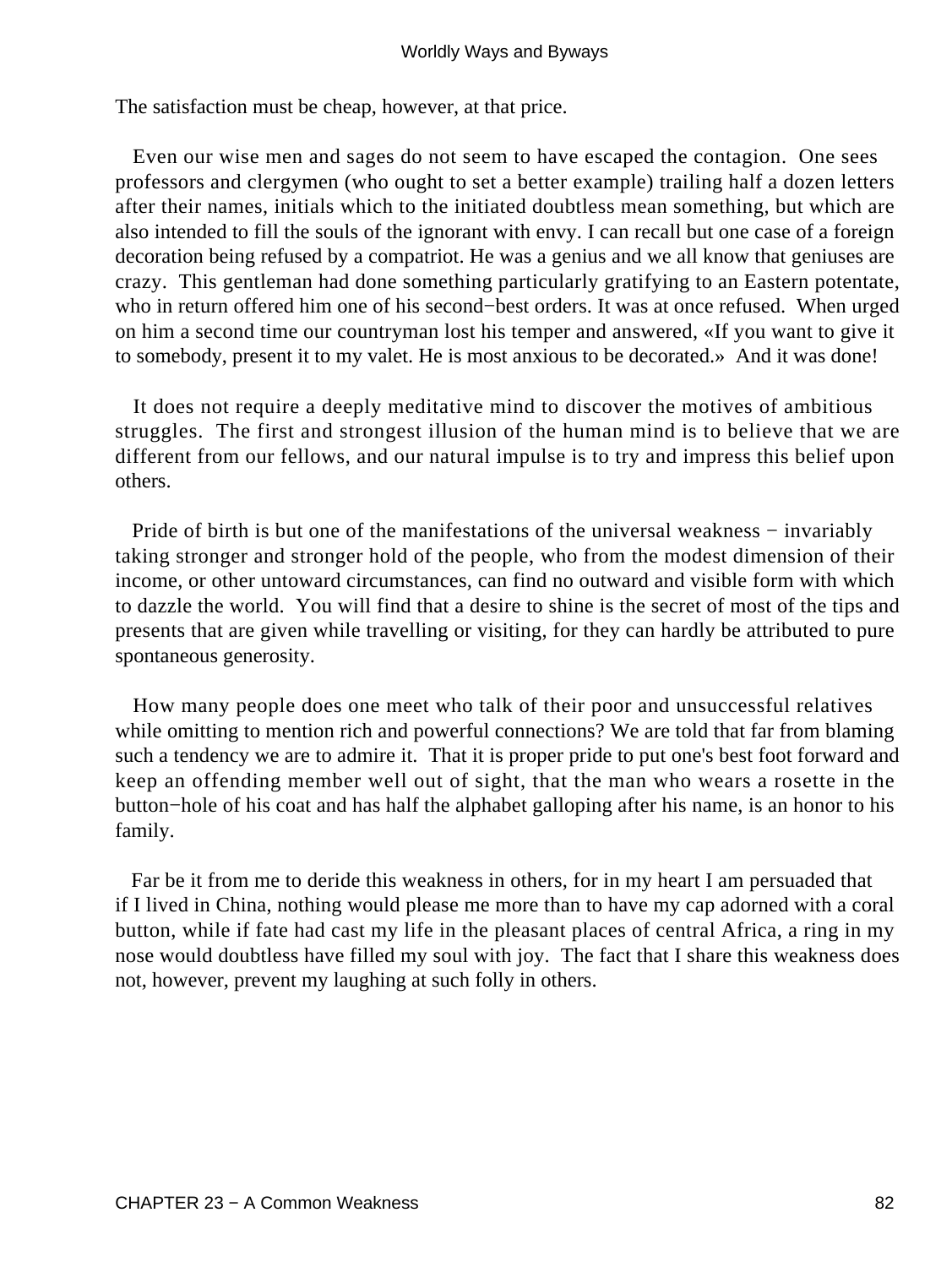The satisfaction must be cheap, however, at that price.

Even our wise men and sages do not seem to have escaped the contagion. One sees professors and clergymen (who ought to set a better example) trailing half a dozen letters after their names, initials which to the initiated doubtless mean something, but which are also intended to fill the souls of the ignorant with envy. I can recall but one case of a foreign decoration being refused by a compatriot. He was a genius and we all know that geniuses are crazy. This gentleman had done something particularly gratifying to an Eastern potentate, who in return offered him one of his second−best orders. It was at once refused. When urged on him a second time our countryman lost his temper and answered, «If you want to give it to somebody, present it to my valet. He is most anxious to be decorated.» And it was done!

It does not require a deeply meditative mind to discover the motives of ambitious struggles. The first and strongest illusion of the human mind is to believe that we are different from our fellows, and our natural impulse is to try and impress this belief upon others.

Pride of birth is but one of the manifestations of the universal weakness − invariably taking stronger and stronger hold of the people, who from the modest dimension of their income, or other untoward circumstances, can find no outward and visible form with which to dazzle the world. You will find that a desire to shine is the secret of most of the tips and presents that are given while travelling or visiting, for they can hardly be attributed to pure spontaneous generosity.

How many people does one meet who talk of their poor and unsuccessful relatives while omitting to mention rich and powerful connections? We are told that far from blaming such a tendency we are to admire it. That it is proper pride to put one's best foot forward and keep an offending member well out of sight, that the man who wears a rosette in the button−hole of his coat and has half the alphabet galloping after his name, is an honor to his family.

Far be it from me to deride this weakness in others, for in my heart I am persuaded that if I lived in China, nothing would please me more than to have my cap adorned with a coral button, while if fate had cast my life in the pleasant places of central Africa, a ring in my nose would doubtless have filled my soul with joy. The fact that I share this weakness does not, however, prevent my laughing at such folly in others.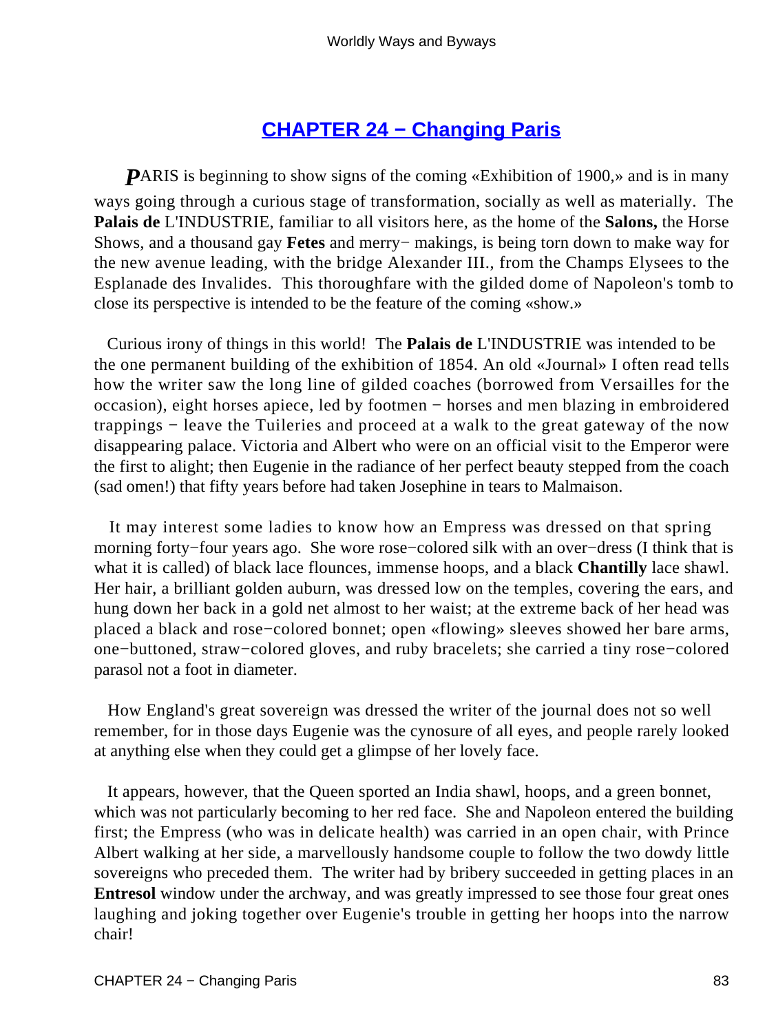## CHAPTER 24 − Changing Paris

***P***ARIS is beginning to show signs of the coming «Exhibition of 1900,» and is in many ways going through a curious stage of transformation, socially as well as materially. The **Palais de** L'INDUSTRIE, familiar to all visitors here, as the home of the **Salons,** the Horse Shows, and a thousand gay **Fetes** and merry− makings, is being torn down to make way for the new avenue leading, with the bridge Alexander III., from the Champs Elysees to the Esplanade des Invalides. This thoroughfare with the gilded dome of Napoleon's tomb to close its perspective is intended to be the feature of the coming «show.»

Curious irony of things in this world! The **Palais de** L'INDUSTRIE was intended to be the one permanent building of the exhibition of 1854. An old «Journal» I often read tells how the writer saw the long line of gilded coaches (borrowed from Versailles for the occasion), eight horses apiece, led by footmen − horses and men blazing in embroidered trappings − leave the Tuileries and proceed at a walk to the great gateway of the now disappearing palace. Victoria and Albert who were on an official visit to the Emperor were the first to alight; then Eugenie in the radiance of her perfect beauty stepped from the coach (sad omen!) that fifty years before had taken Josephine in tears to Malmaison.

It may interest some ladies to know how an Empress was dressed on that spring morning forty−four years ago. She wore rose−colored silk with an over−dress (I think that is what it is called) of black lace flounces, immense hoops, and a black **Chantilly** lace shawl. Her hair, a brilliant golden auburn, was dressed low on the temples, covering the ears, and hung down her back in a gold net almost to her waist; at the extreme back of her head was placed a black and rose−colored bonnet; open «flowing» sleeves showed her bare arms, one−buttoned, straw−colored gloves, and ruby bracelets; she carried a tiny rose−colored parasol not a foot in diameter.

How England's great sovereign was dressed the writer of the journal does not so well remember, for in those days Eugenie was the cynosure of all eyes, and people rarely looked at anything else when they could get a glimpse of her lovely face.

It appears, however, that the Queen sported an India shawl, hoops, and a green bonnet, which was not particularly becoming to her red face. She and Napoleon entered the building first; the Empress (who was in delicate health) was carried in an open chair, with Prince Albert walking at her side, a marvellously handsome couple to follow the two dowdy little sovereigns who preceded them. The writer had by bribery succeeded in getting places in an **Entresol** window under the archway, and was greatly impressed to see those four great ones laughing and joking together over Eugenie's trouble in getting her hoops into the narrow chair!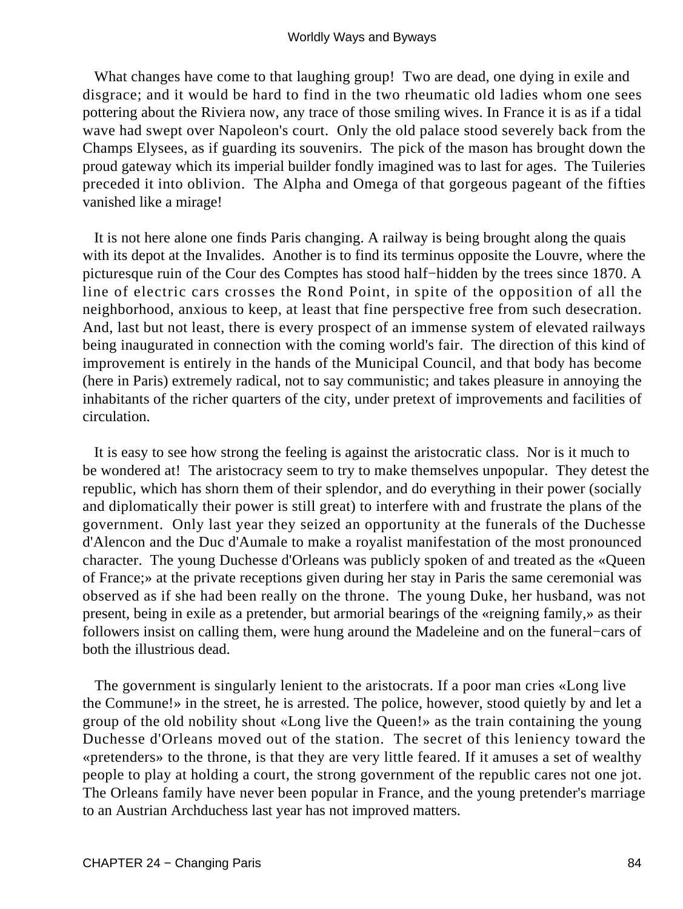What changes have come to that laughing group! Two are dead, one dying in exile and disgrace; and it would be hard to find in the two rheumatic old ladies whom one sees pottering about the Riviera now, any trace of those smiling wives. In France it is as if a tidal wave had swept over Napoleon's court. Only the old palace stood severely back from the Champs Elysees, as if guarding its souvenirs. The pick of the mason has brought down the proud gateway which its imperial builder fondly imagined was to last for ages. The Tuileries preceded it into oblivion. The Alpha and Omega of that gorgeous pageant of the fifties vanished like a mirage!

It is not here alone one finds Paris changing. A railway is being brought along the quais with its depot at the Invalides. Another is to find its terminus opposite the Louvre, where the picturesque ruin of the Cour des Comptes has stood half−hidden by the trees since 1870. A line of electric cars crosses the Rond Point, in spite of the opposition of all the neighborhood, anxious to keep, at least that fine perspective free from such desecration. And, last but not least, there is every prospect of an immense system of elevated railways being inaugurated in connection with the coming world's fair. The direction of this kind of improvement is entirely in the hands of the Municipal Council, and that body has become (here in Paris) extremely radical, not to say communistic; and takes pleasure in annoying the inhabitants of the richer quarters of the city, under pretext of improvements and facilities of circulation.

It is easy to see how strong the feeling is against the aristocratic class. Nor is it much to be wondered at! The aristocracy seem to try to make themselves unpopular. They detest the republic, which has shorn them of their splendor, and do everything in their power (socially and diplomatically their power is still great) to interfere with and frustrate the plans of the government. Only last year they seized an opportunity at the funerals of the Duchesse d'Alencon and the Duc d'Aumale to make a royalist manifestation of the most pronounced character. The young Duchesse d'Orleans was publicly spoken of and treated as the «Queen of France;» at the private receptions given during her stay in Paris the same ceremonial was observed as if she had been really on the throne. The young Duke, her husband, was not present, being in exile as a pretender, but armorial bearings of the «reigning family,» as their followers insist on calling them, were hung around the Madeleine and on the funeral−cars of both the illustrious dead.

The government is singularly lenient to the aristocrats. If a poor man cries «Long live the Commune!» in the street, he is arrested. The police, however, stood quietly by and let a group of the old nobility shout «Long live the Queen!» as the train containing the young Duchesse d'Orleans moved out of the station. The secret of this leniency toward the «pretenders» to the throne, is that they are very little feared. If it amuses a set of wealthy people to play at holding a court, the strong government of the republic cares not one jot. The Orleans family have never been popular in France, and the young pretender's marriage to an Austrian Archduchess last year has not improved matters.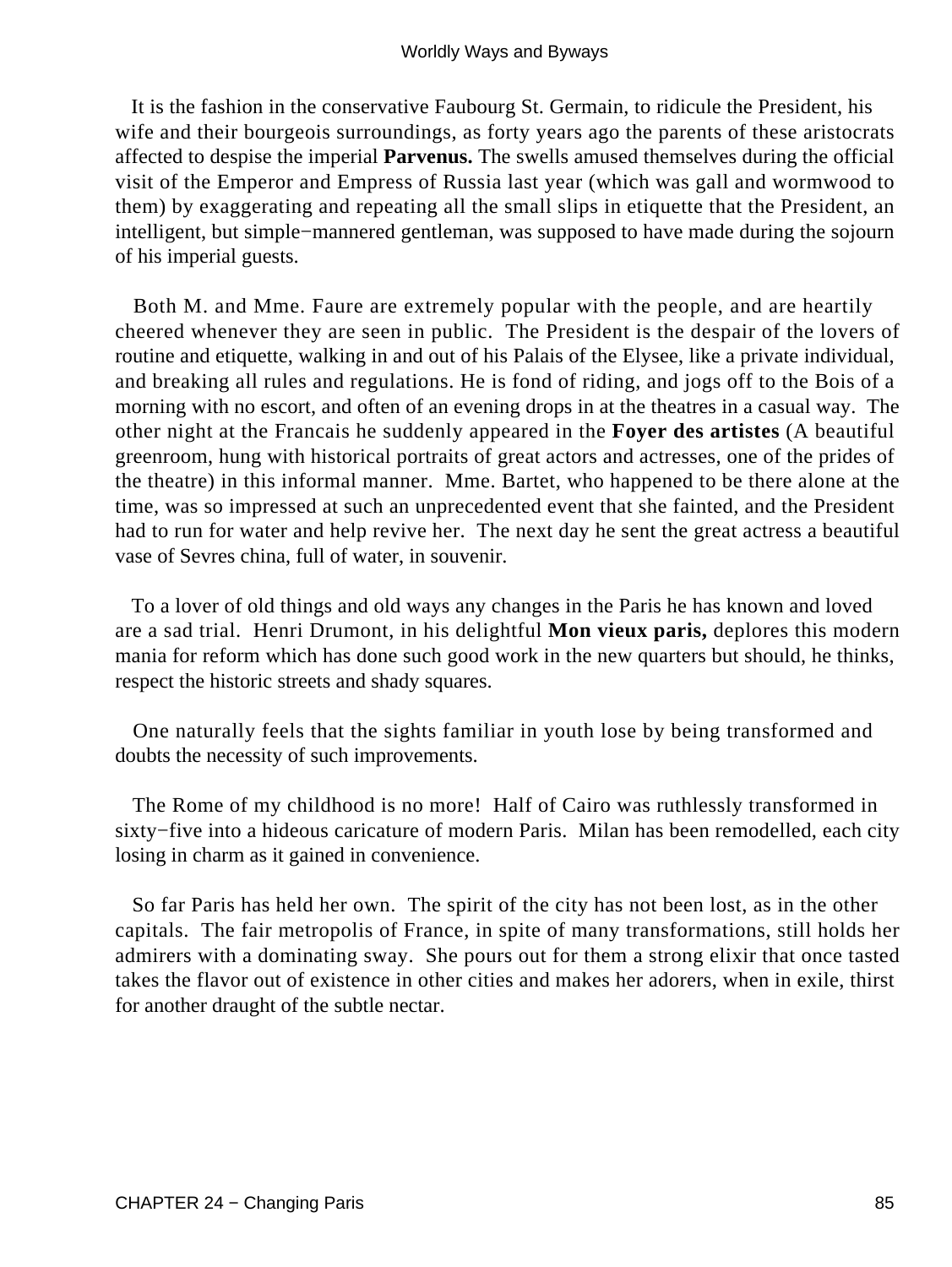It is the fashion in the conservative Faubourg St. Germain, to ridicule the President, his wife and their bourgeois surroundings, as forty years ago the parents of these aristocrats affected to despise the imperial **Parvenus.** The swells amused themselves during the official visit of the Emperor and Empress of Russia last year (which was gall and wormwood to them) by exaggerating and repeating all the small slips in etiquette that the President, an intelligent, but simple−mannered gentleman, was supposed to have made during the sojourn of his imperial guests.

Both M. and Mme. Faure are extremely popular with the people, and are heartily cheered whenever they are seen in public. The President is the despair of the lovers of routine and etiquette, walking in and out of his Palais of the Elysee, like a private individual, and breaking all rules and regulations. He is fond of riding, and jogs off to the Bois of a morning with no escort, and often of an evening drops in at the theatres in a casual way. The other night at the Francais he suddenly appeared in the **Foyer des artistes** (A beautiful greenroom, hung with historical portraits of great actors and actresses, one of the prides of the theatre) in this informal manner. Mme. Bartet, who happened to be there alone at the time, was so impressed at such an unprecedented event that she fainted, and the President had to run for water and help revive her. The next day he sent the great actress a beautiful vase of Sevres china, full of water, in souvenir.

To a lover of old things and old ways any changes in the Paris he has known and loved are a sad trial. Henri Drumont, in his delightful **Mon vieux paris,** deplores this modern mania for reform which has done such good work in the new quarters but should, he thinks, respect the historic streets and shady squares.

One naturally feels that the sights familiar in youth lose by being transformed and doubts the necessity of such improvements.

The Rome of my childhood is no more! Half of Cairo was ruthlessly transformed in sixty−five into a hideous caricature of modern Paris. Milan has been remodelled, each city losing in charm as it gained in convenience.

So far Paris has held her own. The spirit of the city has not been lost, as in the other capitals. The fair metropolis of France, in spite of many transformations, still holds her admirers with a dominating sway. She pours out for them a strong elixir that once tasted takes the flavor out of existence in other cities and makes her adorers, when in exile, thirst for another draught of the subtle nectar.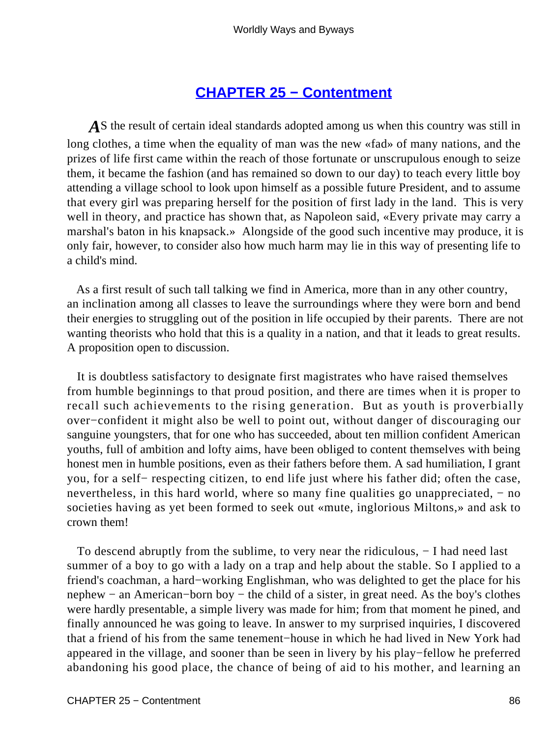## CHAPTER 25 − Contentment

*A*S the result of certain ideal standards adopted among us when this country was still in long clothes, a time when the equality of man was the new «fad» of many nations, and the prizes of life first came within the reach of those fortunate or unscrupulous enough to seize them, it became the fashion (and has remained so down to our day) to teach every little boy attending a village school to look upon himself as a possible future President, and to assume that every girl was preparing herself for the position of first lady in the land. This is very well in theory, and practice has shown that, as Napoleon said, «Every private may carry a marshal's baton in his knapsack.» Alongside of the good such incentive may produce, it is only fair, however, to consider also how much harm may lie in this way of presenting life to a child's mind.

As a first result of such tall talking we find in America, more than in any other country, an inclination among all classes to leave the surroundings where they were born and bend their energies to struggling out of the position in life occupied by their parents. There are not wanting theorists who hold that this is a quality in a nation, and that it leads to great results. A proposition open to discussion.

It is doubtless satisfactory to designate first magistrates who have raised themselves from humble beginnings to that proud position, and there are times when it is proper to recall such achievements to the rising generation. But as youth is proverbially over−confident it might also be well to point out, without danger of discouraging our sanguine youngsters, that for one who has succeeded, about ten million confident American youths, full of ambition and lofty aims, have been obliged to content themselves with being honest men in humble positions, even as their fathers before them. A sad humiliation, I grant you, for a self− respecting citizen, to end life just where his father did; often the case, nevertheless, in this hard world, where so many fine qualities go unappreciated, − no societies having as yet been formed to seek out «mute, inglorious Miltons,» and ask to crown them!

To descend abruptly from the sublime, to very near the ridiculous, − I had need last summer of a boy to go with a lady on a trap and help about the stable. So I applied to a friend's coachman, a hard−working Englishman, who was delighted to get the place for his nephew − an American−born boy − the child of a sister, in great need. As the boy's clothes were hardly presentable, a simple livery was made for him; from that moment he pined, and finally announced he was going to leave. In answer to my surprised inquiries, I discovered that a friend of his from the same tenement−house in which he had lived in New York had appeared in the village, and sooner than be seen in livery by his play−fellow he preferred abandoning his good place, the chance of being of aid to his mother, and learning an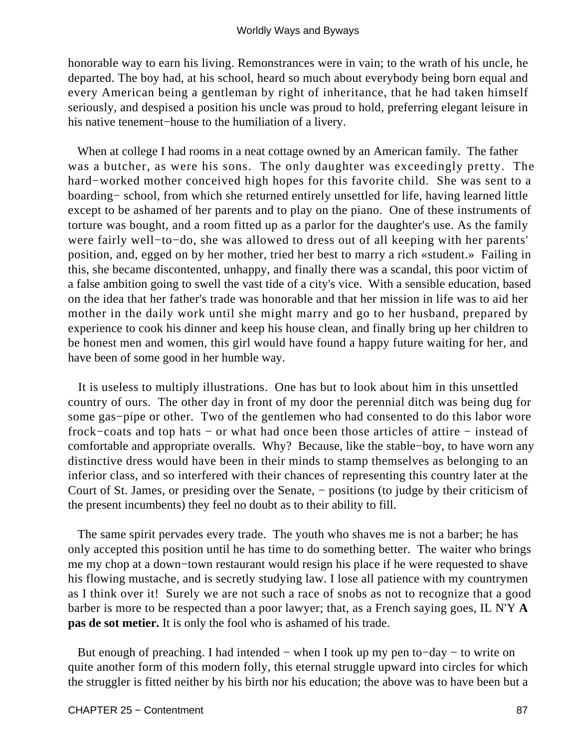honorable way to earn his living. Remonstrances were in vain; to the wrath of his uncle, he departed. The boy had, at his school, heard so much about everybody being born equal and every American being a gentleman by right of inheritance, that he had taken himself seriously, and despised a position his uncle was proud to hold, preferring elegant leisure in his native tenement−house to the humiliation of a livery.

When at college I had rooms in a neat cottage owned by an American family. The father was a butcher, as were his sons. The only daughter was exceedingly pretty. The hard−worked mother conceived high hopes for this favorite child. She was sent to a boarding− school, from which she returned entirely unsettled for life, having learned little except to be ashamed of her parents and to play on the piano. One of these instruments of torture was bought, and a room fitted up as a parlor for the daughter's use. As the family were fairly well−to−do, she was allowed to dress out of all keeping with her parents' position, and, egged on by her mother, tried her best to marry a rich «student.» Failing in this, she became discontented, unhappy, and finally there was a scandal, this poor victim of a false ambition going to swell the vast tide of a city's vice. With a sensible education, based on the idea that her father's trade was honorable and that her mission in life was to aid her mother in the daily work until she might marry and go to her husband, prepared by experience to cook his dinner and keep his house clean, and finally bring up her children to be honest men and women, this girl would have found a happy future waiting for her, and have been of some good in her humble way.

It is useless to multiply illustrations. One has but to look about him in this unsettled country of ours. The other day in front of my door the perennial ditch was being dug for some gas−pipe or other. Two of the gentlemen who had consented to do this labor wore frock−coats and top hats − or what had once been those articles of attire − instead of comfortable and appropriate overalls. Why? Because, like the stable−boy, to have worn any distinctive dress would have been in their minds to stamp themselves as belonging to an inferior class, and so interfered with their chances of representing this country later at the Court of St. James, or presiding over the Senate, − positions (to judge by their criticism of the present incumbents) they feel no doubt as to their ability to fill.

The same spirit pervades every trade. The youth who shaves me is not a barber; he has only accepted this position until he has time to do something better. The waiter who brings me my chop at a down−town restaurant would resign his place if he were requested to shave his flowing mustache, and is secretly studying law. I lose all patience with my countrymen as I think over it! Surely we are not such a race of snobs as not to recognize that a good barber is more to be respected than a poor lawyer; that, as a French saying goes, IL N'Y **A pas de sot metier.** It is only the fool who is ashamed of his trade.

But enough of preaching. I had intended − when I took up my pen to−day − to write on quite another form of this modern folly, this eternal struggle upward into circles for which the struggler is fitted neither by his birth nor his education; the above was to have been but a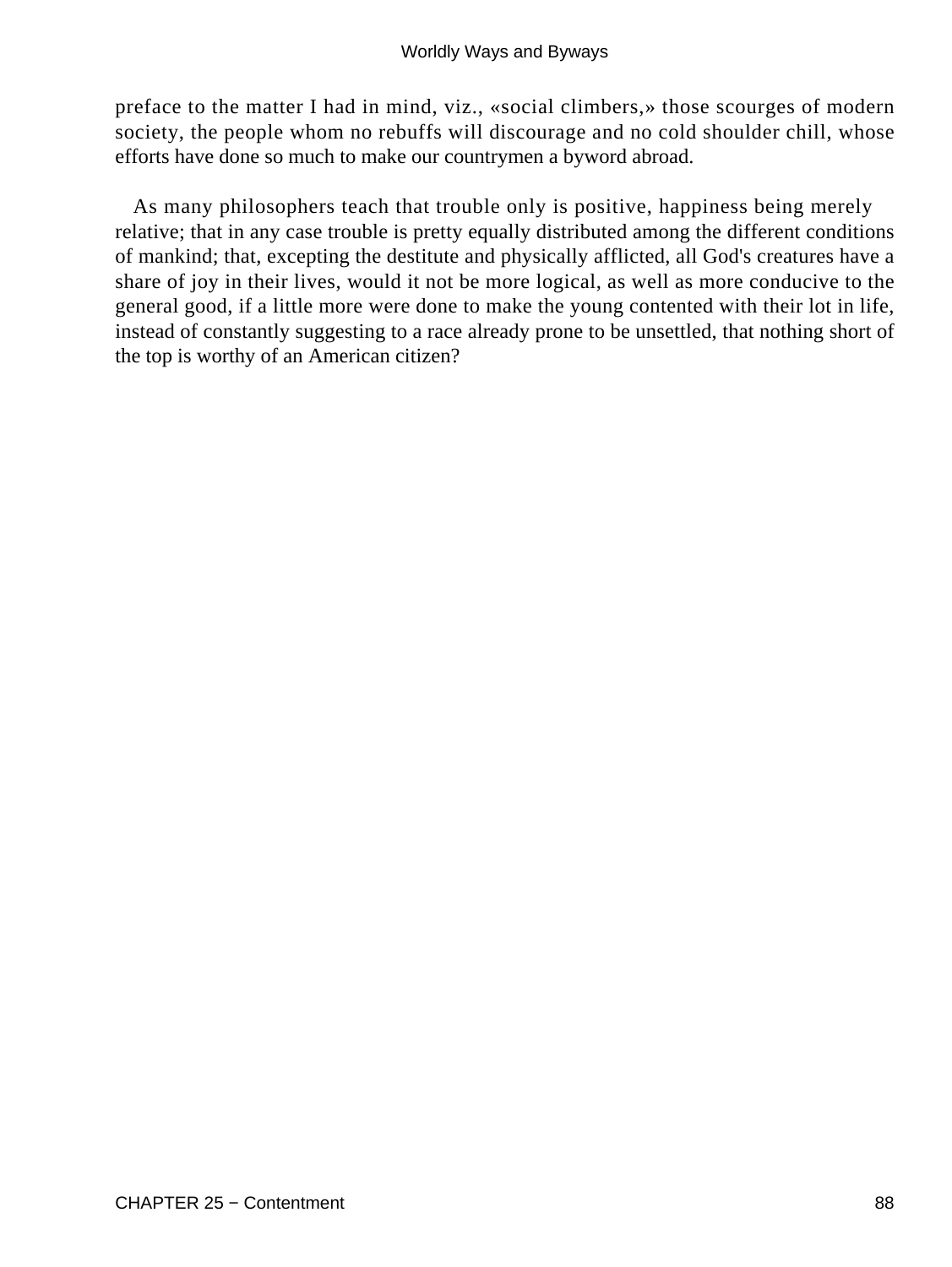preface to the matter I had in mind, viz., «social climbers,» those scourges of modern society, the people whom no rebuffs will discourage and no cold shoulder chill, whose efforts have done so much to make our countrymen a byword abroad.

As many philosophers teach that trouble only is positive, happiness being merely relative; that in any case trouble is pretty equally distributed among the different conditions of mankind; that, excepting the destitute and physically afflicted, all God's creatures have a share of joy in their lives, would it not be more logical, as well as more conducive to the general good, if a little more were done to make the young contented with their lot in life, instead of constantly suggesting to a race already prone to be unsettled, that nothing short of the top is worthy of an American citizen?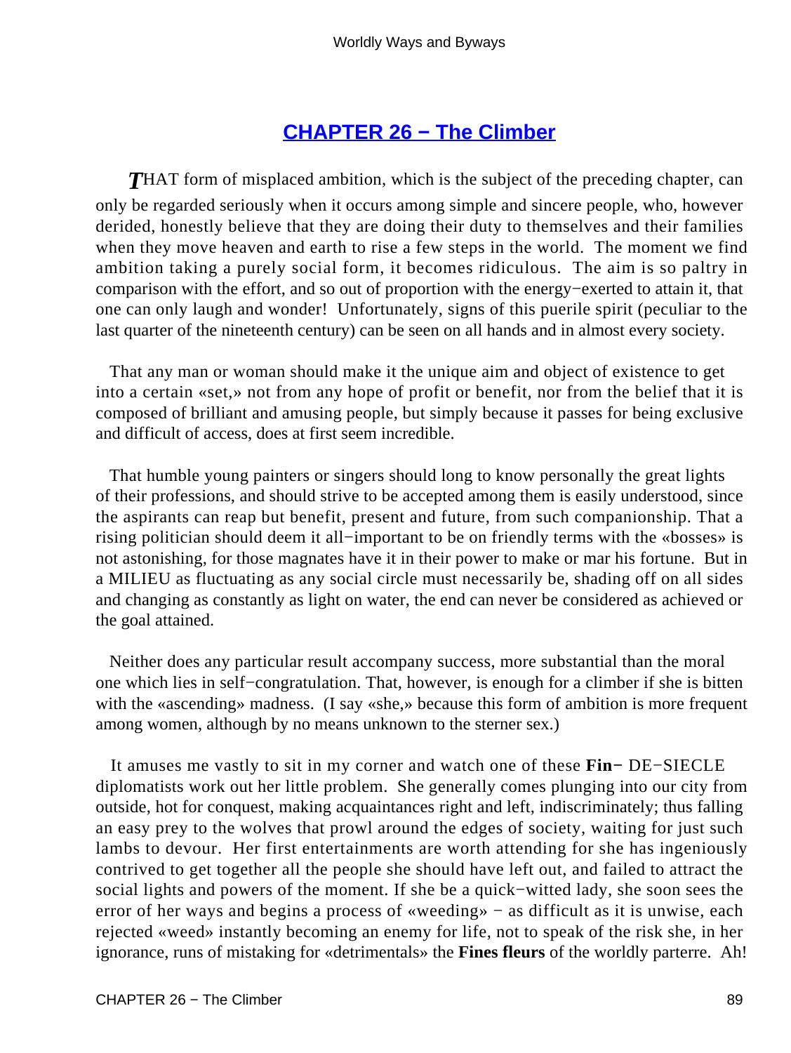## CHAPTER 26 − The Climber

***T***HAT form of misplaced ambition, which is the subject of the preceding chapter, can only be regarded seriously when it occurs among simple and sincere people, who, however derided, honestly believe that they are doing their duty to themselves and their families when they move heaven and earth to rise a few steps in the world. The moment we find ambition taking a purely social form, it becomes ridiculous. The aim is so paltry in comparison with the effort, and so out of proportion with the energy−exerted to attain it, that one can only laugh and wonder! Unfortunately, signs of this puerile spirit (peculiar to the last quarter of the nineteenth century) can be seen on all hands and in almost every society.

That any man or woman should make it the unique aim and object of existence to get into a certain «set,» not from any hope of profit or benefit, nor from the belief that it is composed of brilliant and amusing people, but simply because it passes for being exclusive and difficult of access, does at first seem incredible.

That humble young painters or singers should long to know personally the great lights of their professions, and should strive to be accepted among them is easily understood, since the aspirants can reap but benefit, present and future, from such companionship. That a rising politician should deem it all−important to be on friendly terms with the «bosses» is not astonishing, for those magnates have it in their power to make or mar his fortune. But in a MILIEU as fluctuating as any social circle must necessarily be, shading off on all sides and changing as constantly as light on water, the end can never be considered as achieved or the goal attained.

Neither does any particular result accompany success, more substantial than the moral one which lies in self−congratulation. That, however, is enough for a climber if she is bitten with the «ascending» madness. (I say «she,» because this form of ambition is more frequent among women, although by no means unknown to the sterner sex.)

It amuses me vastly to sit in my corner and watch one of these **Fin−** DE−SIECLE diplomatists work out her little problem. She generally comes plunging into our city from outside, hot for conquest, making acquaintances right and left, indiscriminately; thus falling an easy prey to the wolves that prowl around the edges of society, waiting for just such lambs to devour. Her first entertainments are worth attending for she has ingeniously contrived to get together all the people she should have left out, and failed to attract the social lights and powers of the moment. If she be a quick−witted lady, she soon sees the error of her ways and begins a process of «weeding» − as difficult as it is unwise, each rejected «weed» instantly becoming an enemy for life, not to speak of the risk she, in her ignorance, runs of mistaking for «detrimentals» the **Fines fleurs** of the worldly parterre. Ah!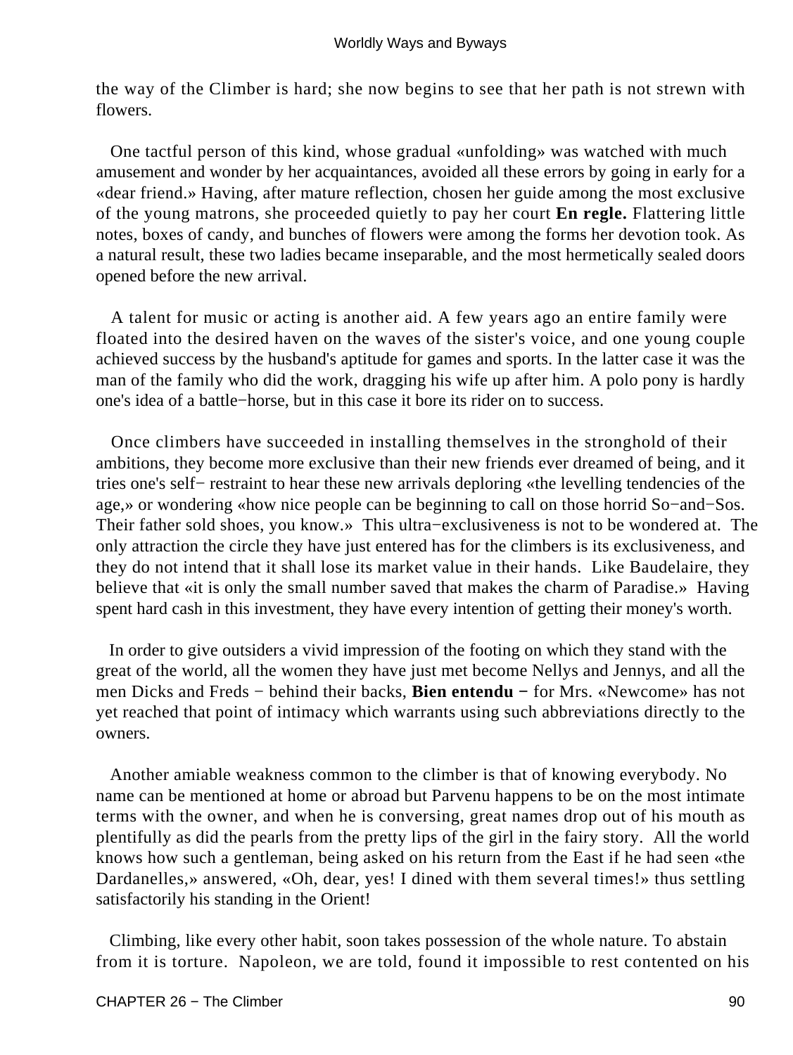the way of the Climber is hard; she now begins to see that her path is not strewn with flowers.

One tactful person of this kind, whose gradual «unfolding» was watched with much amusement and wonder by her acquaintances, avoided all these errors by going in early for a «dear friend.» Having, after mature reflection, chosen her guide among the most exclusive of the young matrons, she proceeded quietly to pay her court **En regle.** Flattering little notes, boxes of candy, and bunches of flowers were among the forms her devotion took. As a natural result, these two ladies became inseparable, and the most hermetically sealed doors opened before the new arrival.

A talent for music or acting is another aid. A few years ago an entire family were floated into the desired haven on the waves of the sister's voice, and one young couple achieved success by the husband's aptitude for games and sports. In the latter case it was the man of the family who did the work, dragging his wife up after him. A polo pony is hardly one's idea of a battle−horse, but in this case it bore its rider on to success.

Once climbers have succeeded in installing themselves in the stronghold of their ambitions, they become more exclusive than their new friends ever dreamed of being, and it tries one's self− restraint to hear these new arrivals deploring «the levelling tendencies of the age,» or wondering «how nice people can be beginning to call on those horrid So−and−Sos. Their father sold shoes, you know.» This ultra−exclusiveness is not to be wondered at. The only attraction the circle they have just entered has for the climbers is its exclusiveness, and they do not intend that it shall lose its market value in their hands. Like Baudelaire, they believe that «it is only the small number saved that makes the charm of Paradise.» Having spent hard cash in this investment, they have every intention of getting their money's worth.

In order to give outsiders a vivid impression of the footing on which they stand with the great of the world, all the women they have just met become Nellys and Jennys, and all the men Dicks and Freds − behind their backs, **Bien entendu** − for Mrs. «Newcome» has not yet reached that point of intimacy which warrants using such abbreviations directly to the owners.

Another amiable weakness common to the climber is that of knowing everybody. No name can be mentioned at home or abroad but Parvenu happens to be on the most intimate terms with the owner, and when he is conversing, great names drop out of his mouth as plentifully as did the pearls from the pretty lips of the girl in the fairy story. All the world knows how such a gentleman, being asked on his return from the East if he had seen «the Dardanelles,» answered, «Oh, dear, yes! I dined with them several times!» thus settling satisfactorily his standing in the Orient!

Climbing, like every other habit, soon takes possession of the whole nature. To abstain from it is torture. Napoleon, we are told, found it impossible to rest contented on his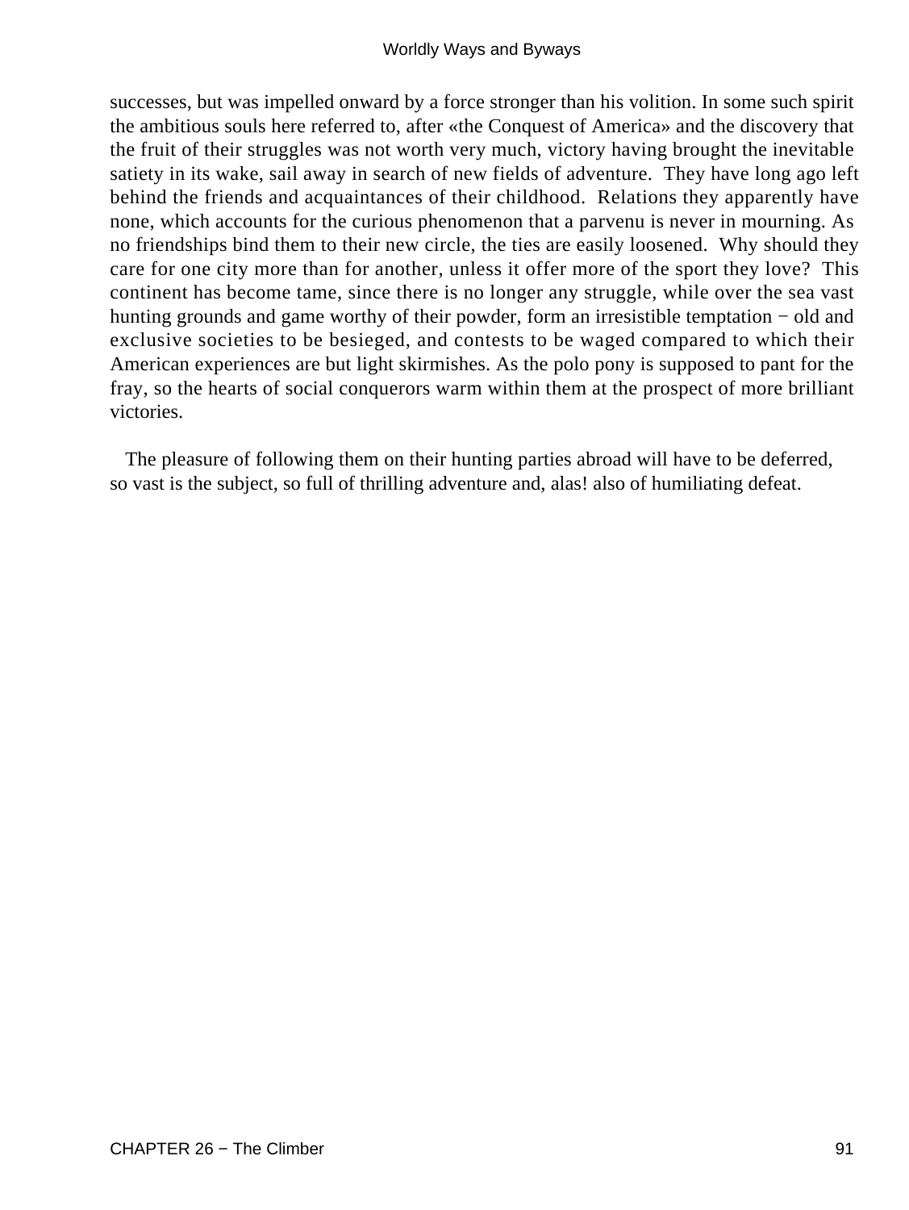successes, but was impelled onward by a force stronger than his volition. In some such spirit the ambitious souls here referred to, after «the Conquest of America» and the discovery that the fruit of their struggles was not worth very much, victory having brought the inevitable satiety in its wake, sail away in search of new fields of adventure. They have long ago left behind the friends and acquaintances of their childhood. Relations they apparently have none, which accounts for the curious phenomenon that a parvenu is never in mourning. As no friendships bind them to their new circle, the ties are easily loosened. Why should they care for one city more than for another, unless it offer more of the sport they love? This continent has become tame, since there is no longer any struggle, while over the sea vast hunting grounds and game worthy of their powder, form an irresistible temptation − old and exclusive societies to be besieged, and contests to be waged compared to which their American experiences are but light skirmishes. As the polo pony is supposed to pant for the fray, so the hearts of social conquerors warm within them at the prospect of more brilliant victories.

The pleasure of following them on their hunting parties abroad will have to be deferred, so vast is the subject, so full of thrilling adventure and, alas! also of humiliating defeat.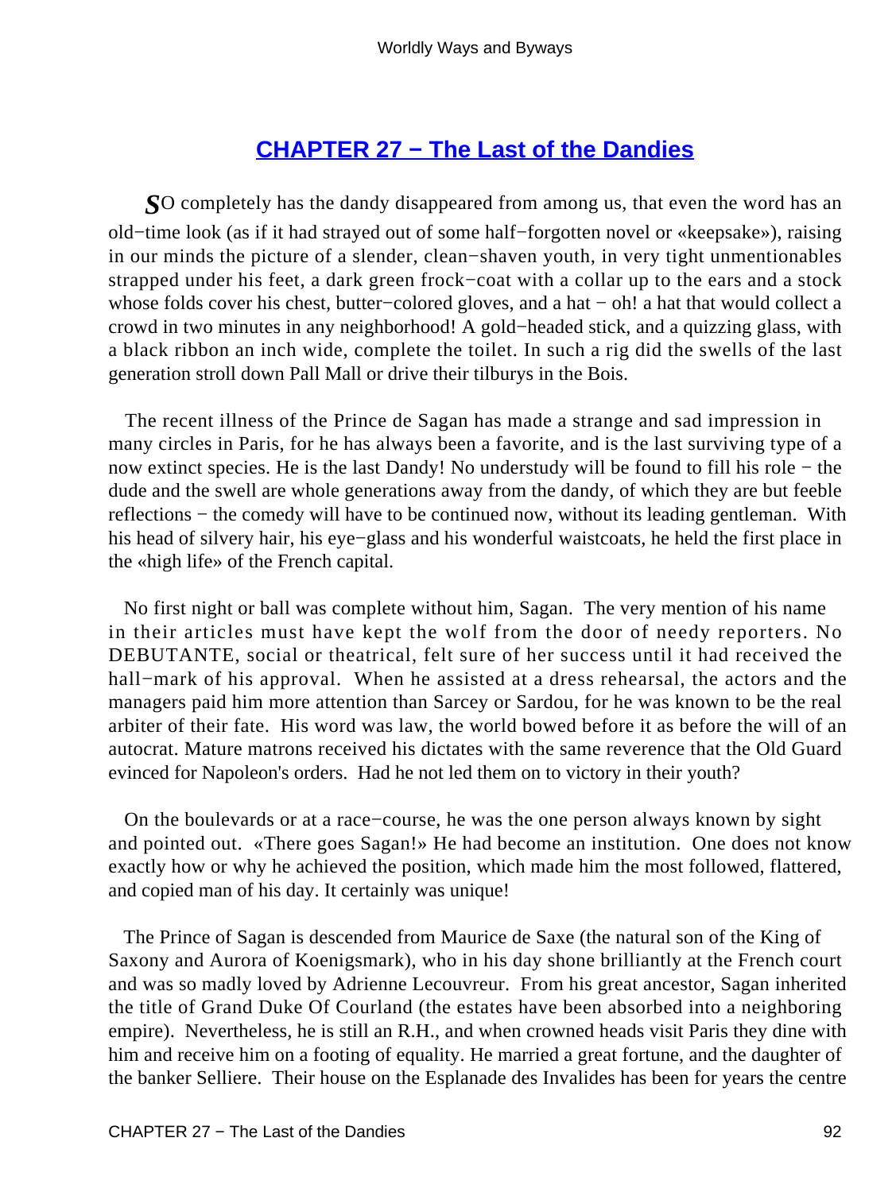## CHAPTER 27 − The Last of the Dandies

*S*O completely has the dandy disappeared from among us, that even the word has an old−time look (as if it had strayed out of some half−forgotten novel or «keepsake»), raising in our minds the picture of a slender, clean−shaven youth, in very tight unmentionables strapped under his feet, a dark green frock−coat with a collar up to the ears and a stock whose folds cover his chest, butter−colored gloves, and a hat − oh! a hat that would collect a crowd in two minutes in any neighborhood! A gold−headed stick, and a quizzing glass, with a black ribbon an inch wide, complete the toilet. In such a rig did the swells of the last generation stroll down Pall Mall or drive their tilburys in the Bois.

The recent illness of the Prince de Sagan has made a strange and sad impression in many circles in Paris, for he has always been a favorite, and is the last surviving type of a now extinct species. He is the last Dandy! No understudy will be found to fill his role − the dude and the swell are whole generations away from the dandy, of which they are but feeble reflections − the comedy will have to be continued now, without its leading gentleman. With his head of silvery hair, his eye−glass and his wonderful waistcoats, he held the first place in the «high life» of the French capital.

No first night or ball was complete without him, Sagan. The very mention of his name in their articles must have kept the wolf from the door of needy reporters. No DEBUTANTE, social or theatrical, felt sure of her success until it had received the hall−mark of his approval. When he assisted at a dress rehearsal, the actors and the managers paid him more attention than Sarcey or Sardou, for he was known to be the real arbiter of their fate. His word was law, the world bowed before it as before the will of an autocrat. Mature matrons received his dictates with the same reverence that the Old Guard evinced for Napoleon's orders. Had he not led them on to victory in their youth?

On the boulevards or at a race−course, he was the one person always known by sight and pointed out. «There goes Sagan!» He had become an institution. One does not know exactly how or why he achieved the position, which made him the most followed, flattered, and copied man of his day. It certainly was unique!

The Prince of Sagan is descended from Maurice de Saxe (the natural son of the King of Saxony and Aurora of Koenigsmark), who in his day shone brilliantly at the French court and was so madly loved by Adrienne Lecouvreur. From his great ancestor, Sagan inherited the title of Grand Duke Of Courland (the estates have been absorbed into a neighboring empire). Nevertheless, he is still an R.H., and when crowned heads visit Paris they dine with him and receive him on a footing of equality. He married a great fortune, and the daughter of the banker Selliere. Their house on the Esplanade des Invalides has been for years the centre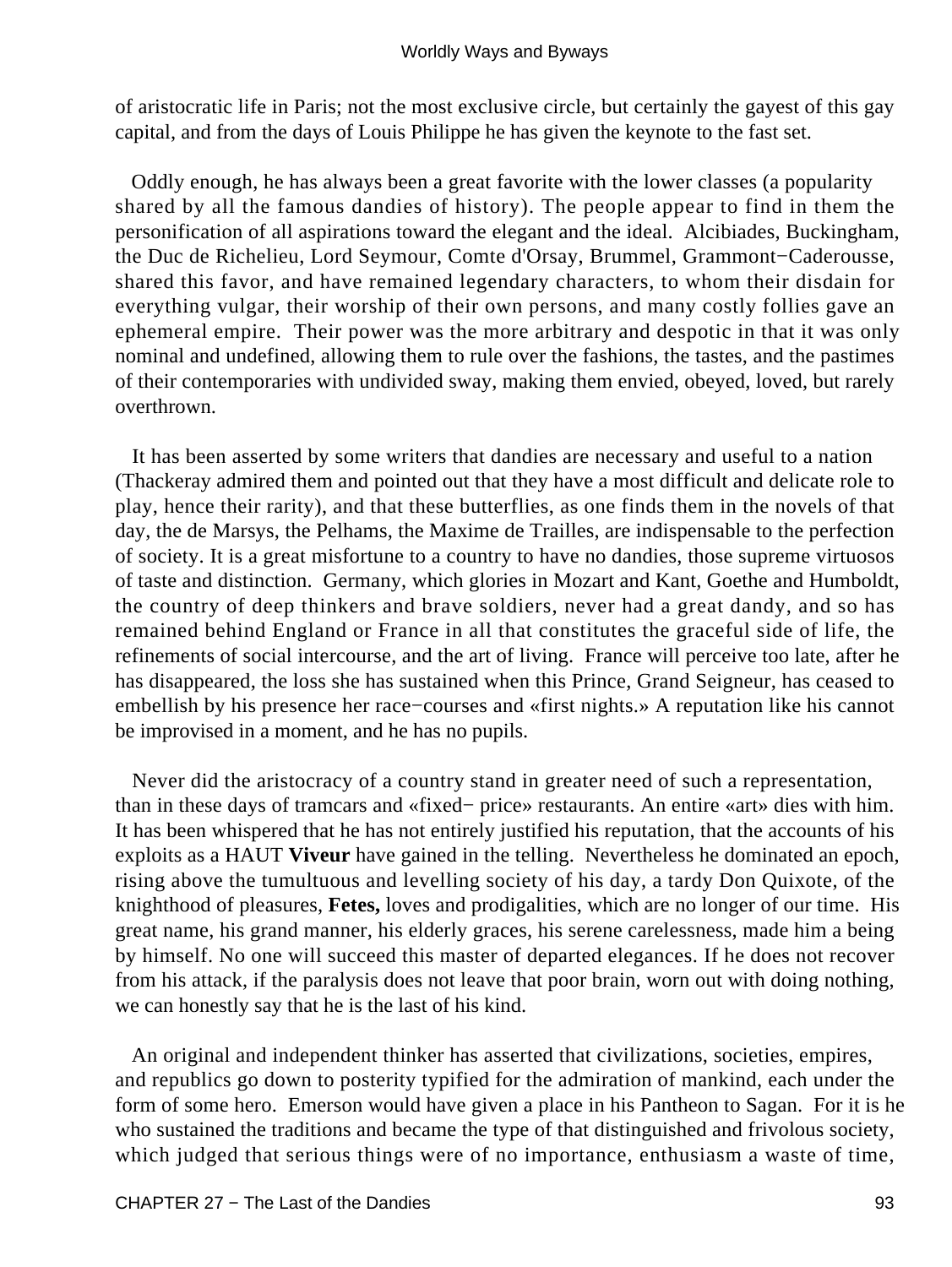of aristocratic life in Paris; not the most exclusive circle, but certainly the gayest of this gay capital, and from the days of Louis Philippe he has given the keynote to the fast set.

Oddly enough, he has always been a great favorite with the lower classes (a popularity shared by all the famous dandies of history). The people appear to find in them the personification of all aspirations toward the elegant and the ideal. Alcibiades, Buckingham, the Duc de Richelieu, Lord Seymour, Comte d'Orsay, Brummel, Grammont−Caderousse, shared this favor, and have remained legendary characters, to whom their disdain for everything vulgar, their worship of their own persons, and many costly follies gave an ephemeral empire. Their power was the more arbitrary and despotic in that it was only nominal and undefined, allowing them to rule over the fashions, the tastes, and the pastimes of their contemporaries with undivided sway, making them envied, obeyed, loved, but rarely overthrown.

It has been asserted by some writers that dandies are necessary and useful to a nation (Thackeray admired them and pointed out that they have a most difficult and delicate role to play, hence their rarity), and that these butterflies, as one finds them in the novels of that day, the de Marsys, the Pelhams, the Maxime de Trailles, are indispensable to the perfection of society. It is a great misfortune to a country to have no dandies, those supreme virtuosos of taste and distinction. Germany, which glories in Mozart and Kant, Goethe and Humboldt, the country of deep thinkers and brave soldiers, never had a great dandy, and so has remained behind England or France in all that constitutes the graceful side of life, the refinements of social intercourse, and the art of living. France will perceive too late, after he has disappeared, the loss she has sustained when this Prince, Grand Seigneur, has ceased to embellish by his presence her race−courses and «first nights.» A reputation like his cannot be improvised in a moment, and he has no pupils.

Never did the aristocracy of a country stand in greater need of such a representation, than in these days of tramcars and «fixed− price» restaurants. An entire «art» dies with him. It has been whispered that he has not entirely justified his reputation, that the accounts of his exploits as a HAUT **Viveur** have gained in the telling. Nevertheless he dominated an epoch, rising above the tumultuous and levelling society of his day, a tardy Don Quixote, of the knighthood of pleasures, **Fetes,** loves and prodigalities, which are no longer of our time. His great name, his grand manner, his elderly graces, his serene carelessness, made him a being by himself. No one will succeed this master of departed elegances. If he does not recover from his attack, if the paralysis does not leave that poor brain, worn out with doing nothing, we can honestly say that he is the last of his kind.

An original and independent thinker has asserted that civilizations, societies, empires, and republics go down to posterity typified for the admiration of mankind, each under the form of some hero. Emerson would have given a place in his Pantheon to Sagan. For it is he who sustained the traditions and became the type of that distinguished and frivolous society, which judged that serious things were of no importance, enthusiasm a waste of time,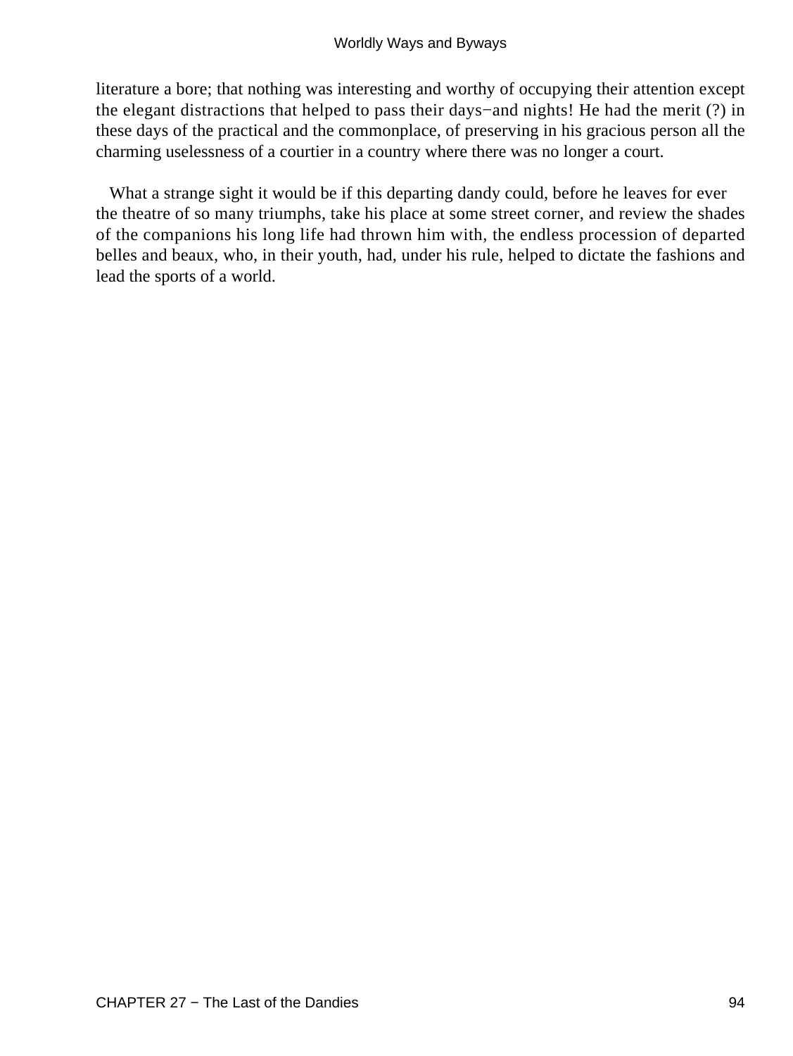literature a bore; that nothing was interesting and worthy of occupying their attention except the elegant distractions that helped to pass their days−and nights! He had the merit (?) in these days of the practical and the commonplace, of preserving in his gracious person all the charming uselessness of a courtier in a country where there was no longer a court.

What a strange sight it would be if this departing dandy could, before he leaves for ever the theatre of so many triumphs, take his place at some street corner, and review the shades of the companions his long life had thrown him with, the endless procession of departed belles and beaux, who, in their youth, had, under his rule, helped to dictate the fashions and lead the sports of a world.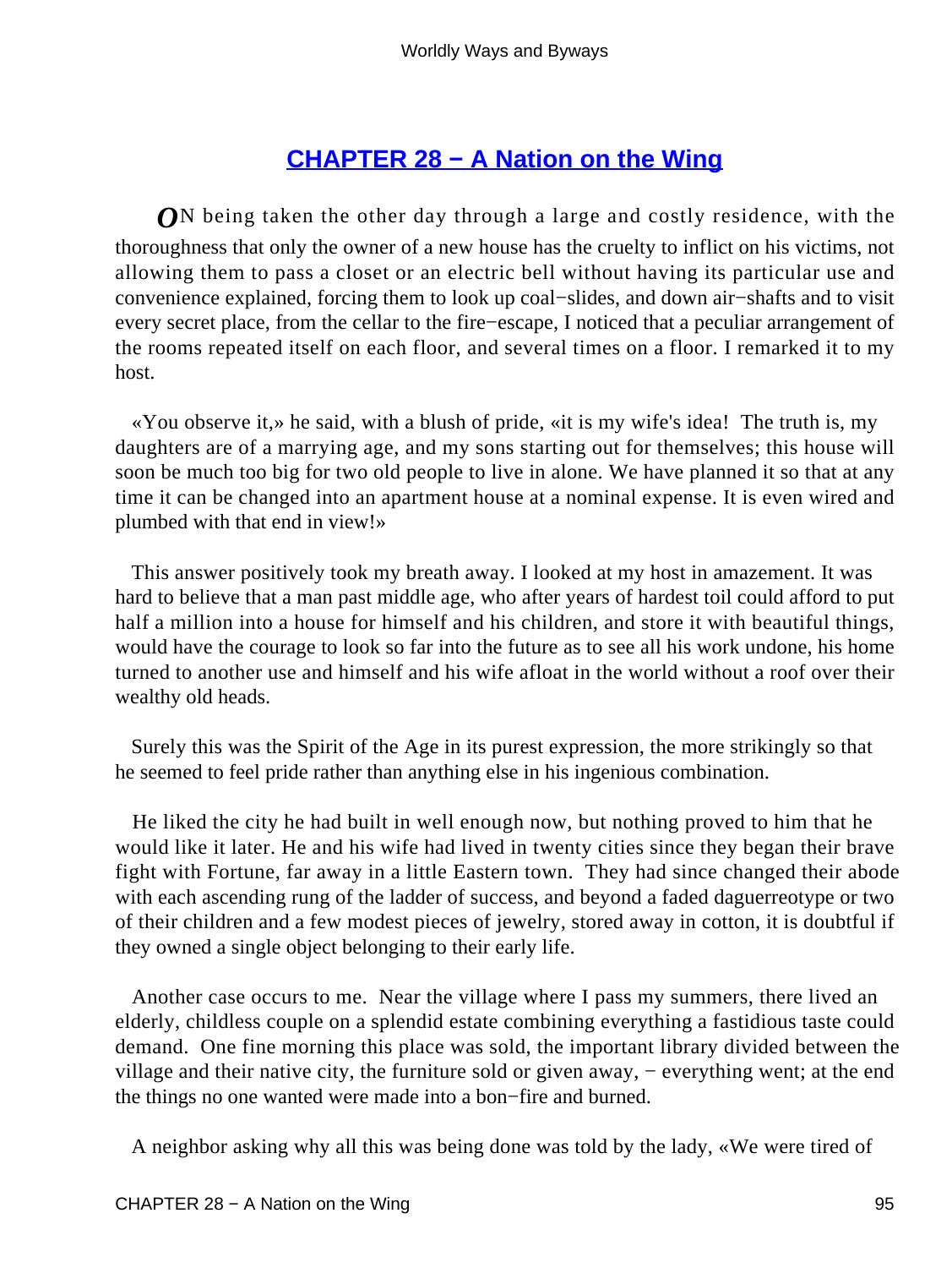## [CHAPTER 28 − A Nation on the Wing]()

*O*N being taken the other day through a large and costly residence, with the thoroughness that only the owner of a new house has the cruelty to inflict on his victims, not allowing them to pass a closet or an electric bell without having its particular use and convenience explained, forcing them to look up coal−slides, and down air−shafts and to visit every secret place, from the cellar to the fire−escape, I noticed that a peculiar arrangement of the rooms repeated itself on each floor, and several times on a floor. I remarked it to my host.

«You observe it,» he said, with a blush of pride, «it is my wife's idea! The truth is, my daughters are of a marrying age, and my sons starting out for themselves; this house will soon be much too big for two old people to live in alone. We have planned it so that at any time it can be changed into an apartment house at a nominal expense. It is even wired and plumbed with that end in view!»

This answer positively took my breath away. I looked at my host in amazement. It was hard to believe that a man past middle age, who after years of hardest toil could afford to put half a million into a house for himself and his children, and store it with beautiful things, would have the courage to look so far into the future as to see all his work undone, his home turned to another use and himself and his wife afloat in the world without a roof over their wealthy old heads.

Surely this was the Spirit of the Age in its purest expression, the more strikingly so that he seemed to feel pride rather than anything else in his ingenious combination.

He liked the city he had built in well enough now, but nothing proved to him that he would like it later. He and his wife had lived in twenty cities since they began their brave fight with Fortune, far away in a little Eastern town. They had since changed their abode with each ascending rung of the ladder of success, and beyond a faded daguerreotype or two of their children and a few modest pieces of jewelry, stored away in cotton, it is doubtful if they owned a single object belonging to their early life.

Another case occurs to me. Near the village where I pass my summers, there lived an elderly, childless couple on a splendid estate combining everything a fastidious taste could demand. One fine morning this place was sold, the important library divided between the village and their native city, the furniture sold or given away, − everything went; at the end the things no one wanted were made into a bon−fire and burned.

A neighbor asking why all this was being done was told by the lady, «We were tired of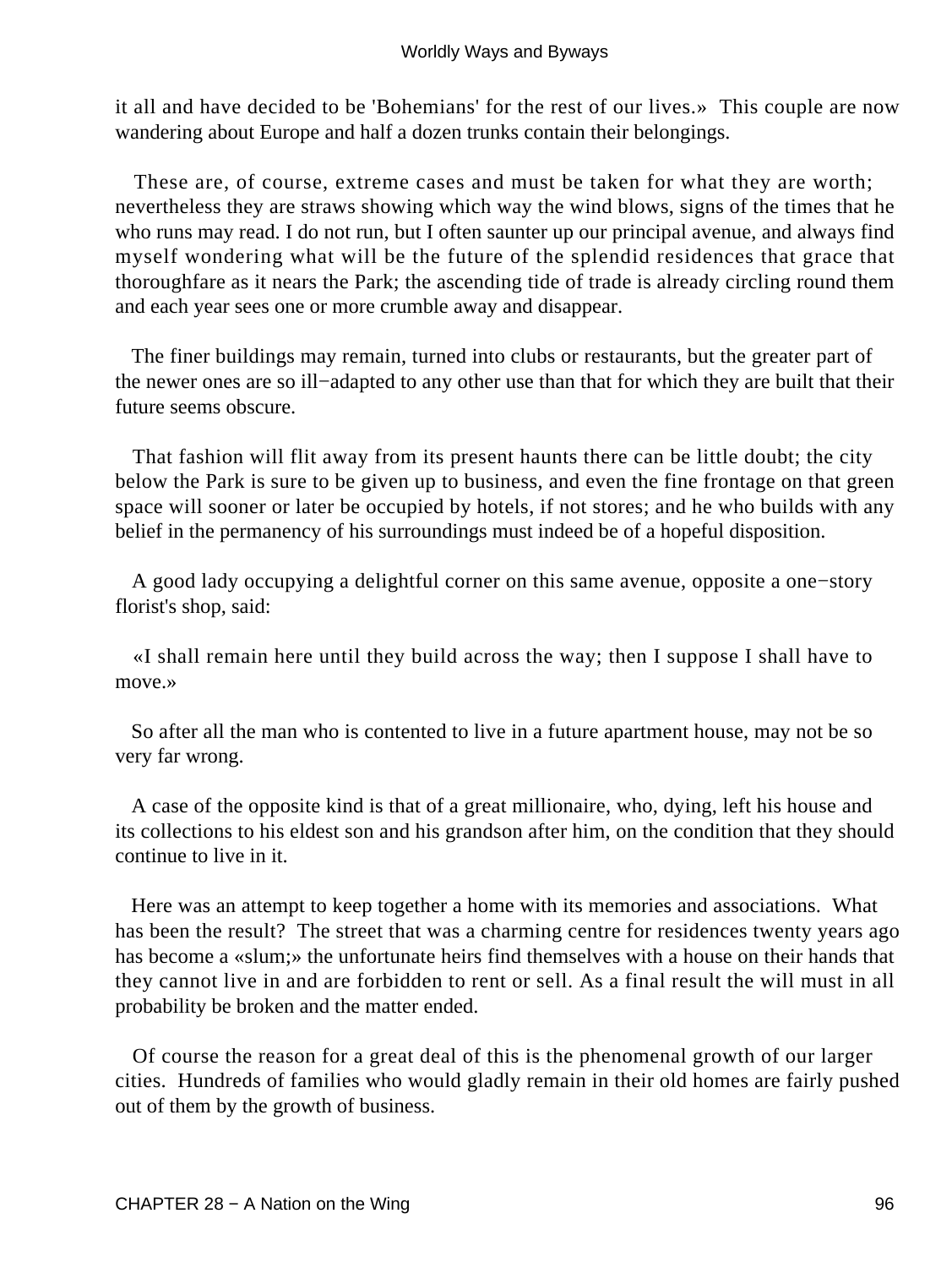it all and have decided to be 'Bohemians' for the rest of our lives.» This couple are now wandering about Europe and half a dozen trunks contain their belongings.

These are, of course, extreme cases and must be taken for what they are worth; nevertheless they are straws showing which way the wind blows, signs of the times that he who runs may read. I do not run, but I often saunter up our principal avenue, and always find myself wondering what will be the future of the splendid residences that grace that thoroughfare as it nears the Park; the ascending tide of trade is already circling round them and each year sees one or more crumble away and disappear.

The finer buildings may remain, turned into clubs or restaurants, but the greater part of the newer ones are so ill−adapted to any other use than that for which they are built that their future seems obscure.

That fashion will flit away from its present haunts there can be little doubt; the city below the Park is sure to be given up to business, and even the fine frontage on that green space will sooner or later be occupied by hotels, if not stores; and he who builds with any belief in the permanency of his surroundings must indeed be of a hopeful disposition.

A good lady occupying a delightful corner on this same avenue, opposite a one−story florist's shop, said:

«I shall remain here until they build across the way; then I suppose I shall have to move.»

So after all the man who is contented to live in a future apartment house, may not be so very far wrong.

A case of the opposite kind is that of a great millionaire, who, dying, left his house and its collections to his eldest son and his grandson after him, on the condition that they should continue to live in it.

Here was an attempt to keep together a home with its memories and associations. What has been the result? The street that was a charming centre for residences twenty years ago has become a «slum;» the unfortunate heirs find themselves with a house on their hands that they cannot live in and are forbidden to rent or sell. As a final result the will must in all probability be broken and the matter ended.

Of course the reason for a great deal of this is the phenomenal growth of our larger cities. Hundreds of families who would gladly remain in their old homes are fairly pushed out of them by the growth of business.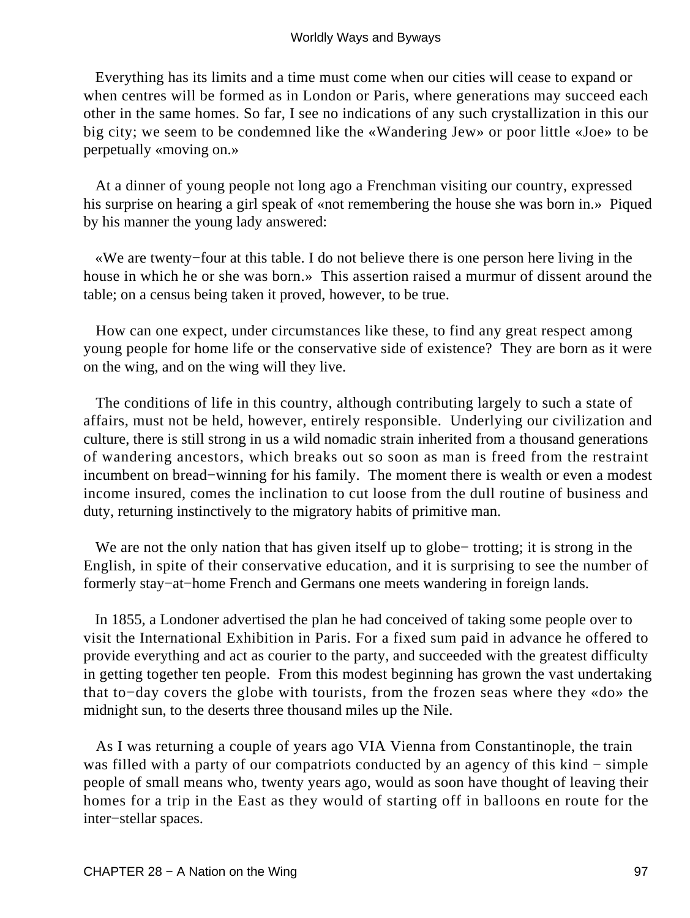Everything has its limits and a time must come when our cities will cease to expand or when centres will be formed as in London or Paris, where generations may succeed each other in the same homes. So far, I see no indications of any such crystallization in this our big city; we seem to be condemned like the «Wandering Jew» or poor little «Joe» to be perpetually «moving on.»

At a dinner of young people not long ago a Frenchman visiting our country, expressed his surprise on hearing a girl speak of «not remembering the house she was born in.» Piqued by his manner the young lady answered:

«We are twenty−four at this table. I do not believe there is one person here living in the house in which he or she was born.» This assertion raised a murmur of dissent around the table; on a census being taken it proved, however, to be true.

How can one expect, under circumstances like these, to find any great respect among young people for home life or the conservative side of existence? They are born as it were on the wing, and on the wing will they live.

The conditions of life in this country, although contributing largely to such a state of affairs, must not be held, however, entirely responsible. Underlying our civilization and culture, there is still strong in us a wild nomadic strain inherited from a thousand generations of wandering ancestors, which breaks out so soon as man is freed from the restraint incumbent on bread−winning for his family. The moment there is wealth or even a modest income insured, comes the inclination to cut loose from the dull routine of business and duty, returning instinctively to the migratory habits of primitive man.

We are not the only nation that has given itself up to globe− trotting; it is strong in the English, in spite of their conservative education, and it is surprising to see the number of formerly stay−at−home French and Germans one meets wandering in foreign lands.

In 1855, a Londoner advertised the plan he had conceived of taking some people over to visit the International Exhibition in Paris. For a fixed sum paid in advance he offered to provide everything and act as courier to the party, and succeeded with the greatest difficulty in getting together ten people. From this modest beginning has grown the vast undertaking that to−day covers the globe with tourists, from the frozen seas where they «do» the midnight sun, to the deserts three thousand miles up the Nile.

As I was returning a couple of years ago VIA Vienna from Constantinople, the train was filled with a party of our compatriots conducted by an agency of this kind − simple people of small means who, twenty years ago, would as soon have thought of leaving their homes for a trip in the East as they would of starting off in balloons en route for the inter−stellar spaces.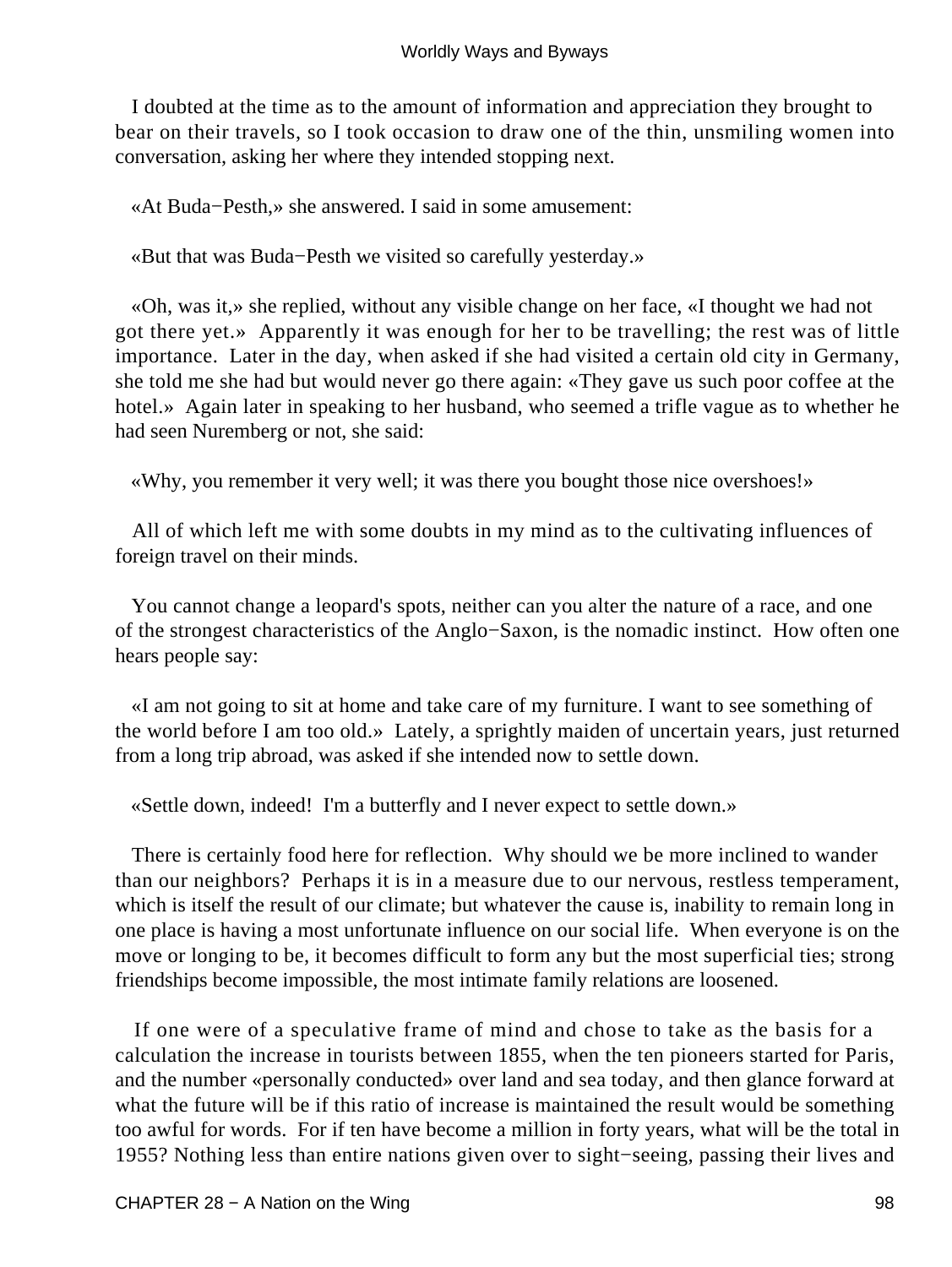I doubted at the time as to the amount of information and appreciation they brought to bear on their travels, so I took occasion to draw one of the thin, unsmiling women into conversation, asking her where they intended stopping next.

«At Buda−Pesth,» she answered. I said in some amusement:

«But that was Buda−Pesth we visited so carefully yesterday.»

«Oh, was it,» she replied, without any visible change on her face, «I thought we had not got there yet.» Apparently it was enough for her to be travelling; the rest was of little importance. Later in the day, when asked if she had visited a certain old city in Germany, she told me she had but would never go there again: «They gave us such poor coffee at the hotel.» Again later in speaking to her husband, who seemed a trifle vague as to whether he had seen Nuremberg or not, she said:

«Why, you remember it very well; it was there you bought those nice overshoes!»

All of which left me with some doubts in my mind as to the cultivating influences of foreign travel on their minds.

You cannot change a leopard's spots, neither can you alter the nature of a race, and one of the strongest characteristics of the Anglo−Saxon, is the nomadic instinct. How often one hears people say:

«I am not going to sit at home and take care of my furniture. I want to see something of the world before I am too old.» Lately, a sprightly maiden of uncertain years, just returned from a long trip abroad, was asked if she intended now to settle down.

«Settle down, indeed! I'm a butterfly and I never expect to settle down.»

There is certainly food here for reflection. Why should we be more inclined to wander than our neighbors? Perhaps it is in a measure due to our nervous, restless temperament, which is itself the result of our climate; but whatever the cause is, inability to remain long in one place is having a most unfortunate influence on our social life. When everyone is on the move or longing to be, it becomes difficult to form any but the most superficial ties; strong friendships become impossible, the most intimate family relations are loosened.

If one were of a speculative frame of mind and chose to take as the basis for a calculation the increase in tourists between 1855, when the ten pioneers started for Paris, and the number «personally conducted» over land and sea today, and then glance forward at what the future will be if this ratio of increase is maintained the result would be something too awful for words. For if ten have become a million in forty years, what will be the total in 1955? Nothing less than entire nations given over to sight−seeing, passing their lives and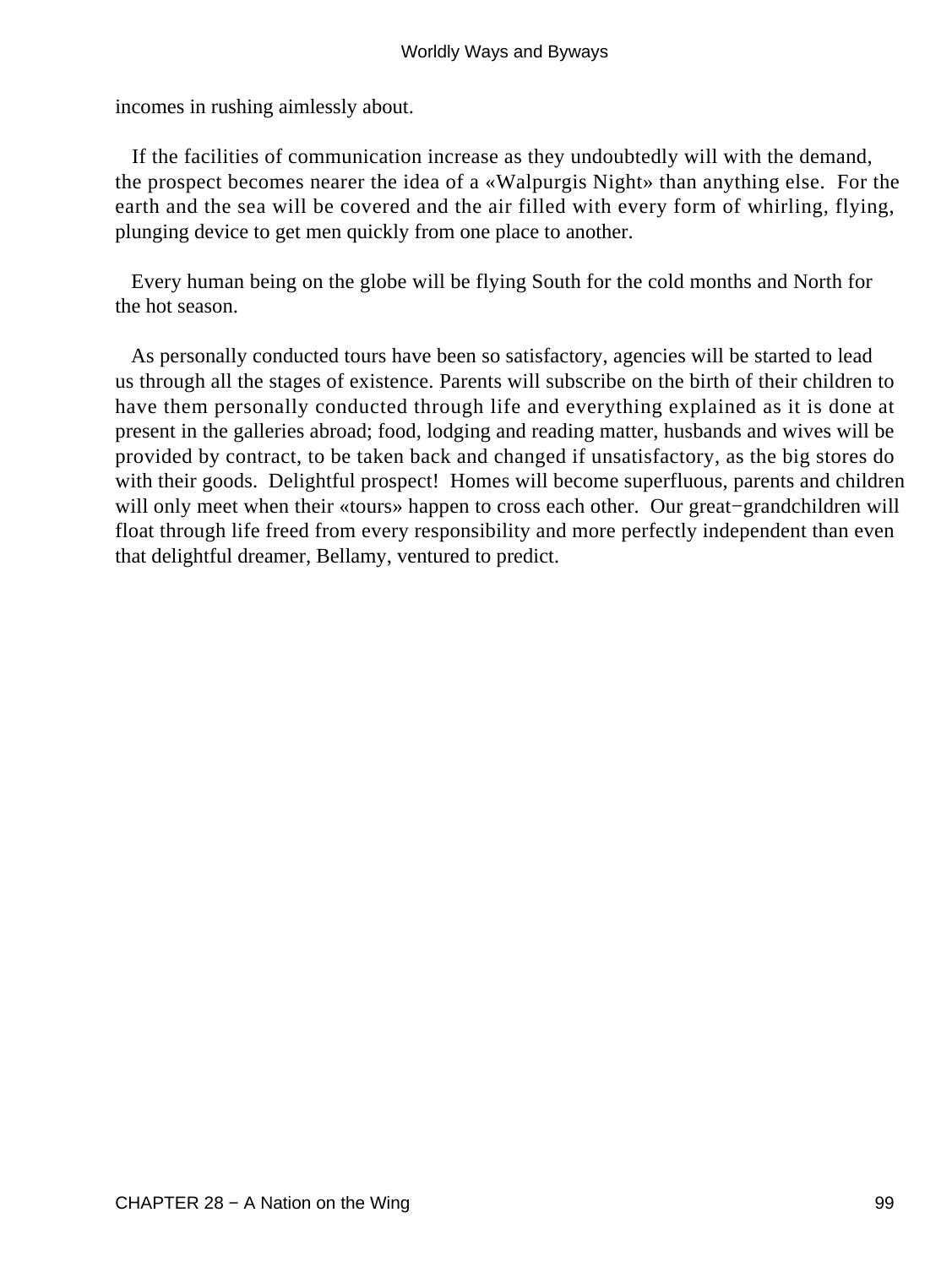incomes in rushing aimlessly about.

If the facilities of communication increase as they undoubtedly will with the demand, the prospect becomes nearer the idea of a «Walpurgis Night» than anything else. For the earth and the sea will be covered and the air filled with every form of whirling, flying, plunging device to get men quickly from one place to another.

Every human being on the globe will be flying South for the cold months and North for the hot season.

As personally conducted tours have been so satisfactory, agencies will be started to lead us through all the stages of existence. Parents will subscribe on the birth of their children to have them personally conducted through life and everything explained as it is done at present in the galleries abroad; food, lodging and reading matter, husbands and wives will be provided by contract, to be taken back and changed if unsatisfactory, as the big stores do with their goods. Delightful prospect! Homes will become superfluous, parents and children will only meet when their «tours» happen to cross each other. Our great−grandchildren will float through life freed from every responsibility and more perfectly independent than even that delightful dreamer, Bellamy, ventured to predict.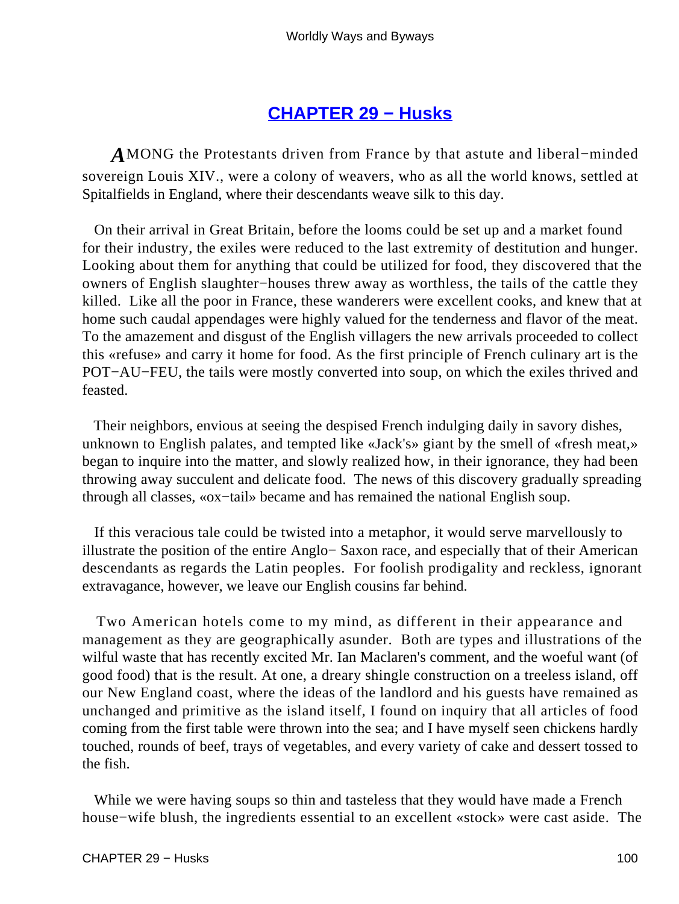## CHAPTER 29 − Husks

AMONG the Protestants driven from France by that astute and liberal−minded sovereign Louis XIV., were a colony of weavers, who as all the world knows, settled at Spitalfields in England, where their descendants weave silk to this day.

On their arrival in Great Britain, before the looms could be set up and a market found for their industry, the exiles were reduced to the last extremity of destitution and hunger. Looking about them for anything that could be utilized for food, they discovered that the owners of English slaughter−houses threw away as worthless, the tails of the cattle they killed. Like all the poor in France, these wanderers were excellent cooks, and knew that at home such caudal appendages were highly valued for the tenderness and flavor of the meat. To the amazement and disgust of the English villagers the new arrivals proceeded to collect this «refuse» and carry it home for food. As the first principle of French culinary art is the POT−AU−FEU, the tails were mostly converted into soup, on which the exiles thrived and feasted.

Their neighbors, envious at seeing the despised French indulging daily in savory dishes, unknown to English palates, and tempted like «Jack's» giant by the smell of «fresh meat,» began to inquire into the matter, and slowly realized how, in their ignorance, they had been throwing away succulent and delicate food. The news of this discovery gradually spreading through all classes, «ox−tail» became and has remained the national English soup.

If this veracious tale could be twisted into a metaphor, it would serve marvellously to illustrate the position of the entire Anglo− Saxon race, and especially that of their American descendants as regards the Latin peoples. For foolish prodigality and reckless, ignorant extravagance, however, we leave our English cousins far behind.

Two American hotels come to my mind, as different in their appearance and management as they are geographically asunder. Both are types and illustrations of the wilful waste that has recently excited Mr. Ian Maclaren's comment, and the woeful want (of good food) that is the result. At one, a dreary shingle construction on a treeless island, off our New England coast, where the ideas of the landlord and his guests have remained as unchanged and primitive as the island itself, I found on inquiry that all articles of food coming from the first table were thrown into the sea; and I have myself seen chickens hardly touched, rounds of beef, trays of vegetables, and every variety of cake and dessert tossed to the fish.

While we were having soups so thin and tasteless that they would have made a French house−wife blush, the ingredients essential to an excellent «stock» were cast aside. The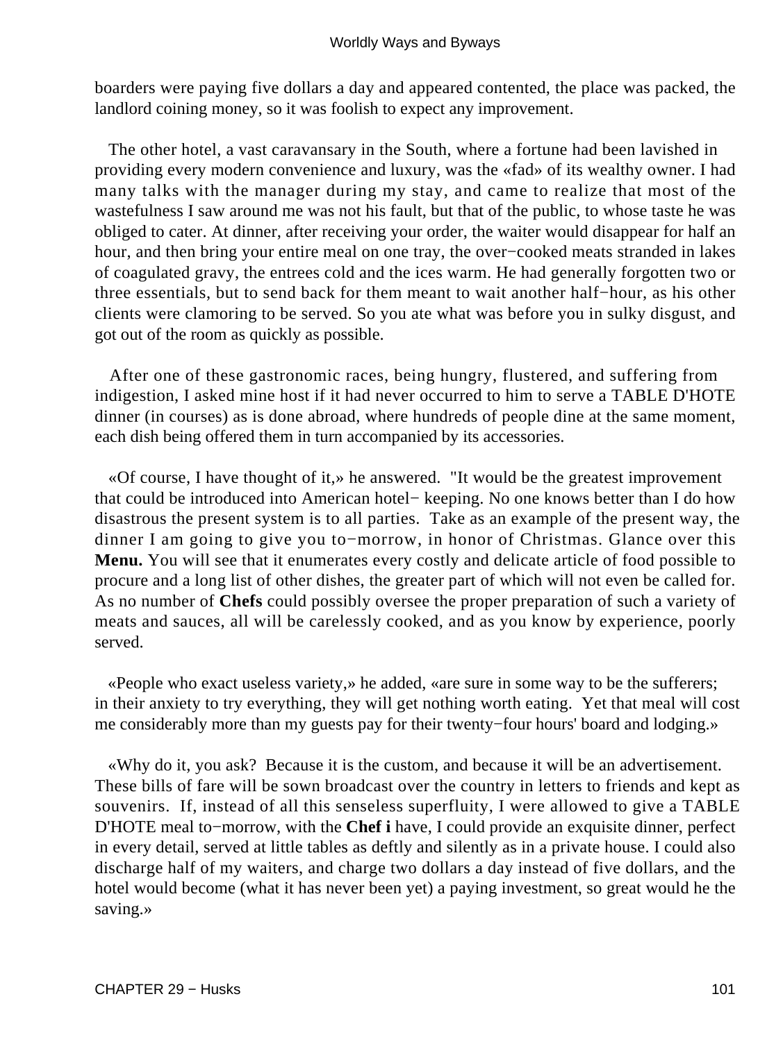boarders were paying five dollars a day and appeared contented, the place was packed, the landlord coining money, so it was foolish to expect any improvement.

The other hotel, a vast caravansary in the South, where a fortune had been lavished in providing every modern convenience and luxury, was the «fad» of its wealthy owner. I had many talks with the manager during my stay, and came to realize that most of the wastefulness I saw around me was not his fault, but that of the public, to whose taste he was obliged to cater. At dinner, after receiving your order, the waiter would disappear for half an hour, and then bring your entire meal on one tray, the over−cooked meats stranded in lakes of coagulated gravy, the entrees cold and the ices warm. He had generally forgotten two or three essentials, but to send back for them meant to wait another half−hour, as his other clients were clamoring to be served. So you ate what was before you in sulky disgust, and got out of the room as quickly as possible.

After one of these gastronomic races, being hungry, flustered, and suffering from indigestion, I asked mine host if it had never occurred to him to serve a TABLE D'HOTE dinner (in courses) as is done abroad, where hundreds of people dine at the same moment, each dish being offered them in turn accompanied by its accessories.

«Of course, I have thought of it,» he answered. "It would be the greatest improvement that could be introduced into American hotel− keeping. No one knows better than I do how disastrous the present system is to all parties. Take as an example of the present way, the dinner I am going to give you to−morrow, in honor of Christmas. Glance over this **Menu.** You will see that it enumerates every costly and delicate article of food possible to procure and a long list of other dishes, the greater part of which will not even be called for. As no number of **Chefs** could possibly oversee the proper preparation of such a variety of meats and sauces, all will be carelessly cooked, and as you know by experience, poorly served.

«People who exact useless variety,» he added, «are sure in some way to be the sufferers; in their anxiety to try everything, they will get nothing worth eating. Yet that meal will cost me considerably more than my guests pay for their twenty−four hours' board and lodging.»

«Why do it, you ask? Because it is the custom, and because it will be an advertisement. These bills of fare will be sown broadcast over the country in letters to friends and kept as souvenirs. If, instead of all this senseless superfluity, I were allowed to give a TABLE D'HOTE meal to−morrow, with the **Chef i** have, I could provide an exquisite dinner, perfect in every detail, served at little tables as deftly and silently as in a private house. I could also discharge half of my waiters, and charge two dollars a day instead of five dollars, and the hotel would become (what it has never been yet) a paying investment, so great would he the saving.»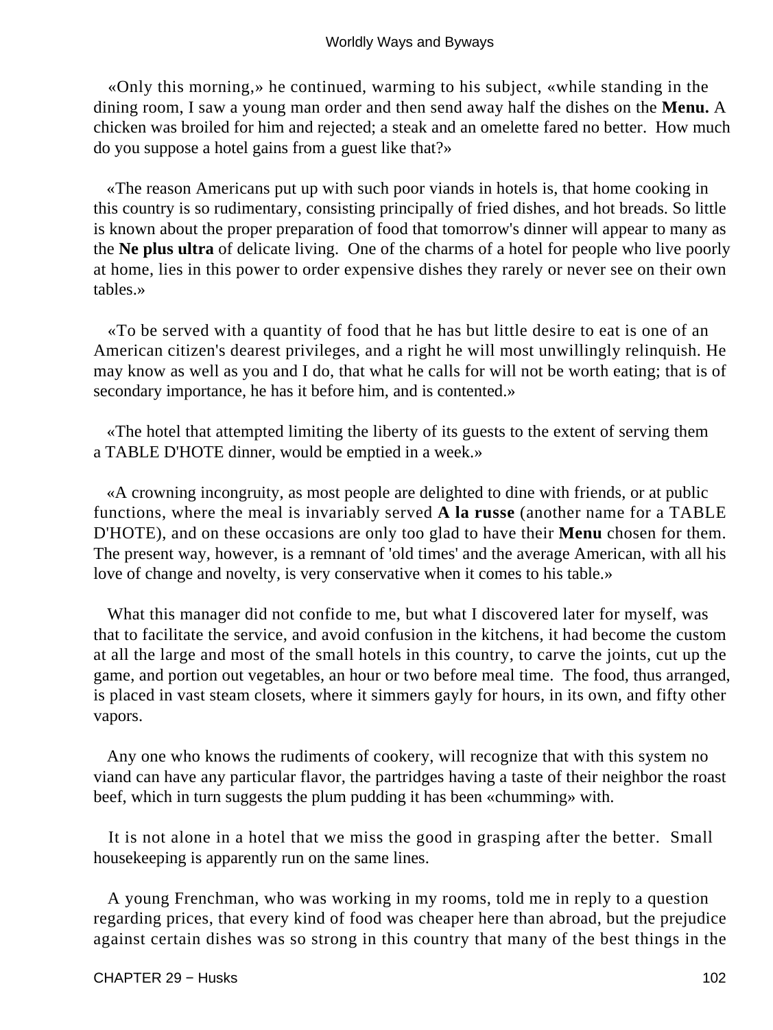«Only this morning,» he continued, warming to his subject, «while standing in the dining room, I saw a young man order and then send away half the dishes on the **Menu.** A chicken was broiled for him and rejected; a steak and an omelette fared no better. How much do you suppose a hotel gains from a guest like that?»

«The reason Americans put up with such poor viands in hotels is, that home cooking in this country is so rudimentary, consisting principally of fried dishes, and hot breads. So little is known about the proper preparation of food that tomorrow's dinner will appear to many as the **Ne plus ultra** of delicate living. One of the charms of a hotel for people who live poorly at home, lies in this power to order expensive dishes they rarely or never see on their own tables.»

«To be served with a quantity of food that he has but little desire to eat is one of an American citizen's dearest privileges, and a right he will most unwillingly relinquish. He may know as well as you and I do, that what he calls for will not be worth eating; that is of secondary importance, he has it before him, and is contented.»

«The hotel that attempted limiting the liberty of its guests to the extent of serving them a TABLE D'HOTE dinner, would be emptied in a week.»

«A crowning incongruity, as most people are delighted to dine with friends, or at public functions, where the meal is invariably served **A la russe** (another name for a TABLE D'HOTE), and on these occasions are only too glad to have their **Menu** chosen for them. The present way, however, is a remnant of 'old times' and the average American, with all his love of change and novelty, is very conservative when it comes to his table.»

What this manager did not confide to me, but what I discovered later for myself, was that to facilitate the service, and avoid confusion in the kitchens, it had become the custom at all the large and most of the small hotels in this country, to carve the joints, cut up the game, and portion out vegetables, an hour or two before meal time. The food, thus arranged, is placed in vast steam closets, where it simmers gayly for hours, in its own, and fifty other vapors.

Any one who knows the rudiments of cookery, will recognize that with this system no viand can have any particular flavor, the partridges having a taste of their neighbor the roast beef, which in turn suggests the plum pudding it has been «chumming» with.

It is not alone in a hotel that we miss the good in grasping after the better. Small housekeeping is apparently run on the same lines.

A young Frenchman, who was working in my rooms, told me in reply to a question regarding prices, that every kind of food was cheaper here than abroad, but the prejudice against certain dishes was so strong in this country that many of the best things in the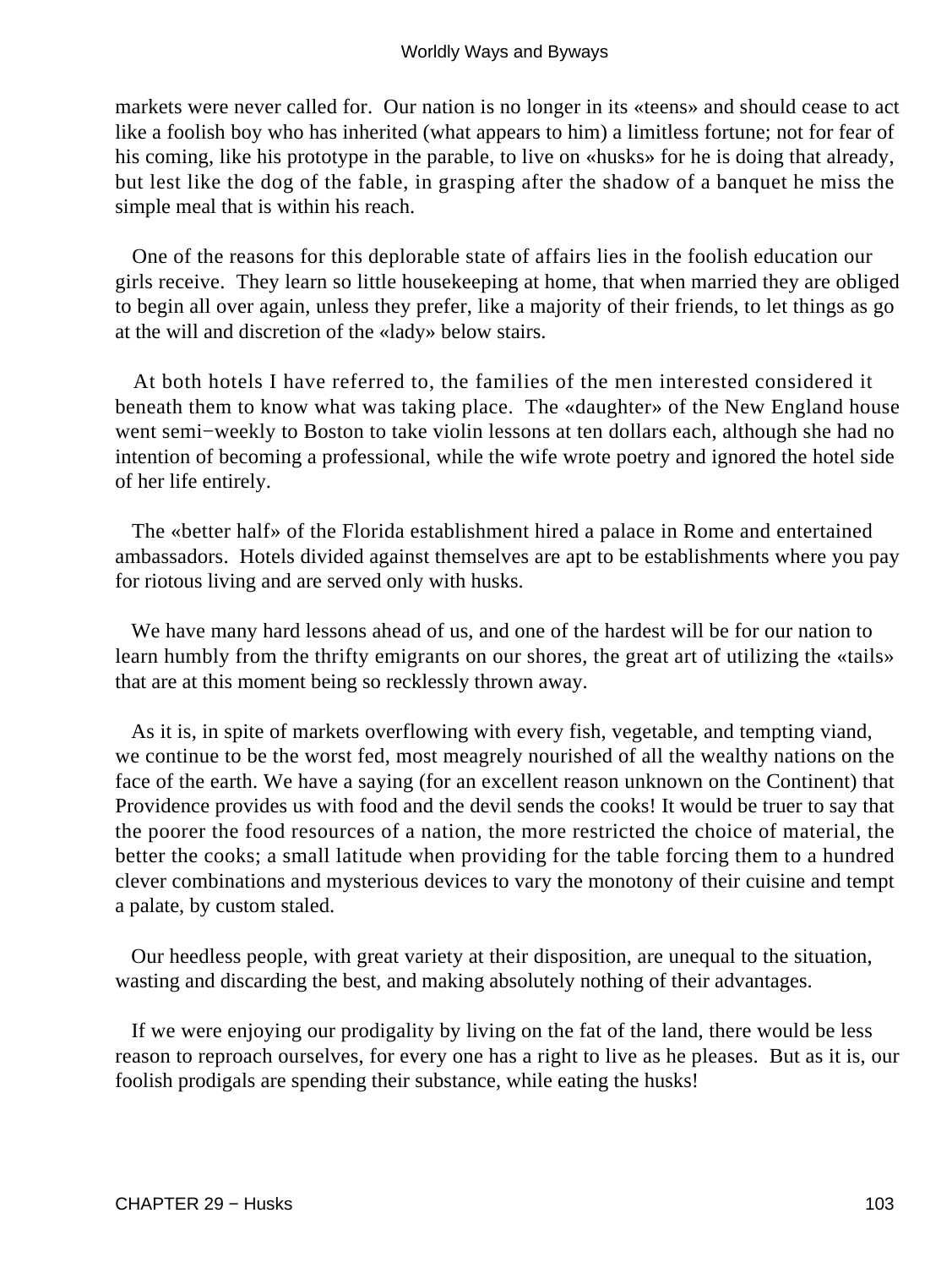markets were never called for. Our nation is no longer in its «teens» and should cease to act like a foolish boy who has inherited (what appears to him) a limitless fortune; not for fear of his coming, like his prototype in the parable, to live on «husks» for he is doing that already, but lest like the dog of the fable, in grasping after the shadow of a banquet he miss the simple meal that is within his reach.

One of the reasons for this deplorable state of affairs lies in the foolish education our girls receive. They learn so little housekeeping at home, that when married they are obliged to begin all over again, unless they prefer, like a majority of their friends, to let things as go at the will and discretion of the «lady» below stairs.

At both hotels I have referred to, the families of the men interested considered it beneath them to know what was taking place. The «daughter» of the New England house went semi−weekly to Boston to take violin lessons at ten dollars each, although she had no intention of becoming a professional, while the wife wrote poetry and ignored the hotel side of her life entirely.

The «better half» of the Florida establishment hired a palace in Rome and entertained ambassadors. Hotels divided against themselves are apt to be establishments where you pay for riotous living and are served only with husks.

We have many hard lessons ahead of us, and one of the hardest will be for our nation to learn humbly from the thrifty emigrants on our shores, the great art of utilizing the «tails» that are at this moment being so recklessly thrown away.

As it is, in spite of markets overflowing with every fish, vegetable, and tempting viand, we continue to be the worst fed, most meagrely nourished of all the wealthy nations on the face of the earth. We have a saying (for an excellent reason unknown on the Continent) that Providence provides us with food and the devil sends the cooks! It would be truer to say that the poorer the food resources of a nation, the more restricted the choice of material, the better the cooks; a small latitude when providing for the table forcing them to a hundred clever combinations and mysterious devices to vary the monotony of their cuisine and tempt a palate, by custom staled.

Our heedless people, with great variety at their disposition, are unequal to the situation, wasting and discarding the best, and making absolutely nothing of their advantages.

If we were enjoying our prodigality by living on the fat of the land, there would be less reason to reproach ourselves, for every one has a right to live as he pleases. But as it is, our foolish prodigals are spending their substance, while eating the husks!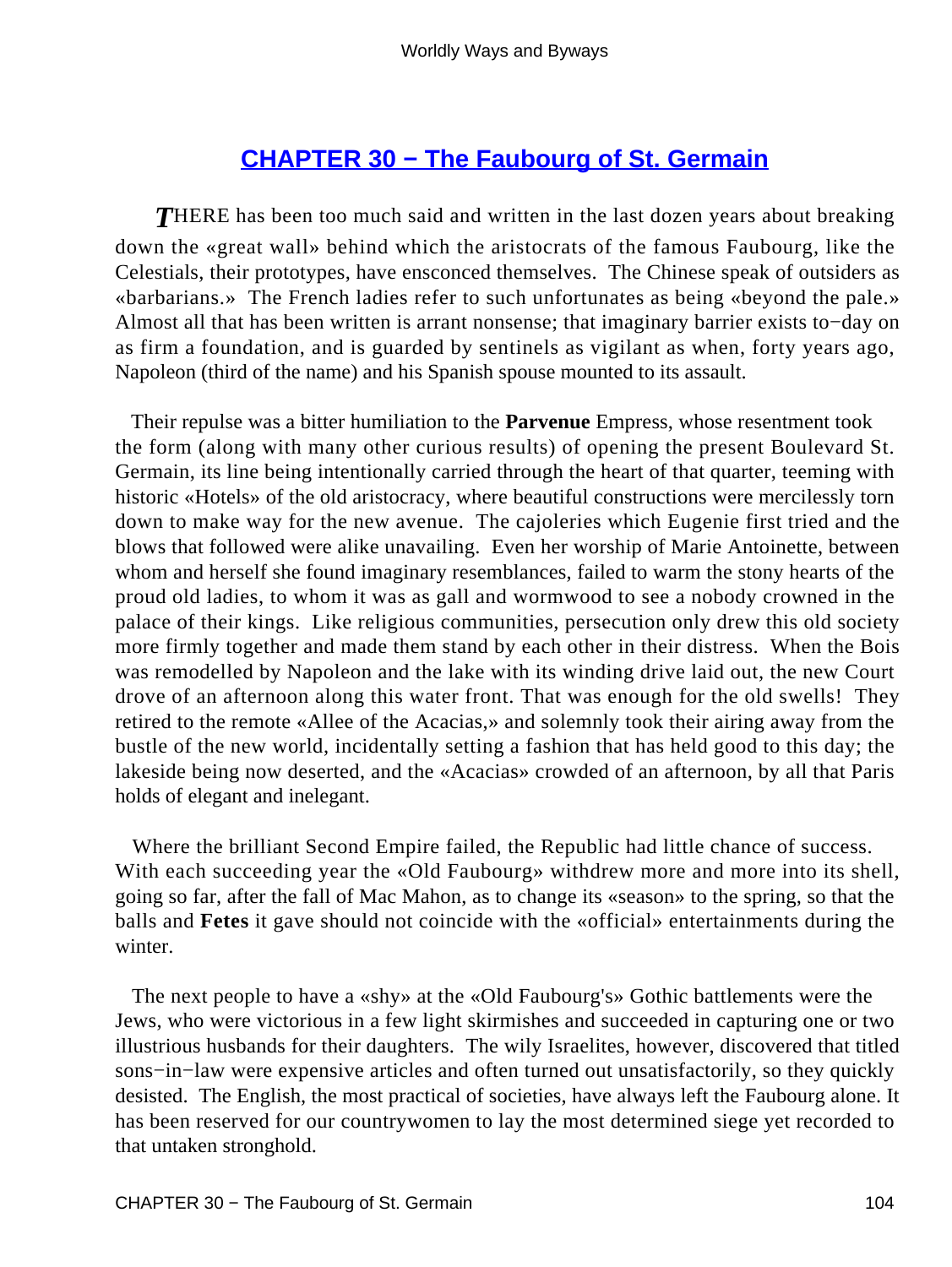# CHAPTER 30 − The Faubourg of St. Germain

*T*HERE has been too much said and written in the last dozen years about breaking down the «great wall» behind which the aristocrats of the famous Faubourg, like the Celestials, their prototypes, have ensconced themselves. The Chinese speak of outsiders as «barbarians.» The French ladies refer to such unfortunates as being «beyond the pale.» Almost all that has been written is arrant nonsense; that imaginary barrier exists to−day on as firm a foundation, and is guarded by sentinels as vigilant as when, forty years ago, Napoleon (third of the name) and his Spanish spouse mounted to its assault.

Their repulse was a bitter humiliation to the **Parvenue** Empress, whose resentment took the form (along with many other curious results) of opening the present Boulevard St. Germain, its line being intentionally carried through the heart of that quarter, teeming with historic «Hotels» of the old aristocracy, where beautiful constructions were mercilessly torn down to make way for the new avenue. The cajoleries which Eugenie first tried and the blows that followed were alike unavailing. Even her worship of Marie Antoinette, between whom and herself she found imaginary resemblances, failed to warm the stony hearts of the proud old ladies, to whom it was as gall and wormwood to see a nobody crowned in the palace of their kings. Like religious communities, persecution only drew this old society more firmly together and made them stand by each other in their distress. When the Bois was remodelled by Napoleon and the lake with its winding drive laid out, the new Court drove of an afternoon along this water front. That was enough for the old swells! They retired to the remote «Allee of the Acacias,» and solemnly took their airing away from the bustle of the new world, incidentally setting a fashion that has held good to this day; the lakeside being now deserted, and the «Acacias» crowded of an afternoon, by all that Paris holds of elegant and inelegant.

Where the brilliant Second Empire failed, the Republic had little chance of success. With each succeeding year the «Old Faubourg» withdrew more and more into its shell, going so far, after the fall of Mac Mahon, as to change its «season» to the spring, so that the balls and **Fetes** it gave should not coincide with the «official» entertainments during the winter.

The next people to have a «shy» at the «Old Faubourg's» Gothic battlements were the Jews, who were victorious in a few light skirmishes and succeeded in capturing one or two illustrious husbands for their daughters. The wily Israelites, however, discovered that titled sons−in−law were expensive articles and often turned out unsatisfactorily, so they quickly desisted. The English, the most practical of societies, have always left the Faubourg alone. It has been reserved for our countrywomen to lay the most determined siege yet recorded to that untaken stronghold.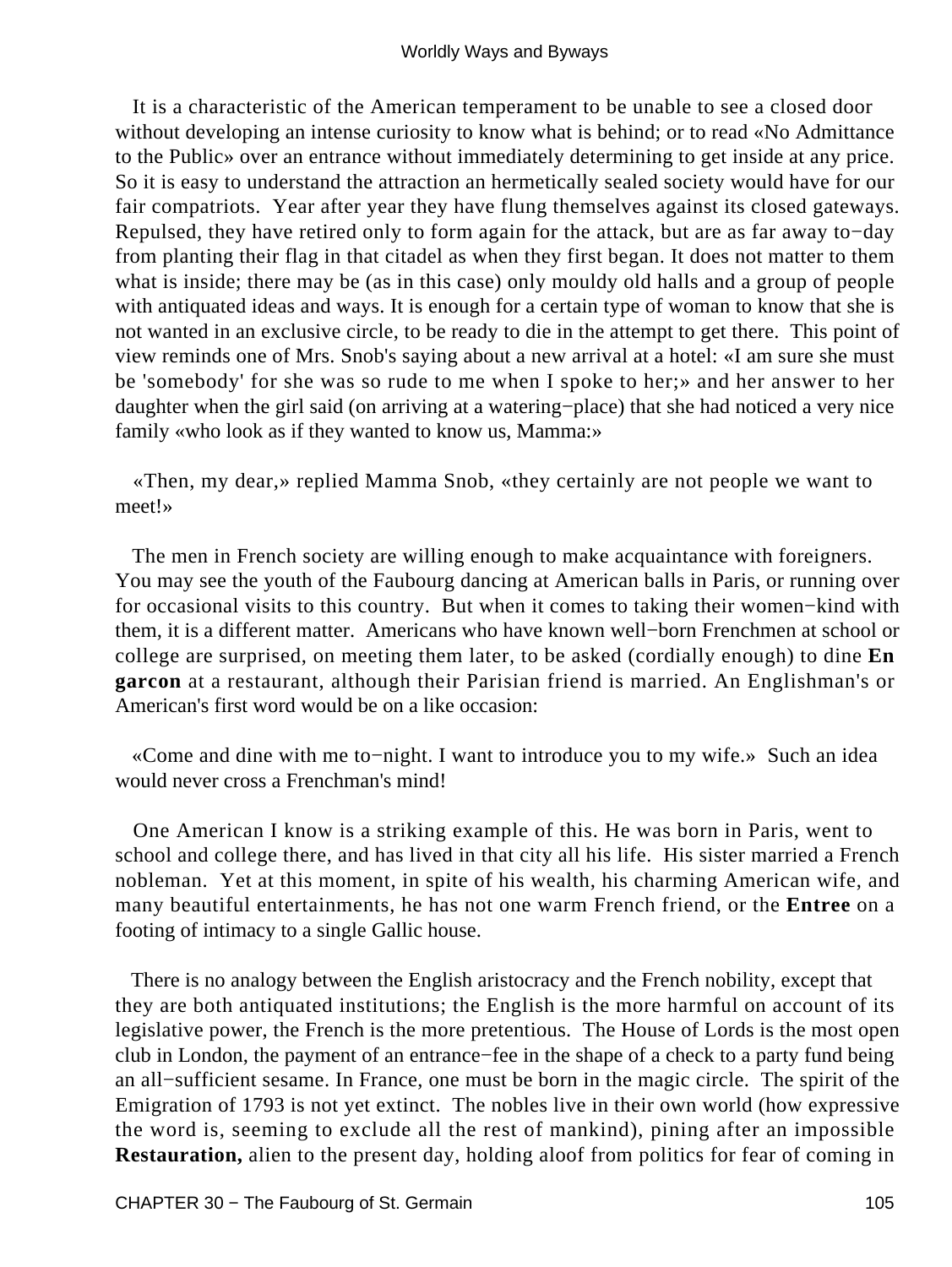It is a characteristic of the American temperament to be unable to see a closed door without developing an intense curiosity to know what is behind; or to read «No Admittance to the Public» over an entrance without immediately determining to get inside at any price. So it is easy to understand the attraction an hermetically sealed society would have for our fair compatriots. Year after year they have flung themselves against its closed gateways. Repulsed, they have retired only to form again for the attack, but are as far away to−day from planting their flag in that citadel as when they first began. It does not matter to them what is inside; there may be (as in this case) only mouldy old halls and a group of people with antiquated ideas and ways. It is enough for a certain type of woman to know that she is not wanted in an exclusive circle, to be ready to die in the attempt to get there. This point of view reminds one of Mrs. Snob's saying about a new arrival at a hotel: «I am sure she must be 'somebody' for she was so rude to me when I spoke to her;» and her answer to her daughter when the girl said (on arriving at a watering−place) that she had noticed a very nice family «who look as if they wanted to know us, Mamma:»

«Then, my dear,» replied Mamma Snob, «they certainly are not people we want to meet!»

The men in French society are willing enough to make acquaintance with foreigners. You may see the youth of the Faubourg dancing at American balls in Paris, or running over for occasional visits to this country. But when it comes to taking their women−kind with them, it is a different matter. Americans who have known well−born Frenchmen at school or college are surprised, on meeting them later, to be asked (cordially enough) to dine **En garcon** at a restaurant, although their Parisian friend is married. An Englishman's or American's first word would be on a like occasion:

«Come and dine with me to−night. I want to introduce you to my wife.» Such an idea would never cross a Frenchman's mind!

One American I know is a striking example of this. He was born in Paris, went to school and college there, and has lived in that city all his life. His sister married a French nobleman. Yet at this moment, in spite of his wealth, his charming American wife, and many beautiful entertainments, he has not one warm French friend, or the **Entree** on a footing of intimacy to a single Gallic house.

There is no analogy between the English aristocracy and the French nobility, except that they are both antiquated institutions; the English is the more harmful on account of its legislative power, the French is the more pretentious. The House of Lords is the most open club in London, the payment of an entrance−fee in the shape of a check to a party fund being an all−sufficient sesame. In France, one must be born in the magic circle. The spirit of the Emigration of 1793 is not yet extinct. The nobles live in their own world (how expressive the word is, seeming to exclude all the rest of mankind), pining after an impossible **Restauration,** alien to the present day, holding aloof from politics for fear of coming in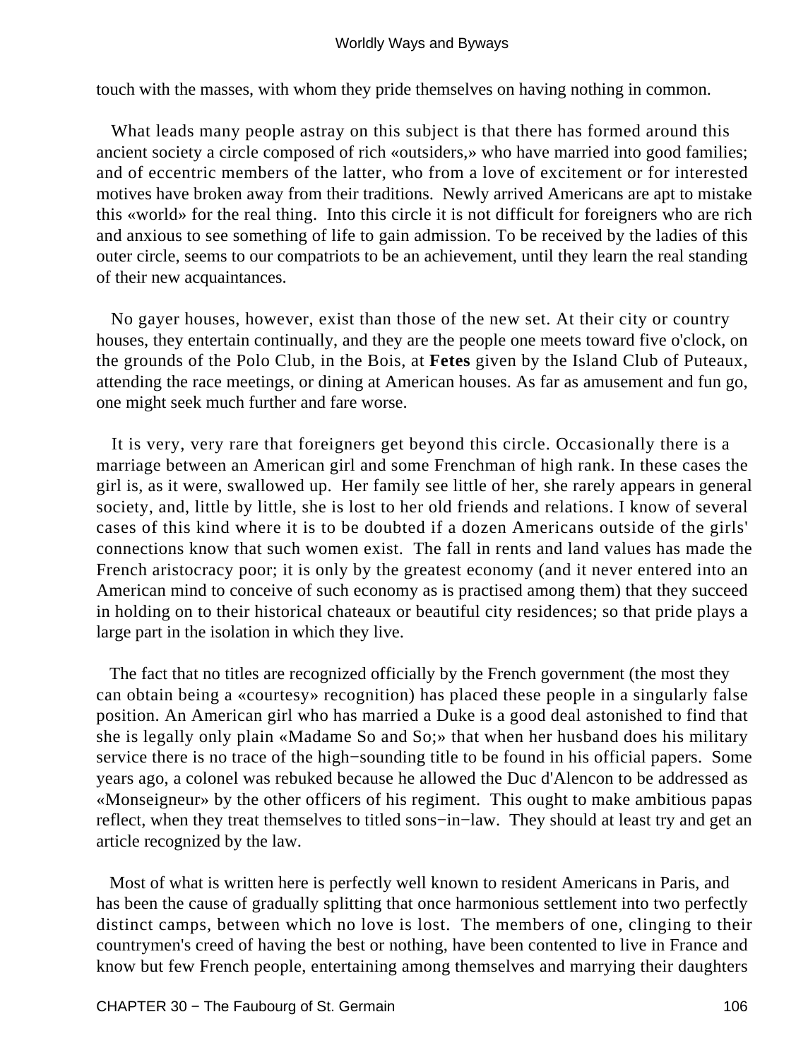touch with the masses, with whom they pride themselves on having nothing in common.

What leads many people astray on this subject is that there has formed around this ancient society a circle composed of rich «outsiders,» who have married into good families; and of eccentric members of the latter, who from a love of excitement or for interested motives have broken away from their traditions. Newly arrived Americans are apt to mistake this «world» for the real thing. Into this circle it is not difficult for foreigners who are rich and anxious to see something of life to gain admission. To be received by the ladies of this outer circle, seems to our compatriots to be an achievement, until they learn the real standing of their new acquaintances.

No gayer houses, however, exist than those of the new set. At their city or country houses, they entertain continually, and they are the people one meets toward five o'clock, on the grounds of the Polo Club, in the Bois, at **Fetes** given by the Island Club of Puteaux, attending the race meetings, or dining at American houses. As far as amusement and fun go, one might seek much further and fare worse.

It is very, very rare that foreigners get beyond this circle. Occasionally there is a marriage between an American girl and some Frenchman of high rank. In these cases the girl is, as it were, swallowed up. Her family see little of her, she rarely appears in general society, and, little by little, she is lost to her old friends and relations. I know of several cases of this kind where it is to be doubted if a dozen Americans outside of the girls' connections know that such women exist. The fall in rents and land values has made the French aristocracy poor; it is only by the greatest economy (and it never entered into an American mind to conceive of such economy as is practised among them) that they succeed in holding on to their historical chateaux or beautiful city residences; so that pride plays a large part in the isolation in which they live.

The fact that no titles are recognized officially by the French government (the most they can obtain being a «courtesy» recognition) has placed these people in a singularly false position. An American girl who has married a Duke is a good deal astonished to find that she is legally only plain «Madame So and So;» that when her husband does his military service there is no trace of the high−sounding title to be found in his official papers. Some years ago, a colonel was rebuked because he allowed the Duc d'Alencon to be addressed as «Monseigneur» by the other officers of his regiment. This ought to make ambitious papas reflect, when they treat themselves to titled sons−in−law. They should at least try and get an article recognized by the law.

Most of what is written here is perfectly well known to resident Americans in Paris, and has been the cause of gradually splitting that once harmonious settlement into two perfectly distinct camps, between which no love is lost. The members of one, clinging to their countrymen's creed of having the best or nothing, have been contented to live in France and know but few French people, entertaining among themselves and marrying their daughters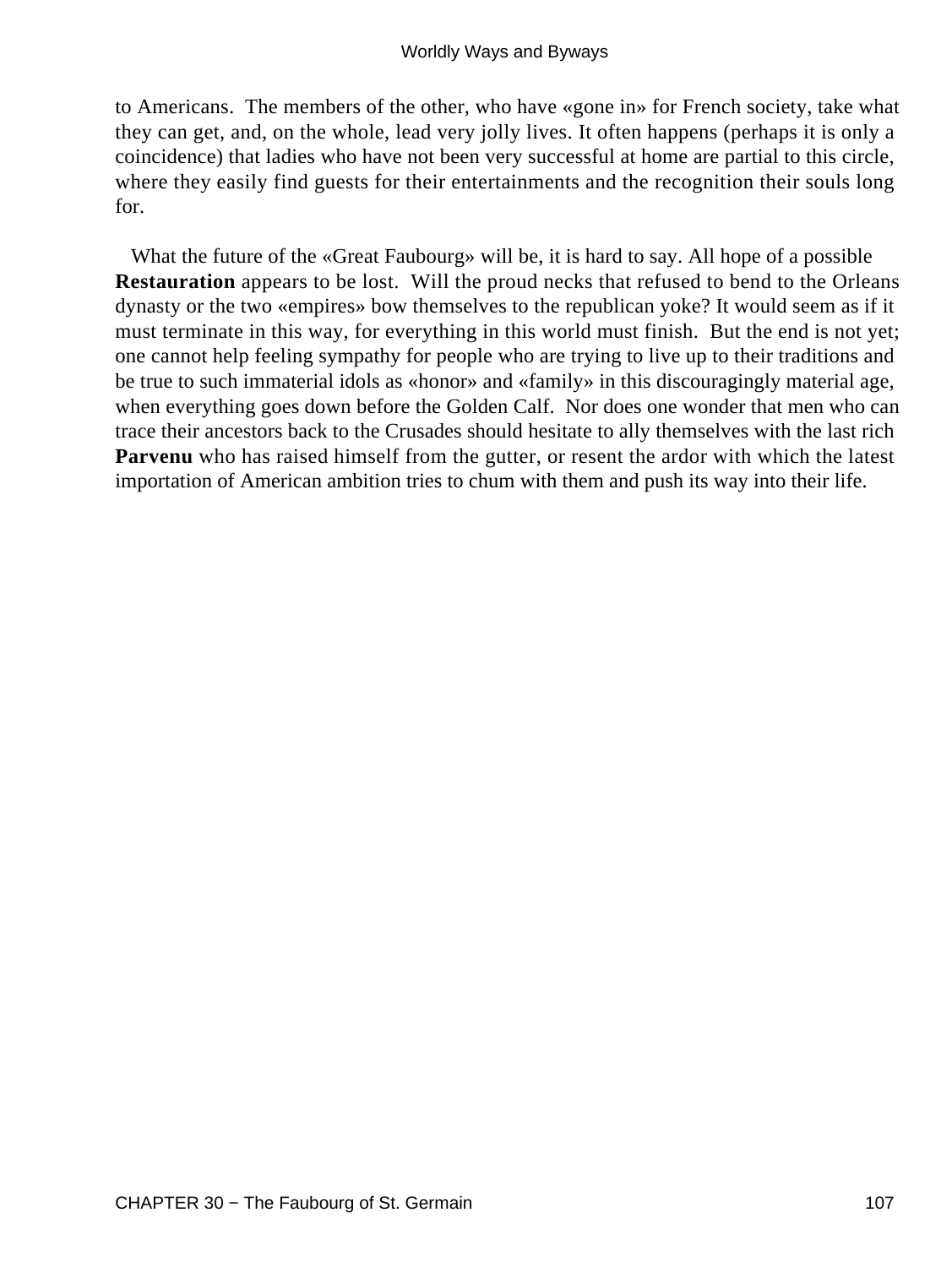to Americans. The members of the other, who have «gone in» for French society, take what they can get, and, on the whole, lead very jolly lives. It often happens (perhaps it is only a coincidence) that ladies who have not been very successful at home are partial to this circle, where they easily find guests for their entertainments and the recognition their souls long for.

What the future of the «Great Faubourg» will be, it is hard to say. All hope of a possible **Restauration** appears to be lost. Will the proud necks that refused to bend to the Orleans dynasty or the two «empires» bow themselves to the republican yoke? It would seem as if it must terminate in this way, for everything in this world must finish. But the end is not yet; one cannot help feeling sympathy for people who are trying to live up to their traditions and be true to such immaterial idols as «honor» and «family» in this discouragingly material age, when everything goes down before the Golden Calf. Nor does one wonder that men who can trace their ancestors back to the Crusades should hesitate to ally themselves with the last rich **Parvenu** who has raised himself from the gutter, or resent the ardor with which the latest importation of American ambition tries to chum with them and push its way into their life.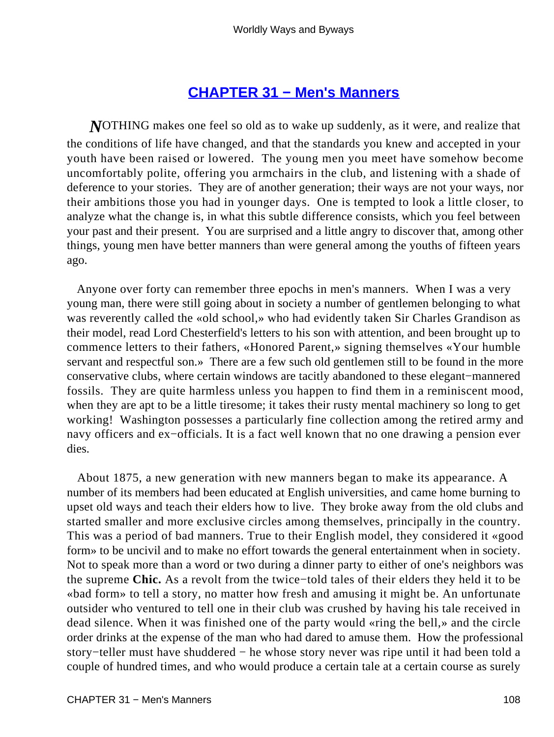## CHAPTER 31 − Men's Manners

***N***OTHING makes one feel so old as to wake up suddenly, as it were, and realize that the conditions of life have changed, and that the standards you knew and accepted in your youth have been raised or lowered. The young men you meet have somehow become uncomfortably polite, offering you armchairs in the club, and listening with a shade of deference to your stories. They are of another generation; their ways are not your ways, nor their ambitions those you had in younger days. One is tempted to look a little closer, to analyze what the change is, in what this subtle difference consists, which you feel between your past and their present. You are surprised and a little angry to discover that, among other things, young men have better manners than were general among the youths of fifteen years ago.

Anyone over forty can remember three epochs in men's manners. When I was a very young man, there were still going about in society a number of gentlemen belonging to what was reverently called the «old school,» who had evidently taken Sir Charles Grandison as their model, read Lord Chesterfield's letters to his son with attention, and been brought up to commence letters to their fathers, «Honored Parent,» signing themselves «Your humble servant and respectful son.» There are a few such old gentlemen still to be found in the more conservative clubs, where certain windows are tacitly abandoned to these elegant−mannered fossils. They are quite harmless unless you happen to find them in a reminiscent mood, when they are apt to be a little tiresome; it takes their rusty mental machinery so long to get working! Washington possesses a particularly fine collection among the retired army and navy officers and ex−officials. It is a fact well known that no one drawing a pension ever dies.

About 1875, a new generation with new manners began to make its appearance. A number of its members had been educated at English universities, and came home burning to upset old ways and teach their elders how to live. They broke away from the old clubs and started smaller and more exclusive circles among themselves, principally in the country. This was a period of bad manners. True to their English model, they considered it «good form» to be uncivil and to make no effort towards the general entertainment when in society. Not to speak more than a word or two during a dinner party to either of one's neighbors was the supreme **Chic.** As a revolt from the twice−told tales of their elders they held it to be «bad form» to tell a story, no matter how fresh and amusing it might be. An unfortunate outsider who ventured to tell one in their club was crushed by having his tale received in dead silence. When it was finished one of the party would «ring the bell,» and the circle order drinks at the expense of the man who had dared to amuse them. How the professional story−teller must have shuddered − he whose story never was ripe until it had been told a couple of hundred times, and who would produce a certain tale at a certain course as surely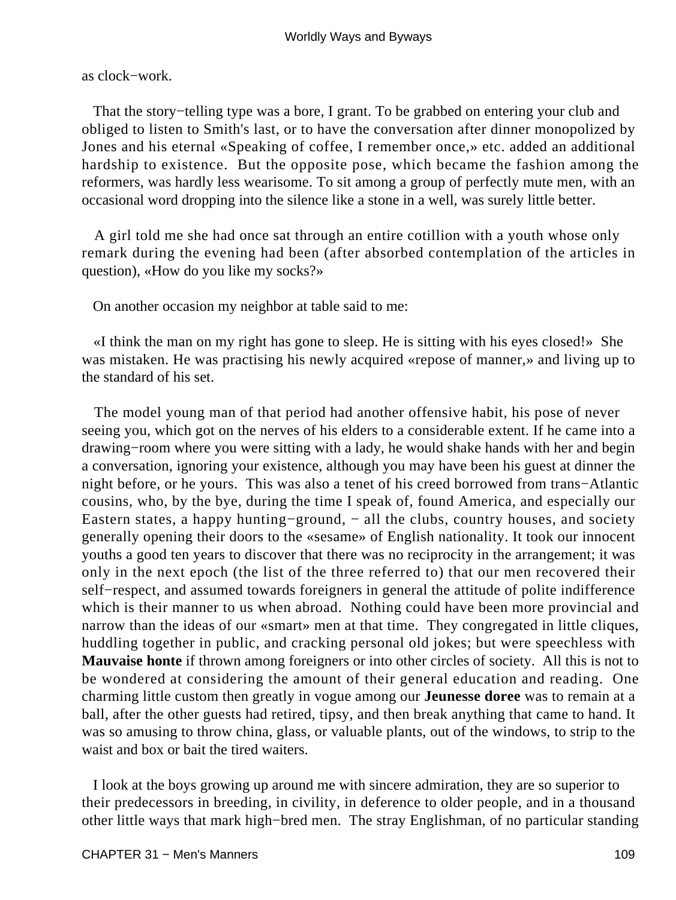as clock−work.

That the story−telling type was a bore, I grant. To be grabbed on entering your club and obliged to listen to Smith's last, or to have the conversation after dinner monopolized by Jones and his eternal «Speaking of coffee, I remember once,» etc. added an additional hardship to existence. But the opposite pose, which became the fashion among the reformers, was hardly less wearisome. To sit among a group of perfectly mute men, with an occasional word dropping into the silence like a stone in a well, was surely little better.

A girl told me she had once sat through an entire cotillion with a youth whose only remark during the evening had been (after absorbed contemplation of the articles in question), «How do you like my socks?»

On another occasion my neighbor at table said to me:

«I think the man on my right has gone to sleep. He is sitting with his eyes closed!» She was mistaken. He was practising his newly acquired «repose of manner,» and living up to the standard of his set.

The model young man of that period had another offensive habit, his pose of never seeing you, which got on the nerves of his elders to a considerable extent. If he came into a drawing−room where you were sitting with a lady, he would shake hands with her and begin a conversation, ignoring your existence, although you may have been his guest at dinner the night before, or he yours. This was also a tenet of his creed borrowed from trans−Atlantic cousins, who, by the bye, during the time I speak of, found America, and especially our Eastern states, a happy hunting−ground, − all the clubs, country houses, and society generally opening their doors to the «sesame» of English nationality. It took our innocent youths a good ten years to discover that there was no reciprocity in the arrangement; it was only in the next epoch (the list of the three referred to) that our men recovered their self−respect, and assumed towards foreigners in general the attitude of polite indifference which is their manner to us when abroad. Nothing could have been more provincial and narrow than the ideas of our «smart» men at that time. They congregated in little cliques, huddling together in public, and cracking personal old jokes; but were speechless with **Mauvaise honte** if thrown among foreigners or into other circles of society. All this is not to be wondered at considering the amount of their general education and reading. One charming little custom then greatly in vogue among our **Jeunesse doree** was to remain at a ball, after the other guests had retired, tipsy, and then break anything that came to hand. It was so amusing to throw china, glass, or valuable plants, out of the windows, to strip to the waist and box or bait the tired waiters.

I look at the boys growing up around me with sincere admiration, they are so superior to their predecessors in breeding, in civility, in deference to older people, and in a thousand other little ways that mark high−bred men. The stray Englishman, of no particular standing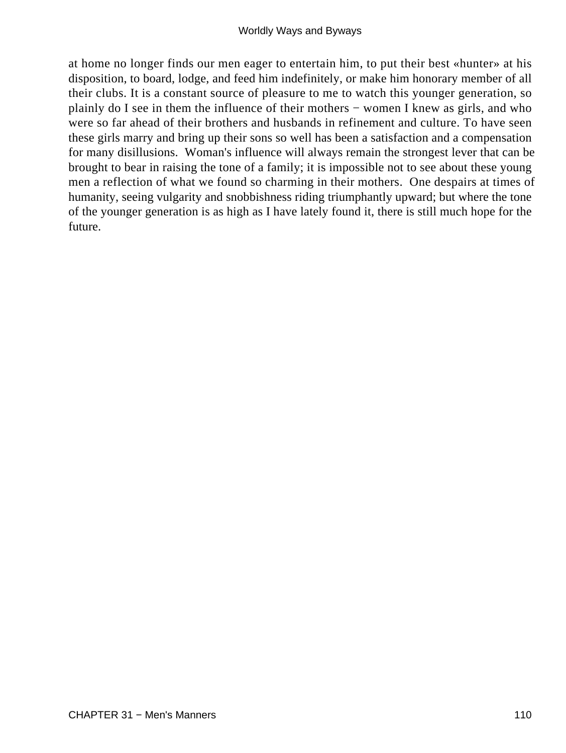at home no longer finds our men eager to entertain him, to put their best «hunter» at his disposition, to board, lodge, and feed him indefinitely, or make him honorary member of all their clubs. It is a constant source of pleasure to me to watch this younger generation, so plainly do I see in them the influence of their mothers − women I knew as girls, and who were so far ahead of their brothers and husbands in refinement and culture. To have seen these girls marry and bring up their sons so well has been a satisfaction and a compensation for many disillusions. Woman's influence will always remain the strongest lever that can be brought to bear in raising the tone of a family; it is impossible not to see about these young men a reflection of what we found so charming in their mothers. One despairs at times of humanity, seeing vulgarity and snobbishness riding triumphantly upward; but where the tone of the younger generation is as high as I have lately found it, there is still much hope for the future.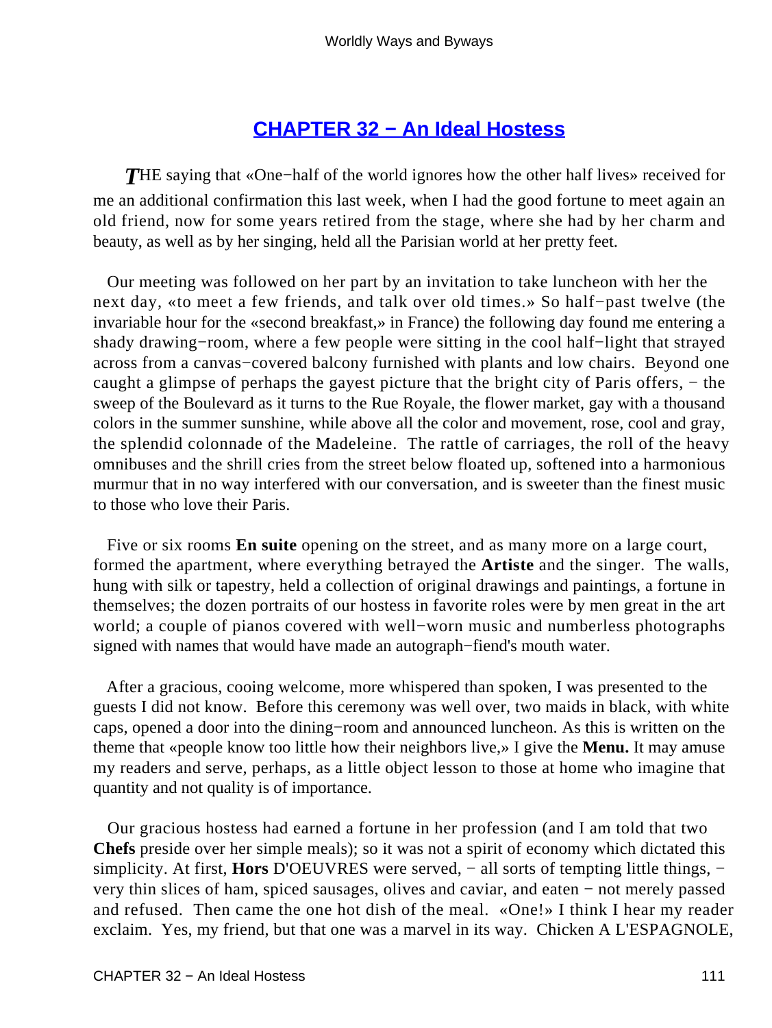## [CHAPTER 32 − An Ideal Hostess]()

*T*HE saying that «One−half of the world ignores how the other half lives» received for me an additional confirmation this last week, when I had the good fortune to meet again an old friend, now for some years retired from the stage, where she had by her charm and beauty, as well as by her singing, held all the Parisian world at her pretty feet.

Our meeting was followed on her part by an invitation to take luncheon with her the next day, «to meet a few friends, and talk over old times.» So half−past twelve (the invariable hour for the «second breakfast,» in France) the following day found me entering a shady drawing−room, where a few people were sitting in the cool half−light that strayed across from a canvas−covered balcony furnished with plants and low chairs. Beyond one caught a glimpse of perhaps the gayest picture that the bright city of Paris offers, − the sweep of the Boulevard as it turns to the Rue Royale, the flower market, gay with a thousand colors in the summer sunshine, while above all the color and movement, rose, cool and gray, the splendid colonnade of the Madeleine. The rattle of carriages, the roll of the heavy omnibuses and the shrill cries from the street below floated up, softened into a harmonious murmur that in no way interfered with our conversation, and is sweeter than the finest music to those who love their Paris.

Five or six rooms **En suite** opening on the street, and as many more on a large court, formed the apartment, where everything betrayed the **Artiste** and the singer. The walls, hung with silk or tapestry, held a collection of original drawings and paintings, a fortune in themselves; the dozen portraits of our hostess in favorite roles were by men great in the art world; a couple of pianos covered with well−worn music and numberless photographs signed with names that would have made an autograph−fiend's mouth water.

After a gracious, cooing welcome, more whispered than spoken, I was presented to the guests I did not know. Before this ceremony was well over, two maids in black, with white caps, opened a door into the dining−room and announced luncheon. As this is written on the theme that «people know too little how their neighbors live,» I give the **Menu.** It may amuse my readers and serve, perhaps, as a little object lesson to those at home who imagine that quantity and not quality is of importance.

Our gracious hostess had earned a fortune in her profession (and I am told that two **Chefs** preside over her simple meals); so it was not a spirit of economy which dictated this simplicity. At first, **Hors** D'OEUVRES were served, − all sorts of tempting little things, − very thin slices of ham, spiced sausages, olives and caviar, and eaten − not merely passed and refused. Then came the one hot dish of the meal. «One!» I think I hear my reader exclaim. Yes, my friend, but that one was a marvel in its way. Chicken A L'ESPAGNOLE,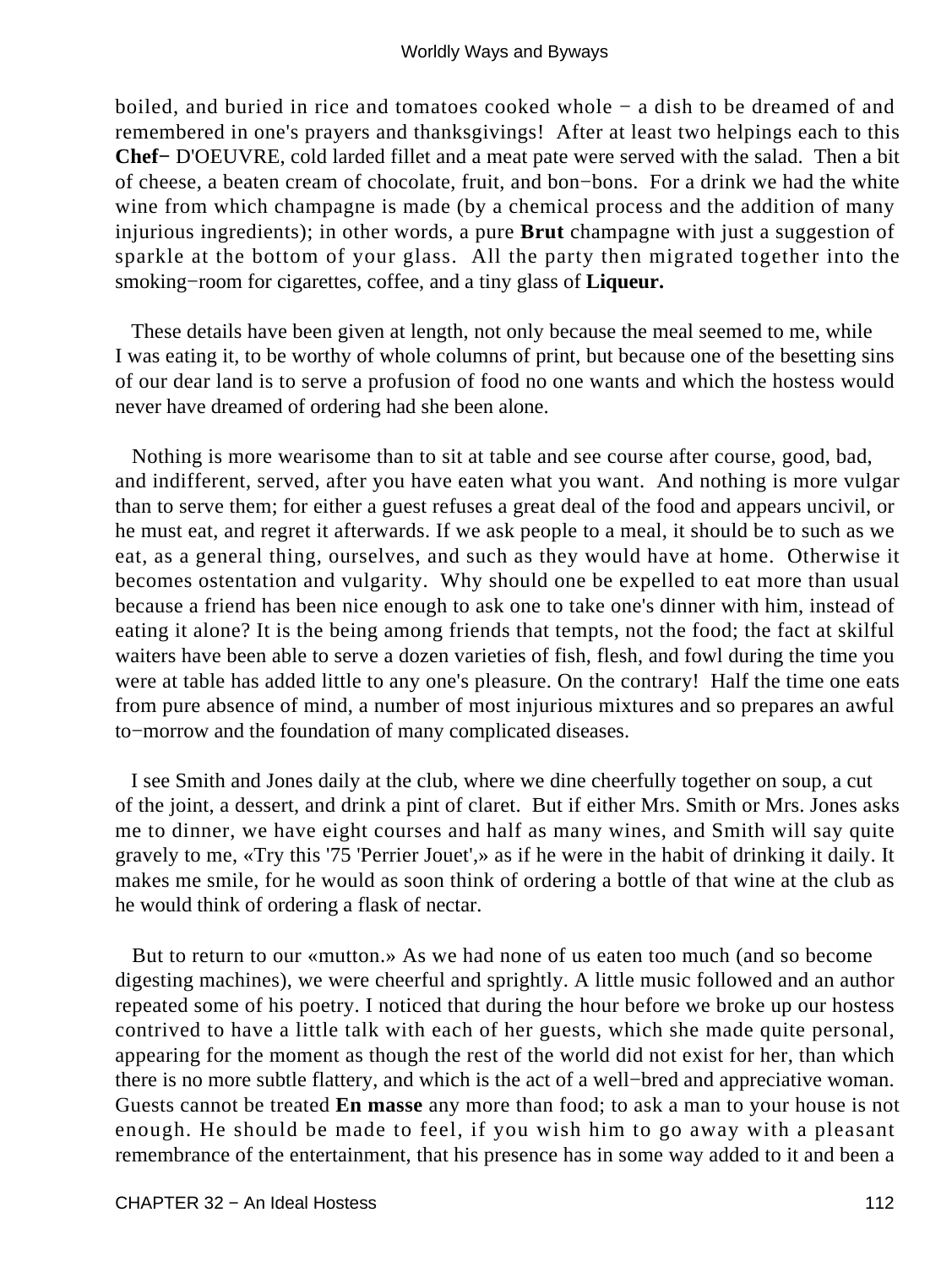boiled, and buried in rice and tomatoes cooked whole − a dish to be dreamed of and remembered in one's prayers and thanksgivings! After at least two helpings each to this **Chef−** D'OEUVRE, cold larded fillet and a meat pate were served with the salad. Then a bit of cheese, a beaten cream of chocolate, fruit, and bon−bons. For a drink we had the white wine from which champagne is made (by a chemical process and the addition of many injurious ingredients); in other words, a pure **Brut** champagne with just a suggestion of sparkle at the bottom of your glass. All the party then migrated together into the smoking−room for cigarettes, coffee, and a tiny glass of **Liqueur.**

These details have been given at length, not only because the meal seemed to me, while I was eating it, to be worthy of whole columns of print, but because one of the besetting sins of our dear land is to serve a profusion of food no one wants and which the hostess would never have dreamed of ordering had she been alone.

Nothing is more wearisome than to sit at table and see course after course, good, bad, and indifferent, served, after you have eaten what you want. And nothing is more vulgar than to serve them; for either a guest refuses a great deal of the food and appears uncivil, or he must eat, and regret it afterwards. If we ask people to a meal, it should be to such as we eat, as a general thing, ourselves, and such as they would have at home. Otherwise it becomes ostentation and vulgarity. Why should one be expelled to eat more than usual because a friend has been nice enough to ask one to take one's dinner with him, instead of eating it alone? It is the being among friends that tempts, not the food; the fact at skilful waiters have been able to serve a dozen varieties of fish, flesh, and fowl during the time you were at table has added little to any one's pleasure. On the contrary! Half the time one eats from pure absence of mind, a number of most injurious mixtures and so prepares an awful to−morrow and the foundation of many complicated diseases.

I see Smith and Jones daily at the club, where we dine cheerfully together on soup, a cut of the joint, a dessert, and drink a pint of claret. But if either Mrs. Smith or Mrs. Jones asks me to dinner, we have eight courses and half as many wines, and Smith will say quite gravely to me, «Try this '75 'Perrier Jouet',» as if he were in the habit of drinking it daily. It makes me smile, for he would as soon think of ordering a bottle of that wine at the club as he would think of ordering a flask of nectar.

But to return to our «mutton.» As we had none of us eaten too much (and so become digesting machines), we were cheerful and sprightly. A little music followed and an author repeated some of his poetry. I noticed that during the hour before we broke up our hostess contrived to have a little talk with each of her guests, which she made quite personal, appearing for the moment as though the rest of the world did not exist for her, than which there is no more subtle flattery, and which is the act of a well−bred and appreciative woman. Guests cannot be treated **En masse** any more than food; to ask a man to your house is not enough. He should be made to feel, if you wish him to go away with a pleasant remembrance of the entertainment, that his presence has in some way added to it and been a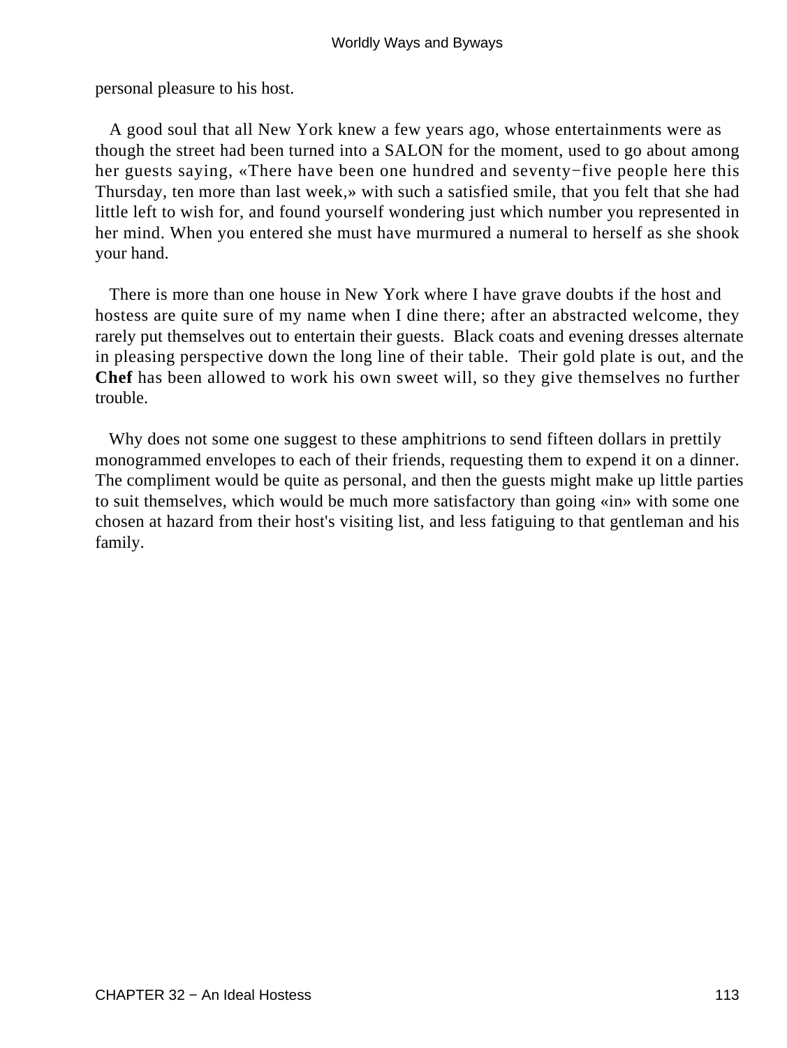personal pleasure to his host.

A good soul that all New York knew a few years ago, whose entertainments were as though the street had been turned into a SALON for the moment, used to go about among her guests saying, «There have been one hundred and seventy−five people here this Thursday, ten more than last week,» with such a satisfied smile, that you felt that she had little left to wish for, and found yourself wondering just which number you represented in her mind. When you entered she must have murmured a numeral to herself as she shook your hand.

There is more than one house in New York where I have grave doubts if the host and hostess are quite sure of my name when I dine there; after an abstracted welcome, they rarely put themselves out to entertain their guests. Black coats and evening dresses alternate in pleasing perspective down the long line of their table. Their gold plate is out, and the **Chef** has been allowed to work his own sweet will, so they give themselves no further trouble.

Why does not some one suggest to these amphitrions to send fifteen dollars in prettily monogrammed envelopes to each of their friends, requesting them to expend it on a dinner. The compliment would be quite as personal, and then the guests might make up little parties to suit themselves, which would be much more satisfactory than going «in» with some one chosen at hazard from their host's visiting list, and less fatiguing to that gentleman and his family.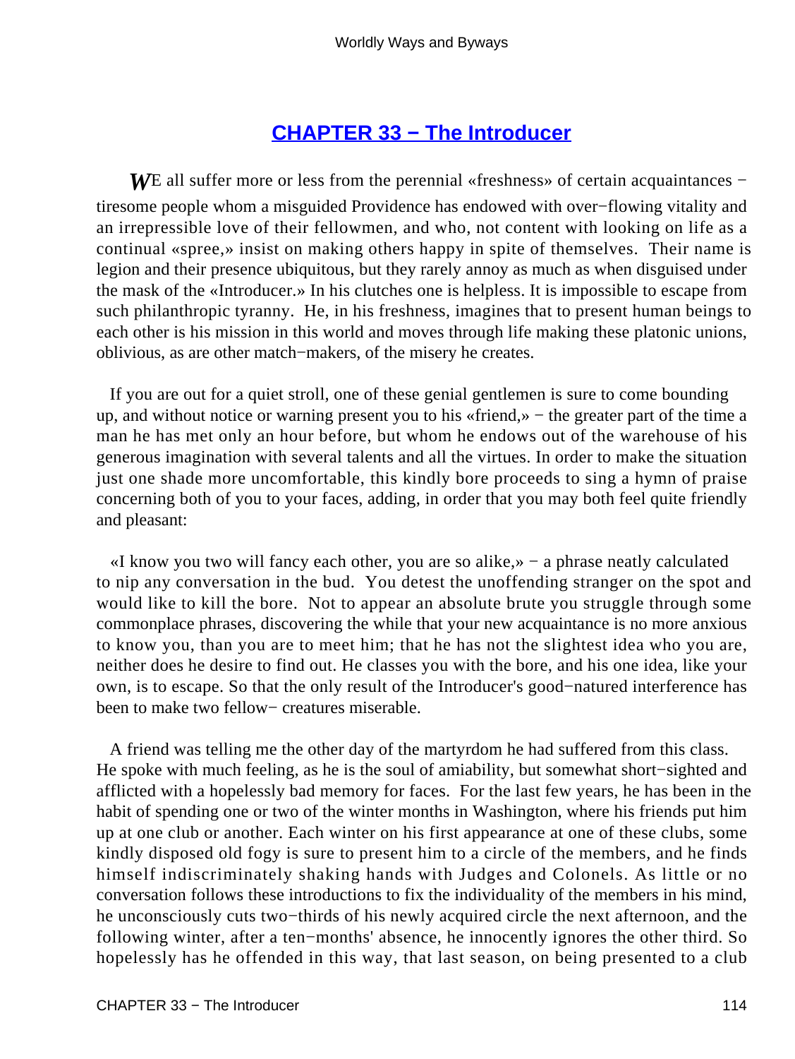## CHAPTER 33 − The Introducer

*W*E all suffer more or less from the perennial «freshness» of certain acquaintances − tiresome people whom a misguided Providence has endowed with over−flowing vitality and an irrepressible love of their fellowmen, and who, not content with looking on life as a continual «spree,» insist on making others happy in spite of themselves. Their name is legion and their presence ubiquitous, but they rarely annoy as much as when disguised under the mask of the «Introducer.» In his clutches one is helpless. It is impossible to escape from such philanthropic tyranny. He, in his freshness, imagines that to present human beings to each other is his mission in this world and moves through life making these platonic unions, oblivious, as are other match−makers, of the misery he creates.

If you are out for a quiet stroll, one of these genial gentlemen is sure to come bounding up, and without notice or warning present you to his «friend,» − the greater part of the time a man he has met only an hour before, but whom he endows out of the warehouse of his generous imagination with several talents and all the virtues. In order to make the situation just one shade more uncomfortable, this kindly bore proceeds to sing a hymn of praise concerning both of you to your faces, adding, in order that you may both feel quite friendly and pleasant:

«I know you two will fancy each other, you are so alike,» − a phrase neatly calculated to nip any conversation in the bud. You detest the unoffending stranger on the spot and would like to kill the bore. Not to appear an absolute brute you struggle through some commonplace phrases, discovering the while that your new acquaintance is no more anxious to know you, than you are to meet him; that he has not the slightest idea who you are, neither does he desire to find out. He classes you with the bore, and his one idea, like your own, is to escape. So that the only result of the Introducer's good−natured interference has been to make two fellow− creatures miserable.

A friend was telling me the other day of the martyrdom he had suffered from this class. He spoke with much feeling, as he is the soul of amiability, but somewhat short−sighted and afflicted with a hopelessly bad memory for faces. For the last few years, he has been in the habit of spending one or two of the winter months in Washington, where his friends put him up at one club or another. Each winter on his first appearance at one of these clubs, some kindly disposed old fogy is sure to present him to a circle of the members, and he finds himself indiscriminately shaking hands with Judges and Colonels. As little or no conversation follows these introductions to fix the individuality of the members in his mind, he unconsciously cuts two−thirds of his newly acquired circle the next afternoon, and the following winter, after a ten−months' absence, he innocently ignores the other third. So hopelessly has he offended in this way, that last season, on being presented to a club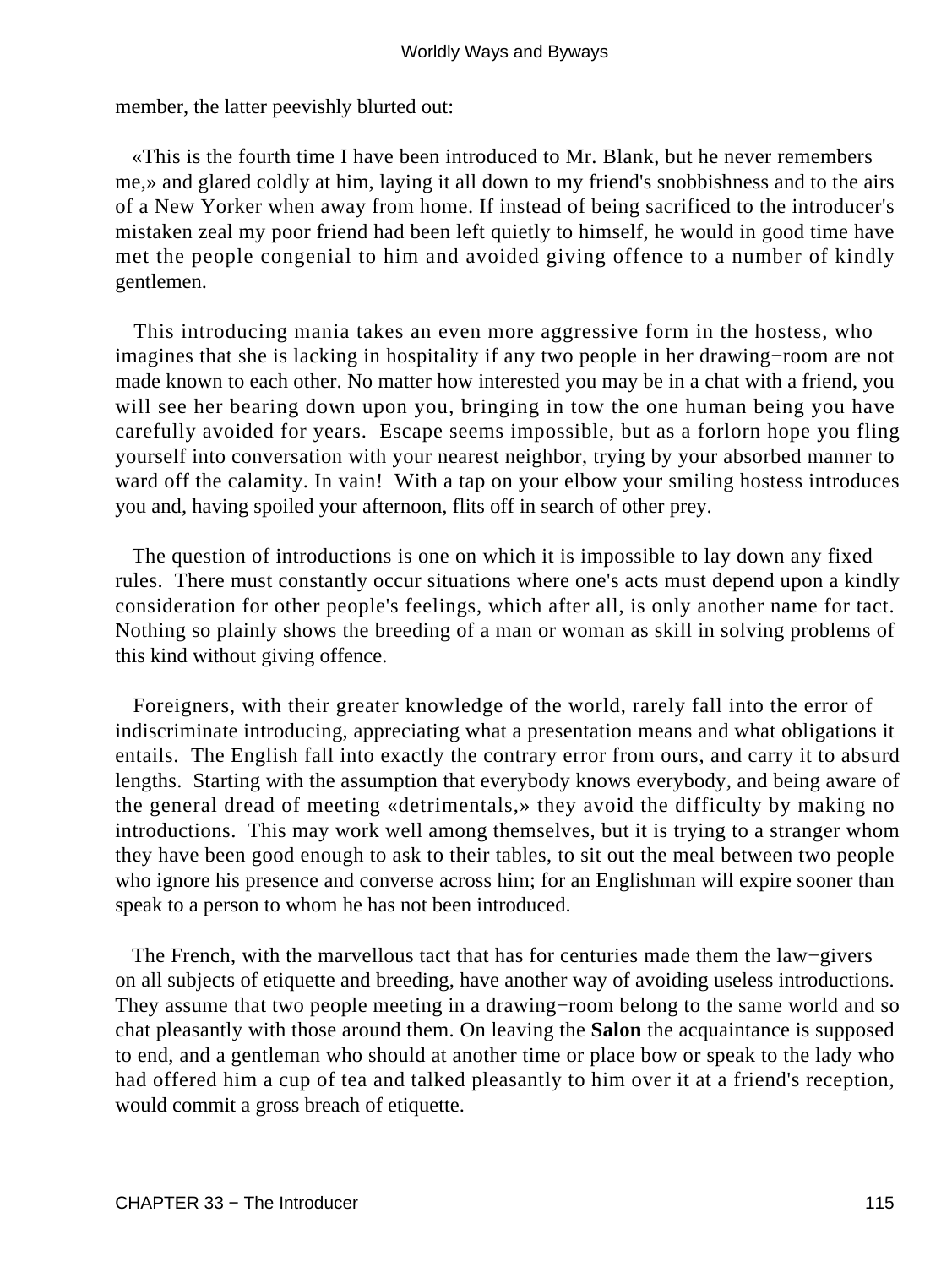member, the latter peevishly blurted out:

«This is the fourth time I have been introduced to Mr. Blank, but he never remembers me,» and glared coldly at him, laying it all down to my friend's snobbishness and to the airs of a New Yorker when away from home. If instead of being sacrificed to the introducer's mistaken zeal my poor friend had been left quietly to himself, he would in good time have met the people congenial to him and avoided giving offence to a number of kindly gentlemen.

This introducing mania takes an even more aggressive form in the hostess, who imagines that she is lacking in hospitality if any two people in her drawing−room are not made known to each other. No matter how interested you may be in a chat with a friend, you will see her bearing down upon you, bringing in tow the one human being you have carefully avoided for years. Escape seems impossible, but as a forlorn hope you fling yourself into conversation with your nearest neighbor, trying by your absorbed manner to ward off the calamity. In vain! With a tap on your elbow your smiling hostess introduces you and, having spoiled your afternoon, flits off in search of other prey.

The question of introductions is one on which it is impossible to lay down any fixed rules. There must constantly occur situations where one's acts must depend upon a kindly consideration for other people's feelings, which after all, is only another name for tact. Nothing so plainly shows the breeding of a man or woman as skill in solving problems of this kind without giving offence.

Foreigners, with their greater knowledge of the world, rarely fall into the error of indiscriminate introducing, appreciating what a presentation means and what obligations it entails. The English fall into exactly the contrary error from ours, and carry it to absurd lengths. Starting with the assumption that everybody knows everybody, and being aware of the general dread of meeting «detrimentals,» they avoid the difficulty by making no introductions. This may work well among themselves, but it is trying to a stranger whom they have been good enough to ask to their tables, to sit out the meal between two people who ignore his presence and converse across him; for an Englishman will expire sooner than speak to a person to whom he has not been introduced.

The French, with the marvellous tact that has for centuries made them the law−givers on all subjects of etiquette and breeding, have another way of avoiding useless introductions. They assume that two people meeting in a drawing−room belong to the same world and so chat pleasantly with those around them. On leaving the **Salon** the acquaintance is supposed to end, and a gentleman who should at another time or place bow or speak to the lady who had offered him a cup of tea and talked pleasantly to him over it at a friend's reception, would commit a gross breach of etiquette.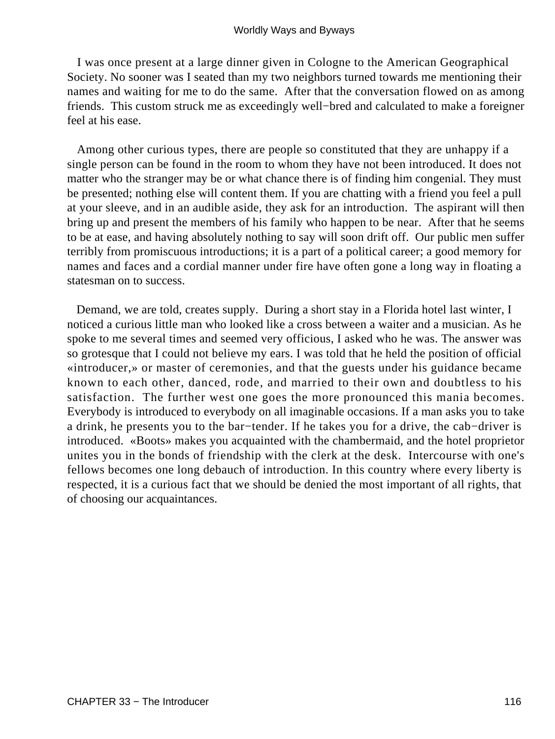I was once present at a large dinner given in Cologne to the American Geographical Society. No sooner was I seated than my two neighbors turned towards me mentioning their names and waiting for me to do the same. After that the conversation flowed on as among friends. This custom struck me as exceedingly well−bred and calculated to make a foreigner feel at his ease.

Among other curious types, there are people so constituted that they are unhappy if a single person can be found in the room to whom they have not been introduced. It does not matter who the stranger may be or what chance there is of finding him congenial. They must be presented; nothing else will content them. If you are chatting with a friend you feel a pull at your sleeve, and in an audible aside, they ask for an introduction. The aspirant will then bring up and present the members of his family who happen to be near. After that he seems to be at ease, and having absolutely nothing to say will soon drift off. Our public men suffer terribly from promiscuous introductions; it is a part of a political career; a good memory for names and faces and a cordial manner under fire have often gone a long way in floating a statesman on to success.

Demand, we are told, creates supply. During a short stay in a Florida hotel last winter, I noticed a curious little man who looked like a cross between a waiter and a musician. As he spoke to me several times and seemed very officious, I asked who he was. The answer was so grotesque that I could not believe my ears. I was told that he held the position of official «introducer,» or master of ceremonies, and that the guests under his guidance became known to each other, danced, rode, and married to their own and doubtless to his satisfaction. The further west one goes the more pronounced this mania becomes. Everybody is introduced to everybody on all imaginable occasions. If a man asks you to take a drink, he presents you to the bar−tender. If he takes you for a drive, the cab−driver is introduced. «Boots» makes you acquainted with the chambermaid, and the hotel proprietor unites you in the bonds of friendship with the clerk at the desk. Intercourse with one's fellows becomes one long debauch of introduction. In this country where every liberty is respected, it is a curious fact that we should be denied the most important of all rights, that of choosing our acquaintances.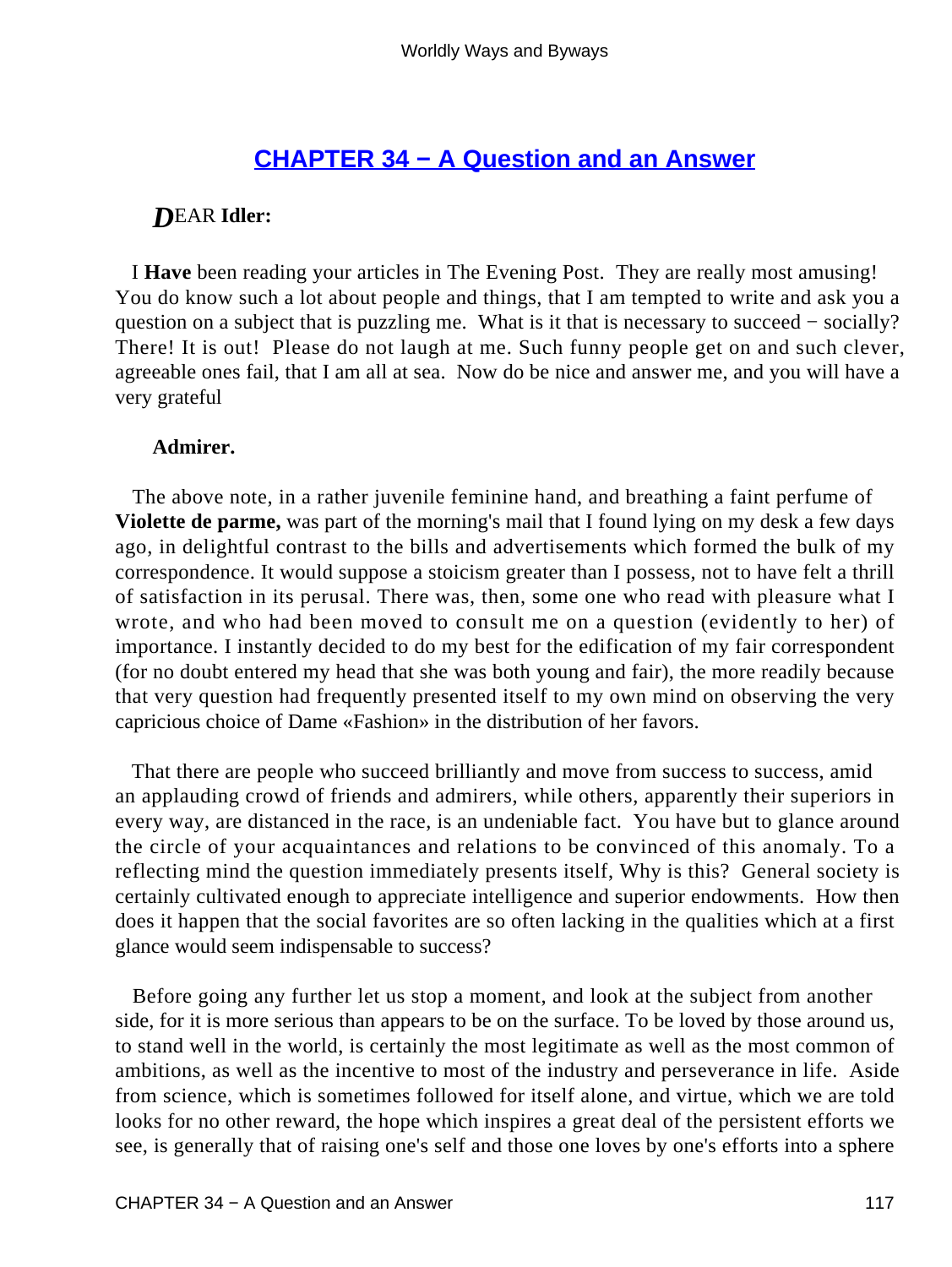## CHAPTER 34 − A Question and an Answer

***D*EAR Idler:**

I **Have** been reading your articles in The Evening Post. They are really most amusing! You do know such a lot about people and things, that I am tempted to write and ask you a question on a subject that is puzzling me. What is it that is necessary to succeed − socially? There! It is out! Please do not laugh at me. Such funny people get on and such clever, agreeable ones fail, that I am all at sea. Now do be nice and answer me, and you will have a very grateful

**Admirer.**

The above note, in a rather juvenile feminine hand, and breathing a faint perfume of **Violette de parme,** was part of the morning's mail that I found lying on my desk a few days ago, in delightful contrast to the bills and advertisements which formed the bulk of my correspondence. It would suppose a stoicism greater than I possess, not to have felt a thrill of satisfaction in its perusal. There was, then, some one who read with pleasure what I wrote, and who had been moved to consult me on a question (evidently to her) of importance. I instantly decided to do my best for the edification of my fair correspondent (for no doubt entered my head that she was both young and fair), the more readily because that very question had frequently presented itself to my own mind on observing the very capricious choice of Dame «Fashion» in the distribution of her favors.

That there are people who succeed brilliantly and move from success to success, amid an applauding crowd of friends and admirers, while others, apparently their superiors in every way, are distanced in the race, is an undeniable fact. You have but to glance around the circle of your acquaintances and relations to be convinced of this anomaly. To a reflecting mind the question immediately presents itself, Why is this? General society is certainly cultivated enough to appreciate intelligence and superior endowments. How then does it happen that the social favorites are so often lacking in the qualities which at a first glance would seem indispensable to success?

Before going any further let us stop a moment, and look at the subject from another side, for it is more serious than appears to be on the surface. To be loved by those around us, to stand well in the world, is certainly the most legitimate as well as the most common of ambitions, as well as the incentive to most of the industry and perseverance in life. Aside from science, which is sometimes followed for itself alone, and virtue, which we are told looks for no other reward, the hope which inspires a great deal of the persistent efforts we see, is generally that of raising one's self and those one loves by one's efforts into a sphere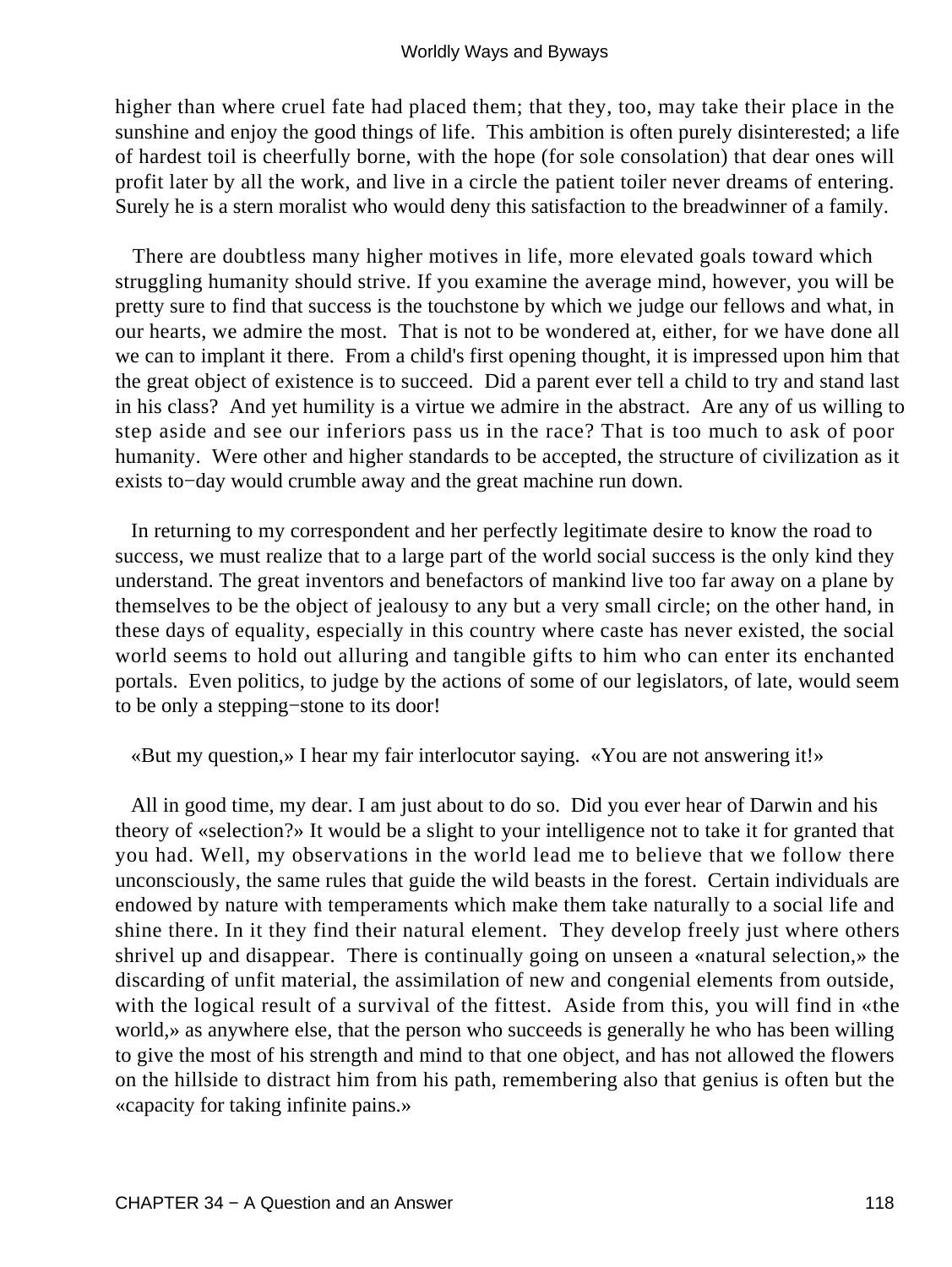higher than where cruel fate had placed them; that they, too, may take their place in the sunshine and enjoy the good things of life. This ambition is often purely disinterested; a life of hardest toil is cheerfully borne, with the hope (for sole consolation) that dear ones will profit later by all the work, and live in a circle the patient toiler never dreams of entering. Surely he is a stern moralist who would deny this satisfaction to the breadwinner of a family.

There are doubtless many higher motives in life, more elevated goals toward which struggling humanity should strive. If you examine the average mind, however, you will be pretty sure to find that success is the touchstone by which we judge our fellows and what, in our hearts, we admire the most. That is not to be wondered at, either, for we have done all we can to implant it there. From a child's first opening thought, it is impressed upon him that the great object of existence is to succeed. Did a parent ever tell a child to try and stand last in his class? And yet humility is a virtue we admire in the abstract. Are any of us willing to step aside and see our inferiors pass us in the race? That is too much to ask of poor humanity. Were other and higher standards to be accepted, the structure of civilization as it exists to−day would crumble away and the great machine run down.

In returning to my correspondent and her perfectly legitimate desire to know the road to success, we must realize that to a large part of the world social success is the only kind they understand. The great inventors and benefactors of mankind live too far away on a plane by themselves to be the object of jealousy to any but a very small circle; on the other hand, in these days of equality, especially in this country where caste has never existed, the social world seems to hold out alluring and tangible gifts to him who can enter its enchanted portals. Even politics, to judge by the actions of some of our legislators, of late, would seem to be only a stepping−stone to its door!

«But my question,» I hear my fair interlocutor saying. «You are not answering it!»

All in good time, my dear. I am just about to do so. Did you ever hear of Darwin and his theory of «selection?» It would be a slight to your intelligence not to take it for granted that you had. Well, my observations in the world lead me to believe that we follow there unconsciously, the same rules that guide the wild beasts in the forest. Certain individuals are endowed by nature with temperaments which make them take naturally to a social life and shine there. In it they find their natural element. They develop freely just where others shrivel up and disappear. There is continually going on unseen a «natural selection,» the discarding of unfit material, the assimilation of new and congenial elements from outside, with the logical result of a survival of the fittest. Aside from this, you will find in «the world,» as anywhere else, that the person who succeeds is generally he who has been willing to give the most of his strength and mind to that one object, and has not allowed the flowers on the hillside to distract him from his path, remembering also that genius is often but the «capacity for taking infinite pains.»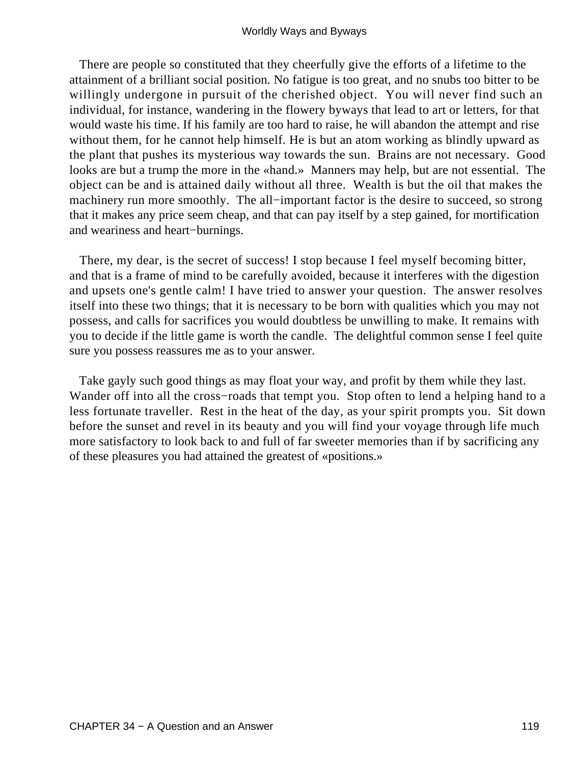There are people so constituted that they cheerfully give the efforts of a lifetime to the attainment of a brilliant social position. No fatigue is too great, and no snubs too bitter to be willingly undergone in pursuit of the cherished object. You will never find such an individual, for instance, wandering in the flowery byways that lead to art or letters, for that would waste his time. If his family are too hard to raise, he will abandon the attempt and rise without them, for he cannot help himself. He is but an atom working as blindly upward as the plant that pushes its mysterious way towards the sun. Brains are not necessary. Good looks are but a trump the more in the «hand.» Manners may help, but are not essential. The object can be and is attained daily without all three. Wealth is but the oil that makes the machinery run more smoothly. The all−important factor is the desire to succeed, so strong that it makes any price seem cheap, and that can pay itself by a step gained, for mortification and weariness and heart−burnings.

There, my dear, is the secret of success! I stop because I feel myself becoming bitter, and that is a frame of mind to be carefully avoided, because it interferes with the digestion and upsets one's gentle calm! I have tried to answer your question. The answer resolves itself into these two things; that it is necessary to be born with qualities which you may not possess, and calls for sacrifices you would doubtless be unwilling to make. It remains with you to decide if the little game is worth the candle. The delightful common sense I feel quite sure you possess reassures me as to your answer.

Take gayly such good things as may float your way, and profit by them while they last. Wander off into all the cross−roads that tempt you. Stop often to lend a helping hand to a less fortunate traveller. Rest in the heat of the day, as your spirit prompts you. Sit down before the sunset and revel in its beauty and you will find your voyage through life much more satisfactory to look back to and full of far sweeter memories than if by sacrificing any of these pleasures you had attained the greatest of «positions.»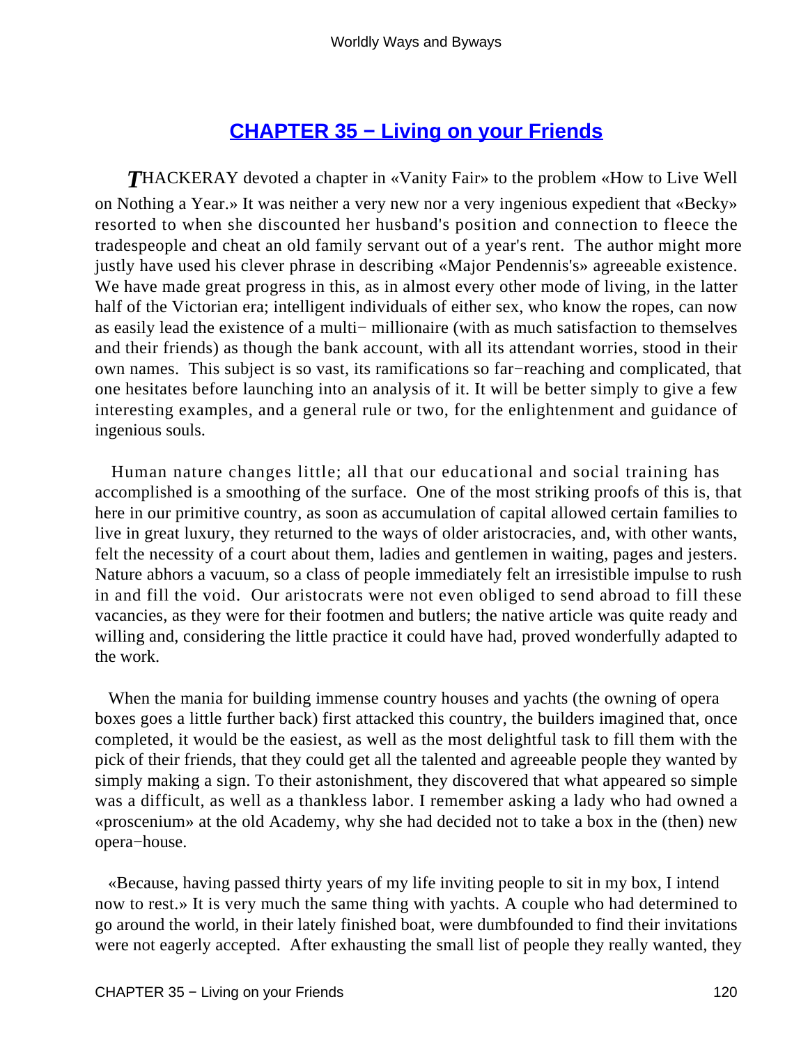## [CHAPTER 35 − Living on your Friends]()

*T*HACKERAY devoted a chapter in «Vanity Fair» to the problem «How to Live Well on Nothing a Year.» It was neither a very new nor a very ingenious expedient that «Becky» resorted to when she discounted her husband's position and connection to fleece the tradespeople and cheat an old family servant out of a year's rent. The author might more justly have used his clever phrase in describing «Major Pendennis's» agreeable existence. We have made great progress in this, as in almost every other mode of living, in the latter half of the Victorian era; intelligent individuals of either sex, who know the ropes, can now as easily lead the existence of a multi− millionaire (with as much satisfaction to themselves and their friends) as though the bank account, with all its attendant worries, stood in their own names. This subject is so vast, its ramifications so far−reaching and complicated, that one hesitates before launching into an analysis of it. It will be better simply to give a few interesting examples, and a general rule or two, for the enlightenment and guidance of ingenious souls.

Human nature changes little; all that our educational and social training has accomplished is a smoothing of the surface. One of the most striking proofs of this is, that here in our primitive country, as soon as accumulation of capital allowed certain families to live in great luxury, they returned to the ways of older aristocracies, and, with other wants, felt the necessity of a court about them, ladies and gentlemen in waiting, pages and jesters. Nature abhors a vacuum, so a class of people immediately felt an irresistible impulse to rush in and fill the void. Our aristocrats were not even obliged to send abroad to fill these vacancies, as they were for their footmen and butlers; the native article was quite ready and willing and, considering the little practice it could have had, proved wonderfully adapted to the work.

When the mania for building immense country houses and yachts (the owning of opera boxes goes a little further back) first attacked this country, the builders imagined that, once completed, it would be the easiest, as well as the most delightful task to fill them with the pick of their friends, that they could get all the talented and agreeable people they wanted by simply making a sign. To their astonishment, they discovered that what appeared so simple was a difficult, as well as a thankless labor. I remember asking a lady who had owned a «proscenium» at the old Academy, why she had decided not to take a box in the (then) new opera−house.

«Because, having passed thirty years of my life inviting people to sit in my box, I intend now to rest.» It is very much the same thing with yachts. A couple who had determined to go around the world, in their lately finished boat, were dumbfounded to find their invitations were not eagerly accepted. After exhausting the small list of people they really wanted, they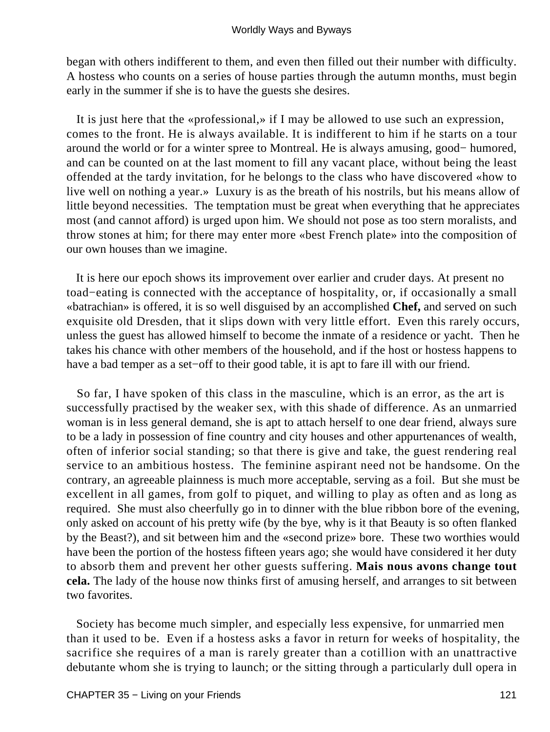began with others indifferent to them, and even then filled out their number with difficulty. A hostess who counts on a series of house parties through the autumn months, must begin early in the summer if she is to have the guests she desires.

It is just here that the «professional,» if I may be allowed to use such an expression, comes to the front. He is always available. It is indifferent to him if he starts on a tour around the world or for a winter spree to Montreal. He is always amusing, good− humored, and can be counted on at the last moment to fill any vacant place, without being the least offended at the tardy invitation, for he belongs to the class who have discovered «how to live well on nothing a year.» Luxury is as the breath of his nostrils, but his means allow of little beyond necessities. The temptation must be great when everything that he appreciates most (and cannot afford) is urged upon him. We should not pose as too stern moralists, and throw stones at him; for there may enter more «best French plate» into the composition of our own houses than we imagine.

It is here our epoch shows its improvement over earlier and cruder days. At present no toad−eating is connected with the acceptance of hospitality, or, if occasionally a small «batrachian» is offered, it is so well disguised by an accomplished **Chef,** and served on such exquisite old Dresden, that it slips down with very little effort. Even this rarely occurs, unless the guest has allowed himself to become the inmate of a residence or yacht. Then he takes his chance with other members of the household, and if the host or hostess happens to have a bad temper as a set−off to their good table, it is apt to fare ill with our friend.

So far, I have spoken of this class in the masculine, which is an error, as the art is successfully practised by the weaker sex, with this shade of difference. As an unmarried woman is in less general demand, she is apt to attach herself to one dear friend, always sure to be a lady in possession of fine country and city houses and other appurtenances of wealth, often of inferior social standing; so that there is give and take, the guest rendering real service to an ambitious hostess. The feminine aspirant need not be handsome. On the contrary, an agreeable plainness is much more acceptable, serving as a foil. But she must be excellent in all games, from golf to piquet, and willing to play as often and as long as required. She must also cheerfully go in to dinner with the blue ribbon bore of the evening, only asked on account of his pretty wife (by the bye, why is it that Beauty is so often flanked by the Beast?), and sit between him and the «second prize» bore. These two worthies would have been the portion of the hostess fifteen years ago; she would have considered it her duty to absorb them and prevent her other guests suffering. **Mais nous avons change tout cela.** The lady of the house now thinks first of amusing herself, and arranges to sit between two favorites.

Society has become much simpler, and especially less expensive, for unmarried men than it used to be. Even if a hostess asks a favor in return for weeks of hospitality, the sacrifice she requires of a man is rarely greater than a cotillion with an unattractive debutante whom she is trying to launch; or the sitting through a particularly dull opera in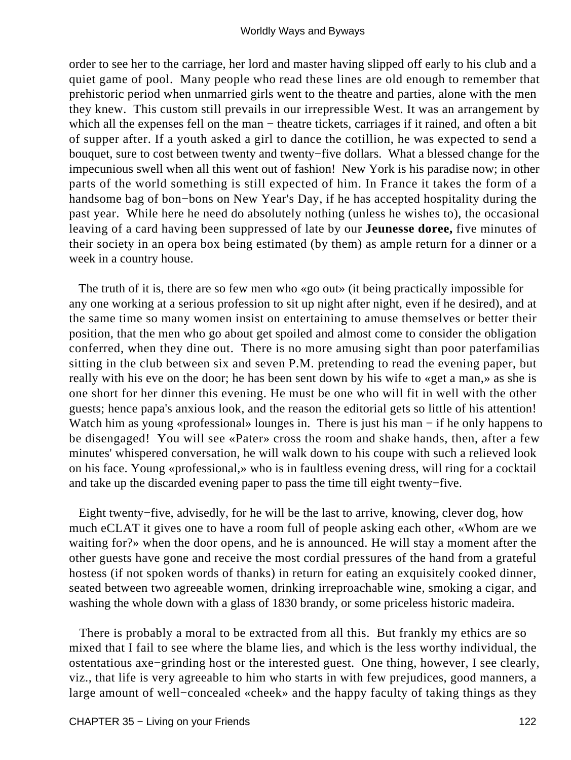order to see her to the carriage, her lord and master having slipped off early to his club and a quiet game of pool. Many people who read these lines are old enough to remember that prehistoric period when unmarried girls went to the theatre and parties, alone with the men they knew. This custom still prevails in our irrepressible West. It was an arrangement by which all the expenses fell on the man − theatre tickets, carriages if it rained, and often a bit of supper after. If a youth asked a girl to dance the cotillion, he was expected to send a bouquet, sure to cost between twenty and twenty−five dollars. What a blessed change for the impecunious swell when all this went out of fashion! New York is his paradise now; in other parts of the world something is still expected of him. In France it takes the form of a handsome bag of bon−bons on New Year's Day, if he has accepted hospitality during the past year. While here he need do absolutely nothing (unless he wishes to), the occasional leaving of a card having been suppressed of late by our **Jeunesse doree,** five minutes of their society in an opera box being estimated (by them) as ample return for a dinner or a week in a country house.

The truth of it is, there are so few men who «go out» (it being practically impossible for any one working at a serious profession to sit up night after night, even if he desired), and at the same time so many women insist on entertaining to amuse themselves or better their position, that the men who go about get spoiled and almost come to consider the obligation conferred, when they dine out. There is no more amusing sight than poor paterfamilias sitting in the club between six and seven P.M. pretending to read the evening paper, but really with his eve on the door; he has been sent down by his wife to «get a man,» as she is one short for her dinner this evening. He must be one who will fit in well with the other guests; hence papa's anxious look, and the reason the editorial gets so little of his attention! Watch him as young «professional» lounges in. There is just his man − if he only happens to be disengaged! You will see «Pater» cross the room and shake hands, then, after a few minutes' whispered conversation, he will walk down to his coupe with such a relieved look on his face. Young «professional,» who is in faultless evening dress, will ring for a cocktail and take up the discarded evening paper to pass the time till eight twenty−five.

Eight twenty−five, advisedly, for he will be the last to arrive, knowing, clever dog, how much eCLAT it gives one to have a room full of people asking each other, «Whom are we waiting for?» when the door opens, and he is announced. He will stay a moment after the other guests have gone and receive the most cordial pressures of the hand from a grateful hostess (if not spoken words of thanks) in return for eating an exquisitely cooked dinner, seated between two agreeable women, drinking irreproachable wine, smoking a cigar, and washing the whole down with a glass of 1830 brandy, or some priceless historic madeira.

There is probably a moral to be extracted from all this. But frankly my ethics are so mixed that I fail to see where the blame lies, and which is the less worthy individual, the ostentatious axe−grinding host or the interested guest. One thing, however, I see clearly, viz., that life is very agreeable to him who starts in with few prejudices, good manners, a large amount of well−concealed «cheek» and the happy faculty of taking things as they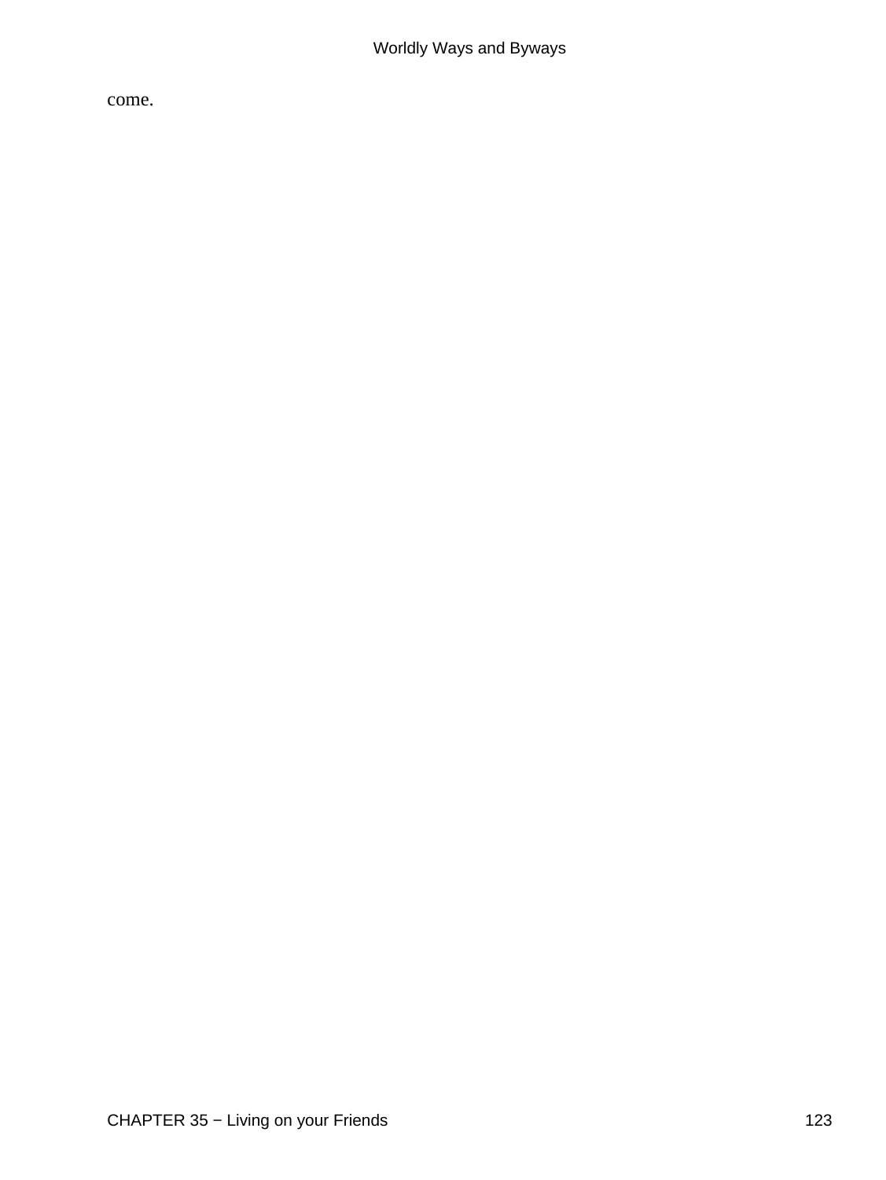come.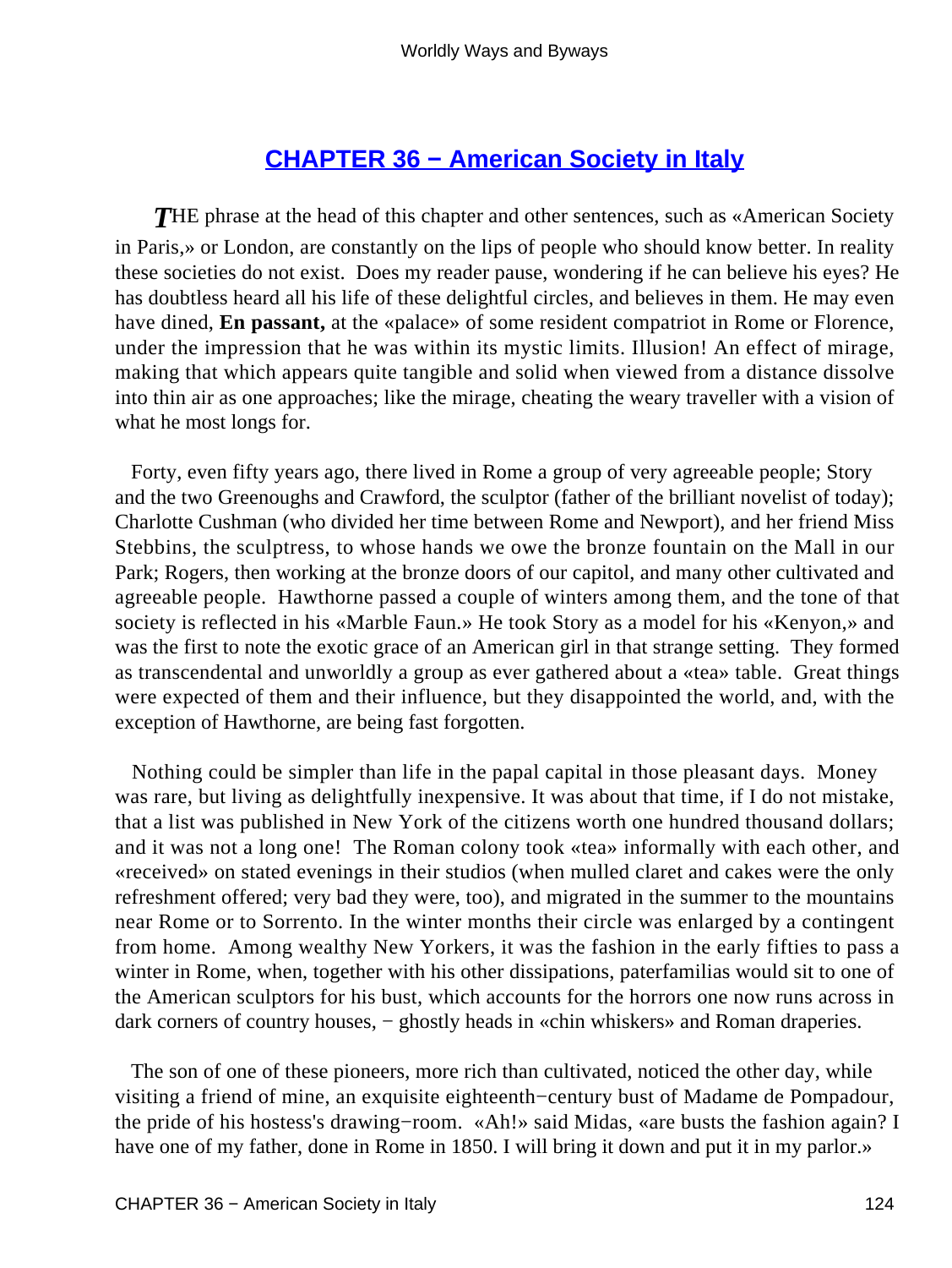## CHAPTER 36 − American Society in Italy

***T***HE phrase at the head of this chapter and other sentences, such as «American Society in Paris,» or London, are constantly on the lips of people who should know better. In reality these societies do not exist. Does my reader pause, wondering if he can believe his eyes? He has doubtless heard all his life of these delightful circles, and believes in them. He may even have dined, **En passant,** at the «palace» of some resident compatriot in Rome or Florence, under the impression that he was within its mystic limits. Illusion! An effect of mirage, making that which appears quite tangible and solid when viewed from a distance dissolve into thin air as one approaches; like the mirage, cheating the weary traveller with a vision of what he most longs for.

Forty, even fifty years ago, there lived in Rome a group of very agreeable people; Story and the two Greenoughs and Crawford, the sculptor (father of the brilliant novelist of today); Charlotte Cushman (who divided her time between Rome and Newport), and her friend Miss Stebbins, the sculptress, to whose hands we owe the bronze fountain on the Mall in our Park; Rogers, then working at the bronze doors of our capitol, and many other cultivated and agreeable people. Hawthorne passed a couple of winters among them, and the tone of that society is reflected in his «Marble Faun.» He took Story as a model for his «Kenyon,» and was the first to note the exotic grace of an American girl in that strange setting. They formed as transcendental and unworldly a group as ever gathered about a «tea» table. Great things were expected of them and their influence, but they disappointed the world, and, with the exception of Hawthorne, are being fast forgotten.

Nothing could be simpler than life in the papal capital in those pleasant days. Money was rare, but living as delightfully inexpensive. It was about that time, if I do not mistake, that a list was published in New York of the citizens worth one hundred thousand dollars; and it was not a long one! The Roman colony took «tea» informally with each other, and «received» on stated evenings in their studios (when mulled claret and cakes were the only refreshment offered; very bad they were, too), and migrated in the summer to the mountains near Rome or to Sorrento. In the winter months their circle was enlarged by a contingent from home. Among wealthy New Yorkers, it was the fashion in the early fifties to pass a winter in Rome, when, together with his other dissipations, paterfamilias would sit to one of the American sculptors for his bust, which accounts for the horrors one now runs across in dark corners of country houses, − ghostly heads in «chin whiskers» and Roman draperies.

The son of one of these pioneers, more rich than cultivated, noticed the other day, while visiting a friend of mine, an exquisite eighteenth−century bust of Madame de Pompadour, the pride of his hostess's drawing−room. «Ah!» said Midas, «are busts the fashion again? I have one of my father, done in Rome in 1850. I will bring it down and put it in my parlor.»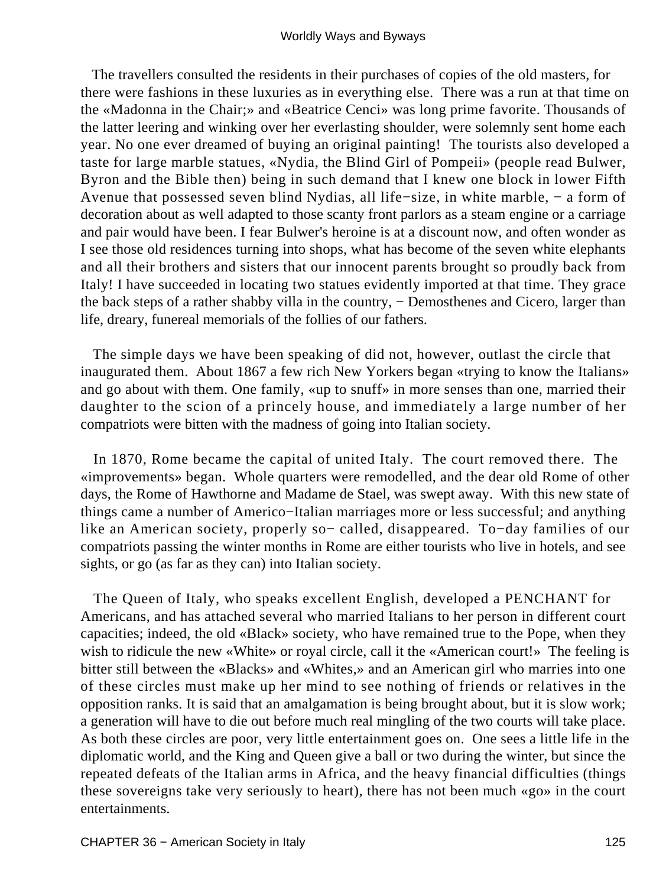The travellers consulted the residents in their purchases of copies of the old masters, for there were fashions in these luxuries as in everything else. There was a run at that time on the «Madonna in the Chair;» and «Beatrice Cenci» was long prime favorite. Thousands of the latter leering and winking over her everlasting shoulder, were solemnly sent home each year. No one ever dreamed of buying an original painting! The tourists also developed a taste for large marble statues, «Nydia, the Blind Girl of Pompeii» (people read Bulwer, Byron and the Bible then) being in such demand that I knew one block in lower Fifth Avenue that possessed seven blind Nydias, all life−size, in white marble, − a form of decoration about as well adapted to those scanty front parlors as a steam engine or a carriage and pair would have been. I fear Bulwer's heroine is at a discount now, and often wonder as I see those old residences turning into shops, what has become of the seven white elephants and all their brothers and sisters that our innocent parents brought so proudly back from Italy! I have succeeded in locating two statues evidently imported at that time. They grace the back steps of a rather shabby villa in the country, − Demosthenes and Cicero, larger than life, dreary, funereal memorials of the follies of our fathers.

The simple days we have been speaking of did not, however, outlast the circle that inaugurated them. About 1867 a few rich New Yorkers began «trying to know the Italians» and go about with them. One family, «up to snuff» in more senses than one, married their daughter to the scion of a princely house, and immediately a large number of her compatriots were bitten with the madness of going into Italian society.

In 1870, Rome became the capital of united Italy. The court removed there. The «improvements» began. Whole quarters were remodelled, and the dear old Rome of other days, the Rome of Hawthorne and Madame de Stael, was swept away. With this new state of things came a number of Americo−Italian marriages more or less successful; and anything like an American society, properly so− called, disappeared. To−day families of our compatriots passing the winter months in Rome are either tourists who live in hotels, and see sights, or go (as far as they can) into Italian society.

The Queen of Italy, who speaks excellent English, developed a PENCHANT for Americans, and has attached several who married Italians to her person in different court capacities; indeed, the old «Black» society, who have remained true to the Pope, when they wish to ridicule the new «White» or royal circle, call it the «American court!» The feeling is bitter still between the «Blacks» and «Whites,» and an American girl who marries into one of these circles must make up her mind to see nothing of friends or relatives in the opposition ranks. It is said that an amalgamation is being brought about, but it is slow work; a generation will have to die out before much real mingling of the two courts will take place. As both these circles are poor, very little entertainment goes on. One sees a little life in the diplomatic world, and the King and Queen give a ball or two during the winter, but since the repeated defeats of the Italian arms in Africa, and the heavy financial difficulties (things these sovereigns take very seriously to heart), there has not been much «go» in the court entertainments.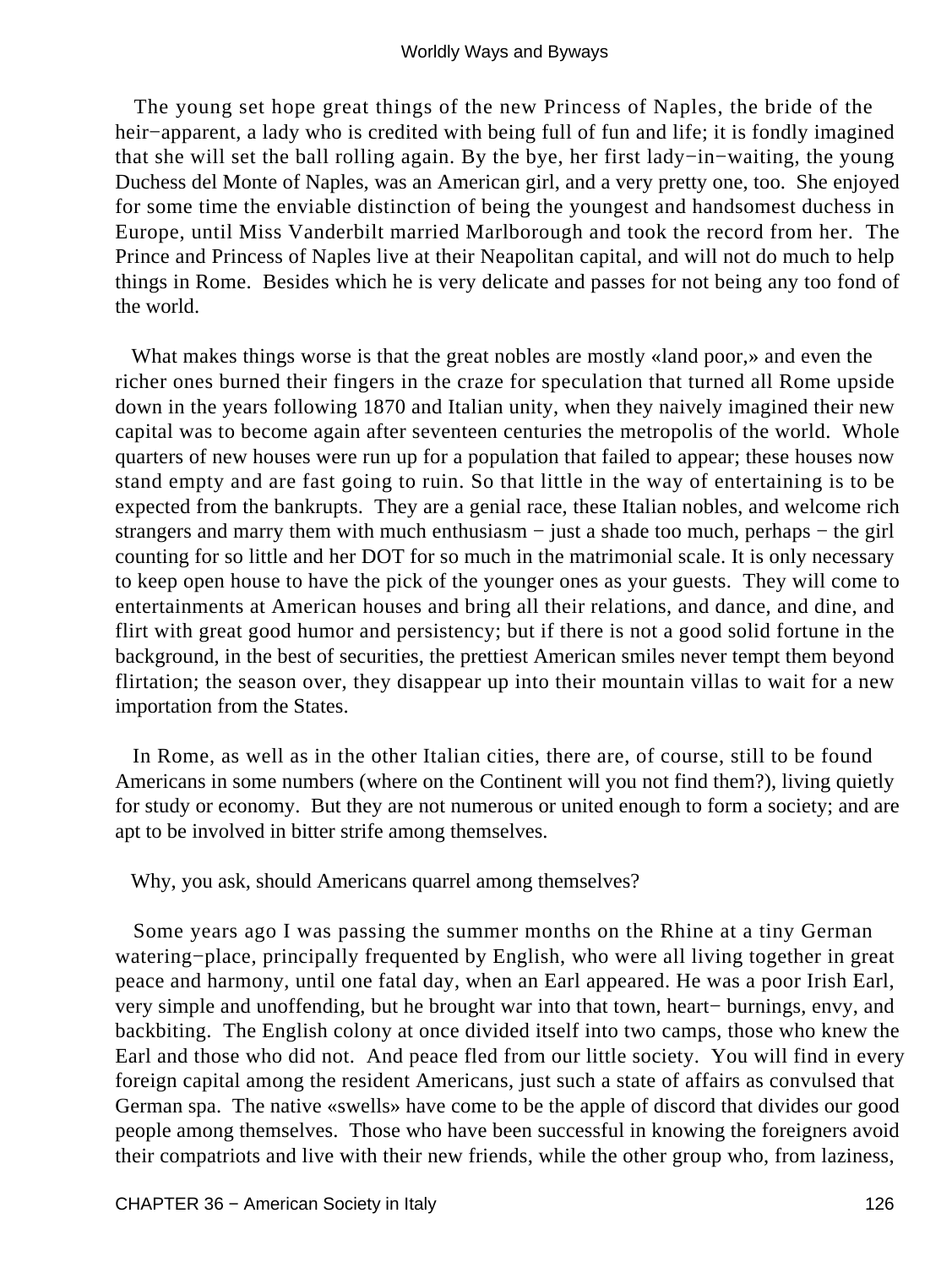The young set hope great things of the new Princess of Naples, the bride of the heir−apparent, a lady who is credited with being full of fun and life; it is fondly imagined that she will set the ball rolling again. By the bye, her first lady−in−waiting, the young Duchess del Monte of Naples, was an American girl, and a very pretty one, too. She enjoyed for some time the enviable distinction of being the youngest and handsomest duchess in Europe, until Miss Vanderbilt married Marlborough and took the record from her. The Prince and Princess of Naples live at their Neapolitan capital, and will not do much to help things in Rome. Besides which he is very delicate and passes for not being any too fond of the world.

What makes things worse is that the great nobles are mostly «land poor,» and even the richer ones burned their fingers in the craze for speculation that turned all Rome upside down in the years following 1870 and Italian unity, when they naively imagined their new capital was to become again after seventeen centuries the metropolis of the world. Whole quarters of new houses were run up for a population that failed to appear; these houses now stand empty and are fast going to ruin. So that little in the way of entertaining is to be expected from the bankrupts. They are a genial race, these Italian nobles, and welcome rich strangers and marry them with much enthusiasm − just a shade too much, perhaps − the girl counting for so little and her DOT for so much in the matrimonial scale. It is only necessary to keep open house to have the pick of the younger ones as your guests. They will come to entertainments at American houses and bring all their relations, and dance, and dine, and flirt with great good humor and persistency; but if there is not a good solid fortune in the background, in the best of securities, the prettiest American smiles never tempt them beyond flirtation; the season over, they disappear up into their mountain villas to wait for a new importation from the States.

In Rome, as well as in the other Italian cities, there are, of course, still to be found Americans in some numbers (where on the Continent will you not find them?), living quietly for study or economy. But they are not numerous or united enough to form a society; and are apt to be involved in bitter strife among themselves.

Why, you ask, should Americans quarrel among themselves?

Some years ago I was passing the summer months on the Rhine at a tiny German watering−place, principally frequented by English, who were all living together in great peace and harmony, until one fatal day, when an Earl appeared. He was a poor Irish Earl, very simple and unoffending, but he brought war into that town, heart− burnings, envy, and backbiting. The English colony at once divided itself into two camps, those who knew the Earl and those who did not. And peace fled from our little society. You will find in every foreign capital among the resident Americans, just such a state of affairs as convulsed that German spa. The native «swells» have come to be the apple of discord that divides our good people among themselves. Those who have been successful in knowing the foreigners avoid their compatriots and live with their new friends, while the other group who, from laziness,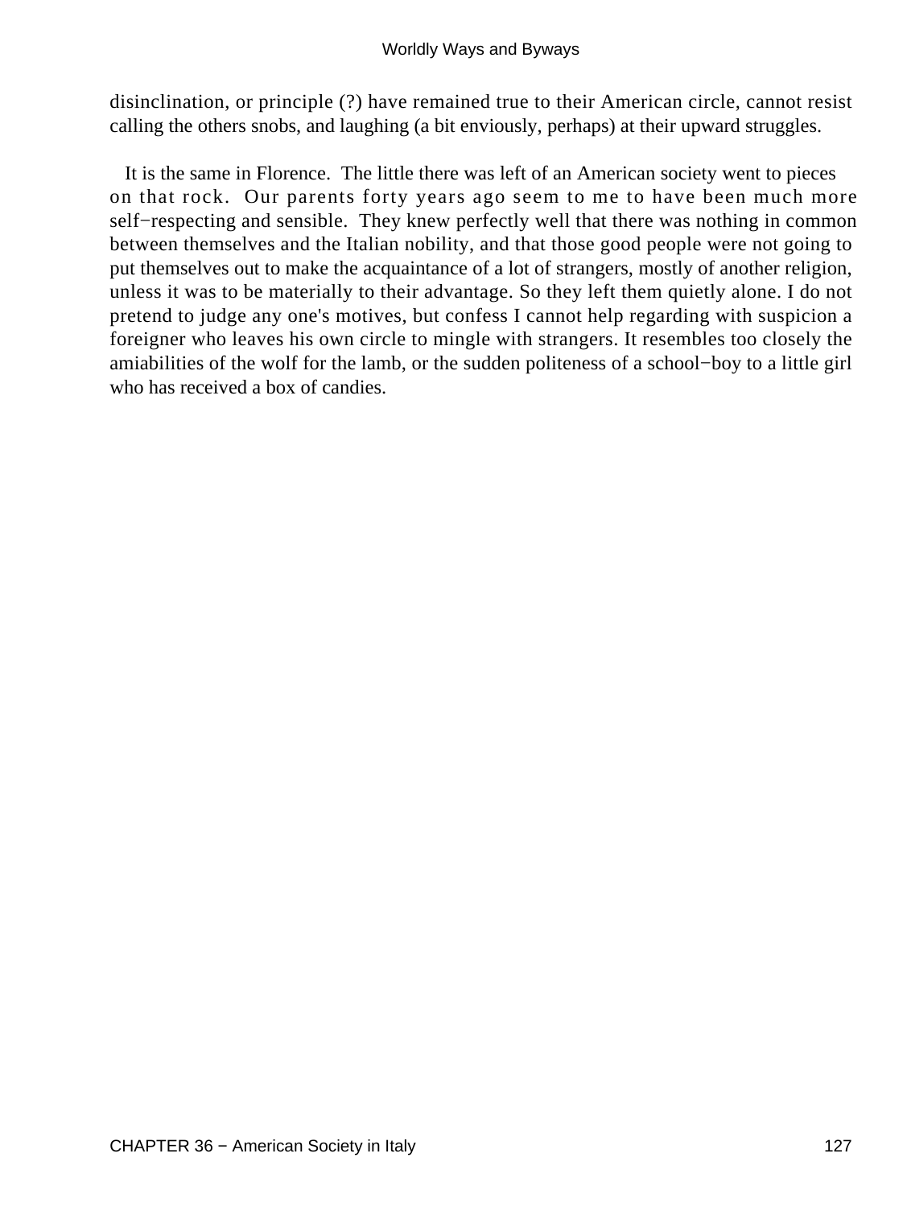disinclination, or principle (?) have remained true to their American circle, cannot resist calling the others snobs, and laughing (a bit enviously, perhaps) at their upward struggles.

It is the same in Florence. The little there was left of an American society went to pieces on that rock. Our parents forty years ago seem to me to have been much more self−respecting and sensible. They knew perfectly well that there was nothing in common between themselves and the Italian nobility, and that those good people were not going to put themselves out to make the acquaintance of a lot of strangers, mostly of another religion, unless it was to be materially to their advantage. So they left them quietly alone. I do not pretend to judge any one's motives, but confess I cannot help regarding with suspicion a foreigner who leaves his own circle to mingle with strangers. It resembles too closely the amiabilities of the wolf for the lamb, or the sudden politeness of a school−boy to a little girl who has received a box of candies.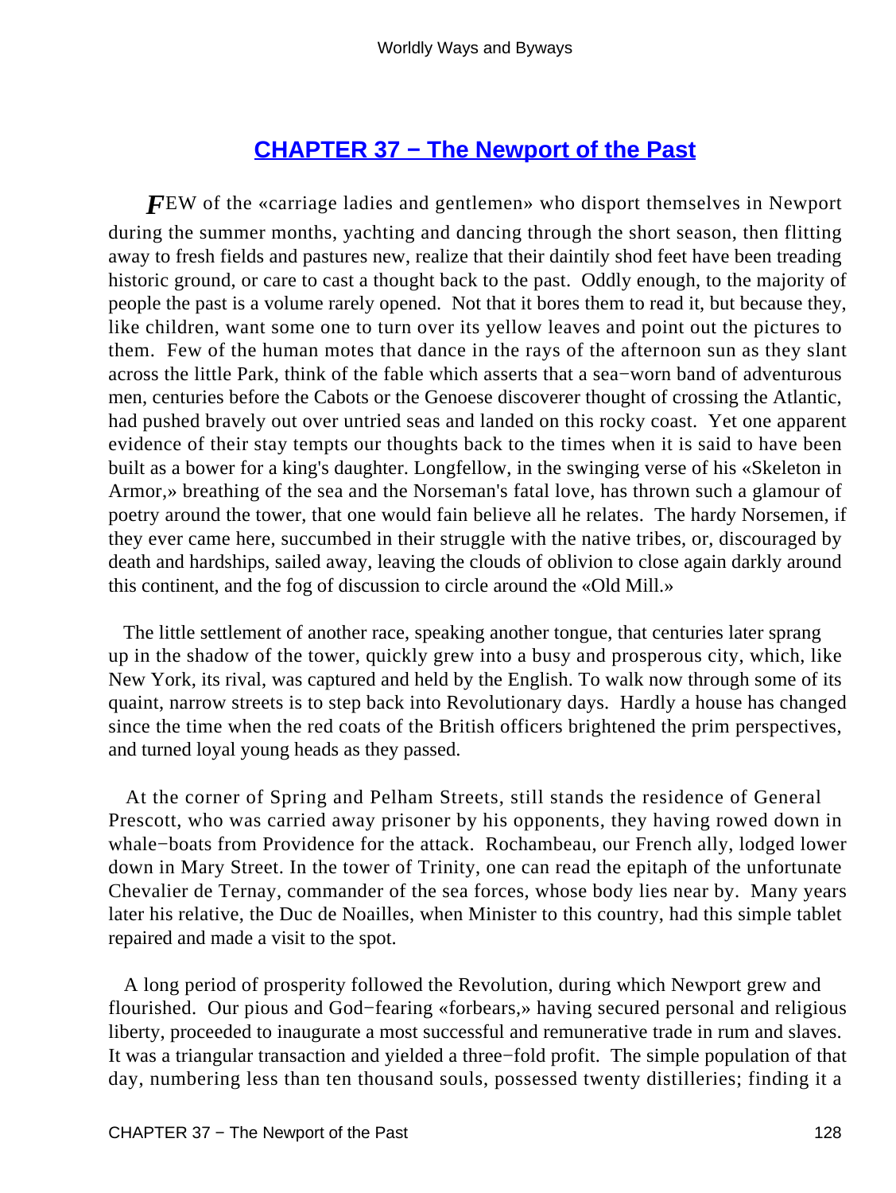## CHAPTER 37 − The Newport of the Past

*F*EW of the «carriage ladies and gentlemen» who disport themselves in Newport during the summer months, yachting and dancing through the short season, then flitting away to fresh fields and pastures new, realize that their daintily shod feet have been treading historic ground, or care to cast a thought back to the past. Oddly enough, to the majority of people the past is a volume rarely opened. Not that it bores them to read it, but because they, like children, want some one to turn over its yellow leaves and point out the pictures to them. Few of the human motes that dance in the rays of the afternoon sun as they slant across the little Park, think of the fable which asserts that a sea−worn band of adventurous men, centuries before the Cabots or the Genoese discoverer thought of crossing the Atlantic, had pushed bravely out over untried seas and landed on this rocky coast. Yet one apparent evidence of their stay tempts our thoughts back to the times when it is said to have been built as a bower for a king's daughter. Longfellow, in the swinging verse of his «Skeleton in Armor,» breathing of the sea and the Norseman's fatal love, has thrown such a glamour of poetry around the tower, that one would fain believe all he relates. The hardy Norsemen, if they ever came here, succumbed in their struggle with the native tribes, or, discouraged by death and hardships, sailed away, leaving the clouds of oblivion to close again darkly around this continent, and the fog of discussion to circle around the «Old Mill.»

The little settlement of another race, speaking another tongue, that centuries later sprang up in the shadow of the tower, quickly grew into a busy and prosperous city, which, like New York, its rival, was captured and held by the English. To walk now through some of its quaint, narrow streets is to step back into Revolutionary days. Hardly a house has changed since the time when the red coats of the British officers brightened the prim perspectives, and turned loyal young heads as they passed.

At the corner of Spring and Pelham Streets, still stands the residence of General Prescott, who was carried away prisoner by his opponents, they having rowed down in whale−boats from Providence for the attack. Rochambeau, our French ally, lodged lower down in Mary Street. In the tower of Trinity, one can read the epitaph of the unfortunate Chevalier de Ternay, commander of the sea forces, whose body lies near by. Many years later his relative, the Duc de Noailles, when Minister to this country, had this simple tablet repaired and made a visit to the spot.

A long period of prosperity followed the Revolution, during which Newport grew and flourished. Our pious and God−fearing «forbears,» having secured personal and religious liberty, proceeded to inaugurate a most successful and remunerative trade in rum and slaves. It was a triangular transaction and yielded a three−fold profit. The simple population of that day, numbering less than ten thousand souls, possessed twenty distilleries; finding it a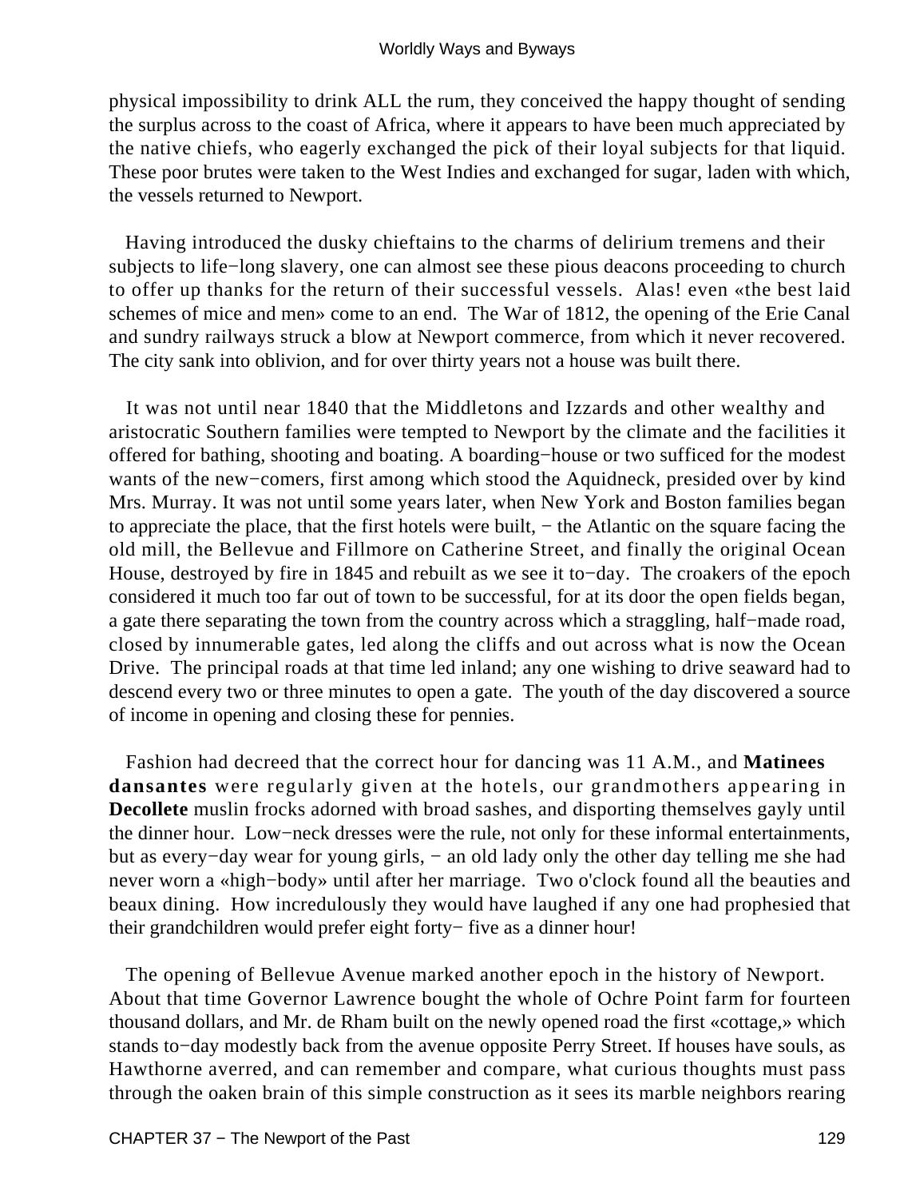physical impossibility to drink ALL the rum, they conceived the happy thought of sending the surplus across to the coast of Africa, where it appears to have been much appreciated by the native chiefs, who eagerly exchanged the pick of their loyal subjects for that liquid. These poor brutes were taken to the West Indies and exchanged for sugar, laden with which, the vessels returned to Newport.

Having introduced the dusky chieftains to the charms of delirium tremens and their subjects to life−long slavery, one can almost see these pious deacons proceeding to church to offer up thanks for the return of their successful vessels. Alas! even «the best laid schemes of mice and men» come to an end. The War of 1812, the opening of the Erie Canal and sundry railways struck a blow at Newport commerce, from which it never recovered. The city sank into oblivion, and for over thirty years not a house was built there.

It was not until near 1840 that the Middletons and Izzards and other wealthy and aristocratic Southern families were tempted to Newport by the climate and the facilities it offered for bathing, shooting and boating. A boarding−house or two sufficed for the modest wants of the new−comers, first among which stood the Aquidneck, presided over by kind Mrs. Murray. It was not until some years later, when New York and Boston families began to appreciate the place, that the first hotels were built, − the Atlantic on the square facing the old mill, the Bellevue and Fillmore on Catherine Street, and finally the original Ocean House, destroyed by fire in 1845 and rebuilt as we see it to−day. The croakers of the epoch considered it much too far out of town to be successful, for at its door the open fields began, a gate there separating the town from the country across which a straggling, half−made road, closed by innumerable gates, led along the cliffs and out across what is now the Ocean Drive. The principal roads at that time led inland; any one wishing to drive seaward had to descend every two or three minutes to open a gate. The youth of the day discovered a source of income in opening and closing these for pennies.

Fashion had decreed that the correct hour for dancing was 11 A.M., and **Matinees dansantes** were regularly given at the hotels, our grandmothers appearing in **Decollete** muslin frocks adorned with broad sashes, and disporting themselves gayly until the dinner hour. Low−neck dresses were the rule, not only for these informal entertainments, but as every−day wear for young girls, − an old lady only the other day telling me she had never worn a «high−body» until after her marriage. Two o'clock found all the beauties and beaux dining. How incredulously they would have laughed if any one had prophesied that their grandchildren would prefer eight forty− five as a dinner hour!

The opening of Bellevue Avenue marked another epoch in the history of Newport. About that time Governor Lawrence bought the whole of Ochre Point farm for fourteen thousand dollars, and Mr. de Rham built on the newly opened road the first «cottage,» which stands to−day modestly back from the avenue opposite Perry Street. If houses have souls, as Hawthorne averred, and can remember and compare, what curious thoughts must pass through the oaken brain of this simple construction as it sees its marble neighbors rearing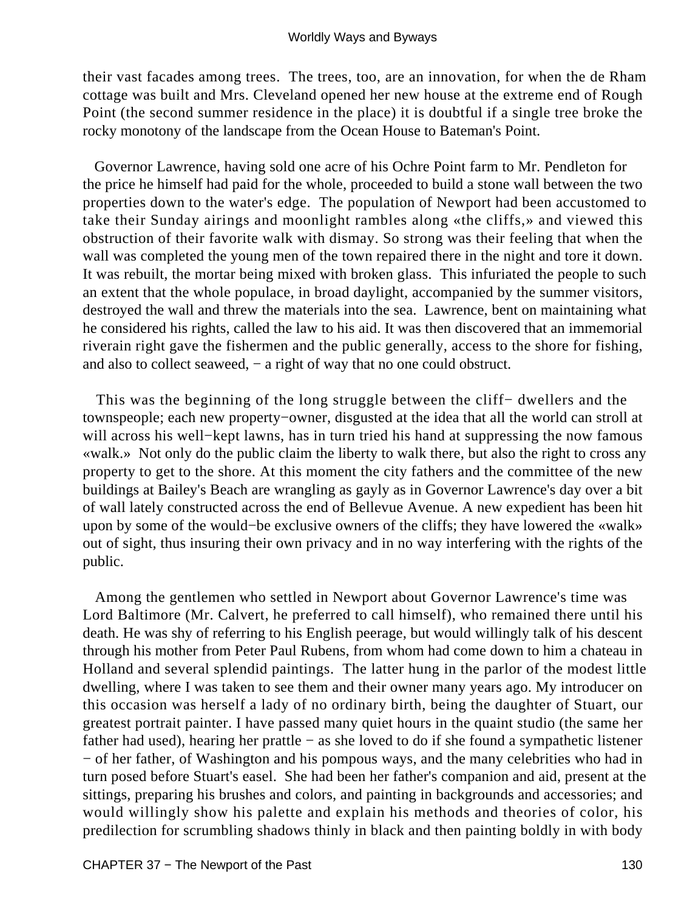their vast facades among trees. The trees, too, are an innovation, for when the de Rham cottage was built and Mrs. Cleveland opened her new house at the extreme end of Rough Point (the second summer residence in the place) it is doubtful if a single tree broke the rocky monotony of the landscape from the Ocean House to Bateman's Point.

Governor Lawrence, having sold one acre of his Ochre Point farm to Mr. Pendleton for the price he himself had paid for the whole, proceeded to build a stone wall between the two properties down to the water's edge. The population of Newport had been accustomed to take their Sunday airings and moonlight rambles along «the cliffs,» and viewed this obstruction of their favorite walk with dismay. So strong was their feeling that when the wall was completed the young men of the town repaired there in the night and tore it down. It was rebuilt, the mortar being mixed with broken glass. This infuriated the people to such an extent that the whole populace, in broad daylight, accompanied by the summer visitors, destroyed the wall and threw the materials into the sea. Lawrence, bent on maintaining what he considered his rights, called the law to his aid. It was then discovered that an immemorial riverain right gave the fishermen and the public generally, access to the shore for fishing, and also to collect seaweed, − a right of way that no one could obstruct.

This was the beginning of the long struggle between the cliff− dwellers and the townspeople; each new property−owner, disgusted at the idea that all the world can stroll at will across his well−kept lawns, has in turn tried his hand at suppressing the now famous «walk.» Not only do the public claim the liberty to walk there, but also the right to cross any property to get to the shore. At this moment the city fathers and the committee of the new buildings at Bailey's Beach are wrangling as gayly as in Governor Lawrence's day over a bit of wall lately constructed across the end of Bellevue Avenue. A new expedient has been hit upon by some of the would−be exclusive owners of the cliffs; they have lowered the «walk» out of sight, thus insuring their own privacy and in no way interfering with the rights of the public.

Among the gentlemen who settled in Newport about Governor Lawrence's time was Lord Baltimore (Mr. Calvert, he preferred to call himself), who remained there until his death. He was shy of referring to his English peerage, but would willingly talk of his descent through his mother from Peter Paul Rubens, from whom had come down to him a chateau in Holland and several splendid paintings. The latter hung in the parlor of the modest little dwelling, where I was taken to see them and their owner many years ago. My introducer on this occasion was herself a lady of no ordinary birth, being the daughter of Stuart, our greatest portrait painter. I have passed many quiet hours in the quaint studio (the same her father had used), hearing her prattle − as she loved to do if she found a sympathetic listener − of her father, of Washington and his pompous ways, and the many celebrities who had in turn posed before Stuart's easel. She had been her father's companion and aid, present at the sittings, preparing his brushes and colors, and painting in backgrounds and accessories; and would willingly show his palette and explain his methods and theories of color, his predilection for scrumbling shadows thinly in black and then painting boldly in with body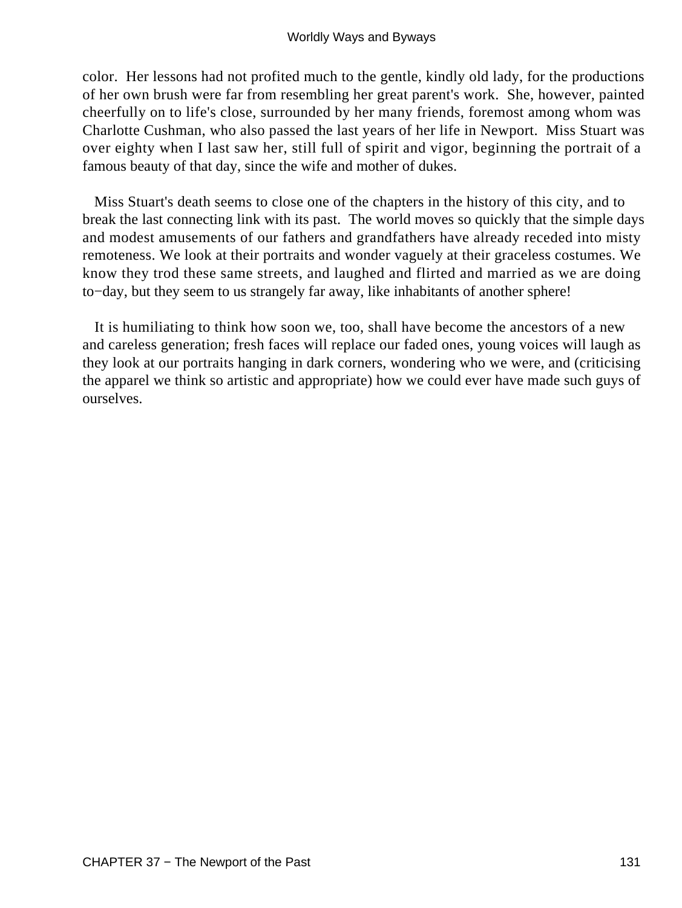color. Her lessons had not profited much to the gentle, kindly old lady, for the productions of her own brush were far from resembling her great parent's work. She, however, painted cheerfully on to life's close, surrounded by her many friends, foremost among whom was Charlotte Cushman, who also passed the last years of her life in Newport. Miss Stuart was over eighty when I last saw her, still full of spirit and vigor, beginning the portrait of a famous beauty of that day, since the wife and mother of dukes.

Miss Stuart's death seems to close one of the chapters in the history of this city, and to break the last connecting link with its past. The world moves so quickly that the simple days and modest amusements of our fathers and grandfathers have already receded into misty remoteness. We look at their portraits and wonder vaguely at their graceless costumes. We know they trod these same streets, and laughed and flirted and married as we are doing to−day, but they seem to us strangely far away, like inhabitants of another sphere!

It is humiliating to think how soon we, too, shall have become the ancestors of a new and careless generation; fresh faces will replace our faded ones, young voices will laugh as they look at our portraits hanging in dark corners, wondering who we were, and (criticising the apparel we think so artistic and appropriate) how we could ever have made such guys of ourselves.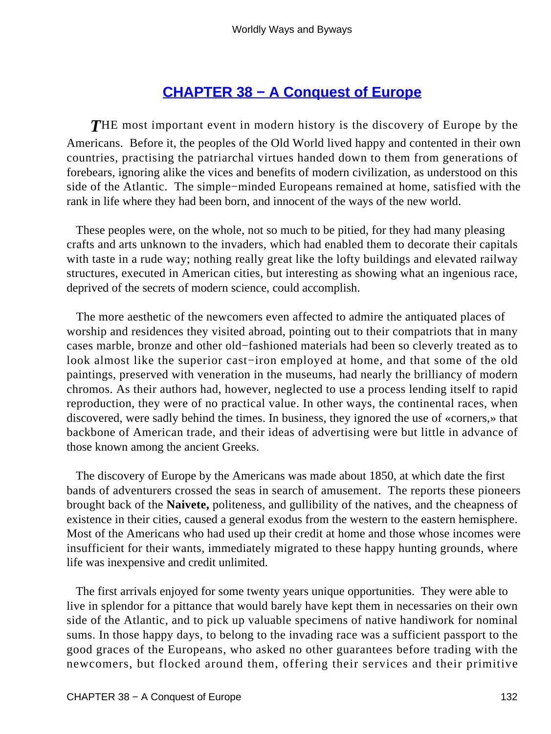## CHAPTER 38 − A Conquest of Europe

*T*HE most important event in modern history is the discovery of Europe by the Americans. Before it, the peoples of the Old World lived happy and contented in their own countries, practising the patriarchal virtues handed down to them from generations of forebears, ignoring alike the vices and benefits of modern civilization, as understood on this side of the Atlantic. The simple−minded Europeans remained at home, satisfied with the rank in life where they had been born, and innocent of the ways of the new world.

These peoples were, on the whole, not so much to be pitied, for they had many pleasing crafts and arts unknown to the invaders, which had enabled them to decorate their capitals with taste in a rude way; nothing really great like the lofty buildings and elevated railway structures, executed in American cities, but interesting as showing what an ingenious race, deprived of the secrets of modern science, could accomplish.

The more aesthetic of the newcomers even affected to admire the antiquated places of worship and residences they visited abroad, pointing out to their compatriots that in many cases marble, bronze and other old−fashioned materials had been so cleverly treated as to look almost like the superior cast−iron employed at home, and that some of the old paintings, preserved with veneration in the museums, had nearly the brilliancy of modern chromos. As their authors had, however, neglected to use a process lending itself to rapid reproduction, they were of no practical value. In other ways, the continental races, when discovered, were sadly behind the times. In business, they ignored the use of «corners,» that backbone of American trade, and their ideas of advertising were but little in advance of those known among the ancient Greeks.

The discovery of Europe by the Americans was made about 1850, at which date the first bands of adventurers crossed the seas in search of amusement. The reports these pioneers brought back of the **Naivete,** politeness, and gullibility of the natives, and the cheapness of existence in their cities, caused a general exodus from the western to the eastern hemisphere. Most of the Americans who had used up their credit at home and those whose incomes were insufficient for their wants, immediately migrated to these happy hunting grounds, where life was inexpensive and credit unlimited.

The first arrivals enjoyed for some twenty years unique opportunities. They were able to live in splendor for a pittance that would barely have kept them in necessaries on their own side of the Atlantic, and to pick up valuable specimens of native handiwork for nominal sums. In those happy days, to belong to the invading race was a sufficient passport to the good graces of the Europeans, who asked no other guarantees before trading with the newcomers, but flocked around them, offering their services and their primitive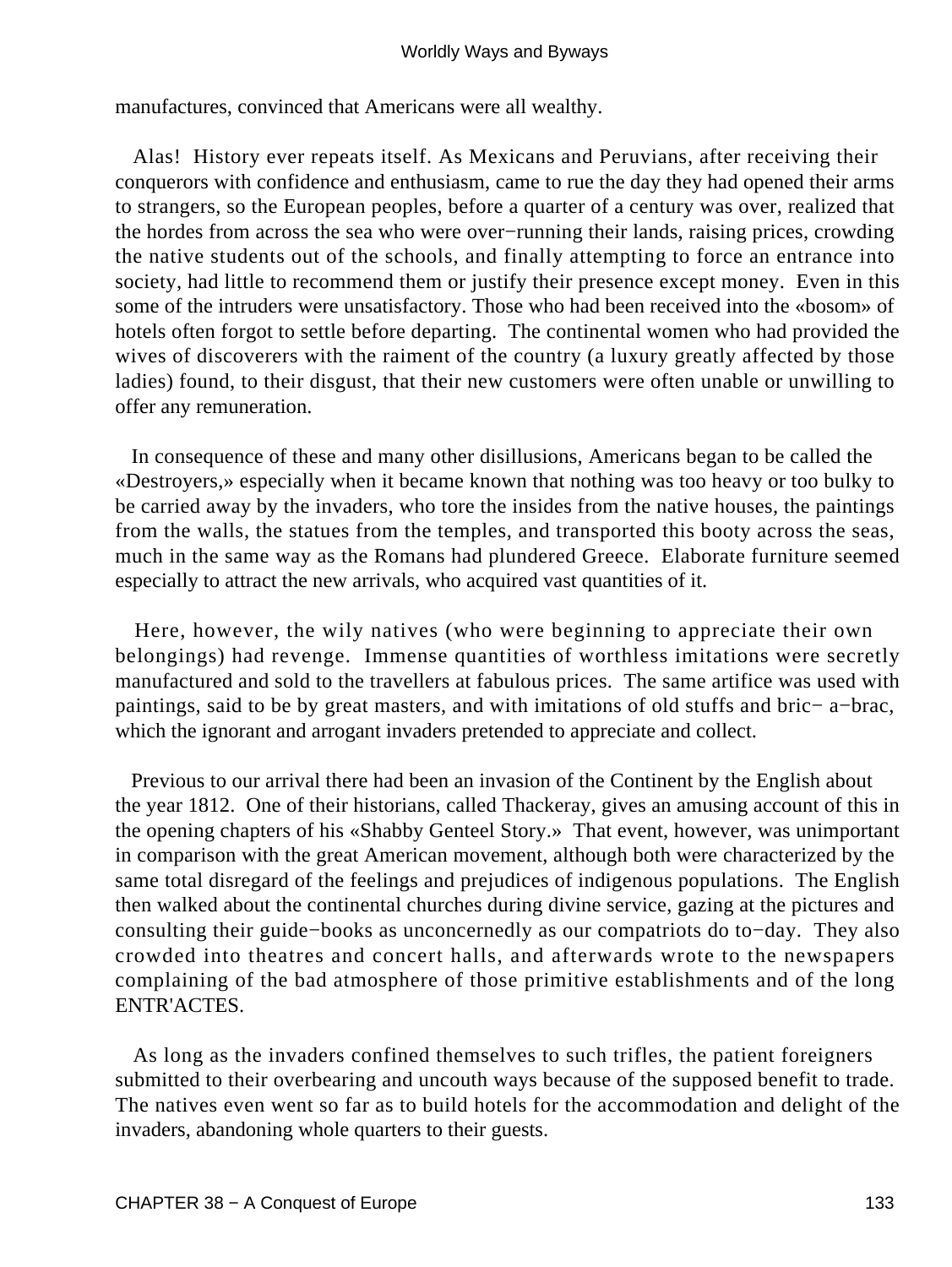manufactures, convinced that Americans were all wealthy.

Alas! History ever repeats itself. As Mexicans and Peruvians, after receiving their conquerors with confidence and enthusiasm, came to rue the day they had opened their arms to strangers, so the European peoples, before a quarter of a century was over, realized that the hordes from across the sea who were over−running their lands, raising prices, crowding the native students out of the schools, and finally attempting to force an entrance into society, had little to recommend them or justify their presence except money. Even in this some of the intruders were unsatisfactory. Those who had been received into the «bosom» of hotels often forgot to settle before departing. The continental women who had provided the wives of discoverers with the raiment of the country (a luxury greatly affected by those ladies) found, to their disgust, that their new customers were often unable or unwilling to offer any remuneration.

In consequence of these and many other disillusions, Americans began to be called the «Destroyers,» especially when it became known that nothing was too heavy or too bulky to be carried away by the invaders, who tore the insides from the native houses, the paintings from the walls, the statues from the temples, and transported this booty across the seas, much in the same way as the Romans had plundered Greece. Elaborate furniture seemed especially to attract the new arrivals, who acquired vast quantities of it.

Here, however, the wily natives (who were beginning to appreciate their own belongings) had revenge. Immense quantities of worthless imitations were secretly manufactured and sold to the travellers at fabulous prices. The same artifice was used with paintings, said to be by great masters, and with imitations of old stuffs and bric− a−brac, which the ignorant and arrogant invaders pretended to appreciate and collect.

Previous to our arrival there had been an invasion of the Continent by the English about the year 1812. One of their historians, called Thackeray, gives an amusing account of this in the opening chapters of his «Shabby Genteel Story.» That event, however, was unimportant in comparison with the great American movement, although both were characterized by the same total disregard of the feelings and prejudices of indigenous populations. The English then walked about the continental churches during divine service, gazing at the pictures and consulting their guide−books as unconcernedly as our compatriots do to−day. They also crowded into theatres and concert halls, and afterwards wrote to the newspapers complaining of the bad atmosphere of those primitive establishments and of the long ENTR'ACTES.

As long as the invaders confined themselves to such trifles, the patient foreigners submitted to their overbearing and uncouth ways because of the supposed benefit to trade. The natives even went so far as to build hotels for the accommodation and delight of the invaders, abandoning whole quarters to their guests.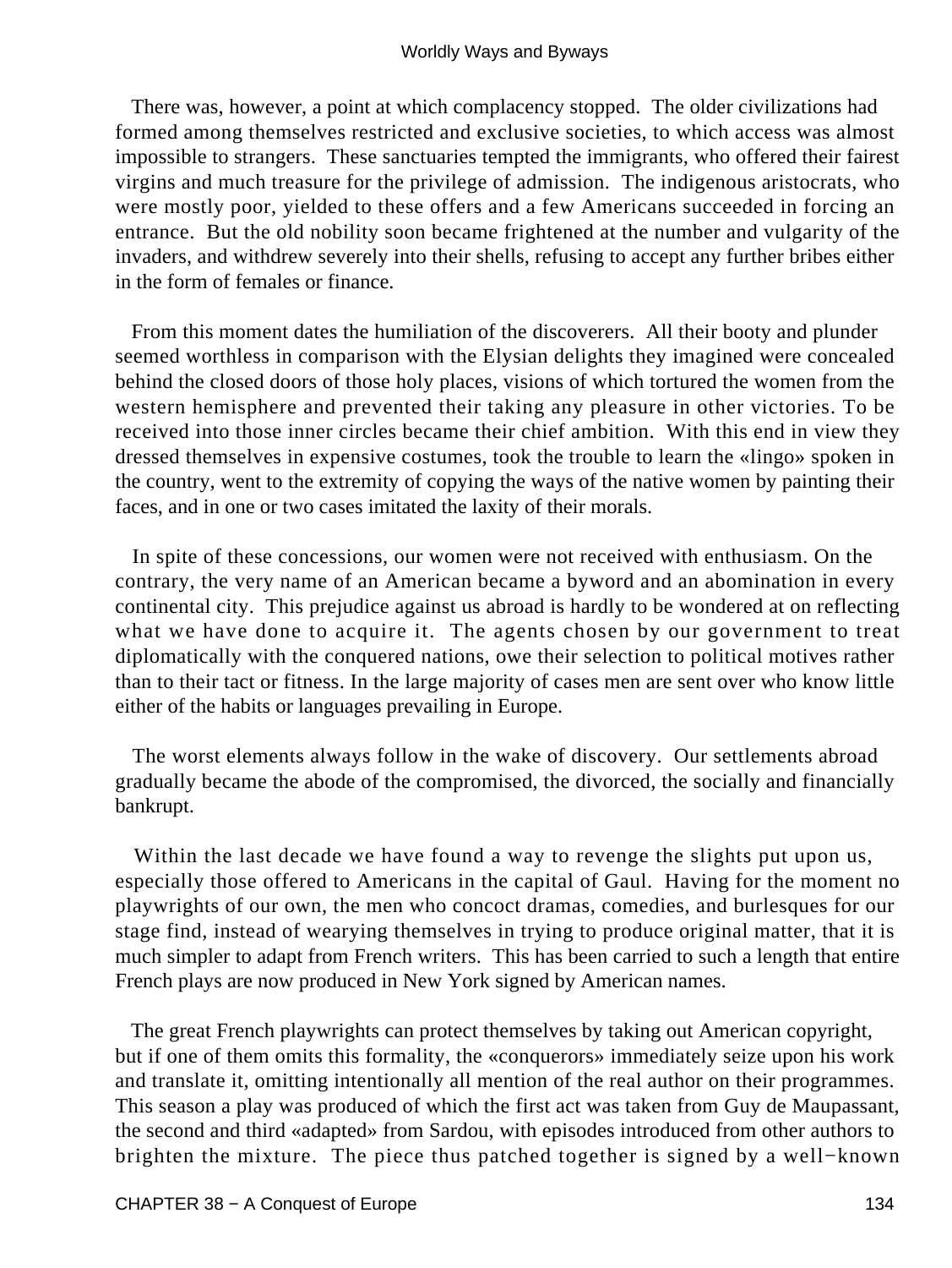There was, however, a point at which complacency stopped. The older civilizations had formed among themselves restricted and exclusive societies, to which access was almost impossible to strangers. These sanctuaries tempted the immigrants, who offered their fairest virgins and much treasure for the privilege of admission. The indigenous aristocrats, who were mostly poor, yielded to these offers and a few Americans succeeded in forcing an entrance. But the old nobility soon became frightened at the number and vulgarity of the invaders, and withdrew severely into their shells, refusing to accept any further bribes either in the form of females or finance.

From this moment dates the humiliation of the discoverers. All their booty and plunder seemed worthless in comparison with the Elysian delights they imagined were concealed behind the closed doors of those holy places, visions of which tortured the women from the western hemisphere and prevented their taking any pleasure in other victories. To be received into those inner circles became their chief ambition. With this end in view they dressed themselves in expensive costumes, took the trouble to learn the «lingo» spoken in the country, went to the extremity of copying the ways of the native women by painting their faces, and in one or two cases imitated the laxity of their morals.

In spite of these concessions, our women were not received with enthusiasm. On the contrary, the very name of an American became a byword and an abomination in every continental city. This prejudice against us abroad is hardly to be wondered at on reflecting what we have done to acquire it. The agents chosen by our government to treat diplomatically with the conquered nations, owe their selection to political motives rather than to their tact or fitness. In the large majority of cases men are sent over who know little either of the habits or languages prevailing in Europe.

The worst elements always follow in the wake of discovery. Our settlements abroad gradually became the abode of the compromised, the divorced, the socially and financially bankrupt.

Within the last decade we have found a way to revenge the slights put upon us, especially those offered to Americans in the capital of Gaul. Having for the moment no playwrights of our own, the men who concoct dramas, comedies, and burlesques for our stage find, instead of wearying themselves in trying to produce original matter, that it is much simpler to adapt from French writers. This has been carried to such a length that entire French plays are now produced in New York signed by American names.

The great French playwrights can protect themselves by taking out American copyright, but if one of them omits this formality, the «conquerors» immediately seize upon his work and translate it, omitting intentionally all mention of the real author on their programmes. This season a play was produced of which the first act was taken from Guy de Maupassant, the second and third «adapted» from Sardou, with episodes introduced from other authors to brighten the mixture. The piece thus patched together is signed by a well−known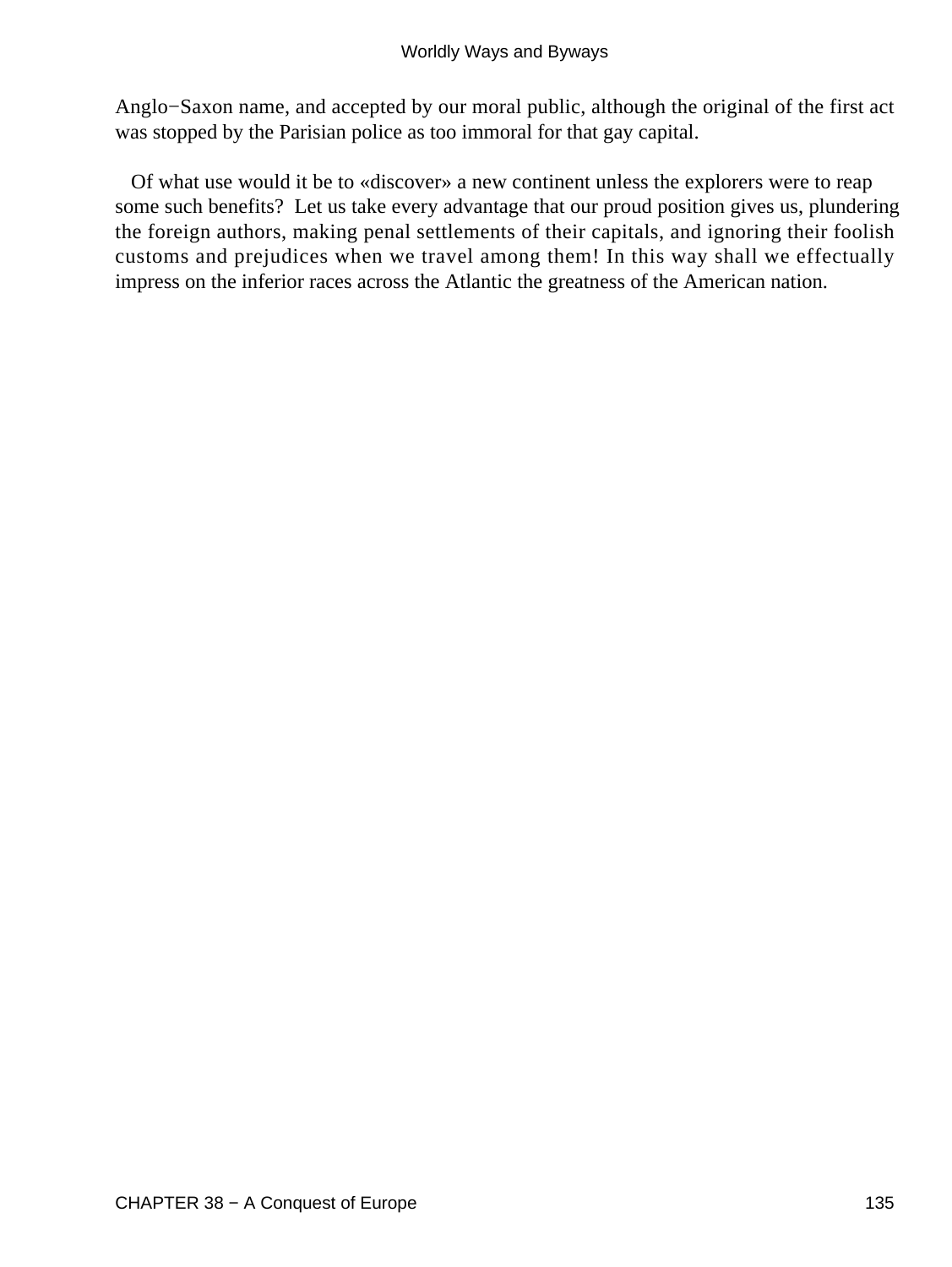Anglo−Saxon name, and accepted by our moral public, although the original of the first act was stopped by the Parisian police as too immoral for that gay capital.

Of what use would it be to «discover» a new continent unless the explorers were to reap some such benefits? Let us take every advantage that our proud position gives us, plundering the foreign authors, making penal settlements of their capitals, and ignoring their foolish customs and prejudices when we travel among them! In this way shall we effectually impress on the inferior races across the Atlantic the greatness of the American nation.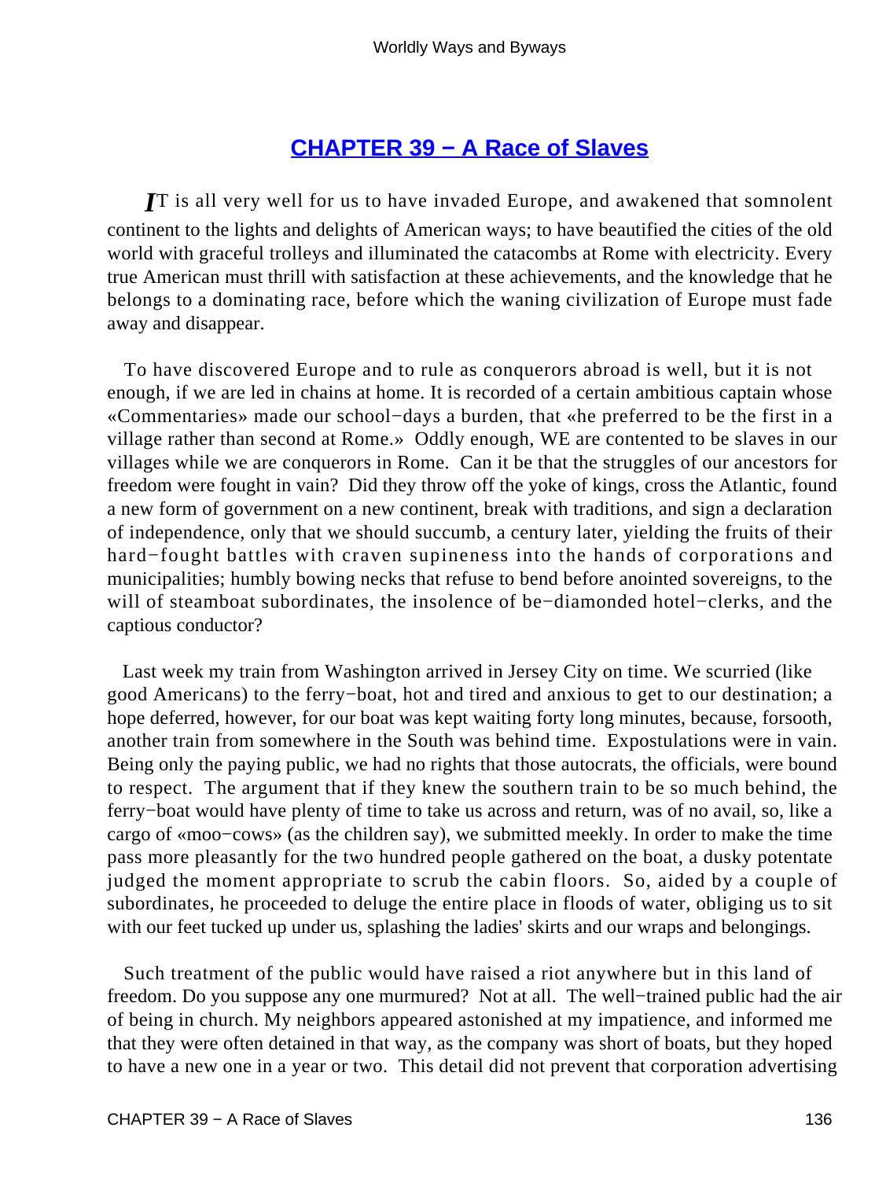## CHAPTER 39 − A Race of Slaves

*I*T is all very well for us to have invaded Europe, and awakened that somnolent continent to the lights and delights of American ways; to have beautified the cities of the old world with graceful trolleys and illuminated the catacombs at Rome with electricity. Every true American must thrill with satisfaction at these achievements, and the knowledge that he belongs to a dominating race, before which the waning civilization of Europe must fade away and disappear.

To have discovered Europe and to rule as conquerors abroad is well, but it is not enough, if we are led in chains at home. It is recorded of a certain ambitious captain whose «Commentaries» made our school−days a burden, that «he preferred to be the first in a village rather than second at Rome.» Oddly enough, WE are contented to be slaves in our villages while we are conquerors in Rome. Can it be that the struggles of our ancestors for freedom were fought in vain? Did they throw off the yoke of kings, cross the Atlantic, found a new form of government on a new continent, break with traditions, and sign a declaration of independence, only that we should succumb, a century later, yielding the fruits of their hard−fought battles with craven supineness into the hands of corporations and municipalities; humbly bowing necks that refuse to bend before anointed sovereigns, to the will of steamboat subordinates, the insolence of be−diamonded hotel−clerks, and the captious conductor?

Last week my train from Washington arrived in Jersey City on time. We scurried (like good Americans) to the ferry−boat, hot and tired and anxious to get to our destination; a hope deferred, however, for our boat was kept waiting forty long minutes, because, forsooth, another train from somewhere in the South was behind time. Expostulations were in vain. Being only the paying public, we had no rights that those autocrats, the officials, were bound to respect. The argument that if they knew the southern train to be so much behind, the ferry−boat would have plenty of time to take us across and return, was of no avail, so, like a cargo of «moo−cows» (as the children say), we submitted meekly. In order to make the time pass more pleasantly for the two hundred people gathered on the boat, a dusky potentate judged the moment appropriate to scrub the cabin floors. So, aided by a couple of subordinates, he proceeded to deluge the entire place in floods of water, obliging us to sit with our feet tucked up under us, splashing the ladies' skirts and our wraps and belongings.

Such treatment of the public would have raised a riot anywhere but in this land of freedom. Do you suppose any one murmured? Not at all. The well−trained public had the air of being in church. My neighbors appeared astonished at my impatience, and informed me that they were often detained in that way, as the company was short of boats, but they hoped to have a new one in a year or two. This detail did not prevent that corporation advertising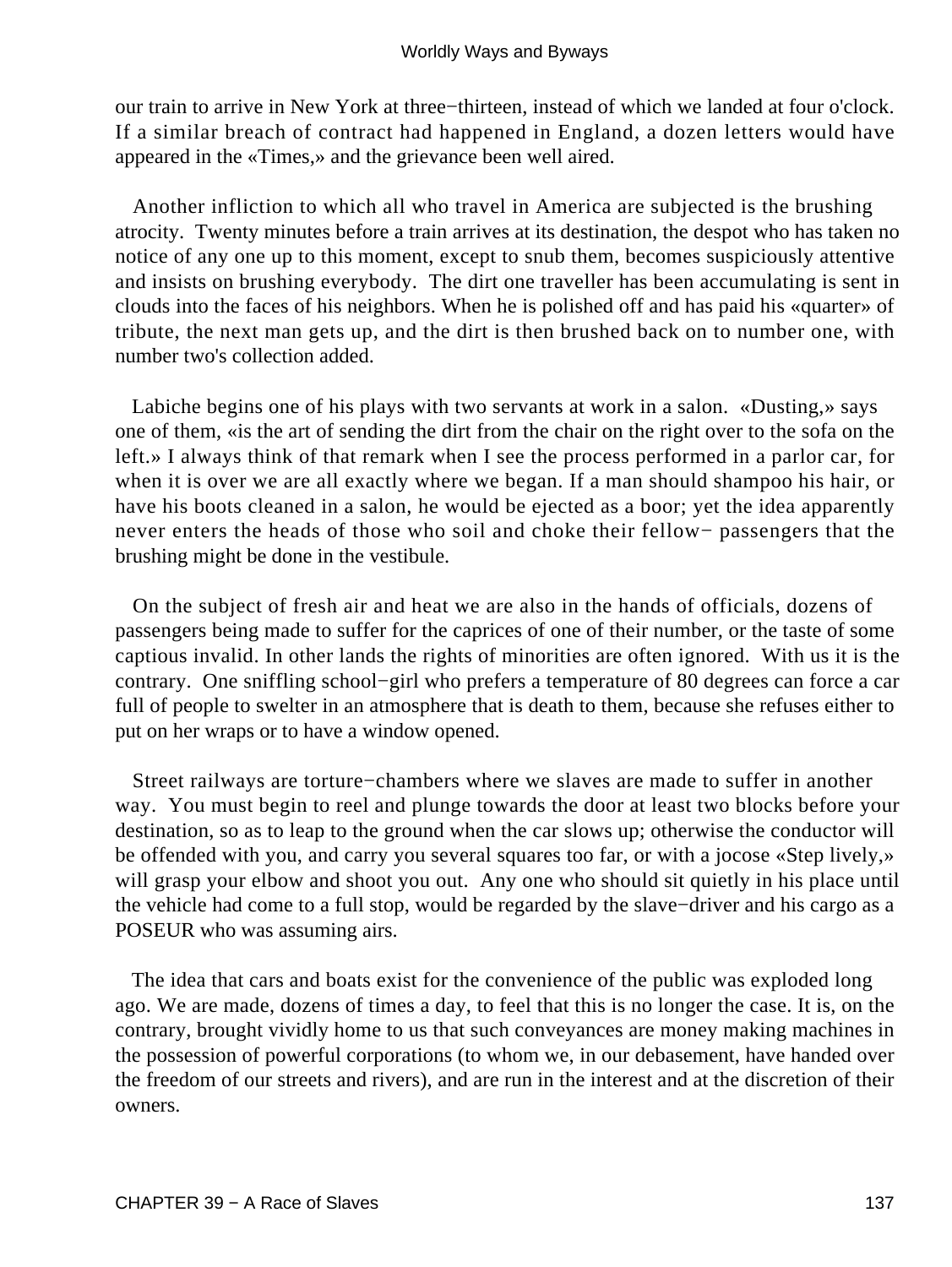our train to arrive in New York at three−thirteen, instead of which we landed at four o'clock. If a similar breach of contract had happened in England, a dozen letters would have appeared in the «Times,» and the grievance been well aired.

Another infliction to which all who travel in America are subjected is the brushing atrocity. Twenty minutes before a train arrives at its destination, the despot who has taken no notice of any one up to this moment, except to snub them, becomes suspiciously attentive and insists on brushing everybody. The dirt one traveller has been accumulating is sent in clouds into the faces of his neighbors. When he is polished off and has paid his «quarter» of tribute, the next man gets up, and the dirt is then brushed back on to number one, with number two's collection added.

Labiche begins one of his plays with two servants at work in a salon. «Dusting,» says one of them, «is the art of sending the dirt from the chair on the right over to the sofa on the left.» I always think of that remark when I see the process performed in a parlor car, for when it is over we are all exactly where we began. If a man should shampoo his hair, or have his boots cleaned in a salon, he would be ejected as a boor; yet the idea apparently never enters the heads of those who soil and choke their fellow− passengers that the brushing might be done in the vestibule.

On the subject of fresh air and heat we are also in the hands of officials, dozens of passengers being made to suffer for the caprices of one of their number, or the taste of some captious invalid. In other lands the rights of minorities are often ignored. With us it is the contrary. One sniffling school−girl who prefers a temperature of 80 degrees can force a car full of people to swelter in an atmosphere that is death to them, because she refuses either to put on her wraps or to have a window opened.

Street railways are torture−chambers where we slaves are made to suffer in another way. You must begin to reel and plunge towards the door at least two blocks before your destination, so as to leap to the ground when the car slows up; otherwise the conductor will be offended with you, and carry you several squares too far, or with a jocose «Step lively,» will grasp your elbow and shoot you out. Any one who should sit quietly in his place until the vehicle had come to a full stop, would be regarded by the slave−driver and his cargo as a POSEUR who was assuming airs.

The idea that cars and boats exist for the convenience of the public was exploded long ago. We are made, dozens of times a day, to feel that this is no longer the case. It is, on the contrary, brought vividly home to us that such conveyances are money making machines in the possession of powerful corporations (to whom we, in our debasement, have handed over the freedom of our streets and rivers), and are run in the interest and at the discretion of their owners.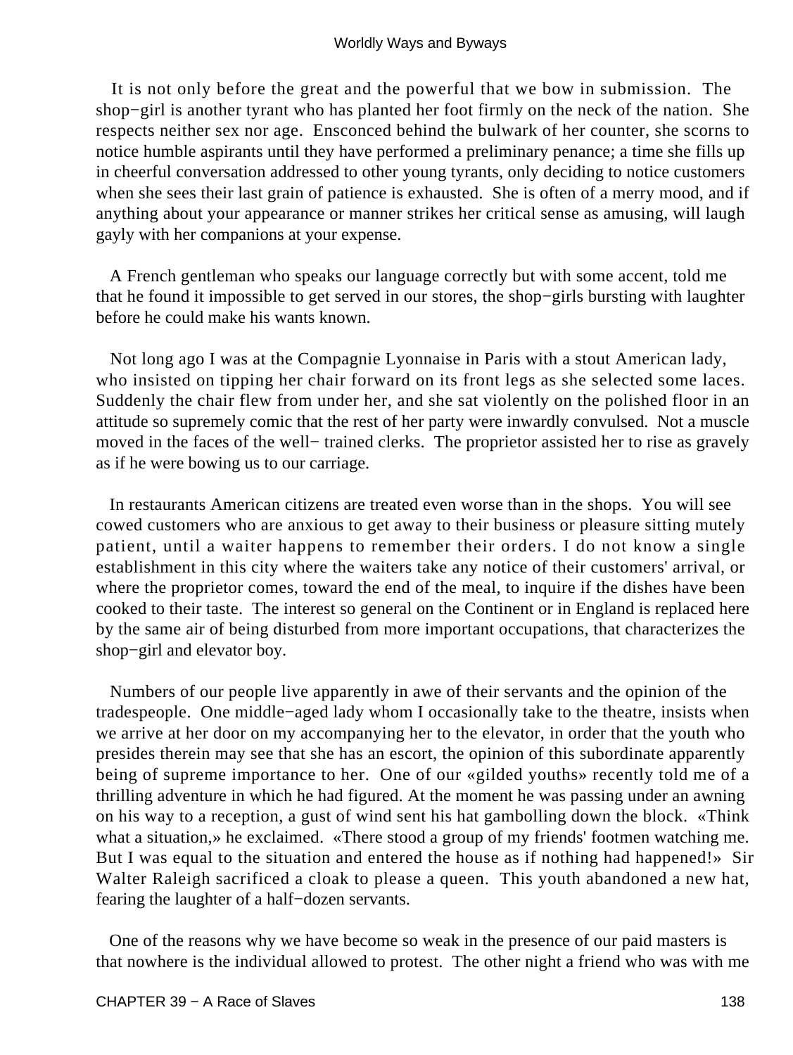It is not only before the great and the powerful that we bow in submission. The shop−girl is another tyrant who has planted her foot firmly on the neck of the nation. She respects neither sex nor age. Ensconced behind the bulwark of her counter, she scorns to notice humble aspirants until they have performed a preliminary penance; a time she fills up in cheerful conversation addressed to other young tyrants, only deciding to notice customers when she sees their last grain of patience is exhausted. She is often of a merry mood, and if anything about your appearance or manner strikes her critical sense as amusing, will laugh gayly with her companions at your expense.

A French gentleman who speaks our language correctly but with some accent, told me that he found it impossible to get served in our stores, the shop−girls bursting with laughter before he could make his wants known.

Not long ago I was at the Compagnie Lyonnaise in Paris with a stout American lady, who insisted on tipping her chair forward on its front legs as she selected some laces. Suddenly the chair flew from under her, and she sat violently on the polished floor in an attitude so supremely comic that the rest of her party were inwardly convulsed. Not a muscle moved in the faces of the well− trained clerks. The proprietor assisted her to rise as gravely as if he were bowing us to our carriage.

In restaurants American citizens are treated even worse than in the shops. You will see cowed customers who are anxious to get away to their business or pleasure sitting mutely patient, until a waiter happens to remember their orders. I do not know a single establishment in this city where the waiters take any notice of their customers' arrival, or where the proprietor comes, toward the end of the meal, to inquire if the dishes have been cooked to their taste. The interest so general on the Continent or in England is replaced here by the same air of being disturbed from more important occupations, that characterizes the shop−girl and elevator boy.

Numbers of our people live apparently in awe of their servants and the opinion of the tradespeople. One middle−aged lady whom I occasionally take to the theatre, insists when we arrive at her door on my accompanying her to the elevator, in order that the youth who presides therein may see that she has an escort, the opinion of this subordinate apparently being of supreme importance to her. One of our «gilded youths» recently told me of a thrilling adventure in which he had figured. At the moment he was passing under an awning on his way to a reception, a gust of wind sent his hat gambolling down the block. «Think what a situation,» he exclaimed. «There stood a group of my friends' footmen watching me. But I was equal to the situation and entered the house as if nothing had happened!» Sir Walter Raleigh sacrificed a cloak to please a queen. This youth abandoned a new hat, fearing the laughter of a half−dozen servants.

One of the reasons why we have become so weak in the presence of our paid masters is that nowhere is the individual allowed to protest. The other night a friend who was with me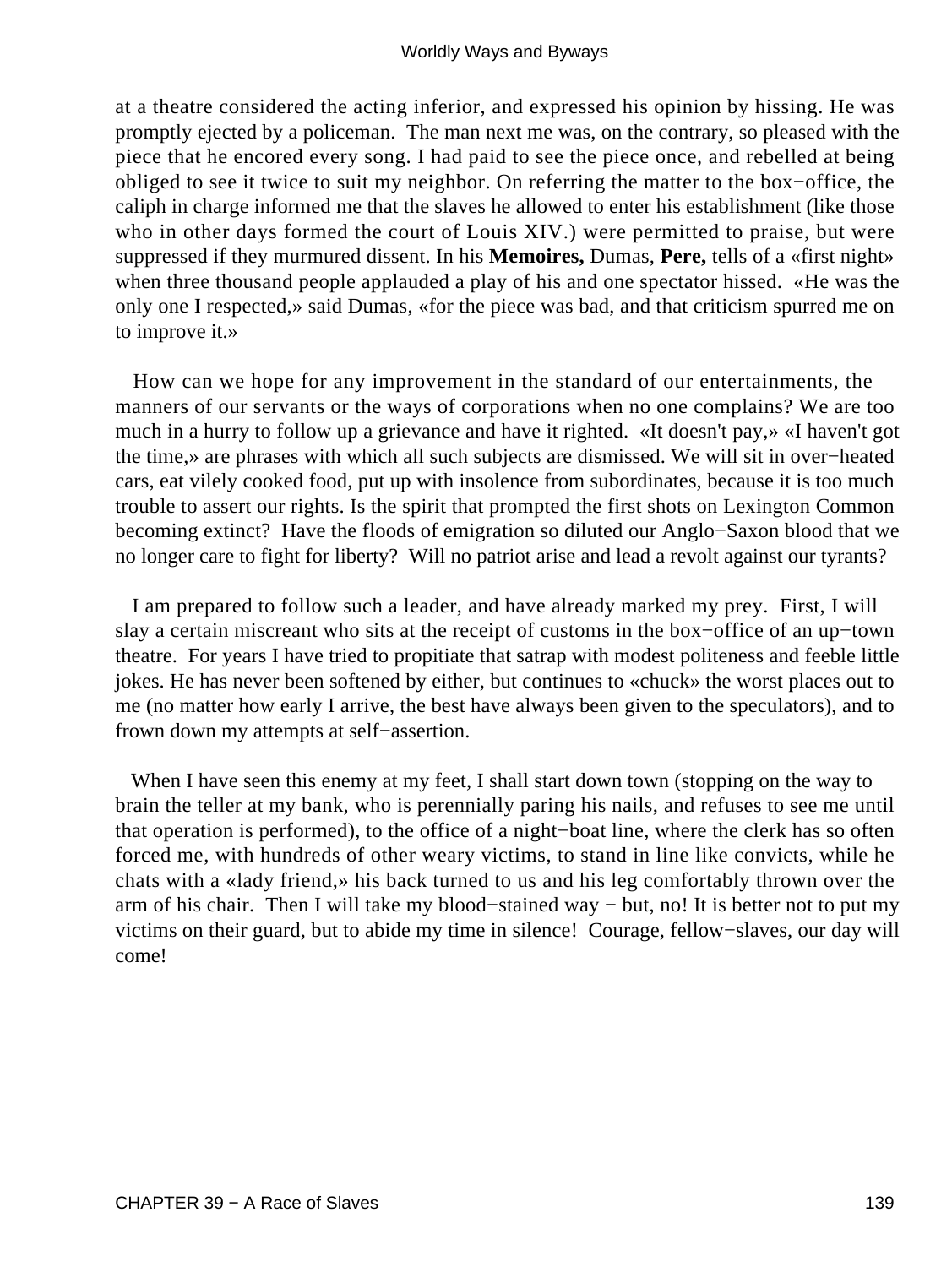at a theatre considered the acting inferior, and expressed his opinion by hissing. He was promptly ejected by a policeman. The man next me was, on the contrary, so pleased with the piece that he encored every song. I had paid to see the piece once, and rebelled at being obliged to see it twice to suit my neighbor. On referring the matter to the box−office, the caliph in charge informed me that the slaves he allowed to enter his establishment (like those who in other days formed the court of Louis XIV.) were permitted to praise, but were suppressed if they murmured dissent. In his **Memoires,** Dumas, **Pere,** tells of a «first night» when three thousand people applauded a play of his and one spectator hissed. «He was the only one I respected,» said Dumas, «for the piece was bad, and that criticism spurred me on to improve it.»

How can we hope for any improvement in the standard of our entertainments, the manners of our servants or the ways of corporations when no one complains? We are too much in a hurry to follow up a grievance and have it righted. «It doesn't pay,» «I haven't got the time,» are phrases with which all such subjects are dismissed. We will sit in over−heated cars, eat vilely cooked food, put up with insolence from subordinates, because it is too much trouble to assert our rights. Is the spirit that prompted the first shots on Lexington Common becoming extinct? Have the floods of emigration so diluted our Anglo−Saxon blood that we no longer care to fight for liberty? Will no patriot arise and lead a revolt against our tyrants?

I am prepared to follow such a leader, and have already marked my prey. First, I will slay a certain miscreant who sits at the receipt of customs in the box−office of an up−town theatre. For years I have tried to propitiate that satrap with modest politeness and feeble little jokes. He has never been softened by either, but continues to «chuck» the worst places out to me (no matter how early I arrive, the best have always been given to the speculators), and to frown down my attempts at self−assertion.

When I have seen this enemy at my feet, I shall start down town (stopping on the way to brain the teller at my bank, who is perennially paring his nails, and refuses to see me until that operation is performed), to the office of a night−boat line, where the clerk has so often forced me, with hundreds of other weary victims, to stand in line like convicts, while he chats with a «lady friend,» his back turned to us and his leg comfortably thrown over the arm of his chair. Then I will take my blood−stained way − but, no! It is better not to put my victims on their guard, but to abide my time in silence! Courage, fellow−slaves, our day will come!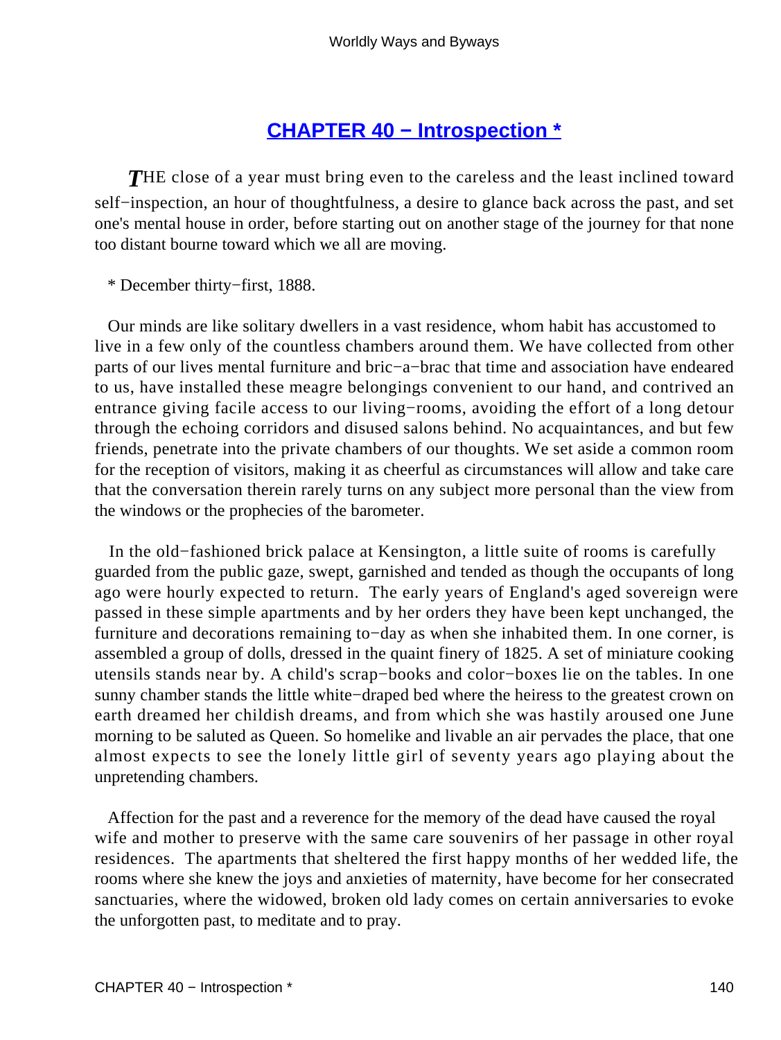## CHAPTER 40 − Introspection *

***T***HE close of a year must bring even to the careless and the least inclined toward self−inspection, an hour of thoughtfulness, a desire to glance back across the past, and set one's mental house in order, before starting out on another stage of the journey for that none too distant bourne toward which we all are moving.

* December thirty−first, 1888.

Our minds are like solitary dwellers in a vast residence, whom habit has accustomed to live in a few only of the countless chambers around them. We have collected from other parts of our lives mental furniture and bric−a−brac that time and association have endeared to us, have installed these meagre belongings convenient to our hand, and contrived an entrance giving facile access to our living−rooms, avoiding the effort of a long detour through the echoing corridors and disused salons behind. No acquaintances, and but few friends, penetrate into the private chambers of our thoughts. We set aside a common room for the reception of visitors, making it as cheerful as circumstances will allow and take care that the conversation therein rarely turns on any subject more personal than the view from the windows or the prophecies of the barometer.

In the old−fashioned brick palace at Kensington, a little suite of rooms is carefully guarded from the public gaze, swept, garnished and tended as though the occupants of long ago were hourly expected to return. The early years of England's aged sovereign were passed in these simple apartments and by her orders they have been kept unchanged, the furniture and decorations remaining to−day as when she inhabited them. In one corner, is assembled a group of dolls, dressed in the quaint finery of 1825. A set of miniature cooking utensils stands near by. A child's scrap−books and color−boxes lie on the tables. In one sunny chamber stands the little white−draped bed where the heiress to the greatest crown on earth dreamed her childish dreams, and from which she was hastily aroused one June morning to be saluted as Queen. So homelike and livable an air pervades the place, that one almost expects to see the lonely little girl of seventy years ago playing about the unpretending chambers.

Affection for the past and a reverence for the memory of the dead have caused the royal wife and mother to preserve with the same care souvenirs of her passage in other royal residences. The apartments that sheltered the first happy months of her wedded life, the rooms where she knew the joys and anxieties of maternity, have become for her consecrated sanctuaries, where the widowed, broken old lady comes on certain anniversaries to evoke the unforgotten past, to meditate and to pray.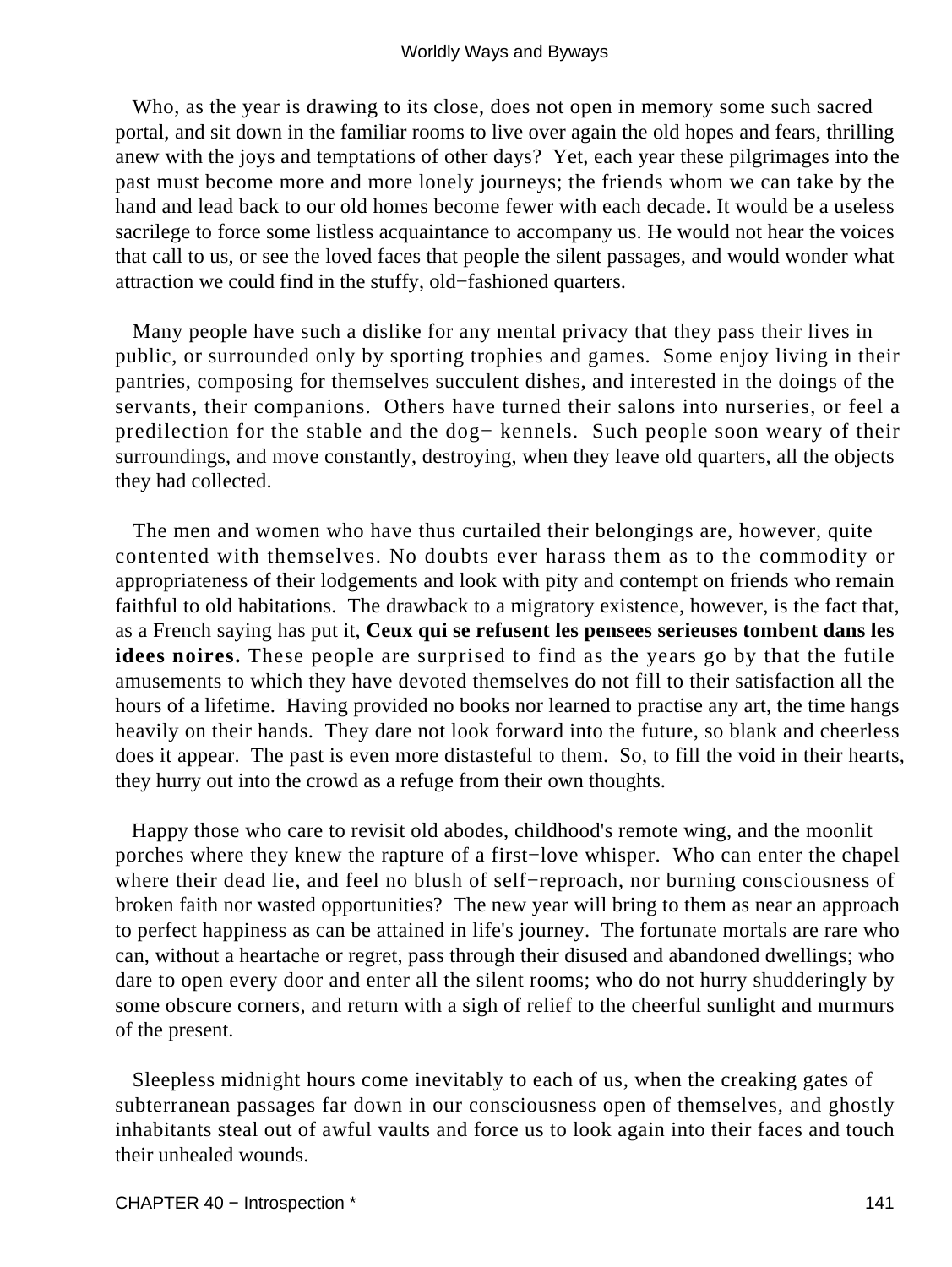Who, as the year is drawing to its close, does not open in memory some such sacred portal, and sit down in the familiar rooms to live over again the old hopes and fears, thrilling anew with the joys and temptations of other days? Yet, each year these pilgrimages into the past must become more and more lonely journeys; the friends whom we can take by the hand and lead back to our old homes become fewer with each decade. It would be a useless sacrilege to force some listless acquaintance to accompany us. He would not hear the voices that call to us, or see the loved faces that people the silent passages, and would wonder what attraction we could find in the stuffy, old−fashioned quarters.

Many people have such a dislike for any mental privacy that they pass their lives in public, or surrounded only by sporting trophies and games. Some enjoy living in their pantries, composing for themselves succulent dishes, and interested in the doings of the servants, their companions. Others have turned their salons into nurseries, or feel a predilection for the stable and the dog− kennels. Such people soon weary of their surroundings, and move constantly, destroying, when they leave old quarters, all the objects they had collected.

The men and women who have thus curtailed their belongings are, however, quite contented with themselves. No doubts ever harass them as to the commodity or appropriateness of their lodgements and look with pity and contempt on friends who remain faithful to old habitations. The drawback to a migratory existence, however, is the fact that, as a French saying has put it, **Ceux qui se refusent les pensees serieuses tombent dans les idees noires.** These people are surprised to find as the years go by that the futile amusements to which they have devoted themselves do not fill to their satisfaction all the hours of a lifetime. Having provided no books nor learned to practise any art, the time hangs heavily on their hands. They dare not look forward into the future, so blank and cheerless does it appear. The past is even more distasteful to them. So, to fill the void in their hearts, they hurry out into the crowd as a refuge from their own thoughts.

Happy those who care to revisit old abodes, childhood's remote wing, and the moonlit porches where they knew the rapture of a first−love whisper. Who can enter the chapel where their dead lie, and feel no blush of self−reproach, nor burning consciousness of broken faith nor wasted opportunities? The new year will bring to them as near an approach to perfect happiness as can be attained in life's journey. The fortunate mortals are rare who can, without a heartache or regret, pass through their disused and abandoned dwellings; who dare to open every door and enter all the silent rooms; who do not hurry shudderingly by some obscure corners, and return with a sigh of relief to the cheerful sunlight and murmurs of the present.

Sleepless midnight hours come inevitably to each of us, when the creaking gates of subterranean passages far down in our consciousness open of themselves, and ghostly inhabitants steal out of awful vaults and force us to look again into their faces and touch their unhealed wounds.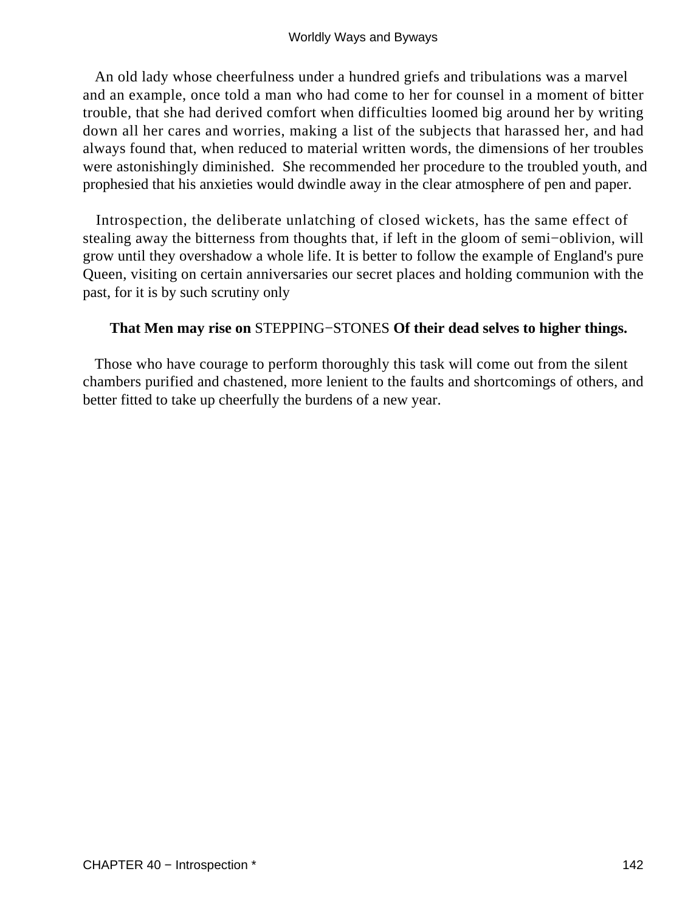An old lady whose cheerfulness under a hundred griefs and tribulations was a marvel and an example, once told a man who had come to her for counsel in a moment of bitter trouble, that she had derived comfort when difficulties loomed big around her by writing down all her cares and worries, making a list of the subjects that harassed her, and had always found that, when reduced to material written words, the dimensions of her troubles were astonishingly diminished. She recommended her procedure to the troubled youth, and prophesied that his anxieties would dwindle away in the clear atmosphere of pen and paper.

Introspection, the deliberate unlatching of closed wickets, has the same effect of stealing away the bitterness from thoughts that, if left in the gloom of semi−oblivion, will grow until they overshadow a whole life. It is better to follow the example of England's pure Queen, visiting on certain anniversaries our secret places and holding communion with the past, for it is by such scrutiny only

**That Men may rise on** STEPPING−STONES **Of their dead selves to higher things.**

Those who have courage to perform thoroughly this task will come out from the silent chambers purified and chastened, more lenient to the faults and shortcomings of others, and better fitted to take up cheerfully the burdens of a new year.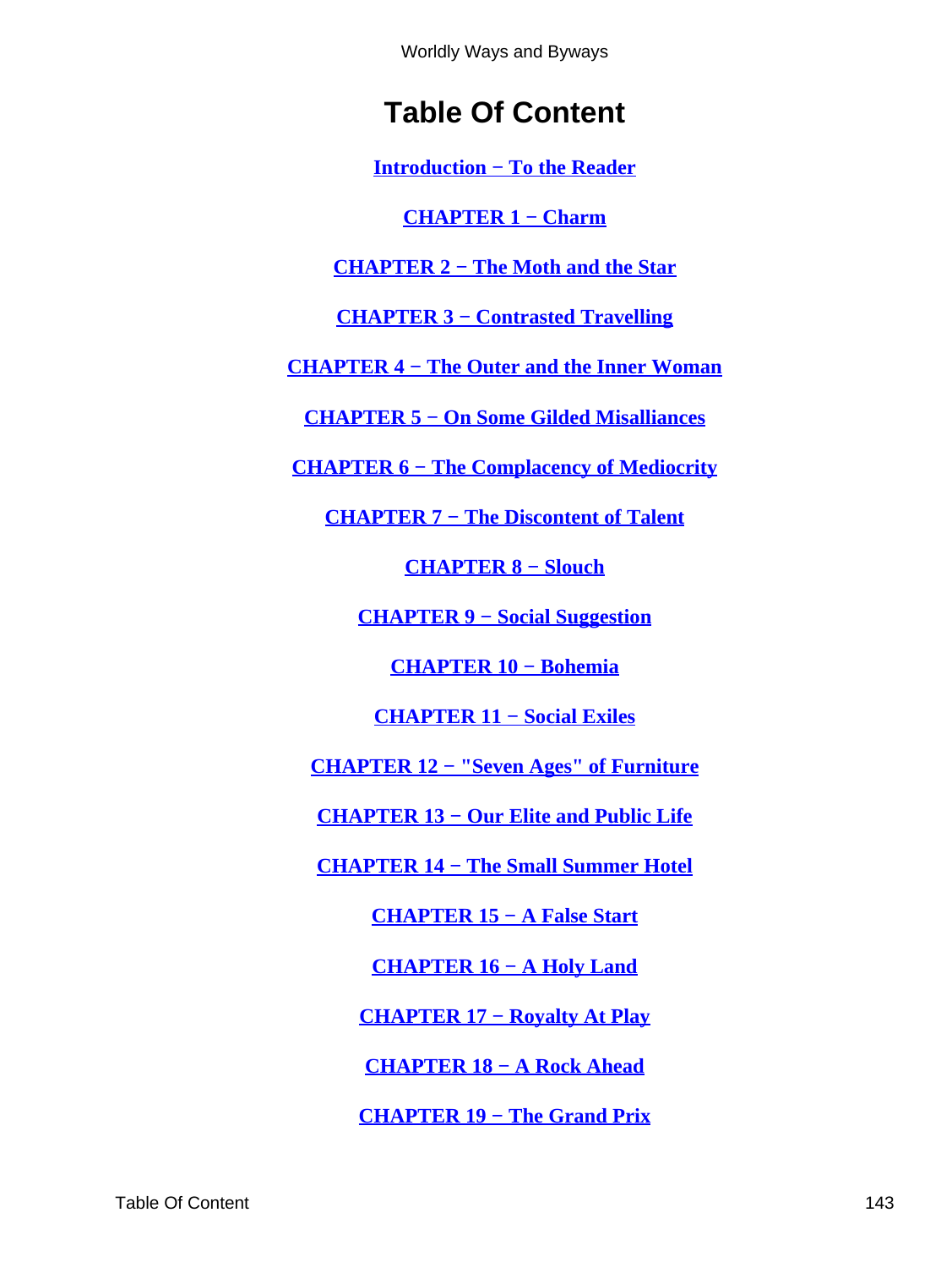# Table Of Content

**Introduction − To the Reader**

**CHAPTER 1 − Charm**

**CHAPTER 2 − The Moth and the Star**

**CHAPTER 3 − Contrasted Travelling**

**CHAPTER 4 − The Outer and the Inner Woman**

**CHAPTER 5 − On Some Gilded Misalliances**

**CHAPTER 6 − The Complacency of Mediocrity**

**CHAPTER 7 − The Discontent of Talent**

**CHAPTER 8 − Slouch**

**CHAPTER 9 − Social Suggestion**

**CHAPTER 10 − Bohemia**

**CHAPTER 11 − Social Exiles**

**CHAPTER 12 − "Seven Ages" of Furniture**

**CHAPTER 13 − Our Elite and Public Life**

**CHAPTER 14 − The Small Summer Hotel**

**CHAPTER 15 − A False Start**

**CHAPTER 16 − A Holy Land**

**CHAPTER 17 − Royalty At Play**

**CHAPTER 18 − A Rock Ahead**

**CHAPTER 19 − The Grand Prix**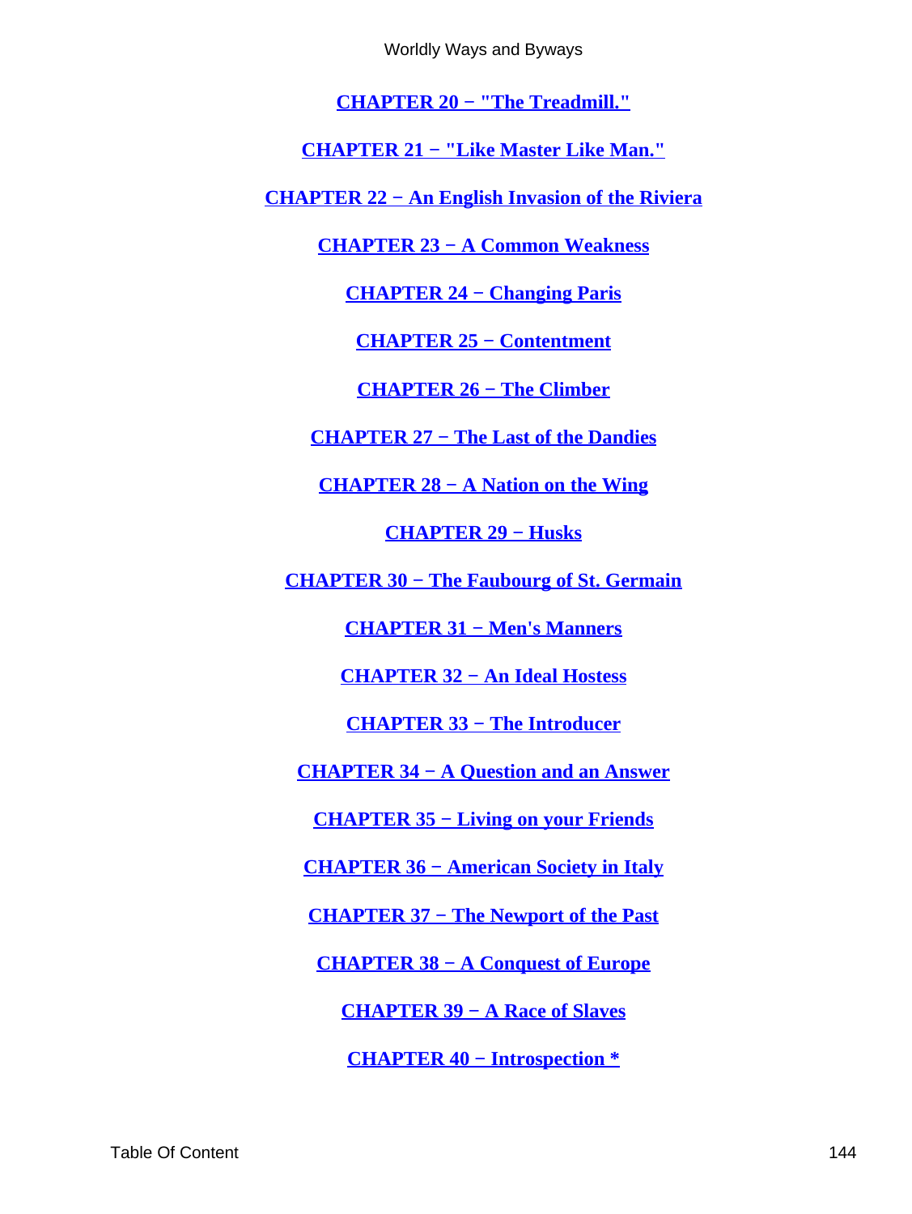CHAPTER 20 − "The Treadmill."

CHAPTER 21 − "Like Master Like Man."

CHAPTER 22 − An English Invasion of the Riviera

CHAPTER 23 − A Common Weakness

CHAPTER 24 − Changing Paris

CHAPTER 25 − Contentment

CHAPTER 26 − The Climber

CHAPTER 27 − The Last of the Dandies

CHAPTER 28 − A Nation on the Wing

CHAPTER 29 − Husks

CHAPTER 30 − The Faubourg of St. Germain

CHAPTER 31 − Men's Manners

CHAPTER 32 − An Ideal Hostess

CHAPTER 33 − The Introducer

CHAPTER 34 − A Question and an Answer

CHAPTER 35 − Living on your Friends

CHAPTER 36 − American Society in Italy

CHAPTER 37 − The Newport of the Past

CHAPTER 38 − A Conquest of Europe

CHAPTER 39 − A Race of Slaves

CHAPTER 40 − Introspection *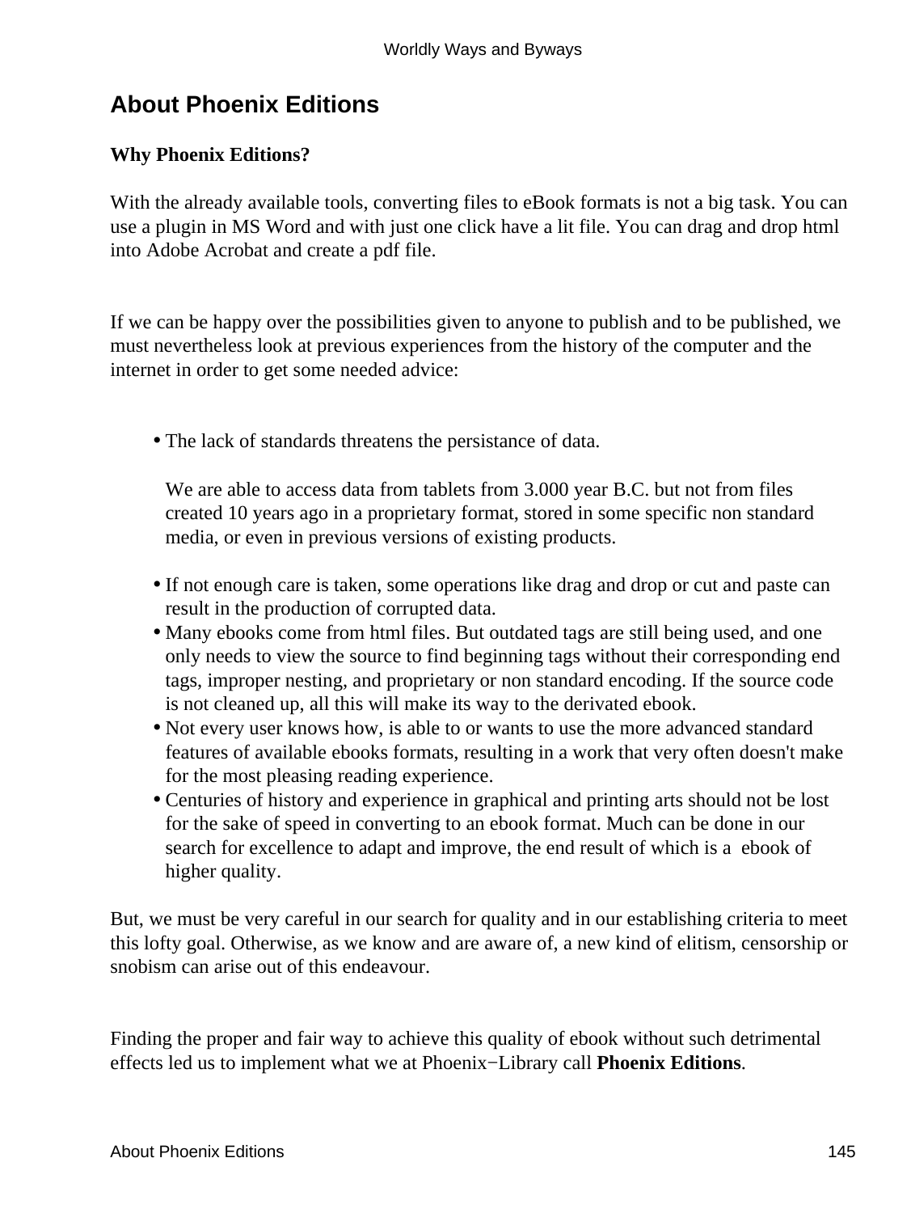## About Phoenix Editions

**Why Phoenix Editions?**

With the already available tools, converting files to eBook formats is not a big task. You can use a plugin in MS Word and with just one click have a lit file. You can drag and drop html into Adobe Acrobat and create a pdf file.

If we can be happy over the possibilities given to anyone to publish and to be published, we must nevertheless look at previous experiences from the history of the computer and the internet in order to get some needed advice:

- The lack of standards threatens the persistance of data.

  We are able to access data from tablets from 3.000 year B.C. but not from files created 10 years ago in a proprietary format, stored in some specific non standard media, or even in previous versions of existing products.
- If not enough care is taken, some operations like drag and drop or cut and paste can result in the production of corrupted data.
- Many ebooks come from html files. But outdated tags are still being used, and one only needs to view the source to find beginning tags without their corresponding end tags, improper nesting, and proprietary or non standard encoding. If the source code is not cleaned up, all this will make its way to the derivated ebook.
- Not every user knows how, is able to or wants to use the more advanced standard features of available ebooks formats, resulting in a work that very often doesn't make for the most pleasing reading experience.
- Centuries of history and experience in graphical and printing arts should not be lost for the sake of speed in converting to an ebook format. Much can be done in our search for excellence to adapt and improve, the end result of which is a ebook of higher quality.

But, we must be very careful in our search for quality and in our establishing criteria to meet this lofty goal. Otherwise, as we know and are aware of, a new kind of elitism, censorship or snobism can arise out of this endeavour.

Finding the proper and fair way to achieve this quality of ebook without such detrimental effects led us to implement what we at Phoenix−Library call **Phoenix Editions**.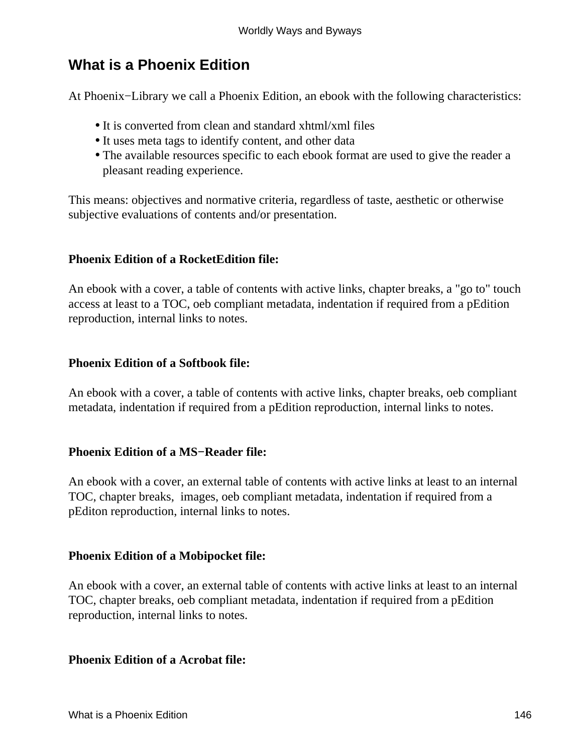# What is a Phoenix Edition

At Phoenix−Library we call a Phoenix Edition, an ebook with the following characteristics:

- It is converted from clean and standard xhtml/xml files
- It uses meta tags to identify content, and other data
- The available resources specific to each ebook format are used to give the reader a pleasant reading experience.

This means: objectives and normative criteria, regardless of taste, aesthetic or otherwise subjective evaluations of contents and/or presentation.

**Phoenix Edition of a RocketEdition file:**

An ebook with a cover, a table of contents with active links, chapter breaks, a "go to" touch access at least to a TOC, oeb compliant metadata, indentation if required from a pEdition reproduction, internal links to notes.

**Phoenix Edition of a Softbook file:**

An ebook with a cover, a table of contents with active links, chapter breaks, oeb compliant metadata, indentation if required from a pEdition reproduction, internal links to notes.

**Phoenix Edition of a MS−Reader file:**

An ebook with a cover, an external table of contents with active links at least to an internal TOC, chapter breaks, images, oeb compliant metadata, indentation if required from a pEditon reproduction, internal links to notes.

**Phoenix Edition of a Mobipocket file:**

An ebook with a cover, an external table of contents with active links at least to an internal TOC, chapter breaks, oeb compliant metadata, indentation if required from a pEdition reproduction, internal links to notes.

**Phoenix Edition of a Acrobat file:**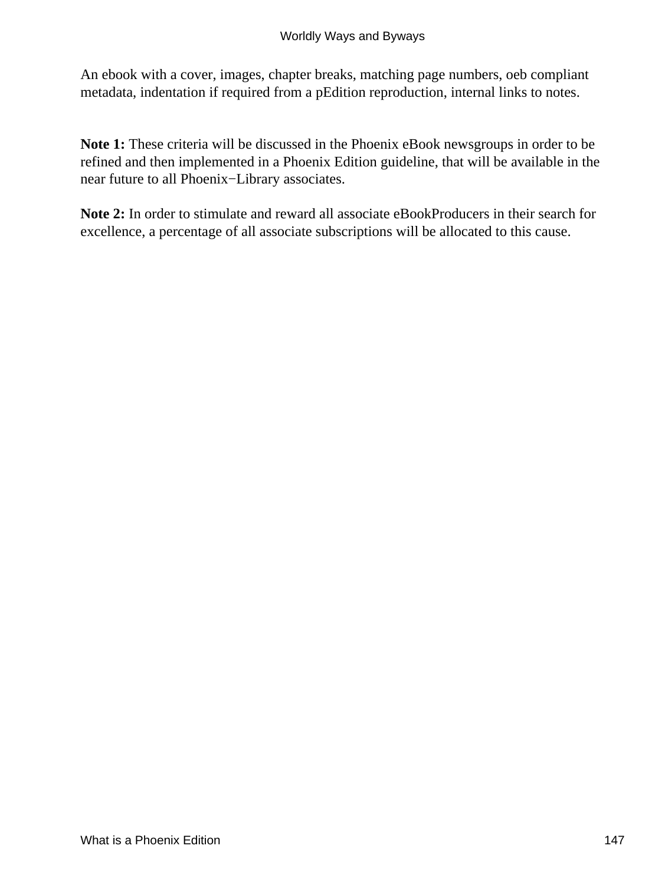An ebook with a cover, images, chapter breaks, matching page numbers, oeb compliant metadata, indentation if required from a pEdition reproduction, internal links to notes.

**Note 1:** These criteria will be discussed in the Phoenix eBook newsgroups in order to be refined and then implemented in a Phoenix Edition guideline, that will be available in the near future to all Phoenix−Library associates.

**Note 2:** In order to stimulate and reward all associate eBookProducers in their search for excellence, a percentage of all associate subscriptions will be allocated to this cause.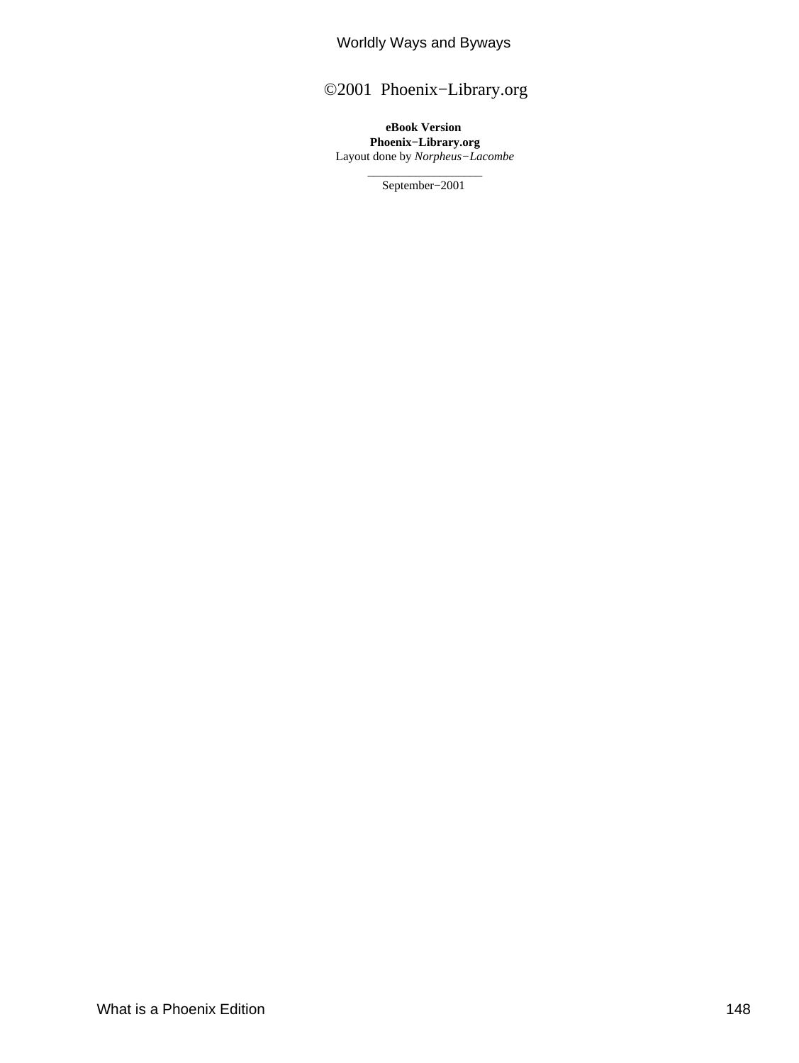©2001 Phoenix−Library.org

**eBook Version**
**Phoenix−Library.org**
Layout done by *Norpheus−Lacombe*

___________________

September−2001